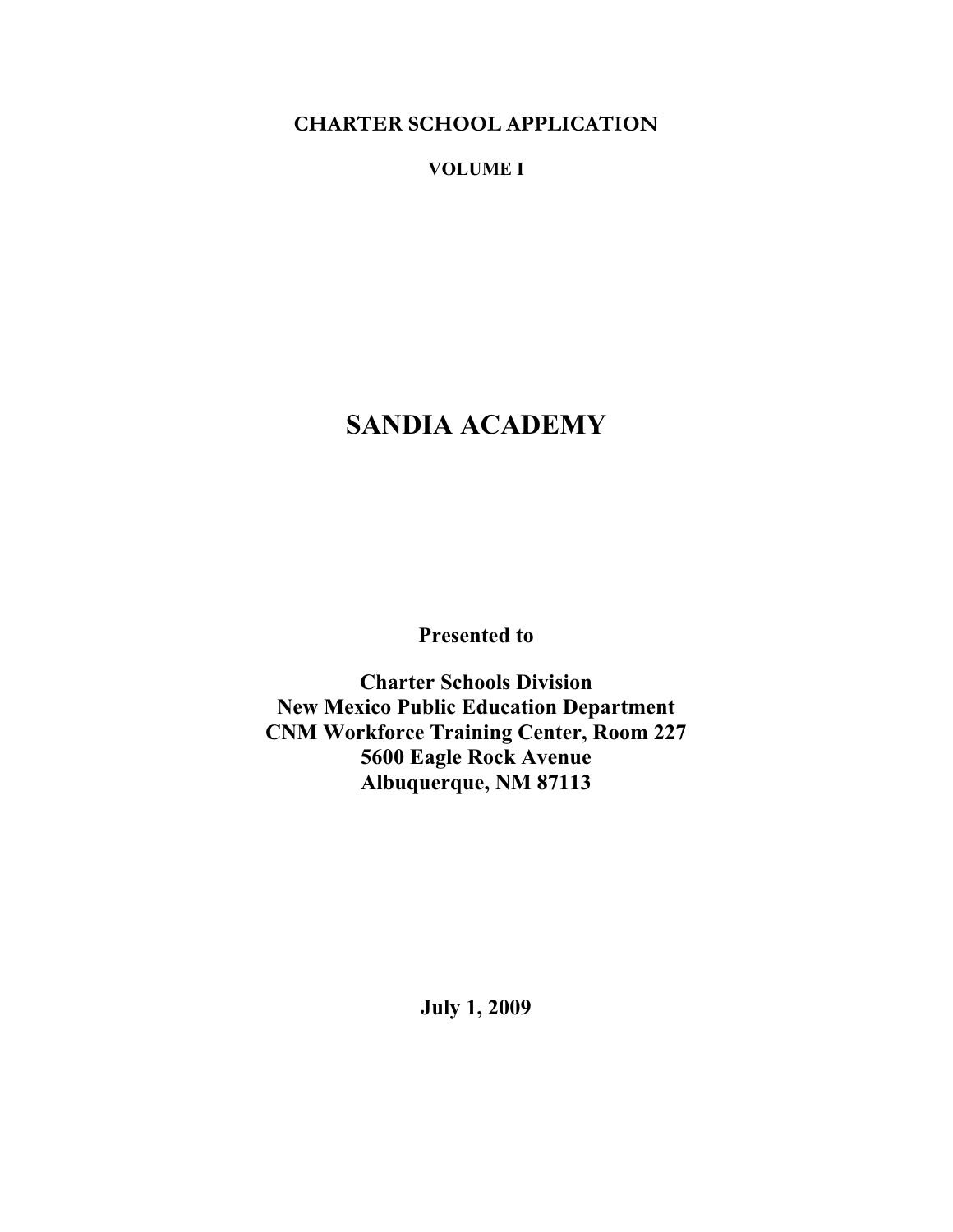**CHARTER SCHOOL APPLICATION**

**VOLUME I**

# SANDIA ACADEMY

**Presented to**

**Charter Schools Division**
**New Mexico Public Education Department**
**CNM Workforce Training Center, Room 227**
**5600 Eagle Rock Avenue**
**Albuquerque, NM 87113**

**July 1, 2009**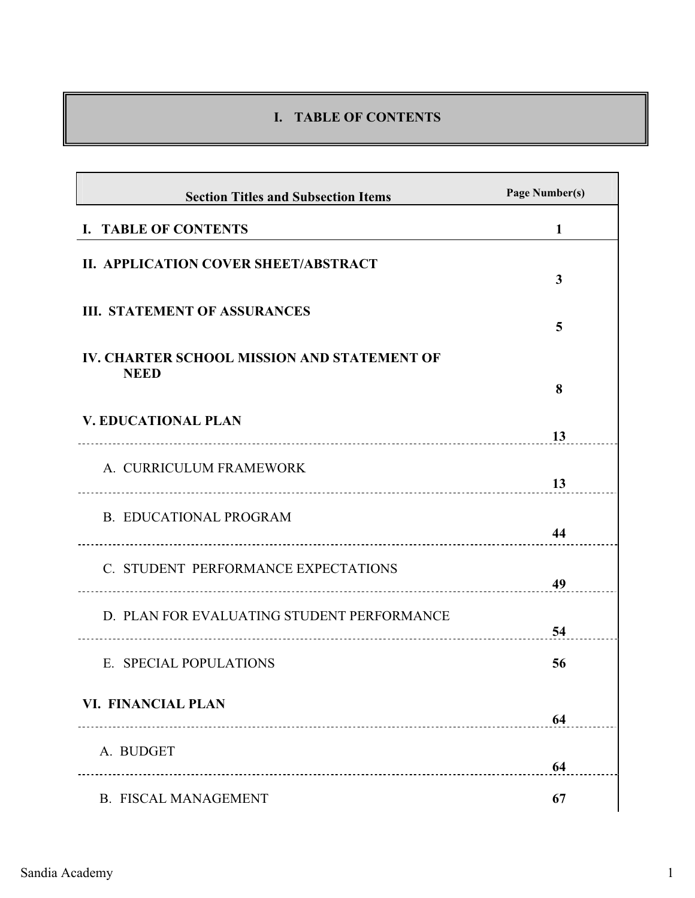# I. TABLE OF CONTENTS

| Section Titles and Subsection Items | Page Number(s) |
|---|---|
| **I. TABLE OF CONTENTS** | **1** |
| **II. APPLICATION COVER SHEET/ABSTRACT** | **3** |
| **III. STATEMENT OF ASSURANCES** | **5** |
| **IV. CHARTER SCHOOL MISSION AND STATEMENT OF NEED** | **8** |
| **V. EDUCATIONAL PLAN** | **13** |
| A. CURRICULUM FRAMEWORK | **13** |
| B. EDUCATIONAL PROGRAM | **44** |
| C. STUDENT PERFORMANCE EXPECTATIONS | **49** |
| D. PLAN FOR EVALUATING STUDENT PERFORMANCE | **54** |
| E. SPECIAL POPULATIONS | **56** |
| **VI. FINANCIAL PLAN** | **64** |
| A. BUDGET | **64** |
| B. FISCAL MANAGEMENT | **67** |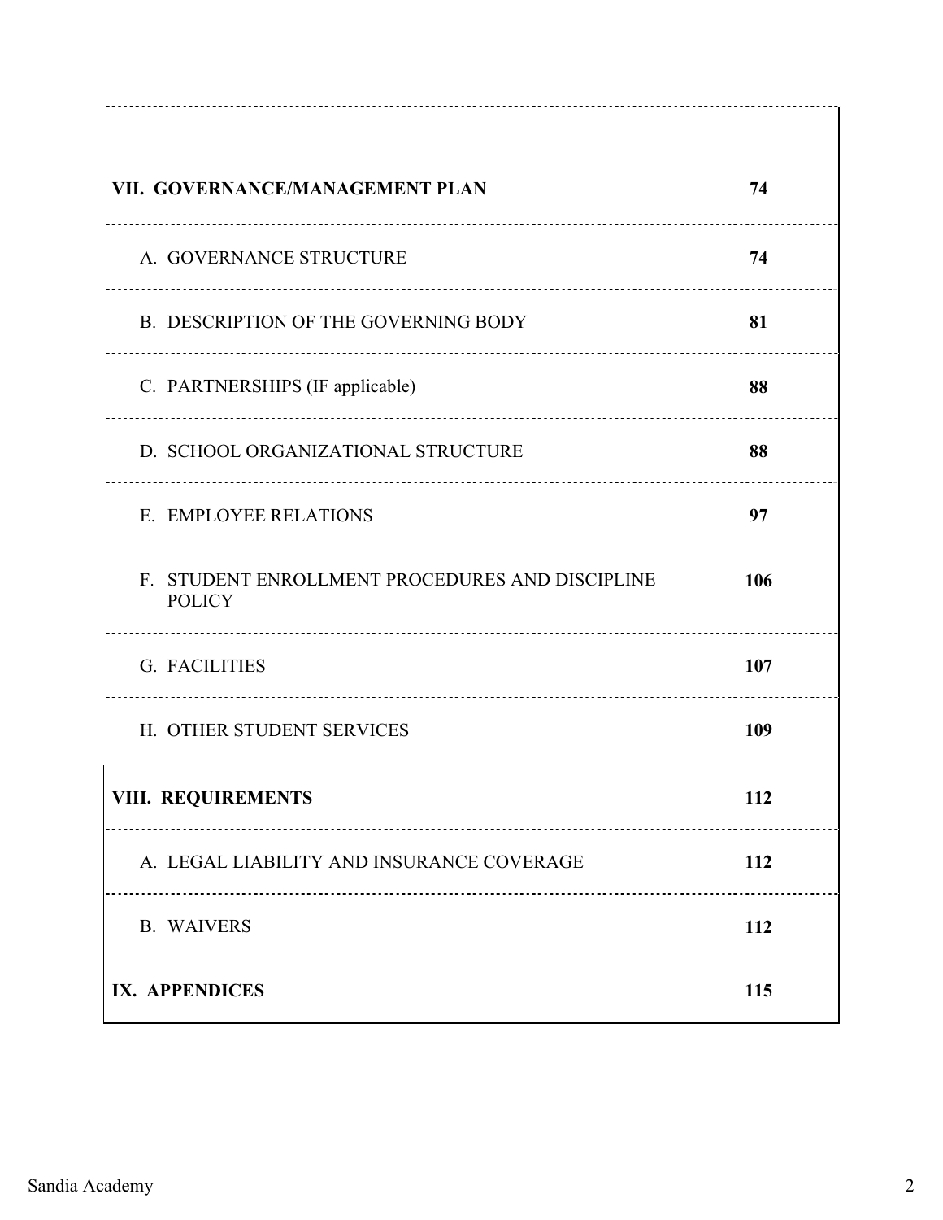| | |
|---|---|
| **VII. GOVERNANCE/MANAGEMENT PLAN** | **74** |
| A. GOVERNANCE STRUCTURE | **74** |
| B. DESCRIPTION OF THE GOVERNING BODY | **81** |
| C. PARTNERSHIPS (IF applicable) | **88** |
| D. SCHOOL ORGANIZATIONAL STRUCTURE | **88** |
| E. EMPLOYEE RELATIONS | **97** |
| F. STUDENT ENROLLMENT PROCEDURES AND DISCIPLINE POLICY | **106** |
| G. FACILITIES | **107** |
| H. OTHER STUDENT SERVICES | **109** |
| **VIII. REQUIREMENTS** | **112** |
| A. LEGAL LIABILITY AND INSURANCE COVERAGE | **112** |
| B. WAIVERS | **112** |
| **IX. APPENDICES** | **115** |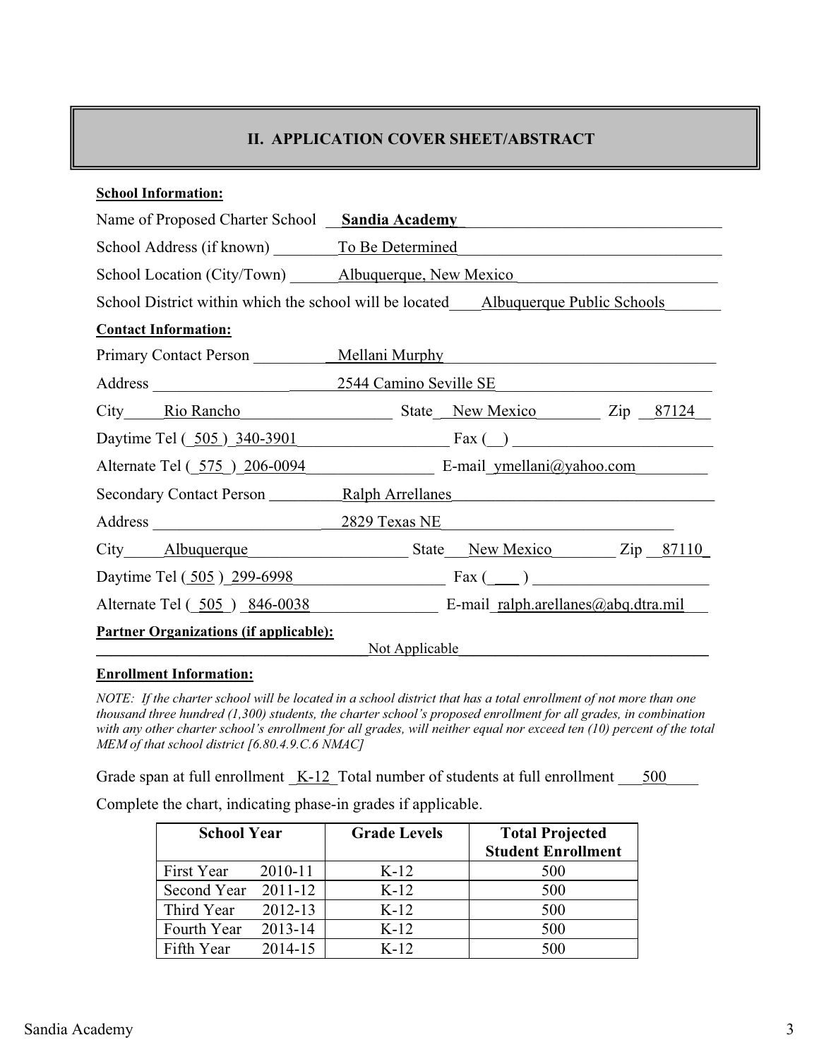## II. APPLICATION COVER SHEET/ABSTRACT

**School Information:**

Name of Proposed Charter School **Sandia Academy**

School Address (if known) To Be Determined

School Location (City/Town) Albuquerque, New Mexico

School District within which the school will be located Albuquerque Public Schools

**Contact Information:**

Primary Contact Person Mellani Murphy

Address 2544 Camino Seville SE

City Rio Rancho State New Mexico Zip 87124

Daytime Tel (505) 340-3901 Fax ( )

Alternate Tel (575) 206-0094 E-mail ymellani@yahoo.com

Secondary Contact Person Ralph Arrellanes

Address 2829 Texas NE

City Albuquerque State New Mexico Zip 87110

Daytime Tel (505) 299-6998 Fax ( )

Alternate Tel (505) 846-0038 E-mail ralph.arellanes@abq.dtra.mil

**Partner Organizations (if applicable):**

Not Applicable

**Enrollment Information:**

*NOTE: If the charter school will be located in a school district that has a total enrollment of not more than one thousand three hundred (1,300) students, the charter school's proposed enrollment for all grades, in combination with any other charter school's enrollment for all grades, will neither equal nor exceed ten (10) percent of the total MEM of that school district [6.80.4.9.C.6 NMAC]*

Grade span at full enrollment K-12 Total number of students at full enrollment 500

Complete the chart, indicating phase-in grades if applicable.

| School Year | Grade Levels | Total Projected Student Enrollment |
|---|---|---|
| First Year 2010-11 | K-12 | 500 |
| Second Year 2011-12 | K-12 | 500 |
| Third Year 2012-13 | K-12 | 500 |
| Fourth Year 2013-14 | K-12 | 500 |
| Fifth Year 2014-15 | K-12 | 500 |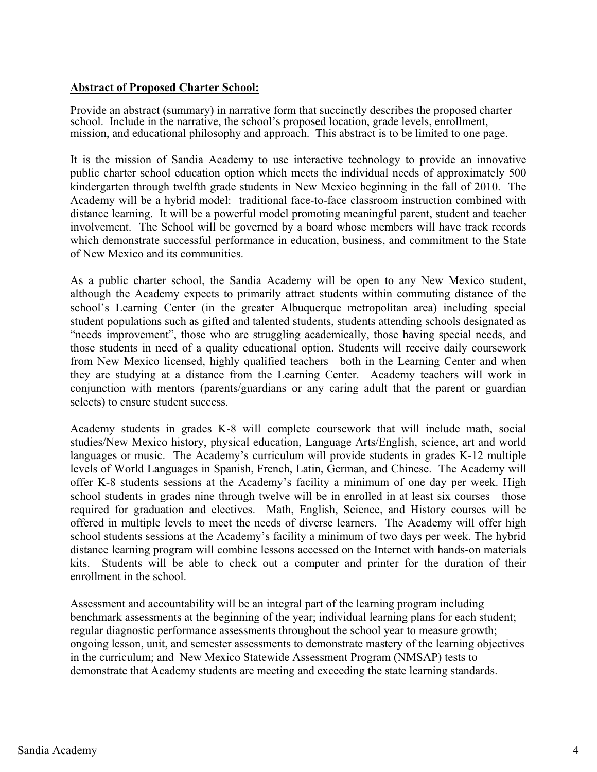**Abstract of Proposed Charter School:**

Provide an abstract (summary) in narrative form that succinctly describes the proposed charter school. Include in the narrative, the school's proposed location, grade levels, enrollment, mission, and educational philosophy and approach. This abstract is to be limited to one page.

It is the mission of Sandia Academy to use interactive technology to provide an innovative public charter school education option which meets the individual needs of approximately 500 kindergarten through twelfth grade students in New Mexico beginning in the fall of 2010. The Academy will be a hybrid model: traditional face-to-face classroom instruction combined with distance learning. It will be a powerful model promoting meaningful parent, student and teacher involvement. The School will be governed by a board whose members will have track records which demonstrate successful performance in education, business, and commitment to the State of New Mexico and its communities.

As a public charter school, the Sandia Academy will be open to any New Mexico student, although the Academy expects to primarily attract students within commuting distance of the school's Learning Center (in the greater Albuquerque metropolitan area) including special student populations such as gifted and talented students, students attending schools designated as "needs improvement", those who are struggling academically, those having special needs, and those students in need of a quality educational option. Students will receive daily coursework from New Mexico licensed, highly qualified teachers—both in the Learning Center and when they are studying at a distance from the Learning Center. Academy teachers will work in conjunction with mentors (parents/guardians or any caring adult that the parent or guardian selects) to ensure student success.

Academy students in grades K-8 will complete coursework that will include math, social studies/New Mexico history, physical education, Language Arts/English, science, art and world languages or music. The Academy's curriculum will provide students in grades K-12 multiple levels of World Languages in Spanish, French, Latin, German, and Chinese. The Academy will offer K-8 students sessions at the Academy's facility a minimum of one day per week. High school students in grades nine through twelve will be in enrolled in at least six courses—those required for graduation and electives. Math, English, Science, and History courses will be offered in multiple levels to meet the needs of diverse learners. The Academy will offer high school students sessions at the Academy's facility a minimum of two days per week. The hybrid distance learning program will combine lessons accessed on the Internet with hands-on materials kits. Students will be able to check out a computer and printer for the duration of their enrollment in the school.

Assessment and accountability will be an integral part of the learning program including benchmark assessments at the beginning of the year; individual learning plans for each student; regular diagnostic performance assessments throughout the school year to measure growth; ongoing lesson, unit, and semester assessments to demonstrate mastery of the learning objectives in the curriculum; and New Mexico Statewide Assessment Program (NMSAP) tests to demonstrate that Academy students are meeting and exceeding the state learning standards.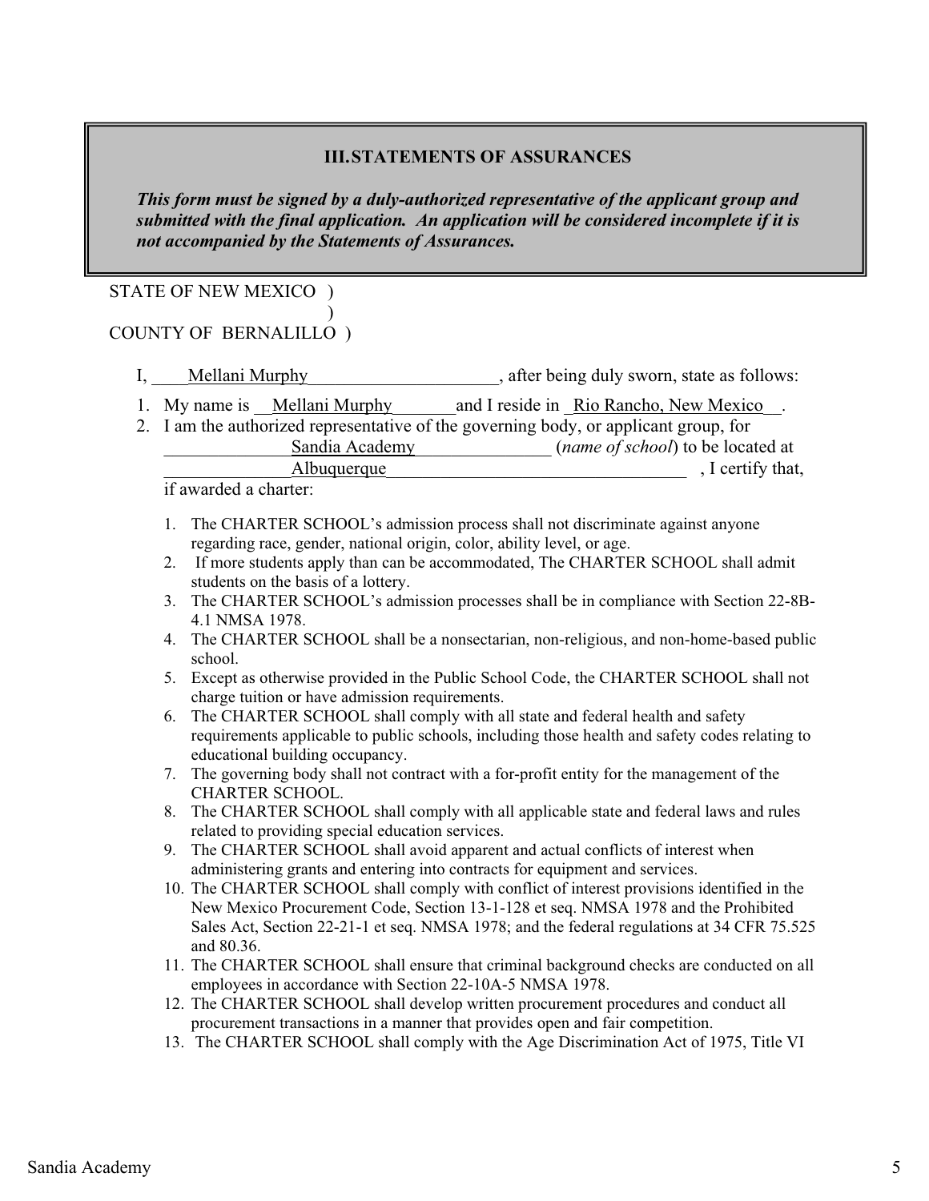### III. STATEMENTS OF ASSURANCES

***This form must be signed by a duly-authorized representative of the applicant group and submitted with the final application. An application will be considered incomplete if it is not accompanied by the Statements of Assurances.***

STATE OF NEW MEXICO )
)
COUNTY OF BERNALILLO )

I, Mellani Murphy, after being duly sworn, state as follows:

1. My name is Mellani Murphy and I reside in Rio Rancho, New Mexico.
2. I am the authorized representative of the governing body, or applicant group, for Sandia Academy (*name of school*) to be located at Albuquerque, I certify that, if awarded a charter:

    1. The CHARTER SCHOOL's admission process shall not discriminate against anyone regarding race, gender, national origin, color, ability level, or age.
    2. If more students apply than can be accommodated, The CHARTER SCHOOL shall admit students on the basis of a lottery.
    3. The CHARTER SCHOOL's admission processes shall be in compliance with Section 22-8B-4.1 NMSA 1978.
    4. The CHARTER SCHOOL shall be a nonsectarian, non-religious, and non-home-based public school.
    5. Except as otherwise provided in the Public School Code, the CHARTER SCHOOL shall not charge tuition or have admission requirements.
    6. The CHARTER SCHOOL shall comply with all state and federal health and safety requirements applicable to public schools, including those health and safety codes relating to educational building occupancy.
    7. The governing body shall not contract with a for-profit entity for the management of the CHARTER SCHOOL.
    8. The CHARTER SCHOOL shall comply with all applicable state and federal laws and rules related to providing special education services.
    9. The CHARTER SCHOOL shall avoid apparent and actual conflicts of interest when administering grants and entering into contracts for equipment and services.
    10. The CHARTER SCHOOL shall comply with conflict of interest provisions identified in the New Mexico Procurement Code, Section 13-1-128 et seq. NMSA 1978 and the Prohibited Sales Act, Section 22-21-1 et seq. NMSA 1978; and the federal regulations at 34 CFR 75.525 and 80.36.
    11. The CHARTER SCHOOL shall ensure that criminal background checks are conducted on all employees in accordance with Section 22-10A-5 NMSA 1978.
    12. The CHARTER SCHOOL shall develop written procurement procedures and conduct all procurement transactions in a manner that provides open and fair competition.
    13. The CHARTER SCHOOL shall comply with the Age Discrimination Act of 1975, Title VI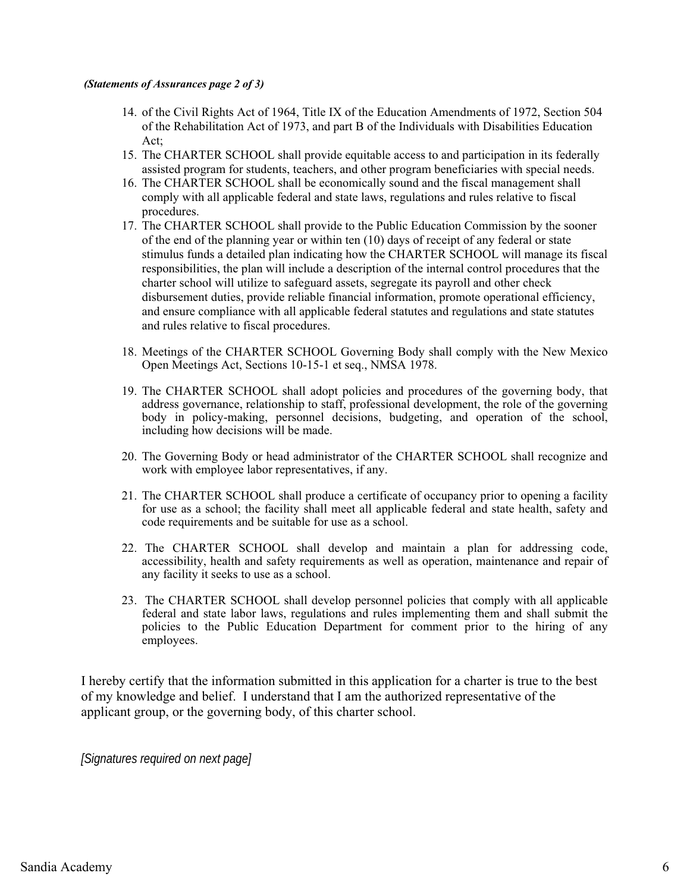*(Statements of Assurances page 2 of 3)*

14. of the Civil Rights Act of 1964, Title IX of the Education Amendments of 1972, Section 504 of the Rehabilitation Act of 1973, and part B of the Individuals with Disabilities Education Act;
15. The CHARTER SCHOOL shall provide equitable access to and participation in its federally assisted program for students, teachers, and other program beneficiaries with special needs.
16. The CHARTER SCHOOL shall be economically sound and the fiscal management shall comply with all applicable federal and state laws, regulations and rules relative to fiscal procedures.
17. The CHARTER SCHOOL shall provide to the Public Education Commission by the sooner of the end of the planning year or within ten (10) days of receipt of any federal or state stimulus funds a detailed plan indicating how the CHARTER SCHOOL will manage its fiscal responsibilities, the plan will include a description of the internal control procedures that the charter school will utilize to safeguard assets, segregate its payroll and other check disbursement duties, provide reliable financial information, promote operational efficiency, and ensure compliance with all applicable federal statutes and regulations and state statutes and rules relative to fiscal procedures.
18. Meetings of the CHARTER SCHOOL Governing Body shall comply with the New Mexico Open Meetings Act, Sections 10-15-1 et seq., NMSA 1978.
19. The CHARTER SCHOOL shall adopt policies and procedures of the governing body, that address governance, relationship to staff, professional development, the role of the governing body in policy-making, personnel decisions, budgeting, and operation of the school, including how decisions will be made.
20. The Governing Body or head administrator of the CHARTER SCHOOL shall recognize and work with employee labor representatives, if any.
21. The CHARTER SCHOOL shall produce a certificate of occupancy prior to opening a facility for use as a school; the facility shall meet all applicable federal and state health, safety and code requirements and be suitable for use as a school.
22. The CHARTER SCHOOL shall develop and maintain a plan for addressing code, accessibility, health and safety requirements as well as operation, maintenance and repair of any facility it seeks to use as a school.
23. The CHARTER SCHOOL shall develop personnel policies that comply with all applicable federal and state labor laws, regulations and rules implementing them and shall submit the policies to the Public Education Department for comment prior to the hiring of any employees.

I hereby certify that the information submitted in this application for a charter is true to the best of my knowledge and belief. I understand that I am the authorized representative of the applicant group, or the governing body, of this charter school.

*[Signatures required on next page]*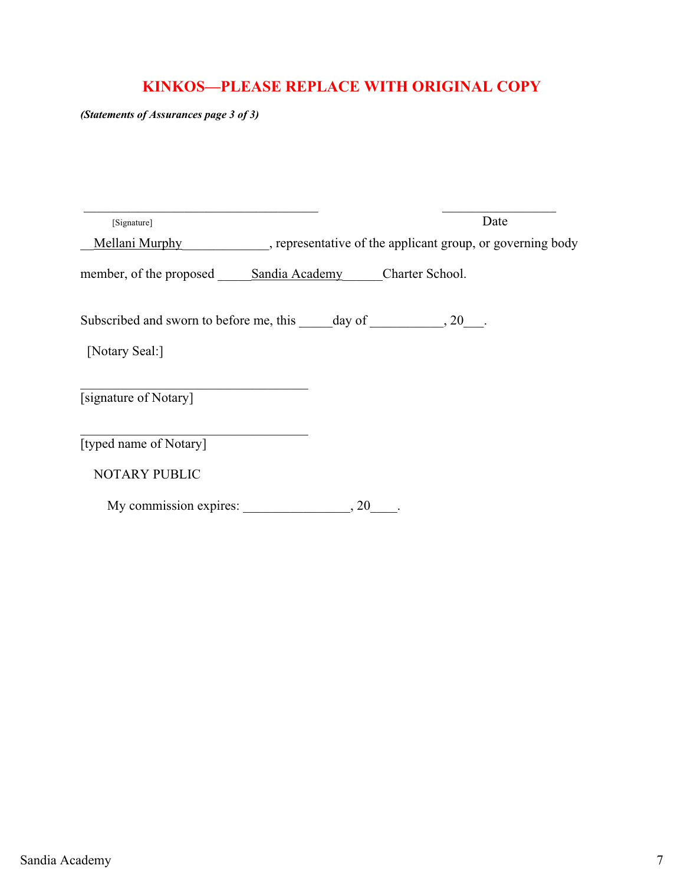**KINKOS—PLEASE REPLACE WITH ORIGINAL COPY**

***(Statements of Assurances page 3 of 3)***

\_\_\_\_\_\_\_\_\_\_\_\_\_\_\_\_\_\_\_\_\_\_\_\_\_\_\_\_\_\_\_\_\_\_\_\_ \_\_\_\_\_\_\_\_\_\_\_\_\_\_\_\_\_\_
[Signature] Date

__Mellani Murphy_____________, representative of the applicant group, or governing body member, of the proposed _____Sandia Academy______Charter School.

Subscribed and sworn to before me, this _____day of ___________, 20___.

[Notary Seal:]

___________________________________
[signature of Notary]

___________________________________
[typed name of Notary]

NOTARY PUBLIC

My commission expires: ________________, 20____.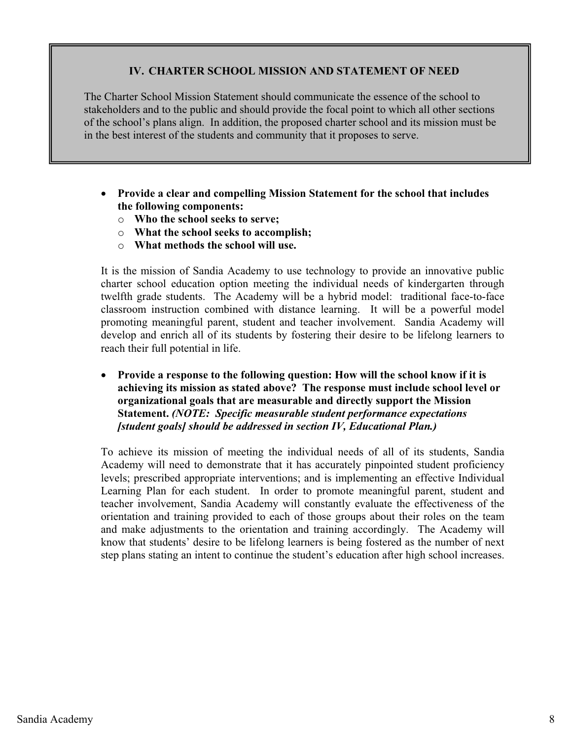## IV. CHARTER SCHOOL MISSION AND STATEMENT OF NEED

The Charter School Mission Statement should communicate the essence of the school to stakeholders and to the public and should provide the focal point to which all other sections of the school's plans align. In addition, the proposed charter school and its mission must be in the best interest of the students and community that it proposes to serve.

- **Provide a clear and compelling Mission Statement for the school that includes the following components:**
  - **Who the school seeks to serve;**
  - **What the school seeks to accomplish;**
  - **What methods the school will use.**

It is the mission of Sandia Academy to use technology to provide an innovative public charter school education option meeting the individual needs of kindergarten through twelfth grade students. The Academy will be a hybrid model: traditional face-to-face classroom instruction combined with distance learning. It will be a powerful model promoting meaningful parent, student and teacher involvement. Sandia Academy will develop and enrich all of its students by fostering their desire to be lifelong learners to reach their full potential in life.

- **Provide a response to the following question: How will the school know if it is achieving its mission as stated above? The response must include school level or organizational goals that are measurable and directly support the Mission Statement.** ***(NOTE: Specific measurable student performance expectations [student goals] should be addressed in section IV, Educational Plan.)***

To achieve its mission of meeting the individual needs of all of its students, Sandia Academy will need to demonstrate that it has accurately pinpointed student proficiency levels; prescribed appropriate interventions; and is implementing an effective Individual Learning Plan for each student. In order to promote meaningful parent, student and teacher involvement, Sandia Academy will constantly evaluate the effectiveness of the orientation and training provided to each of those groups about their roles on the team and make adjustments to the orientation and training accordingly. The Academy will know that students' desire to be lifelong learners is being fostered as the number of next step plans stating an intent to continue the student's education after high school increases.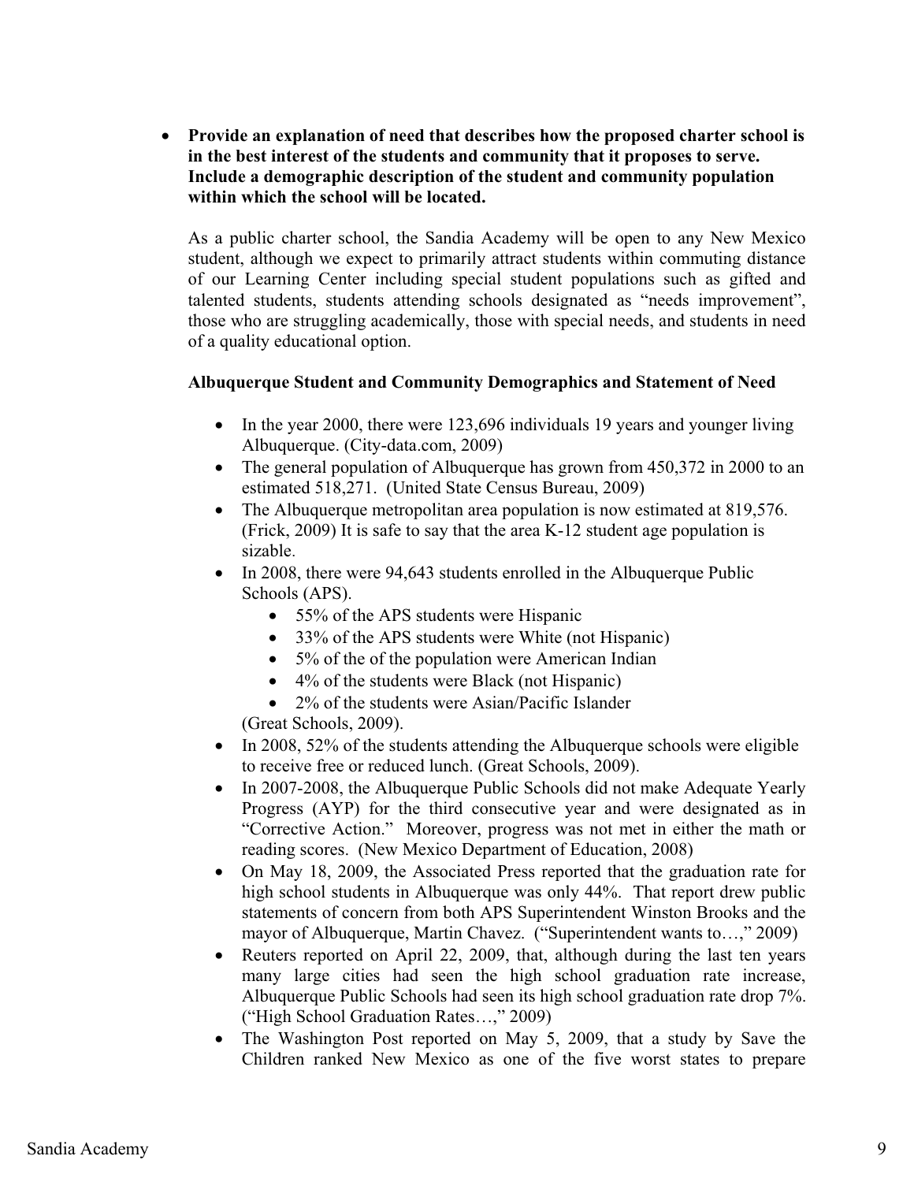- **Provide an explanation of need that describes how the proposed charter school is in the best interest of the students and community that it proposes to serve. Include a demographic description of the student and community population within which the school will be located.**

  As a public charter school, the Sandia Academy will be open to any New Mexico student, although we expect to primarily attract students within commuting distance of our Learning Center including special student populations such as gifted and talented students, students attending schools designated as "needs improvement", those who are struggling academically, those with special needs, and students in need of a quality educational option.

  **Albuquerque Student and Community Demographics and Statement of Need**

  - In the year 2000, there were 123,696 individuals 19 years and younger living Albuquerque. (City-data.com, 2009)
  - The general population of Albuquerque has grown from 450,372 in 2000 to an estimated 518,271. (United State Census Bureau, 2009)
  - The Albuquerque metropolitan area population is now estimated at 819,576. (Frick, 2009) It is safe to say that the area K-12 student age population is sizable.
  - In 2008, there were 94,643 students enrolled in the Albuquerque Public Schools (APS).
    - 55% of the APS students were Hispanic
    - 33% of the APS students were White (not Hispanic)
    - 5% of the of the population were American Indian
    - 4% of the students were Black (not Hispanic)
    - 2% of the students were Asian/Pacific Islander

    (Great Schools, 2009).
  - In 2008, 52% of the students attending the Albuquerque schools were eligible to receive free or reduced lunch. (Great Schools, 2009).
  - In 2007-2008, the Albuquerque Public Schools did not make Adequate Yearly Progress (AYP) for the third consecutive year and were designated as in "Corrective Action." Moreover, progress was not met in either the math or reading scores. (New Mexico Department of Education, 2008)
  - On May 18, 2009, the Associated Press reported that the graduation rate for high school students in Albuquerque was only 44%. That report drew public statements of concern from both APS Superintendent Winston Brooks and the mayor of Albuquerque, Martin Chavez. ("Superintendent wants to…," 2009)
  - Reuters reported on April 22, 2009, that, although during the last ten years many large cities had seen the high school graduation rate increase, Albuquerque Public Schools had seen its high school graduation rate drop 7%. ("High School Graduation Rates…," 2009)
  - The Washington Post reported on May 5, 2009, that a study by Save the Children ranked New Mexico as one of the five worst states to prepare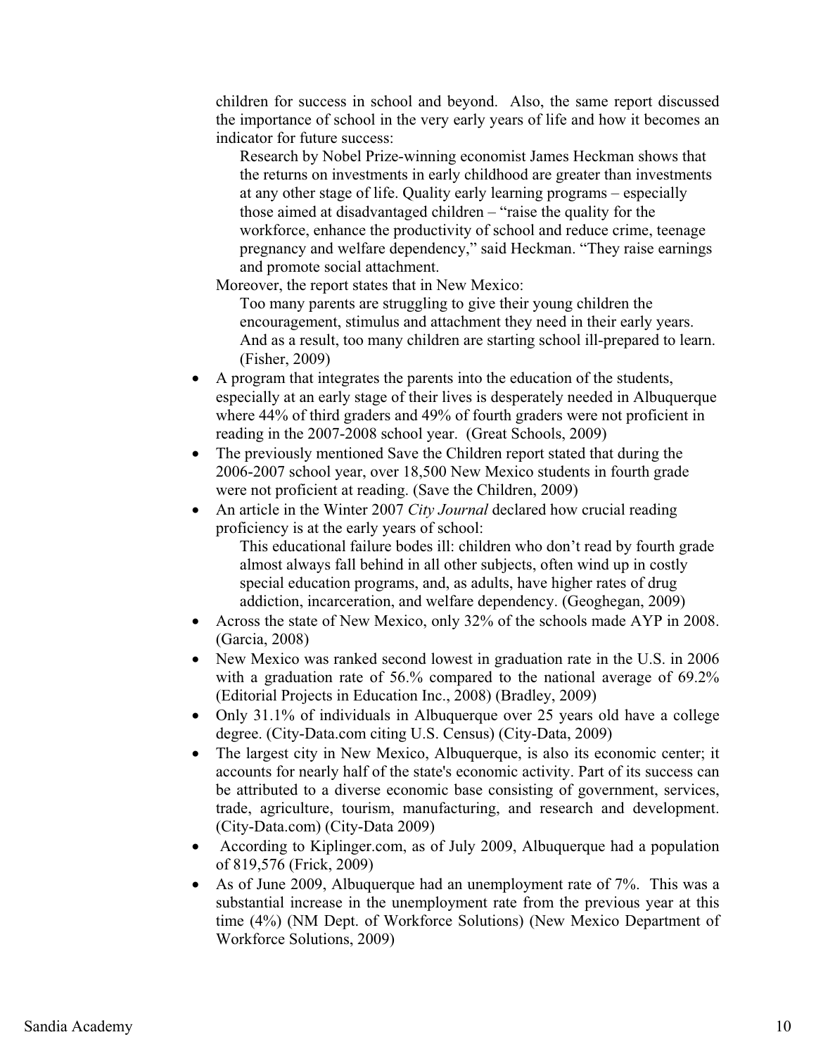children for success in school and beyond. Also, the same report discussed the importance of school in the very early years of life and how it becomes an indicator for future success:

> Research by Nobel Prize-winning economist James Heckman shows that the returns on investments in early childhood are greater than investments at any other stage of life. Quality early learning programs – especially those aimed at disadvantaged children – "raise the quality for the workforce, enhance the productivity of school and reduce crime, teenage pregnancy and welfare dependency," said Heckman. "They raise earnings and promote social attachment.

Moreover, the report states that in New Mexico:

> Too many parents are struggling to give their young children the encouragement, stimulus and attachment they need in their early years. And as a result, too many children are starting school ill-prepared to learn. (Fisher, 2009)

- A program that integrates the parents into the education of the students, especially at an early stage of their lives is desperately needed in Albuquerque where 44% of third graders and 49% of fourth graders were not proficient in reading in the 2007-2008 school year. (Great Schools, 2009)
- The previously mentioned Save the Children report stated that during the 2006-2007 school year, over 18,500 New Mexico students in fourth grade were not proficient at reading. (Save the Children, 2009)
- An article in the Winter 2007 *City Journal* declared how crucial reading proficiency is at the early years of school:

  > This educational failure bodes ill: children who don't read by fourth grade almost always fall behind in all other subjects, often wind up in costly special education programs, and, as adults, have higher rates of drug addiction, incarceration, and welfare dependency. (Geoghegan, 2009)

- Across the state of New Mexico, only 32% of the schools made AYP in 2008. (Garcia, 2008)
- New Mexico was ranked second lowest in graduation rate in the U.S. in 2006 with a graduation rate of 56.% compared to the national average of 69.2% (Editorial Projects in Education Inc., 2008) (Bradley, 2009)
- Only 31.1% of individuals in Albuquerque over 25 years old have a college degree. (City-Data.com citing U.S. Census) (City-Data, 2009)
- The largest city in New Mexico, Albuquerque, is also its economic center; it accounts for nearly half of the state's economic activity. Part of its success can be attributed to a diverse economic base consisting of government, services, trade, agriculture, tourism, manufacturing, and research and development. (City-Data.com) (City-Data 2009)
- According to Kiplinger.com, as of July 2009, Albuquerque had a population of 819,576 (Frick, 2009)
- As of June 2009, Albuquerque had an unemployment rate of 7%. This was a substantial increase in the unemployment rate from the previous year at this time (4%) (NM Dept. of Workforce Solutions) (New Mexico Department of Workforce Solutions, 2009)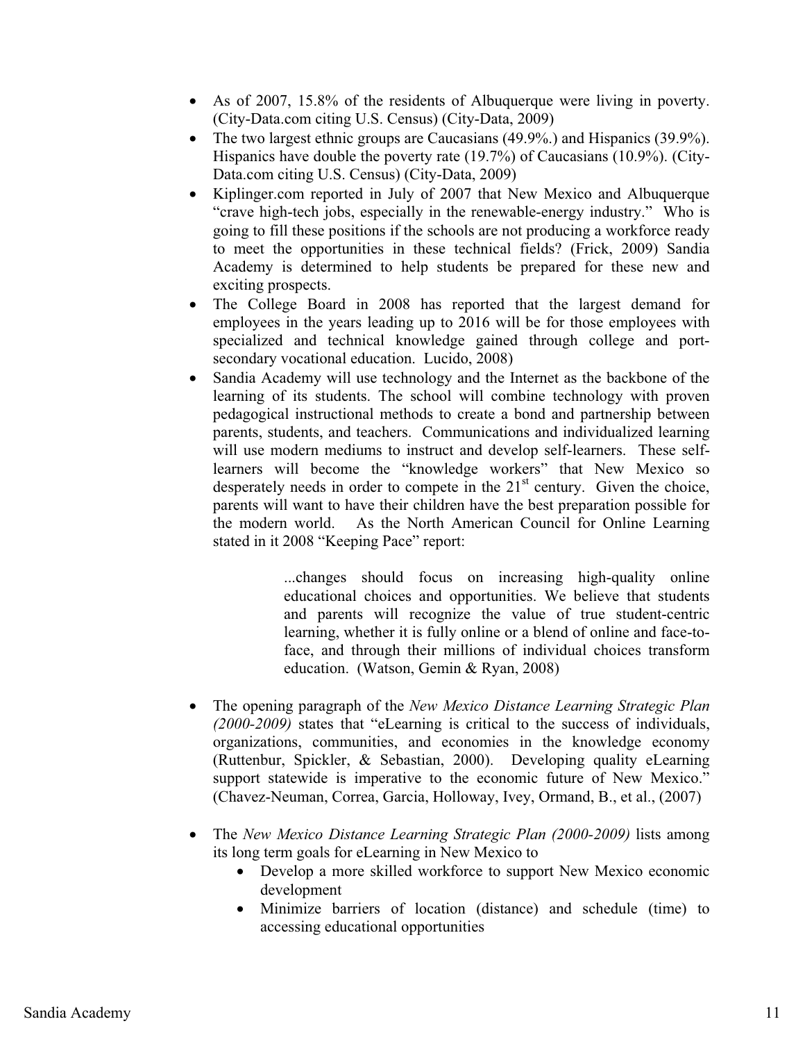- As of 2007, 15.8% of the residents of Albuquerque were living in poverty. (City-Data.com citing U.S. Census) (City-Data, 2009)
- The two largest ethnic groups are Caucasians (49.9%.) and Hispanics (39.9%). Hispanics have double the poverty rate (19.7%) of Caucasians (10.9%). (City-Data.com citing U.S. Census) (City-Data, 2009)
- Kiplinger.com reported in July of 2007 that New Mexico and Albuquerque "crave high-tech jobs, especially in the renewable-energy industry." Who is going to fill these positions if the schools are not producing a workforce ready to meet the opportunities in these technical fields? (Frick, 2009) Sandia Academy is determined to help students be prepared for these new and exciting prospects.
- The College Board in 2008 has reported that the largest demand for employees in the years leading up to 2016 will be for those employees with specialized and technical knowledge gained through college and port-secondary vocational education. Lucido, 2008)
- Sandia Academy will use technology and the Internet as the backbone of the learning of its students. The school will combine technology with proven pedagogical instructional methods to create a bond and partnership between parents, students, and teachers. Communications and individualized learning will use modern mediums to instruct and develop self-learners. These self-learners will become the "knowledge workers" that New Mexico so desperately needs in order to compete in the 21st century. Given the choice, parents will want to have their children have the best preparation possible for the modern world. As the North American Council for Online Learning stated in it 2008 "Keeping Pace" report:

  > ...changes should focus on increasing high-quality online educational choices and opportunities. We believe that students and parents will recognize the value of true student-centric learning, whether it is fully online or a blend of online and face-to-face, and through their millions of individual choices transform education. (Watson, Gemin & Ryan, 2008)

- The opening paragraph of the *New Mexico Distance Learning Strategic Plan (2000-2009)* states that "eLearning is critical to the success of individuals, organizations, communities, and economies in the knowledge economy (Ruttenbur, Spickler, & Sebastian, 2000). Developing quality eLearning support statewide is imperative to the economic future of New Mexico." (Chavez-Neuman, Correa, Garcia, Holloway, Ivey, Ormand, B., et al., (2007)

- The *New Mexico Distance Learning Strategic Plan (2000-2009)* lists among its long term goals for eLearning in New Mexico to
  - Develop a more skilled workforce to support New Mexico economic development
  - Minimize barriers of location (distance) and schedule (time) to accessing educational opportunities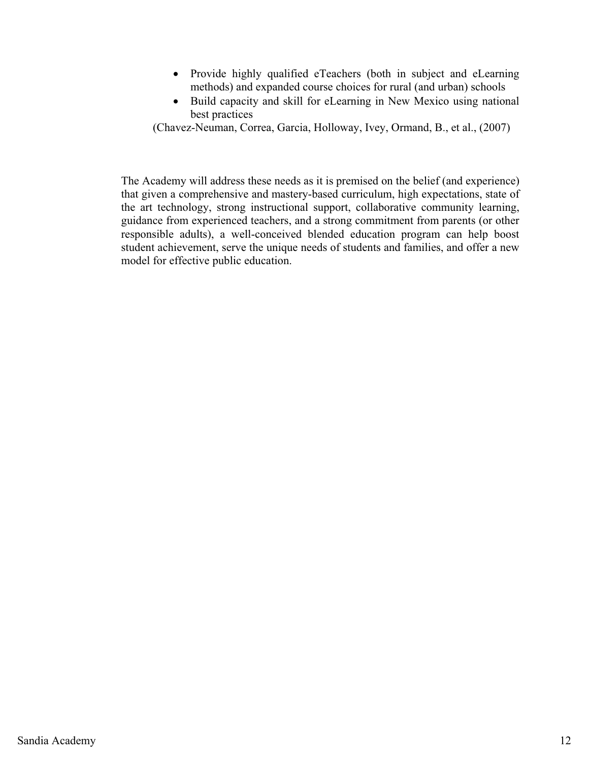- Provide highly qualified eTeachers (both in subject and eLearning methods) and expanded course choices for rural (and urban) schools
- Build capacity and skill for eLearning in New Mexico using national best practices

(Chavez-Neuman, Correa, Garcia, Holloway, Ivey, Ormand, B., et al., (2007)

The Academy will address these needs as it is premised on the belief (and experience) that given a comprehensive and mastery-based curriculum, high expectations, state of the art technology, strong instructional support, collaborative community learning, guidance from experienced teachers, and a strong commitment from parents (or other responsible adults), a well-conceived blended education program can help boost student achievement, serve the unique needs of students and families, and offer a new model for effective public education.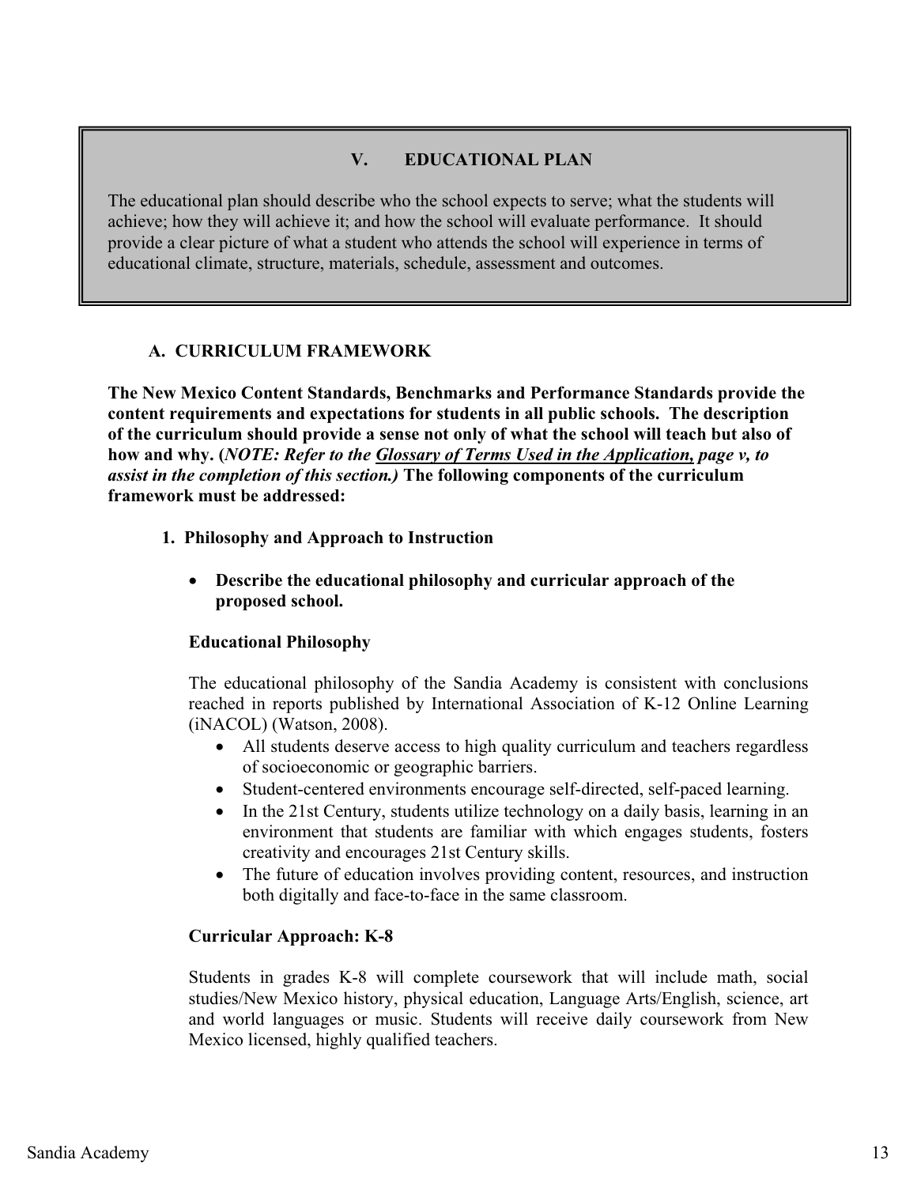## V. EDUCATIONAL PLAN

The educational plan should describe who the school expects to serve; what the students will achieve; how they will achieve it; and how the school will evaluate performance. It should provide a clear picture of what a student who attends the school will experience in terms of educational climate, structure, materials, schedule, assessment and outcomes.

### A. CURRICULUM FRAMEWORK

**The New Mexico Content Standards, Benchmarks and Performance Standards provide the content requirements and expectations for students in all public schools. The description of the curriculum should provide a sense not only of what the school will teach but also of how and why. (*NOTE: Refer to the Glossary of Terms Used in the Application, page v, to assist in the completion of this section.*) The following components of the curriculum framework must be addressed:**

#### 1. Philosophy and Approach to Instruction

- **Describe the educational philosophy and curricular approach of the proposed school.**

**Educational Philosophy**

The educational philosophy of the Sandia Academy is consistent with conclusions reached in reports published by International Association of K-12 Online Learning (iNACOL) (Watson, 2008).

- All students deserve access to high quality curriculum and teachers regardless of socioeconomic or geographic barriers.
- Student-centered environments encourage self-directed, self-paced learning.
- In the 21st Century, students utilize technology on a daily basis, learning in an environment that students are familiar with which engages students, fosters creativity and encourages 21st Century skills.
- The future of education involves providing content, resources, and instruction both digitally and face-to-face in the same classroom.

**Curricular Approach: K-8**

Students in grades K-8 will complete coursework that will include math, social studies/New Mexico history, physical education, Language Arts/English, science, art and world languages or music. Students will receive daily coursework from New Mexico licensed, highly qualified teachers.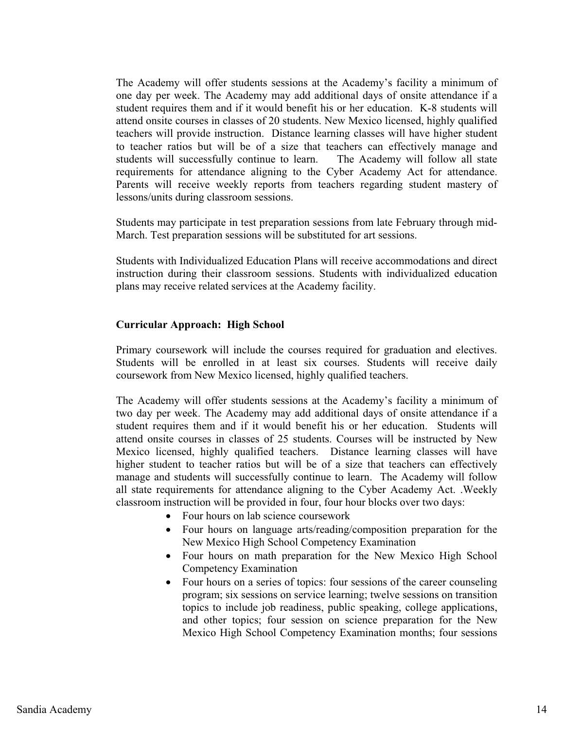The Academy will offer students sessions at the Academy's facility a minimum of one day per week. The Academy may add additional days of onsite attendance if a student requires them and if it would benefit his or her education. K-8 students will attend onsite courses in classes of 20 students. New Mexico licensed, highly qualified teachers will provide instruction. Distance learning classes will have higher student to teacher ratios but will be of a size that teachers can effectively manage and students will successfully continue to learn. The Academy will follow all state requirements for attendance aligning to the Cyber Academy Act for attendance. Parents will receive weekly reports from teachers regarding student mastery of lessons/units during classroom sessions.

Students may participate in test preparation sessions from late February through mid-March. Test preparation sessions will be substituted for art sessions.

Students with Individualized Education Plans will receive accommodations and direct instruction during their classroom sessions. Students with individualized education plans may receive related services at the Academy facility.

**Curricular Approach: High School**

Primary coursework will include the courses required for graduation and electives. Students will be enrolled in at least six courses. Students will receive daily coursework from New Mexico licensed, highly qualified teachers.

The Academy will offer students sessions at the Academy's facility a minimum of two day per week. The Academy may add additional days of onsite attendance if a student requires them and if it would benefit his or her education. Students will attend onsite courses in classes of 25 students. Courses will be instructed by New Mexico licensed, highly qualified teachers. Distance learning classes will have higher student to teacher ratios but will be of a size that teachers can effectively manage and students will successfully continue to learn. The Academy will follow all state requirements for attendance aligning to the Cyber Academy Act. .Weekly classroom instruction will be provided in four, four hour blocks over two days:

- Four hours on lab science coursework
- Four hours on language arts/reading/composition preparation for the New Mexico High School Competency Examination
- Four hours on math preparation for the New Mexico High School Competency Examination
- Four hours on a series of topics: four sessions of the career counseling program; six sessions on service learning; twelve sessions on transition topics to include job readiness, public speaking, college applications, and other topics; four session on science preparation for the New Mexico High School Competency Examination months; four sessions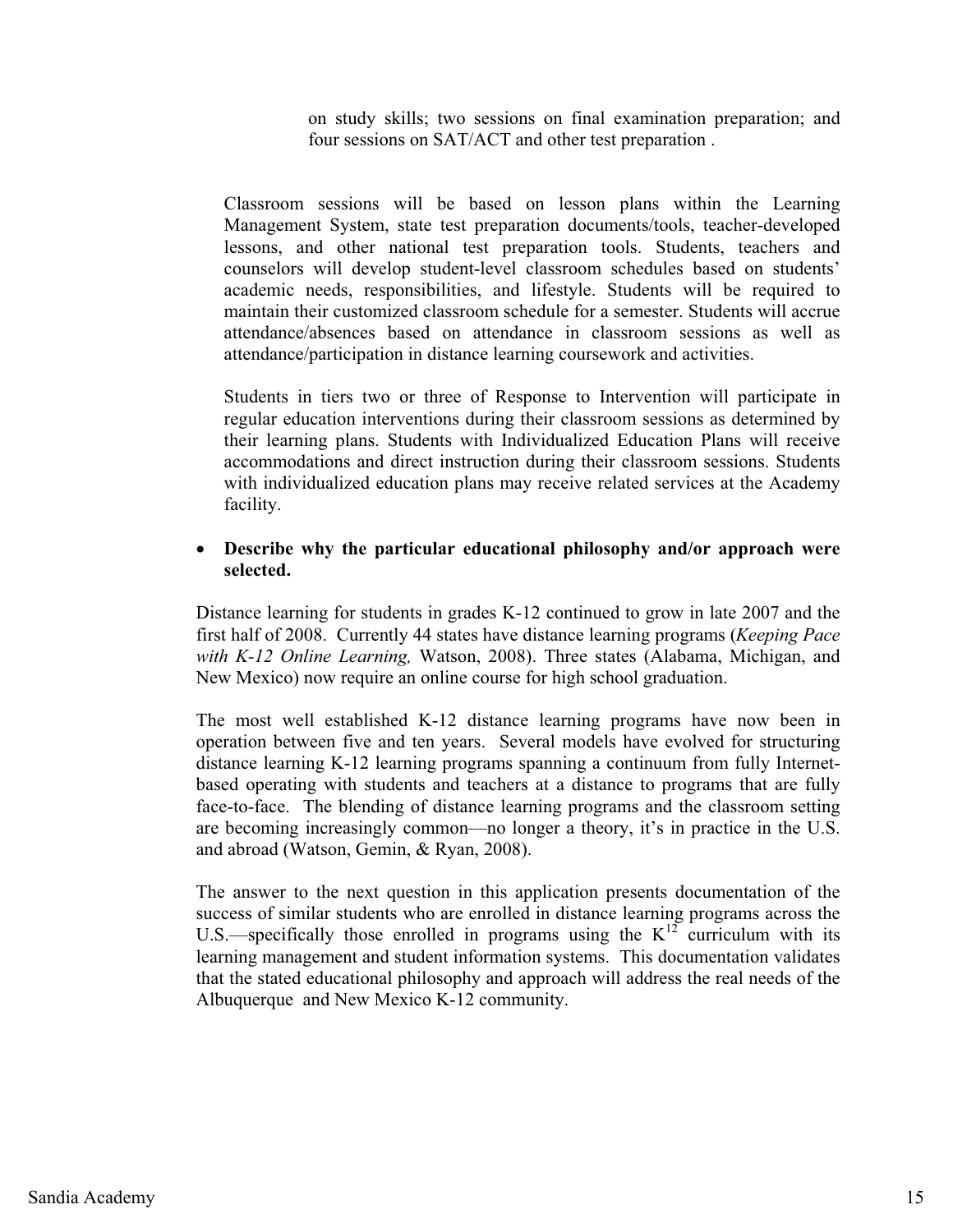on study skills; two sessions on final examination preparation; and four sessions on SAT/ACT and other test preparation .

Classroom sessions will be based on lesson plans within the Learning Management System, state test preparation documents/tools, teacher-developed lessons, and other national test preparation tools. Students, teachers and counselors will develop student-level classroom schedules based on students' academic needs, responsibilities, and lifestyle. Students will be required to maintain their customized classroom schedule for a semester. Students will accrue attendance/absences based on attendance in classroom sessions as well as attendance/participation in distance learning coursework and activities.

Students in tiers two or three of Response to Intervention will participate in regular education interventions during their classroom sessions as determined by their learning plans. Students with Individualized Education Plans will receive accommodations and direct instruction during their classroom sessions. Students with individualized education plans may receive related services at the Academy facility.

- **Describe why the particular educational philosophy and/or approach were selected.**

Distance learning for students in grades K-12 continued to grow in late 2007 and the first half of 2008. Currently 44 states have distance learning programs (*Keeping Pace with K-12 Online Learning,* Watson, 2008). Three states (Alabama, Michigan, and New Mexico) now require an online course for high school graduation.

The most well established K-12 distance learning programs have now been in operation between five and ten years. Several models have evolved for structuring distance learning K-12 learning programs spanning a continuum from fully Internet-based operating with students and teachers at a distance to programs that are fully face-to-face. The blending of distance learning programs and the classroom setting are becoming increasingly common—no longer a theory, it's in practice in the U.S. and abroad (Watson, Gemin, & Ryan, 2008).

The answer to the next question in this application presents documentation of the success of similar students who are enrolled in distance learning programs across the U.S.—specifically those enrolled in programs using the $K^{12}$ curriculum with its learning management and student information systems. This documentation validates that the stated educational philosophy and approach will address the real needs of the Albuquerque and New Mexico K-12 community.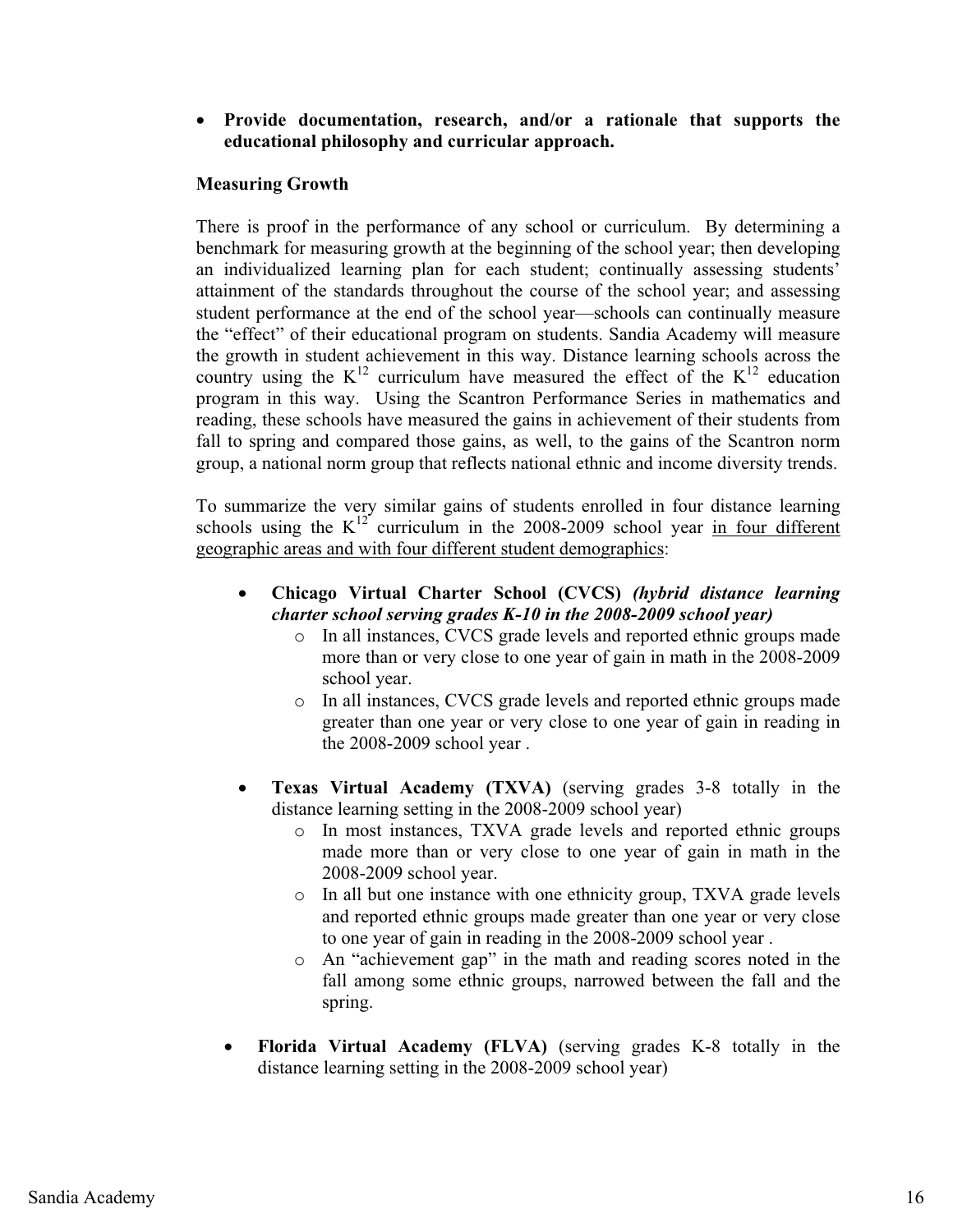- **Provide documentation, research, and/or a rationale that supports the educational philosophy and curricular approach.**

**Measuring Growth**

There is proof in the performance of any school or curriculum. By determining a benchmark for measuring growth at the beginning of the school year; then developing an individualized learning plan for each student; continually assessing students' attainment of the standards throughout the course of the school year; and assessing student performance at the end of the school year—schools can continually measure the "effect" of their educational program on students. Sandia Academy will measure the growth in student achievement in this way. Distance learning schools across the country using the $K^{12}$ curriculum have measured the effect of the $K^{12}$ education program in this way. Using the Scantron Performance Series in mathematics and reading, these schools have measured the gains in achievement of their students from fall to spring and compared those gains, as well, to the gains of the Scantron norm group, a national norm group that reflects national ethnic and income diversity trends.

To summarize the very similar gains of students enrolled in four distance learning schools using the $K^{12}$ curriculum in the 2008-2009 school year <u>in four different geographic areas and with four different student demographics</u>:

- **Chicago Virtual Charter School (CVCS)** ***(hybrid distance learning charter school serving grades K-10 in the 2008-2009 school year)***
    - In all instances, CVCS grade levels and reported ethnic groups made more than or very close to one year of gain in math in the 2008-2009 school year.
    - In all instances, CVCS grade levels and reported ethnic groups made greater than one year or very close to one year of gain in reading in the 2008-2009 school year .

- **Texas Virtual Academy (TXVA)** (serving grades 3-8 totally in the distance learning setting in the 2008-2009 school year)
    - In most instances, TXVA grade levels and reported ethnic groups made more than or very close to one year of gain in math in the 2008-2009 school year.
    - In all but one instance with one ethnicity group, TXVA grade levels and reported ethnic groups made greater than one year or very close to one year of gain in reading in the 2008-2009 school year .
    - An "achievement gap" in the math and reading scores noted in the fall among some ethnic groups, narrowed between the fall and the spring.

- **Florida Virtual Academy (FLVA)** (serving grades K-8 totally in the distance learning setting in the 2008-2009 school year)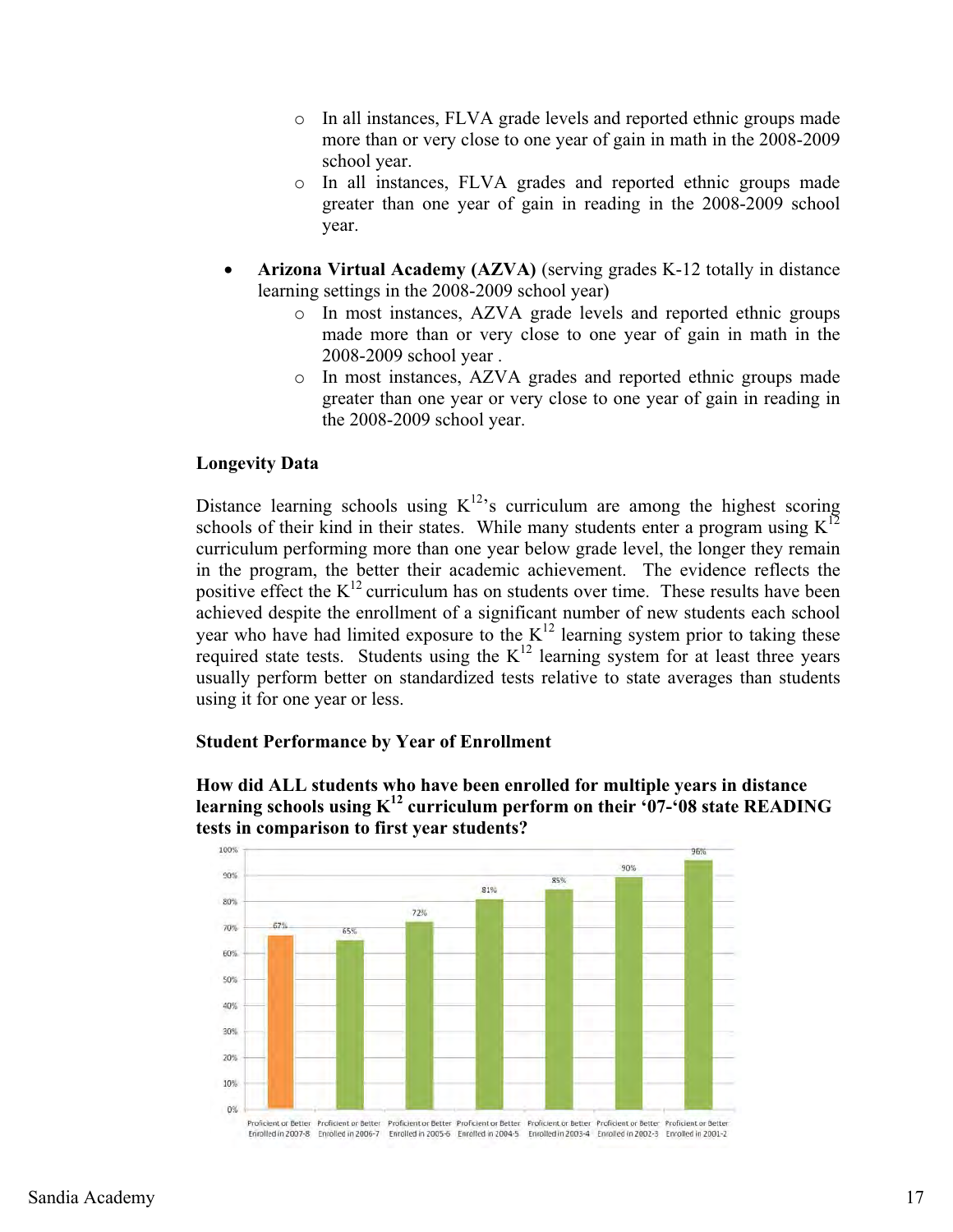- In all instances, FLVA grade levels and reported ethnic groups made more than or very close to one year of gain in math in the 2008-2009 school year.
- In all instances, FLVA grades and reported ethnic groups made greater than one year of gain in reading in the 2008-2009 school year.

- **Arizona Virtual Academy (AZVA)** (serving grades K-12 totally in distance learning settings in the 2008-2009 school year)
  - In most instances, AZVA grade levels and reported ethnic groups made more than or very close to one year of gain in math in the 2008-2009 school year .
  - In most instances, AZVA grades and reported ethnic groups made greater than one year or very close to one year of gain in reading in the 2008-2009 school year.

**Longevity Data**

Distance learning schools using $K^{12}$'s curriculum are among the highest scoring schools of their kind in their states. While many students enter a program using $K^{12}$ curriculum performing more than one year below grade level, the longer they remain in the program, the better their academic achievement. The evidence reflects the positive effect the $K^{12}$ curriculum has on students over time. These results have been achieved despite the enrollment of a significant number of new students each school year who have had limited exposure to the $K^{12}$ learning system prior to taking these required state tests. Students using the $K^{12}$ learning system for at least three years usually perform better on standardized tests relative to state averages than students using it for one year or less.

**Student Performance by Year of Enrollment**

**How did ALL students who have been enrolled for multiple years in distance learning schools using $K^{12}$ curriculum perform on their '07-'08 state READING tests in comparison to first year students?**

| | Proficient or Better Enrolled in 2007-8 | Proficient or Better Enrolled in 2006-7 | Proficient or Better Enrolled in 2005-6 | Proficient or Better Enrolled in 2004-5 | Proficient or Better Enrolled in 2003-4 | Proficient or Better Enrolled in 2002-3 | Proficient or Better Enrolled in 2001-2 |
|---|---|---|---|---|---|---|---|
| Percent | 67% | 65% | 72% | 81% | 85% | 90% | 96% |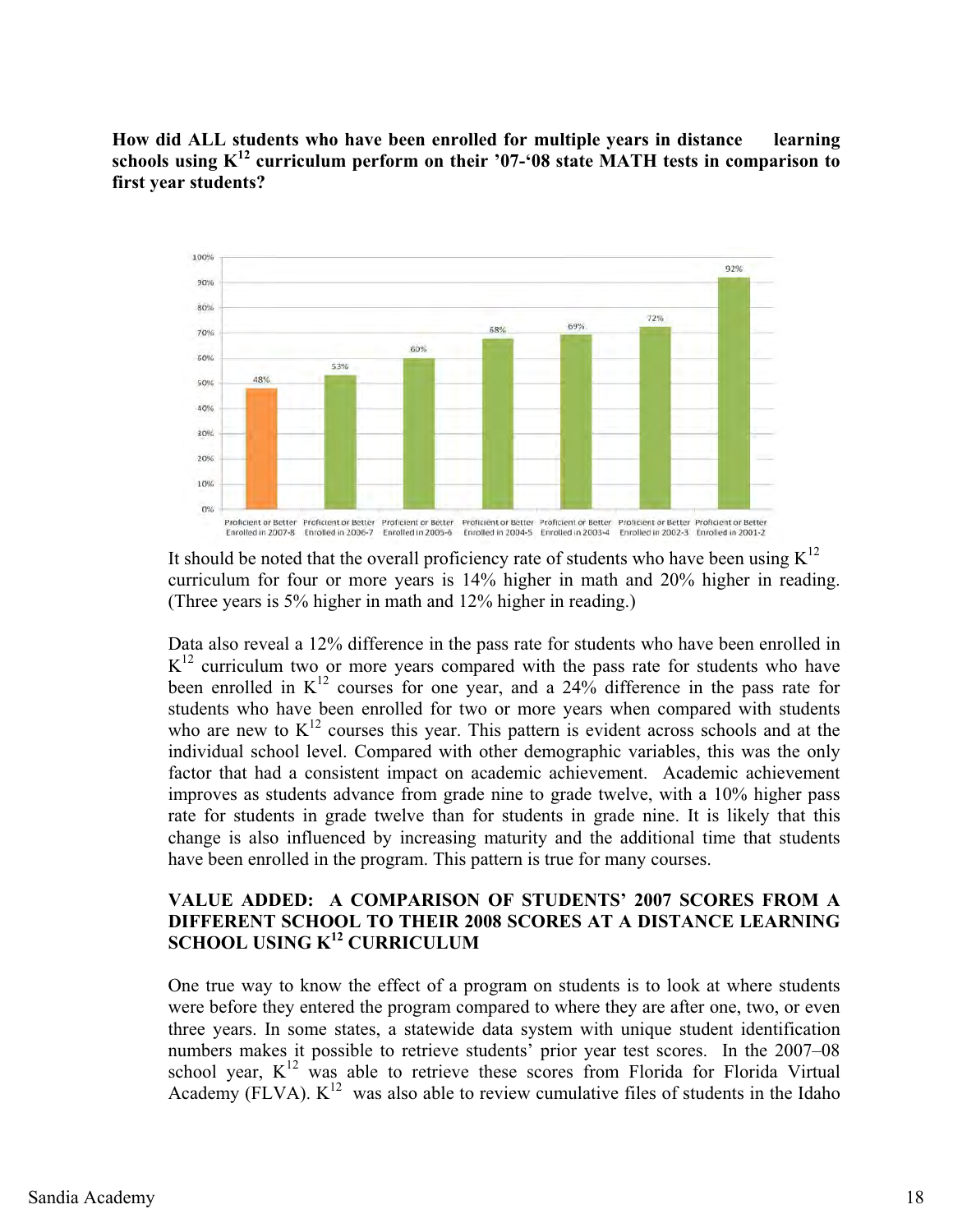**How did ALL students who have been enrolled for multiple years in distance learning schools using $K^{12}$ curriculum perform on their '07-'08 state MATH tests in comparison to first year students?**

| Group | Percent |
|---|---|
| Proficient or Better Enrolled in 2007-8 | 48% |
| Proficient or Better Enrolled in 2006-7 | 53% |
| Proficient or Better Enrolled in 2005-6 | 60% |
| Proficient or Better Enrolled in 2004-5 | 68% |
| Proficient or Better Enrolled in 2003-4 | 69% |
| Proficient or Better Enrolled in 2002-3 | 72% |
| Proficient or Better Enrolled in 2001-2 | 92% |

It should be noted that the overall proficiency rate of students who have been using $K^{12}$ curriculum for four or more years is 14% higher in math and 20% higher in reading. (Three years is 5% higher in math and 12% higher in reading.)

Data also reveal a 12% difference in the pass rate for students who have been enrolled in $K^{12}$ curriculum two or more years compared with the pass rate for students who have been enrolled in $K^{12}$ courses for one year, and a 24% difference in the pass rate for students who have been enrolled for two or more years when compared with students who are new to $K^{12}$ courses this year. This pattern is evident across schools and at the individual school level. Compared with other demographic variables, this was the only factor that had a consistent impact on academic achievement. Academic achievement improves as students advance from grade nine to grade twelve, with a 10% higher pass rate for students in grade twelve than for students in grade nine. It is likely that this change is also influenced by increasing maturity and the additional time that students have been enrolled in the program. This pattern is true for many courses.

**VALUE ADDED: A COMPARISON OF STUDENTS' 2007 SCORES FROM A DIFFERENT SCHOOL TO THEIR 2008 SCORES AT A DISTANCE LEARNING SCHOOL USING $K^{12}$ CURRICULUM**

One true way to know the effect of a program on students is to look at where students were before they entered the program compared to where they are after one, two, or even three years. In some states, a statewide data system with unique student identification numbers makes it possible to retrieve students' prior year test scores. In the 2007–08 school year, $K^{12}$ was able to retrieve these scores from Florida for Florida Virtual Academy (FLVA). $K^{12}$ was also able to review cumulative files of students in the Idaho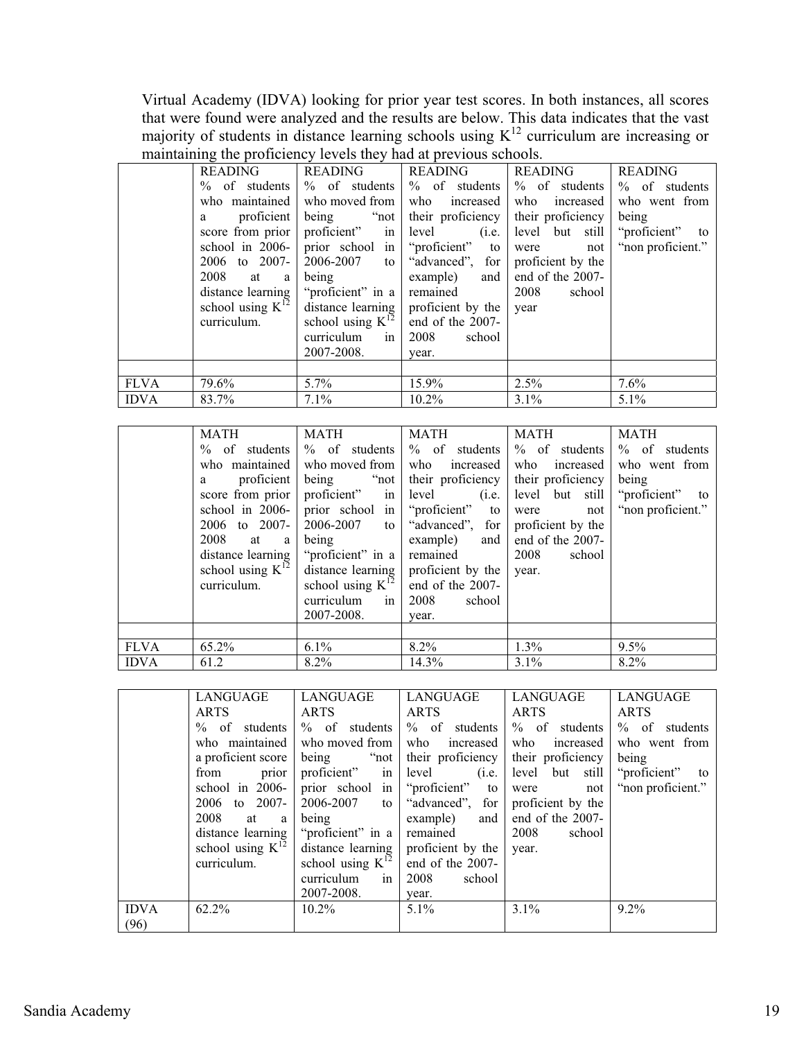Virtual Academy (IDVA) looking for prior year test scores. In both instances, all scores that were found were analyzed and the results are below. This data indicates that the vast majority of students in distance learning schools using $K^{12}$ curriculum are increasing or maintaining the proficiency levels they had at previous schools.

| | READING % of students who maintained a proficient score from prior school in 2006-2006 to 2007-2008 at a distance learning school using $K^{12}$ curriculum. | READING % of students who moved from being "not proficient" in prior school in 2006-2007 to being "proficient" in a distance learning school using $K^{12}$ curriculum in 2007-2008. | READING % of students who increased their proficiency level (i.e. "proficient" to "advanced", for example) and remained proficient by the end of the 2007-2008 school year. | READING % of students who increased their proficiency level but still were not proficient by the end of the 2007-2008 school year | READING % of students who went from being "proficient" to "non proficient." |
|---|---|---|---|---|---|
| | | | | | |
| FLVA | 79.6% | 5.7% | 15.9% | 2.5% | 7.6% |
| IDVA | 83.7% | 7.1% | 10.2% | 3.1% | 5.1% |

| | MATH % of students who maintained a proficient score from prior school in 2006-2006 to 2007-2008 at a distance learning school using $K^{12}$ curriculum. | MATH % of students who moved from being "not proficient" in prior school in 2006-2007 to being "proficient" in a distance learning school using $K^{12}$ curriculum in 2007-2008. | MATH % of students who increased their proficiency level (i.e. "proficient" to "advanced", for example) and remained proficient by the end of the 2007-2008 school year. | MATH % of students who increased their proficiency level but still were not proficient by the end of the 2007-2008 school year. | MATH % of students who went from being "proficient" to "non proficient." |
|---|---|---|---|---|---|
| | | | | | |
| FLVA | 65.2% | 6.1% | 8.2% | 1.3% | 9.5% |
| IDVA | 61.2 | 8.2% | 14.3% | 3.1% | 8.2% |

| | LANGUAGE ARTS % of students who maintained a proficient score from prior school in 2006-2006 to 2007-2008 at a distance learning school using $K^{12}$ curriculum. | LANGUAGE ARTS % of students who moved from being "not proficient" in prior school in 2006-2007 to being "proficient" in a distance learning school using $K^{12}$ curriculum in 2007-2008. | LANGUAGE ARTS % of students who increased their proficiency level (i.e. "proficient" to "advanced", for example) and remained proficient by the end of the 2007-2008 school year. | LANGUAGE ARTS % of students who increased their proficiency level but still were not proficient by the end of the 2007-2008 school year. | LANGUAGE ARTS % of students who went from being "proficient" to "non proficient." |
|---|---|---|---|---|---|
| IDVA (96) | 62.2% | 10.2% | 5.1% | 3.1% | 9.2% |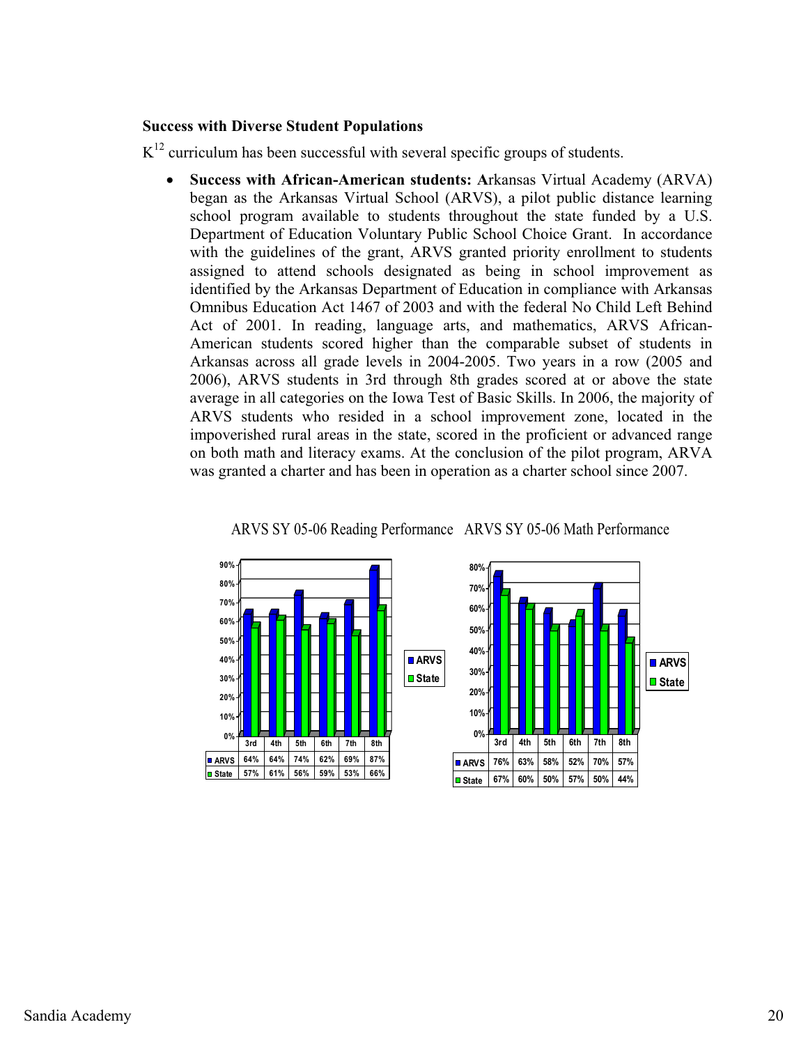**Success with Diverse Student Populations**

$K^{12}$ curriculum has been successful with several specific groups of students.

- **Success with African-American students: A**rkansas Virtual Academy (ARVA) began as the Arkansas Virtual School (ARVS), a pilot public distance learning school program available to students throughout the state funded by a U.S. Department of Education Voluntary Public School Choice Grant. In accordance with the guidelines of the grant, ARVS granted priority enrollment to students assigned to attend schools designated as being in school improvement as identified by the Arkansas Department of Education in compliance with Arkansas Omnibus Education Act 1467 of 2003 and with the federal No Child Left Behind Act of 2001. In reading, language arts, and mathematics, ARVS African-American students scored higher than the comparable subset of students in Arkansas across all grade levels in 2004-2005. Two years in a row (2005 and 2006), ARVS students in 3rd through 8th grades scored at or above the state average in all categories on the Iowa Test of Basic Skills. In 2006, the majority of ARVS students who resided in a school improvement zone, located in the impoverished rural areas in the state, scored in the proficient or advanced range on both math and literacy exams. At the conclusion of the pilot program, ARVA was granted a charter and has been in operation as a charter school since 2007.

ARVS SY 05-06 Reading Performance

| | 3rd | 4th | 5th | 6th | 7th | 8th |
|---|---|---|---|---|---|---|
| ARVS | 64% | 64% | 74% | 62% | 69% | 87% |
| State | 57% | 61% | 56% | 59% | 53% | 66% |

ARVS SY 05-06 Math Performance

| | 3rd | 4th | 5th | 6th | 7th | 8th |
|---|---|---|---|---|---|---|
| ARVS | 76% | 63% | 58% | 52% | 70% | 57% |
| State | 67% | 60% | 50% | 57% | 50% | 44% |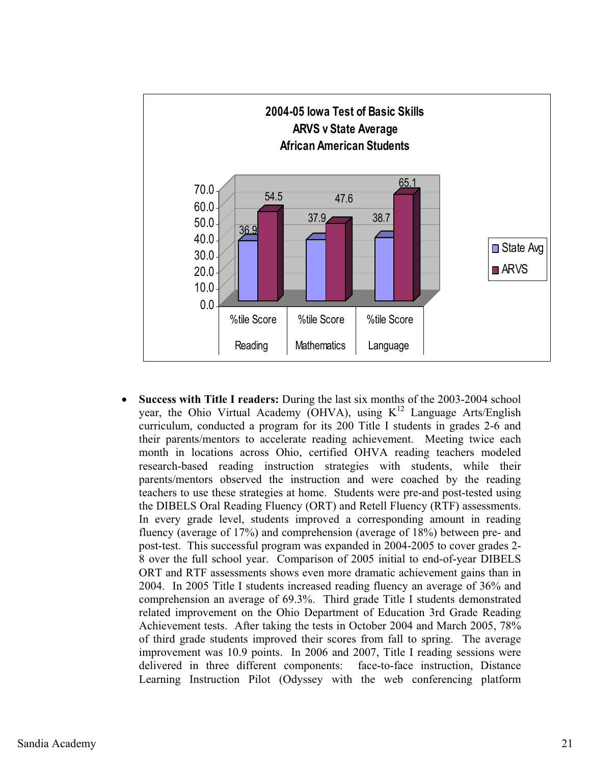**2004-05 Iowa Test of Basic Skills**
**ARVS v State Average**
**African American Students**

| | Reading %tile Score | Mathematics %tile Score | Language %tile Score |
|---|---|---|---|
| State Avg | 36.9 | 37.9 | 38.7 |
| ARVS | 54.5 | 47.6 | 65.1 |

- **Success with Title I readers:** During the last six months of the 2003-2004 school year, the Ohio Virtual Academy (OHVA), using K[12] Language Arts/English curriculum, conducted a program for its 200 Title I students in grades 2-6 and their parents/mentors to accelerate reading achievement. Meeting twice each month in locations across Ohio, certified OHVA reading teachers modeled research-based reading instruction strategies with students, while their parents/mentors observed the instruction and were coached by the reading teachers to use these strategies at home. Students were pre-and post-tested using the DIBELS Oral Reading Fluency (ORT) and Retell Fluency (RTF) assessments. In every grade level, students improved a corresponding amount in reading fluency (average of 17%) and comprehension (average of 18%) between pre- and post-test. This successful program was expanded in 2004-2005 to cover grades 2-8 over the full school year. Comparison of 2005 initial to end-of-year DIBELS ORT and RTF assessments shows even more dramatic achievement gains than in 2004. In 2005 Title I students increased reading fluency an average of 36% and comprehension an average of 69.3%. Third grade Title I students demonstrated related improvement on the Ohio Department of Education 3rd Grade Reading Achievement tests. After taking the tests in October 2004 and March 2005, 78% of third grade students improved their scores from fall to spring. The average improvement was 10.9 points. In 2006 and 2007, Title I reading sessions were delivered in three different components: face-to-face instruction, Distance Learning Instruction Pilot (Odyssey with the web conferencing platform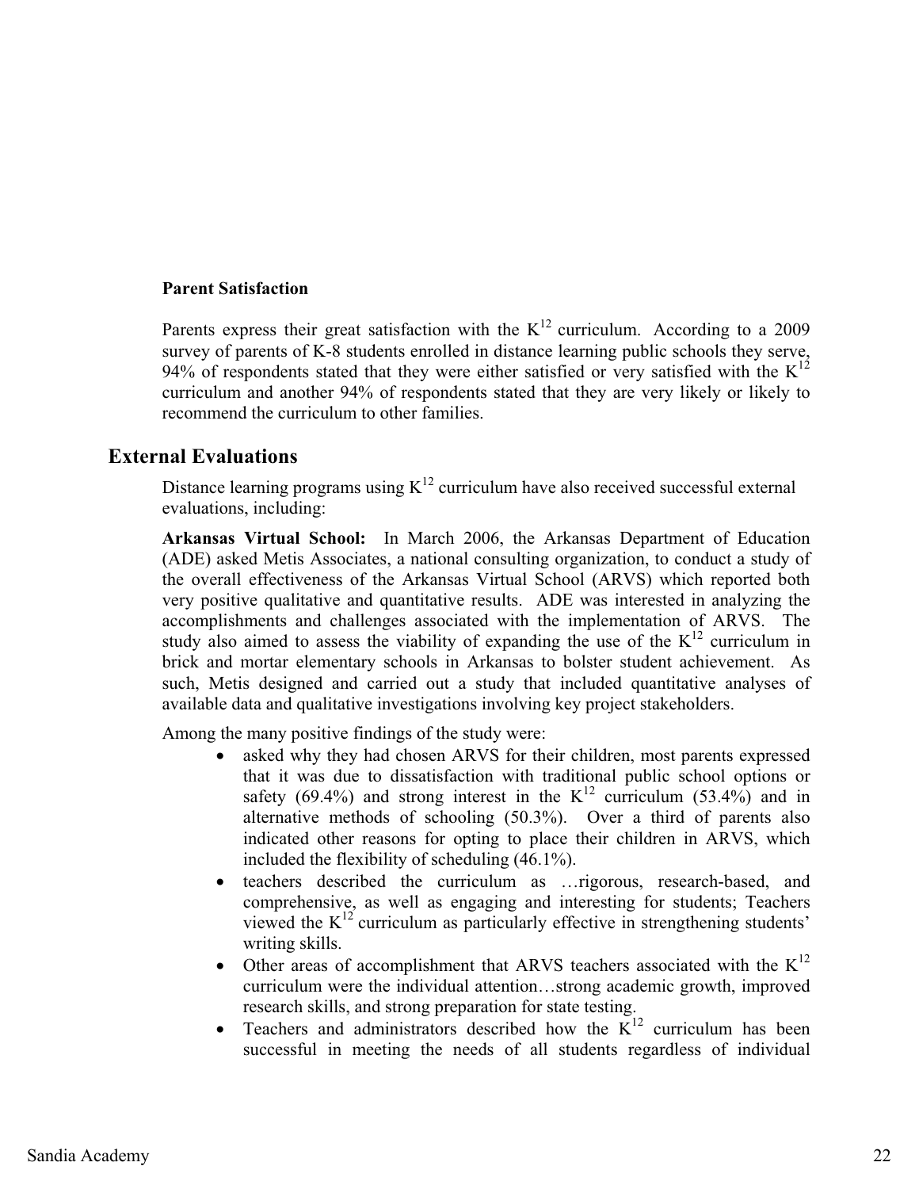**Parent Satisfaction**

Parents express their great satisfaction with the $K^{12}$ curriculum. According to a 2009 survey of parents of K-8 students enrolled in distance learning public schools they serve, 94% of respondents stated that they were either satisfied or very satisfied with the $K^{12}$ curriculum and another 94% of respondents stated that they are very likely or likely to recommend the curriculum to other families.

## External Evaluations

Distance learning programs using $K^{12}$ curriculum have also received successful external evaluations, including:

**Arkansas Virtual School:** In March 2006, the Arkansas Department of Education (ADE) asked Metis Associates, a national consulting organization, to conduct a study of the overall effectiveness of the Arkansas Virtual School (ARVS) which reported both very positive qualitative and quantitative results. ADE was interested in analyzing the accomplishments and challenges associated with the implementation of ARVS. The study also aimed to assess the viability of expanding the use of the $K^{12}$ curriculum in brick and mortar elementary schools in Arkansas to bolster student achievement. As such, Metis designed and carried out a study that included quantitative analyses of available data and qualitative investigations involving key project stakeholders.

Among the many positive findings of the study were:

- asked why they had chosen ARVS for their children, most parents expressed that it was due to dissatisfaction with traditional public school options or safety (69.4%) and strong interest in the $K^{12}$ curriculum (53.4%) and in alternative methods of schooling (50.3%). Over a third of parents also indicated other reasons for opting to place their children in ARVS, which included the flexibility of scheduling (46.1%).
- teachers described the curriculum as …rigorous, research-based, and comprehensive, as well as engaging and interesting for students; Teachers viewed the $K^{12}$ curriculum as particularly effective in strengthening students' writing skills.
- Other areas of accomplishment that ARVS teachers associated with the $K^{12}$ curriculum were the individual attention…strong academic growth, improved research skills, and strong preparation for state testing.
- Teachers and administrators described how the $K^{12}$ curriculum has been successful in meeting the needs of all students regardless of individual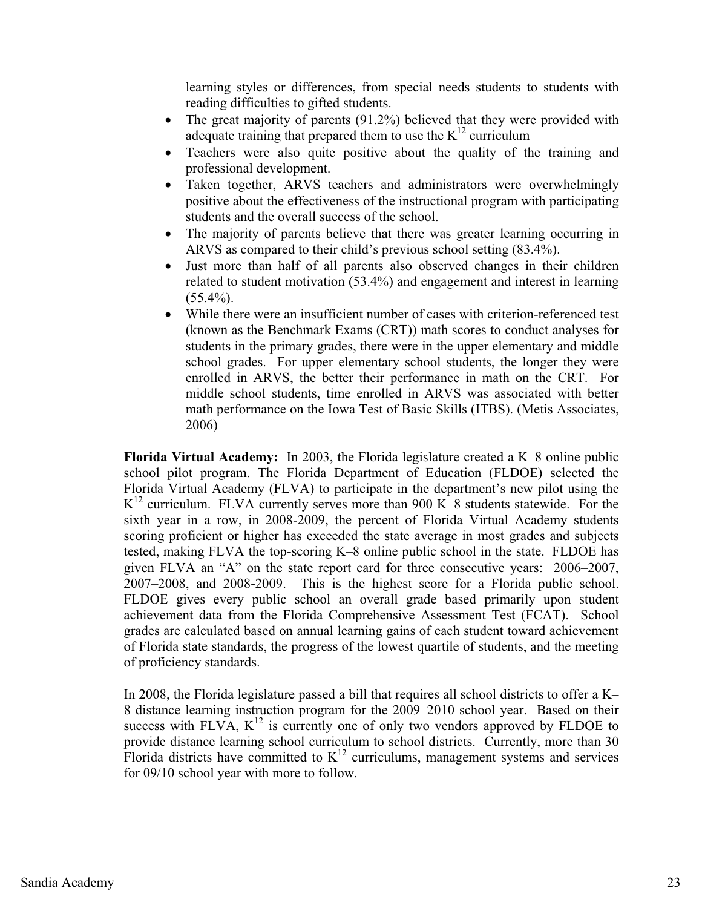learning styles or differences, from special needs students to students with reading difficulties to gifted students.

- The great majority of parents (91.2%) believed that they were provided with adequate training that prepared them to use the K[12] curriculum
- Teachers were also quite positive about the quality of the training and professional development.
- Taken together, ARVS teachers and administrators were overwhelmingly positive about the effectiveness of the instructional program with participating students and the overall success of the school.
- The majority of parents believe that there was greater learning occurring in ARVS as compared to their child's previous school setting (83.4%).
- Just more than half of all parents also observed changes in their children related to student motivation (53.4%) and engagement and interest in learning (55.4%).
- While there were an insufficient number of cases with criterion-referenced test (known as the Benchmark Exams (CRT)) math scores to conduct analyses for students in the primary grades, there were in the upper elementary and middle school grades. For upper elementary school students, the longer they were enrolled in ARVS, the better their performance in math on the CRT. For middle school students, time enrolled in ARVS was associated with better math performance on the Iowa Test of Basic Skills (ITBS). (Metis Associates, 2006)

**Florida Virtual Academy:** In 2003, the Florida legislature created a K–8 online public school pilot program. The Florida Department of Education (FLDOE) selected the Florida Virtual Academy (FLVA) to participate in the department's new pilot using the K[12] curriculum. FLVA currently serves more than 900 K–8 students statewide. For the sixth year in a row, in 2008-2009, the percent of Florida Virtual Academy students scoring proficient or higher has exceeded the state average in most grades and subjects tested, making FLVA the top-scoring K–8 online public school in the state. FLDOE has given FLVA an "A" on the state report card for three consecutive years: 2006–2007, 2007–2008, and 2008-2009. This is the highest score for a Florida public school. FLDOE gives every public school an overall grade based primarily upon student achievement data from the Florida Comprehensive Assessment Test (FCAT). School grades are calculated based on annual learning gains of each student toward achievement of Florida state standards, the progress of the lowest quartile of students, and the meeting of proficiency standards.

In 2008, the Florida legislature passed a bill that requires all school districts to offer a K–8 distance learning instruction program for the 2009–2010 school year. Based on their success with FLVA, K[12] is currently one of only two vendors approved by FLDOE to provide distance learning school curriculum to school districts. Currently, more than 30 Florida districts have committed to K[12] curriculums, management systems and services for 09/10 school year with more to follow.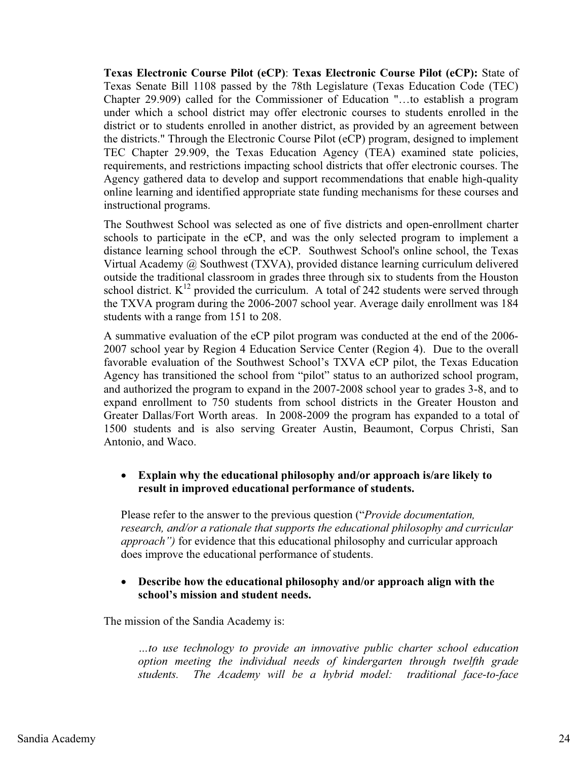**Texas Electronic Course Pilot (eCP)**: **Texas Electronic Course Pilot (eCP):** State of Texas Senate Bill 1108 passed by the 78th Legislature (Texas Education Code (TEC) Chapter 29.909) called for the Commissioner of Education "…to establish a program under which a school district may offer electronic courses to students enrolled in the district or to students enrolled in another district, as provided by an agreement between the districts." Through the Electronic Course Pilot (eCP) program, designed to implement TEC Chapter 29.909, the Texas Education Agency (TEA) examined state policies, requirements, and restrictions impacting school districts that offer electronic courses. The Agency gathered data to develop and support recommendations that enable high-quality online learning and identified appropriate state funding mechanisms for these courses and instructional programs.

The Southwest School was selected as one of five districts and open-enrollment charter schools to participate in the eCP, and was the only selected program to implement a distance learning school through the eCP. Southwest School's online school, the Texas Virtual Academy @ Southwest (TXVA), provided distance learning curriculum delivered outside the traditional classroom in grades three through six to students from the Houston school district. $K^{12}$ provided the curriculum. A total of 242 students were served through the TXVA program during the 2006-2007 school year. Average daily enrollment was 184 students with a range from 151 to 208.

A summative evaluation of the eCP pilot program was conducted at the end of the 2006-2007 school year by Region 4 Education Service Center (Region 4). Due to the overall favorable evaluation of the Southwest School's TXVA eCP pilot, the Texas Education Agency has transitioned the school from "pilot" status to an authorized school program, and authorized the program to expand in the 2007-2008 school year to grades 3-8, and to expand enrollment to 750 students from school districts in the Greater Houston and Greater Dallas/Fort Worth areas. In 2008-2009 the program has expanded to a total of 1500 students and is also serving Greater Austin, Beaumont, Corpus Christi, San Antonio, and Waco.

- **Explain why the educational philosophy and/or approach is/are likely to result in improved educational performance of students.**

Please refer to the answer to the previous question ("*Provide documentation, research, and/or a rationale that supports the educational philosophy and curricular approach")* for evidence that this educational philosophy and curricular approach does improve the educational performance of students.

- **Describe how the educational philosophy and/or approach align with the school's mission and student needs.**

The mission of the Sandia Academy is:

> *…to use technology to provide an innovative public charter school education option meeting the individual needs of kindergarten through twelfth grade students. The Academy will be a hybrid model: traditional face-to-face*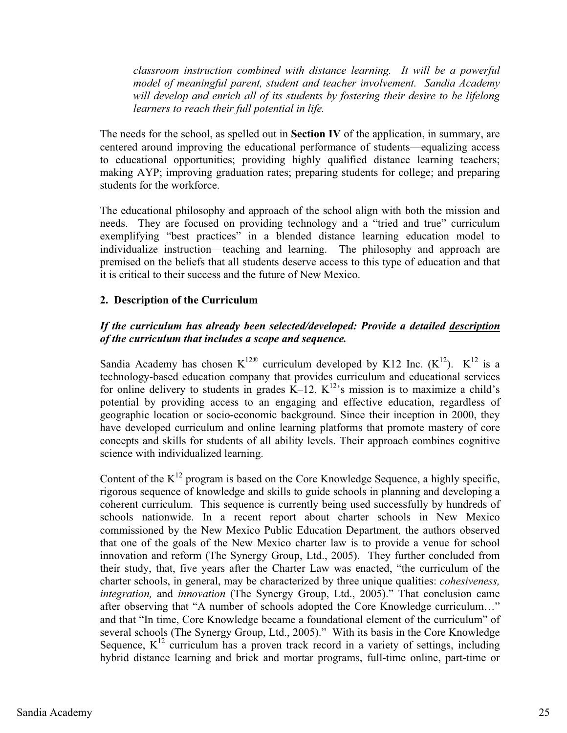*classroom instruction combined with distance learning. It will be a powerful model of meaningful parent, student and teacher involvement. Sandia Academy will develop and enrich all of its students by fostering their desire to be lifelong learners to reach their full potential in life.*

The needs for the school, as spelled out in **Section IV** of the application, in summary, are centered around improving the educational performance of students—equalizing access to educational opportunities; providing highly qualified distance learning teachers; making AYP; improving graduation rates; preparing students for college; and preparing students for the workforce.

The educational philosophy and approach of the school align with both the mission and needs. They are focused on providing technology and a "tried and true" curriculum exemplifying "best practices" in a blended distance learning education model to individualize instruction—teaching and learning. The philosophy and approach are premised on the beliefs that all students deserve access to this type of education and that it is critical to their success and the future of New Mexico.

### 2. Description of the Curriculum

***If the curriculum has already been selected/developed: Provide a detailed <u>description</u> of the curriculum that includes a scope and sequence.***

Sandia Academy has chosen K[12®] curriculum developed by K12 Inc. (K[12]). K[12] is a technology-based education company that provides curriculum and educational services for online delivery to students in grades K–12. K[12]'s mission is to maximize a child's potential by providing access to an engaging and effective education, regardless of geographic location or socio-economic background. Since their inception in 2000, they have developed curriculum and online learning platforms that promote mastery of core concepts and skills for students of all ability levels. Their approach combines cognitive science with individualized learning.

Content of the K[12] program is based on the Core Knowledge Sequence, a highly specific, rigorous sequence of knowledge and skills to guide schools in planning and developing a coherent curriculum. This sequence is currently being used successfully by hundreds of schools nationwide. In a recent report about charter schools in New Mexico commissioned by the New Mexico Public Education Department*,* the authors observed that one of the goals of the New Mexico charter law is to provide a venue for school innovation and reform (The Synergy Group, Ltd., 2005). They further concluded from their study, that, five years after the Charter Law was enacted, "the curriculum of the charter schools, in general, may be characterized by three unique qualities: *cohesiveness, integration,* and *innovation* (The Synergy Group, Ltd., 2005)." That conclusion came after observing that "A number of schools adopted the Core Knowledge curriculum…" and that "In time, Core Knowledge became a foundational element of the curriculum" of several schools (The Synergy Group, Ltd., 2005)." With its basis in the Core Knowledge Sequence, K[12] curriculum has a proven track record in a variety of settings, including hybrid distance learning and brick and mortar programs, full-time online, part-time or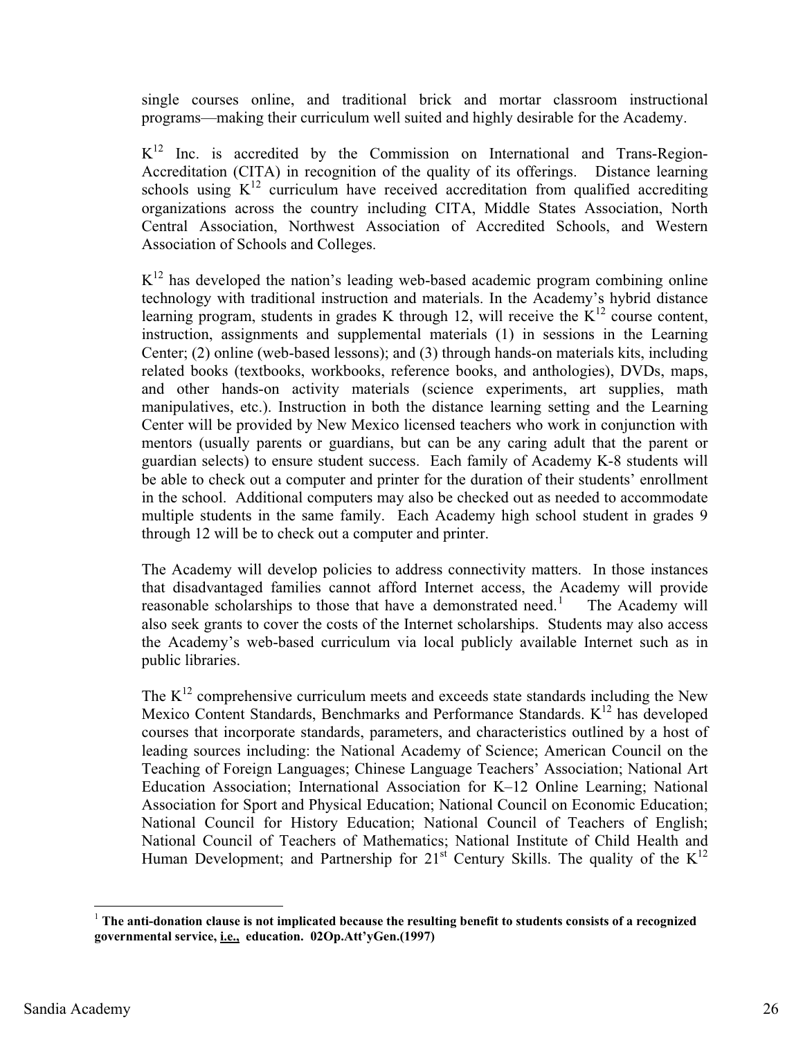single courses online, and traditional brick and mortar classroom instructional programs—making their curriculum well suited and highly desirable for the Academy.

$K^{12}$ Inc. is accredited by the Commission on International and Trans-Region-Accreditation (CITA) in recognition of the quality of its offerings. Distance learning schools using $K^{12}$ curriculum have received accreditation from qualified accrediting organizations across the country including CITA, Middle States Association, North Central Association, Northwest Association of Accredited Schools, and Western Association of Schools and Colleges.

$K^{12}$ has developed the nation's leading web-based academic program combining online technology with traditional instruction and materials. In the Academy's hybrid distance learning program, students in grades K through 12, will receive the $K^{12}$ course content, instruction, assignments and supplemental materials (1) in sessions in the Learning Center; (2) online (web-based lessons); and (3) through hands-on materials kits, including related books (textbooks, workbooks, reference books, and anthologies), DVDs, maps, and other hands-on activity materials (science experiments, art supplies, math manipulatives, etc.). Instruction in both the distance learning setting and the Learning Center will be provided by New Mexico licensed teachers who work in conjunction with mentors (usually parents or guardians, but can be any caring adult that the parent or guardian selects) to ensure student success. Each family of Academy K-8 students will be able to check out a computer and printer for the duration of their students' enrollment in the school. Additional computers may also be checked out as needed to accommodate multiple students in the same family. Each Academy high school student in grades 9 through 12 will be to check out a computer and printer.

The Academy will develop policies to address connectivity matters. In those instances that disadvantaged families cannot afford Internet access, the Academy will provide reasonable scholarships to those that have a demonstrated need.[1] The Academy will also seek grants to cover the costs of the Internet scholarships. Students may also access the Academy's web-based curriculum via local publicly available Internet such as in public libraries.

The $K^{12}$ comprehensive curriculum meets and exceeds state standards including the New Mexico Content Standards, Benchmarks and Performance Standards. $K^{12}$ has developed courses that incorporate standards, parameters, and characteristics outlined by a host of leading sources including: the National Academy of Science; American Council on the Teaching of Foreign Languages; Chinese Language Teachers' Association; National Art Education Association; International Association for K–12 Online Learning; National Association for Sport and Physical Education; National Council on Economic Education; National Council for History Education; National Council of Teachers of English; National Council of Teachers of Mathematics; National Institute of Child Health and Human Development; and Partnership for 21st Century Skills. The quality of the $K^{12}$

---

[1] **The anti-donation clause is not implicated because the resulting benefit to students consists of a recognized governmental service, <u>i.e.,</u> education. 02Op.Att'yGen.(1997)**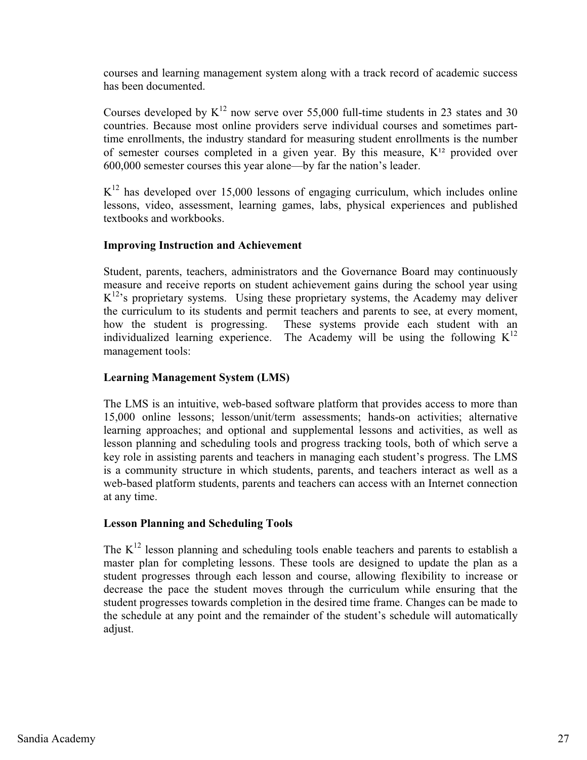courses and learning management system along with a track record of academic success has been documented.

Courses developed by K[12] now serve over 55,000 full-time students in 23 states and 30 countries. Because most online providers serve individual courses and sometimes part-time enrollments, the industry standard for measuring student enrollments is the number of semester courses completed in a given year. By this measure, K[12] provided over 600,000 semester courses this year alone—by far the nation's leader.

K[12] has developed over 15,000 lessons of engaging curriculum, which includes online lessons, video, assessment, learning games, labs, physical experiences and published textbooks and workbooks.

**Improving Instruction and Achievement**

Student, parents, teachers, administrators and the Governance Board may continuously measure and receive reports on student achievement gains during the school year using K[12]'s proprietary systems. Using these proprietary systems, the Academy may deliver the curriculum to its students and permit teachers and parents to see, at every moment, how the student is progressing. These systems provide each student with an individualized learning experience. The Academy will be using the following K[12] management tools:

**Learning Management System (LMS)**

The LMS is an intuitive, web-based software platform that provides access to more than 15,000 online lessons; lesson/unit/term assessments; hands-on activities; alternative learning approaches; and optional and supplemental lessons and activities, as well as lesson planning and scheduling tools and progress tracking tools, both of which serve a key role in assisting parents and teachers in managing each student's progress. The LMS is a community structure in which students, parents, and teachers interact as well as a web-based platform students, parents and teachers can access with an Internet connection at any time.

**Lesson Planning and Scheduling Tools**

The K[12] lesson planning and scheduling tools enable teachers and parents to establish a master plan for completing lessons. These tools are designed to update the plan as a student progresses through each lesson and course, allowing flexibility to increase or decrease the pace the student moves through the curriculum while ensuring that the student progresses towards completion in the desired time frame. Changes can be made to the schedule at any point and the remainder of the student's schedule will automatically adjust.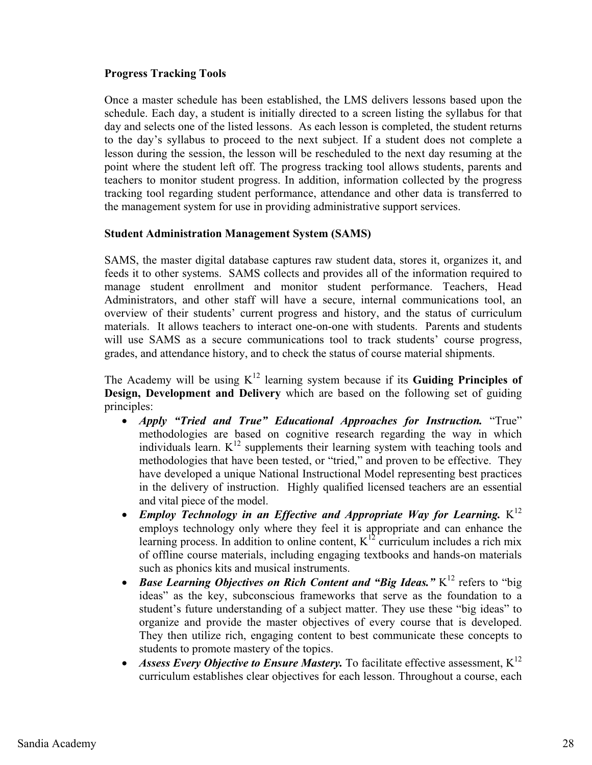**Progress Tracking Tools**

Once a master schedule has been established, the LMS delivers lessons based upon the schedule. Each day, a student is initially directed to a screen listing the syllabus for that day and selects one of the listed lessons. As each lesson is completed, the student returns to the day's syllabus to proceed to the next subject. If a student does not complete a lesson during the session, the lesson will be rescheduled to the next day resuming at the point where the student left off. The progress tracking tool allows students, parents and teachers to monitor student progress. In addition, information collected by the progress tracking tool regarding student performance, attendance and other data is transferred to the management system for use in providing administrative support services.

**Student Administration Management System (SAMS)**

SAMS, the master digital database captures raw student data, stores it, organizes it, and feeds it to other systems. SAMS collects and provides all of the information required to manage student enrollment and monitor student performance. Teachers, Head Administrators, and other staff will have a secure, internal communications tool, an overview of their students' current progress and history, and the status of curriculum materials. It allows teachers to interact one-on-one with students. Parents and students will use SAMS as a secure communications tool to track students' course progress, grades, and attendance history, and to check the status of course material shipments.

The Academy will be using $K^{12}$ learning system because if its **Guiding Principles of Design, Development and Delivery** which are based on the following set of guiding principles:

- ***Apply "Tried and True" Educational Approaches for Instruction.*** "True" methodologies are based on cognitive research regarding the way in which individuals learn. $K^{12}$ supplements their learning system with teaching tools and methodologies that have been tested, or "tried," and proven to be effective. They have developed a unique National Instructional Model representing best practices in the delivery of instruction. Highly qualified licensed teachers are an essential and vital piece of the model.
- ***Employ Technology in an Effective and Appropriate Way for Learning.*** $K^{12}$ employs technology only where they feel it is appropriate and can enhance the learning process. In addition to online content, $K^{12}$ curriculum includes a rich mix of offline course materials, including engaging textbooks and hands-on materials such as phonics kits and musical instruments.
- ***Base Learning Objectives on Rich Content and "Big Ideas."*** $K^{12}$ refers to "big ideas" as the key, subconscious frameworks that serve as the foundation to a student's future understanding of a subject matter. They use these "big ideas" to organize and provide the master objectives of every course that is developed. They then utilize rich, engaging content to best communicate these concepts to students to promote mastery of the topics.
- ***Assess Every Objective to Ensure Mastery.*** To facilitate effective assessment, $K^{12}$ curriculum establishes clear objectives for each lesson. Throughout a course, each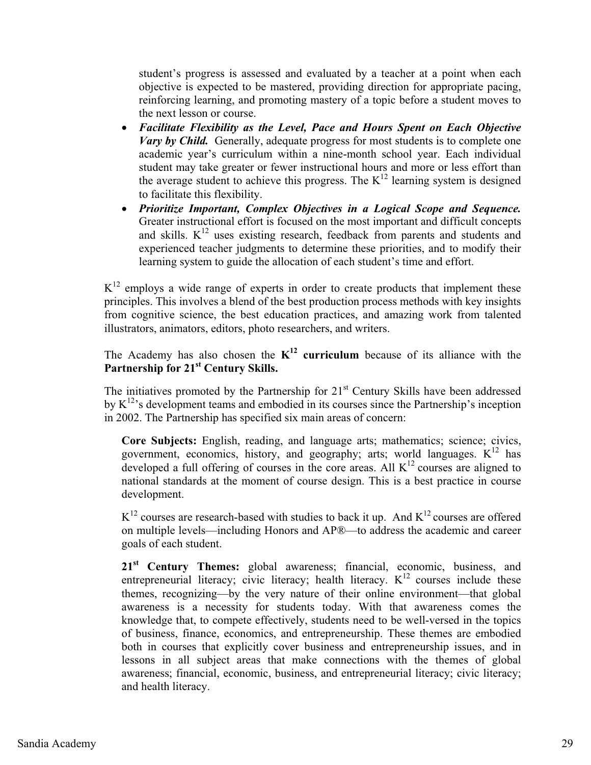student's progress is assessed and evaluated by a teacher at a point when each objective is expected to be mastered, providing direction for appropriate pacing, reinforcing learning, and promoting mastery of a topic before a student moves to the next lesson or course.

- ***Facilitate Flexibility as the Level, Pace and Hours Spent on Each Objective Vary by Child.*** Generally, adequate progress for most students is to complete one academic year's curriculum within a nine-month school year. Each individual student may take greater or fewer instructional hours and more or less effort than the average student to achieve this progress. The $K^{12}$ learning system is designed to facilitate this flexibility.
- ***Prioritize Important, Complex Objectives in a Logical Scope and Sequence.*** Greater instructional effort is focused on the most important and difficult concepts and skills. $K^{12}$ uses existing research, feedback from parents and students and experienced teacher judgments to determine these priorities, and to modify their learning system to guide the allocation of each student's time and effort.

$K^{12}$ employs a wide range of experts in order to create products that implement these principles. This involves a blend of the best production process methods with key insights from cognitive science, the best education practices, and amazing work from talented illustrators, animators, editors, photo researchers, and writers.

The Academy has also chosen the **$K^{12}$ curriculum** because of its alliance with the **Partnership for 21st Century Skills.**

The initiatives promoted by the Partnership for 21st Century Skills have been addressed by $K^{12}$'s development teams and embodied in its courses since the Partnership's inception in 2002. The Partnership has specified six main areas of concern:

**Core Subjects:** English, reading, and language arts; mathematics; science; civics, government, economics, history, and geography; arts; world languages. $K^{12}$ has developed a full offering of courses in the core areas. All $K^{12}$ courses are aligned to national standards at the moment of course design. This is a best practice in course development.

$K^{12}$ courses are research-based with studies to back it up. And $K^{12}$ courses are offered on multiple levels—including Honors and AP®—to address the academic and career goals of each student.

**21st Century Themes:** global awareness; financial, economic, business, and entrepreneurial literacy; civic literacy; health literacy. $K^{12}$ courses include these themes, recognizing—by the very nature of their online environment—that global awareness is a necessity for students today. With that awareness comes the knowledge that, to compete effectively, students need to be well-versed in the topics of business, finance, economics, and entrepreneurship. These themes are embodied both in courses that explicitly cover business and entrepreneurship issues, and in lessons in all subject areas that make connections with the themes of global awareness; financial, economic, business, and entrepreneurial literacy; civic literacy; and health literacy.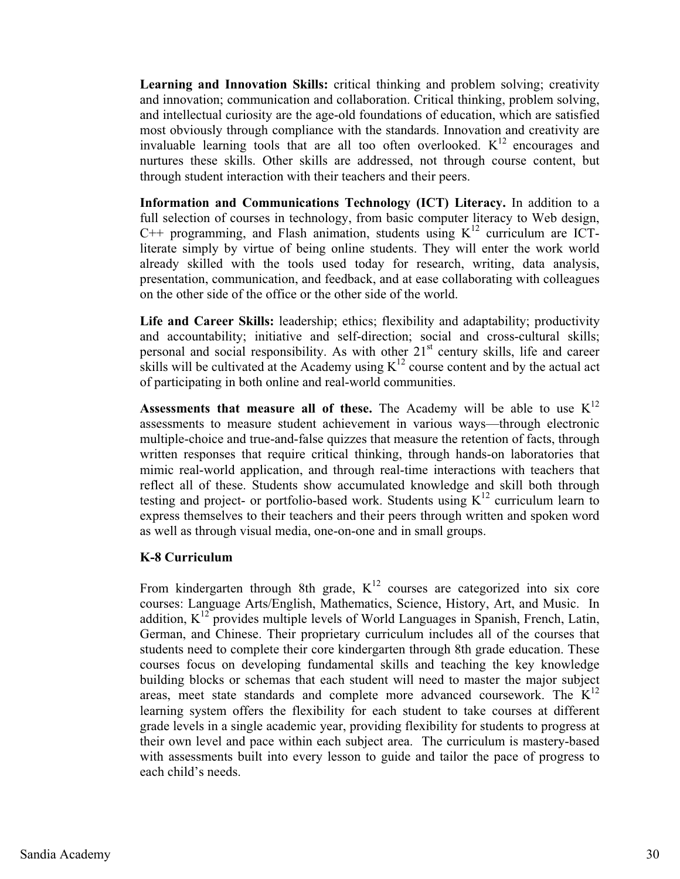**Learning and Innovation Skills:** critical thinking and problem solving; creativity and innovation; communication and collaboration. Critical thinking, problem solving, and intellectual curiosity are the age-old foundations of education, which are satisfied most obviously through compliance with the standards. Innovation and creativity are invaluable learning tools that are all too often overlooked. $K^{12}$ encourages and nurtures these skills. Other skills are addressed, not through course content, but through student interaction with their teachers and their peers.

**Information and Communications Technology (ICT) Literacy.** In addition to a full selection of courses in technology, from basic computer literacy to Web design, C++ programming, and Flash animation, students using $K^{12}$ curriculum are ICT-literate simply by virtue of being online students. They will enter the work world already skilled with the tools used today for research, writing, data analysis, presentation, communication, and feedback, and at ease collaborating with colleagues on the other side of the office or the other side of the world.

**Life and Career Skills:** leadership; ethics; flexibility and adaptability; productivity and accountability; initiative and self-direction; social and cross-cultural skills; personal and social responsibility. As with other 21st century skills, life and career skills will be cultivated at the Academy using $K^{12}$ course content and by the actual act of participating in both online and real-world communities.

**Assessments that measure all of these.** The Academy will be able to use $K^{12}$ assessments to measure student achievement in various ways—through electronic multiple-choice and true-and-false quizzes that measure the retention of facts, through written responses that require critical thinking, through hands-on laboratories that mimic real-world application, and through real-time interactions with teachers that reflect all of these. Students show accumulated knowledge and skill both through testing and project- or portfolio-based work. Students using $K^{12}$ curriculum learn to express themselves to their teachers and their peers through written and spoken word as well as through visual media, one-on-one and in small groups.

**K-8 Curriculum**

From kindergarten through 8th grade, $K^{12}$ courses are categorized into six core courses: Language Arts/English, Mathematics, Science, History, Art, and Music. In addition, $K^{12}$ provides multiple levels of World Languages in Spanish, French, Latin, German, and Chinese. Their proprietary curriculum includes all of the courses that students need to complete their core kindergarten through 8th grade education. These courses focus on developing fundamental skills and teaching the key knowledge building blocks or schemas that each student will need to master the major subject areas, meet state standards and complete more advanced coursework. The $K^{12}$ learning system offers the flexibility for each student to take courses at different grade levels in a single academic year, providing flexibility for students to progress at their own level and pace within each subject area. The curriculum is mastery-based with assessments built into every lesson to guide and tailor the pace of progress to each child's needs.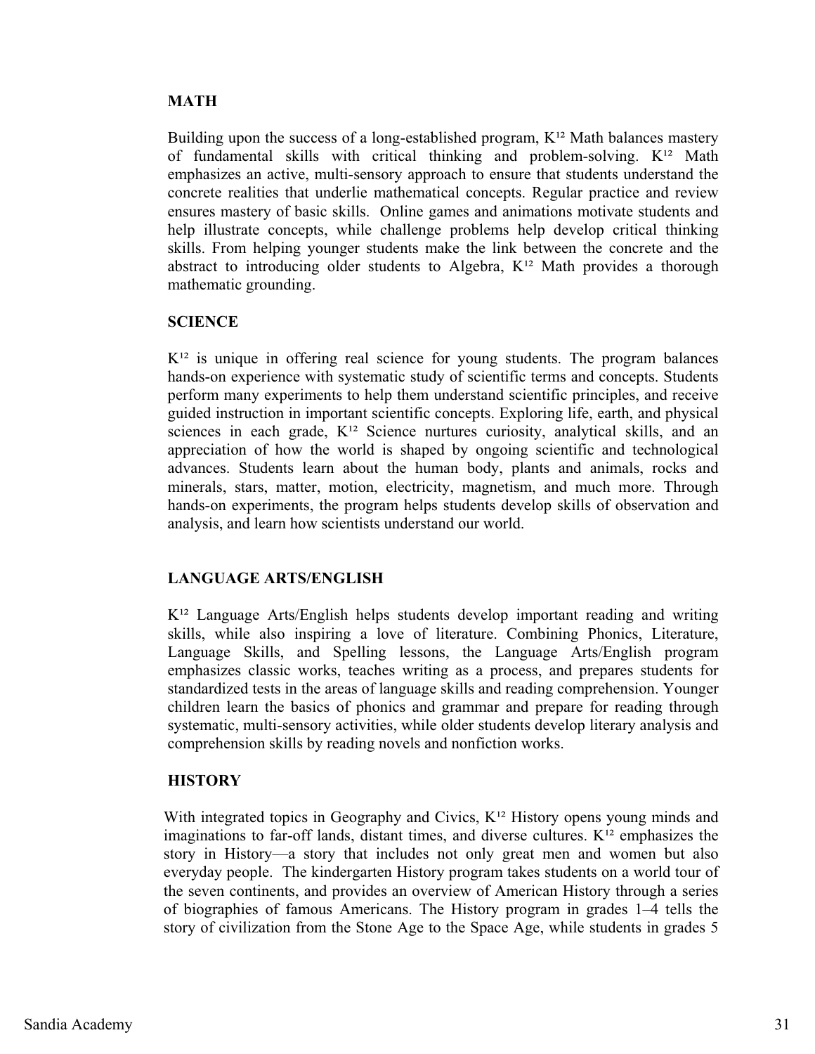## MATH

Building upon the success of a long-established program, $K^{12}$ Math balances mastery of fundamental skills with critical thinking and problem-solving. $K^{12}$ Math emphasizes an active, multi-sensory approach to ensure that students understand the concrete realities that underlie mathematical concepts. Regular practice and review ensures mastery of basic skills. Online games and animations motivate students and help illustrate concepts, while challenge problems help develop critical thinking skills. From helping younger students make the link between the concrete and the abstract to introducing older students to Algebra, $K^{12}$ Math provides a thorough mathematic grounding.

## SCIENCE

$K^{12}$ is unique in offering real science for young students. The program balances hands-on experience with systematic study of scientific terms and concepts. Students perform many experiments to help them understand scientific principles, and receive guided instruction in important scientific concepts. Exploring life, earth, and physical sciences in each grade, $K^{12}$ Science nurtures curiosity, analytical skills, and an appreciation of how the world is shaped by ongoing scientific and technological advances. Students learn about the human body, plants and animals, rocks and minerals, stars, matter, motion, electricity, magnetism, and much more. Through hands-on experiments, the program helps students develop skills of observation and analysis, and learn how scientists understand our world.

## LANGUAGE ARTS/ENGLISH

$K^{12}$ Language Arts/English helps students develop important reading and writing skills, while also inspiring a love of literature. Combining Phonics, Literature, Language Skills, and Spelling lessons, the Language Arts/English program emphasizes classic works, teaches writing as a process, and prepares students for standardized tests in the areas of language skills and reading comprehension. Younger children learn the basics of phonics and grammar and prepare for reading through systematic, multi-sensory activities, while older students develop literary analysis and comprehension skills by reading novels and nonfiction works.

## HISTORY

With integrated topics in Geography and Civics, $K^{12}$ History opens young minds and imaginations to far-off lands, distant times, and diverse cultures. $K^{12}$ emphasizes the story in History—a story that includes not only great men and women but also everyday people. The kindergarten History program takes students on a world tour of the seven continents, and provides an overview of American History through a series of biographies of famous Americans. The History program in grades 1–4 tells the story of civilization from the Stone Age to the Space Age, while students in grades 5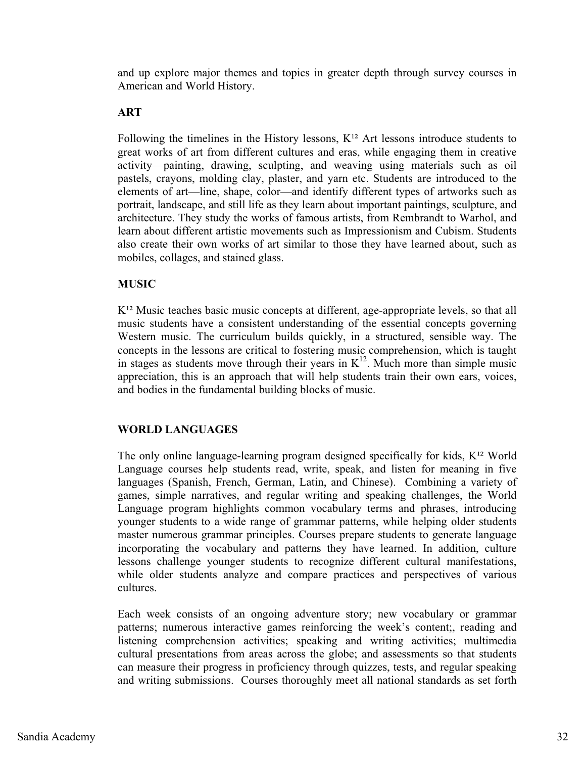and up explore major themes and topics in greater depth through survey courses in American and World History.

## ART

Following the timelines in the History lessons, K¹² Art lessons introduce students to great works of art from different cultures and eras, while engaging them in creative activity—painting, drawing, sculpting, and weaving using materials such as oil pastels, crayons, molding clay, plaster, and yarn etc. Students are introduced to the elements of art—line, shape, color—and identify different types of artworks such as portrait, landscape, and still life as they learn about important paintings, sculpture, and architecture. They study the works of famous artists, from Rembrandt to Warhol, and learn about different artistic movements such as Impressionism and Cubism. Students also create their own works of art similar to those they have learned about, such as mobiles, collages, and stained glass.

## MUSIC

K¹² Music teaches basic music concepts at different, age-appropriate levels, so that all music students have a consistent understanding of the essential concepts governing Western music. The curriculum builds quickly, in a structured, sensible way. The concepts in the lessons are critical to fostering music comprehension, which is taught in stages as students move through their years in K¹². Much more than simple music appreciation, this is an approach that will help students train their own ears, voices, and bodies in the fundamental building blocks of music.

## WORLD LANGUAGES

The only online language-learning program designed specifically for kids, K¹² World Language courses help students read, write, speak, and listen for meaning in five languages (Spanish, French, German, Latin, and Chinese). Combining a variety of games, simple narratives, and regular writing and speaking challenges, the World Language program highlights common vocabulary terms and phrases, introducing younger students to a wide range of grammar patterns, while helping older students master numerous grammar principles. Courses prepare students to generate language incorporating the vocabulary and patterns they have learned. In addition, culture lessons challenge younger students to recognize different cultural manifestations, while older students analyze and compare practices and perspectives of various cultures.

Each week consists of an ongoing adventure story; new vocabulary or grammar patterns; numerous interactive games reinforcing the week's content;, reading and listening comprehension activities; speaking and writing activities; multimedia cultural presentations from areas across the globe; and assessments so that students can measure their progress in proficiency through quizzes, tests, and regular speaking and writing submissions. Courses thoroughly meet all national standards as set forth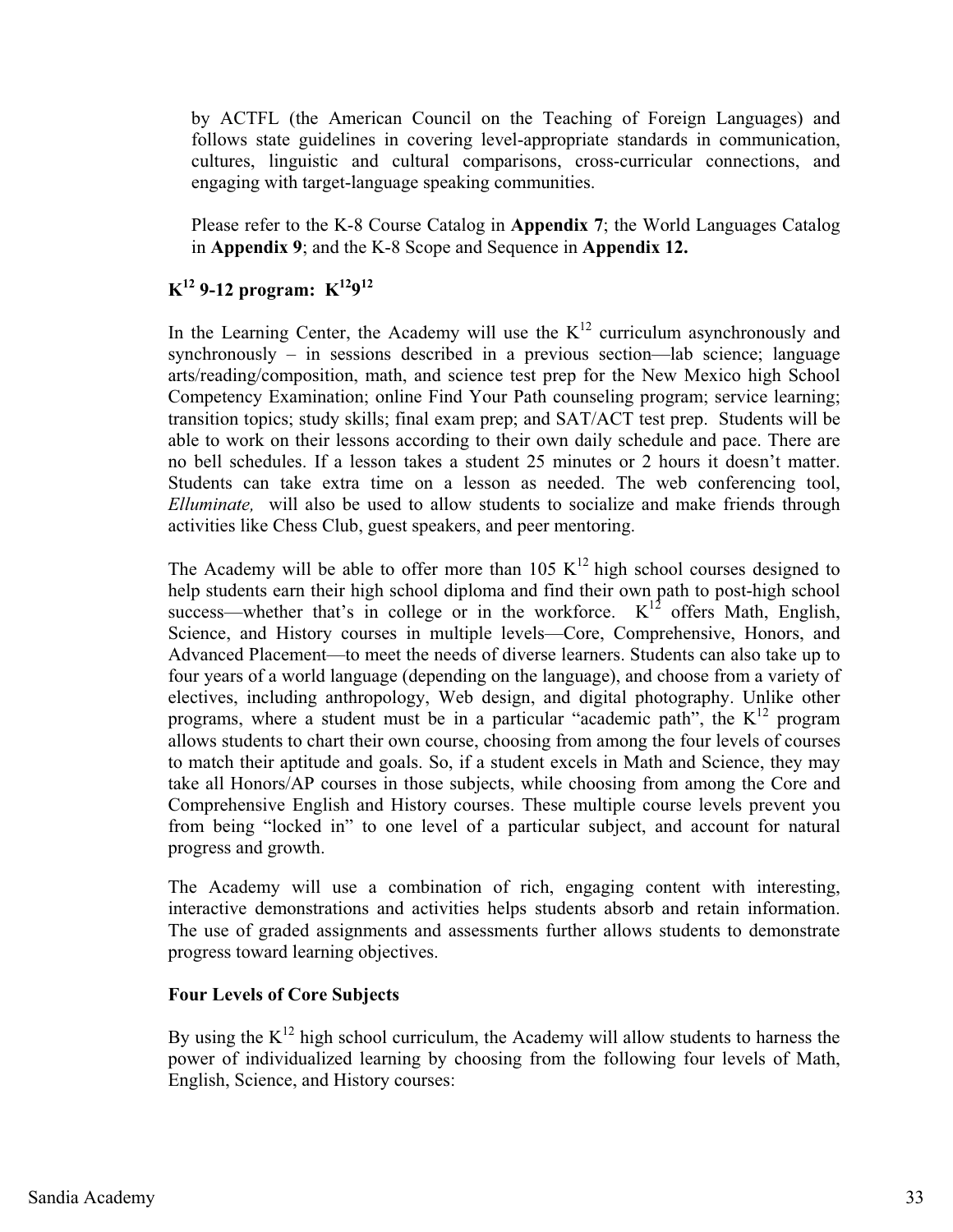by ACTFL (the American Council on the Teaching of Foreign Languages) and follows state guidelines in covering level-appropriate standards in communication, cultures, linguistic and cultural comparisons, cross-curricular connections, and engaging with target-language speaking communities.

Please refer to the K-8 Course Catalog in **Appendix 7**; the World Languages Catalog in **Appendix 9**; and the K-8 Scope and Sequence in **Appendix 12.**

## K$^{12}$ 9-12 program: K$^{12}$9$^{12}$

In the Learning Center, the Academy will use the K$^{12}$ curriculum asynchronously and synchronously – in sessions described in a previous section—lab science; language arts/reading/composition, math, and science test prep for the New Mexico high School Competency Examination; online Find Your Path counseling program; service learning; transition topics; study skills; final exam prep; and SAT/ACT test prep. Students will be able to work on their lessons according to their own daily schedule and pace. There are no bell schedules. If a lesson takes a student 25 minutes or 2 hours it doesn't matter. Students can take extra time on a lesson as needed. The web conferencing tool, *Elluminate,* will also be used to allow students to socialize and make friends through activities like Chess Club, guest speakers, and peer mentoring.

The Academy will be able to offer more than 105 K$^{12}$ high school courses designed to help students earn their high school diploma and find their own path to post-high school success—whether that's in college or in the workforce. K$^{12}$ offers Math, English, Science, and History courses in multiple levels—Core, Comprehensive, Honors, and Advanced Placement—to meet the needs of diverse learners. Students can also take up to four years of a world language (depending on the language), and choose from a variety of electives, including anthropology, Web design, and digital photography. Unlike other programs, where a student must be in a particular "academic path", the K$^{12}$ program allows students to chart their own course, choosing from among the four levels of courses to match their aptitude and goals. So, if a student excels in Math and Science, they may take all Honors/AP courses in those subjects, while choosing from among the Core and Comprehensive English and History courses. These multiple course levels prevent you from being "locked in" to one level of a particular subject, and account for natural progress and growth.

The Academy will use a combination of rich, engaging content with interesting, interactive demonstrations and activities helps students absorb and retain information. The use of graded assignments and assessments further allows students to demonstrate progress toward learning objectives.

### Four Levels of Core Subjects

By using the K$^{12}$ high school curriculum, the Academy will allow students to harness the power of individualized learning by choosing from the following four levels of Math, English, Science, and History courses: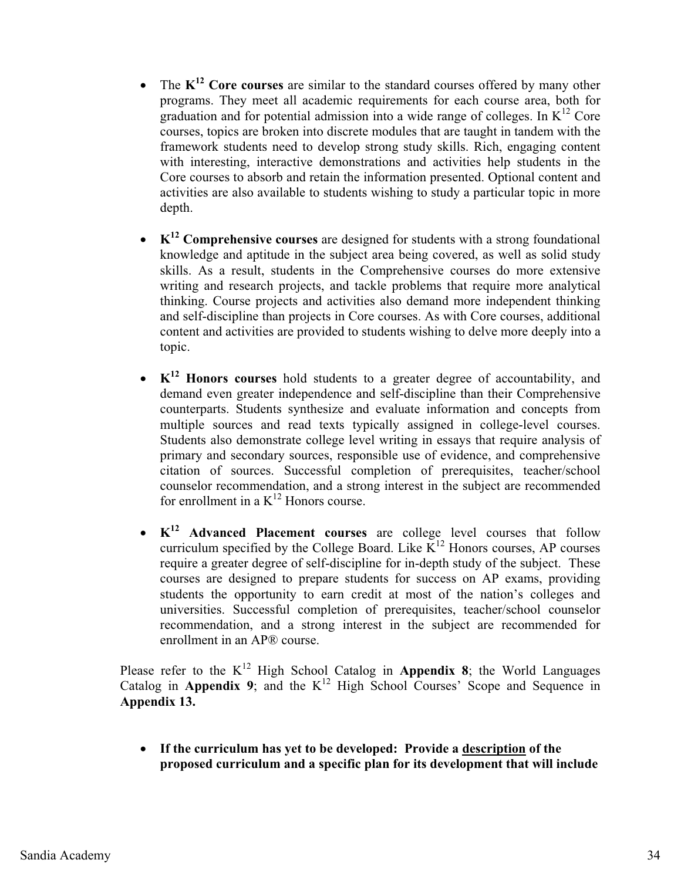- The $K^{12}$ **Core courses** are similar to the standard courses offered by many other programs. They meet all academic requirements for each course area, both for graduation and for potential admission into a wide range of colleges. In $K^{12}$ Core courses, topics are broken into discrete modules that are taught in tandem with the framework students need to develop strong study skills. Rich, engaging content with interesting, interactive demonstrations and activities help students in the Core courses to absorb and retain the information presented. Optional content and activities are also available to students wishing to study a particular topic in more depth.

- **$K^{12}$ Comprehensive courses** are designed for students with a strong foundational knowledge and aptitude in the subject area being covered, as well as solid study skills. As a result, students in the Comprehensive courses do more extensive writing and research projects, and tackle problems that require more analytical thinking. Course projects and activities also demand more independent thinking and self-discipline than projects in Core courses. As with Core courses, additional content and activities are provided to students wishing to delve more deeply into a topic.

- **$K^{12}$ Honors courses** hold students to a greater degree of accountability, and demand even greater independence and self-discipline than their Comprehensive counterparts. Students synthesize and evaluate information and concepts from multiple sources and read texts typically assigned in college-level courses. Students also demonstrate college level writing in essays that require analysis of primary and secondary sources, responsible use of evidence, and comprehensive citation of sources. Successful completion of prerequisites, teacher/school counselor recommendation, and a strong interest in the subject are recommended for enrollment in a $K^{12}$ Honors course.

- **$K^{12}$ Advanced Placement courses** are college level courses that follow curriculum specified by the College Board. Like $K^{12}$ Honors courses, AP courses require a greater degree of self-discipline for in-depth study of the subject. These courses are designed to prepare students for success on AP exams, providing students the opportunity to earn credit at most of the nation's colleges and universities. Successful completion of prerequisites, teacher/school counselor recommendation, and a strong interest in the subject are recommended for enrollment in an AP® course.

Please refer to the $K^{12}$ High School Catalog in **Appendix 8**; the World Languages Catalog in **Appendix 9**; and the $K^{12}$ High School Courses' Scope and Sequence in **Appendix 13.**

- **If the curriculum has yet to be developed: Provide a <u>description</u> of the proposed curriculum and a specific plan for its development that will include**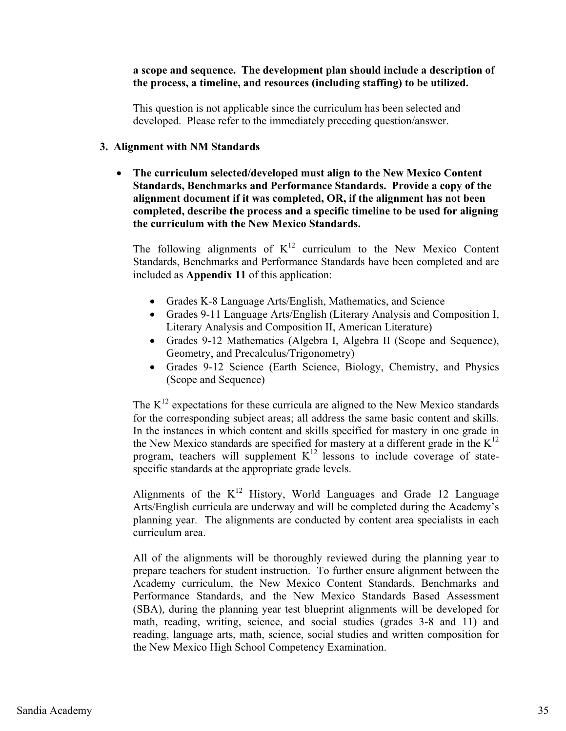**a scope and sequence. The development plan should include a description of the process, a timeline, and resources (including staffing) to be utilized.**

This question is not applicable since the curriculum has been selected and developed. Please refer to the immediately preceding question/answer.

### 3. Alignment with NM Standards

- **The curriculum selected/developed must align to the New Mexico Content Standards, Benchmarks and Performance Standards. Provide a copy of the alignment document if it was completed, OR, if the alignment has not been completed, describe the process and a specific timeline to be used for aligning the curriculum with the New Mexico Standards.**

  The following alignments of $K^{12}$ curriculum to the New Mexico Content Standards, Benchmarks and Performance Standards have been completed and are included as **Appendix 11** of this application:

  - Grades K-8 Language Arts/English, Mathematics, and Science
  - Grades 9-11 Language Arts/English (Literary Analysis and Composition I, Literary Analysis and Composition II, American Literature)
  - Grades 9-12 Mathematics (Algebra I, Algebra II (Scope and Sequence), Geometry, and Precalculus/Trigonometry)
  - Grades 9-12 Science (Earth Science, Biology, Chemistry, and Physics (Scope and Sequence)

  The $K^{12}$ expectations for these curricula are aligned to the New Mexico standards for the corresponding subject areas; all address the same basic content and skills. In the instances in which content and skills specified for mastery in one grade in the New Mexico standards are specified for mastery at a different grade in the $K^{12}$ program, teachers will supplement $K^{12}$ lessons to include coverage of state-specific standards at the appropriate grade levels.

  Alignments of the $K^{12}$ History, World Languages and Grade 12 Language Arts/English curricula are underway and will be completed during the Academy's planning year. The alignments are conducted by content area specialists in each curriculum area.

  All of the alignments will be thoroughly reviewed during the planning year to prepare teachers for student instruction. To further ensure alignment between the Academy curriculum, the New Mexico Content Standards, Benchmarks and Performance Standards, and the New Mexico Standards Based Assessment (SBA), during the planning year test blueprint alignments will be developed for math, reading, writing, science, and social studies (grades 3-8 and 11) and reading, language arts, math, science, social studies and written composition for the New Mexico High School Competency Examination.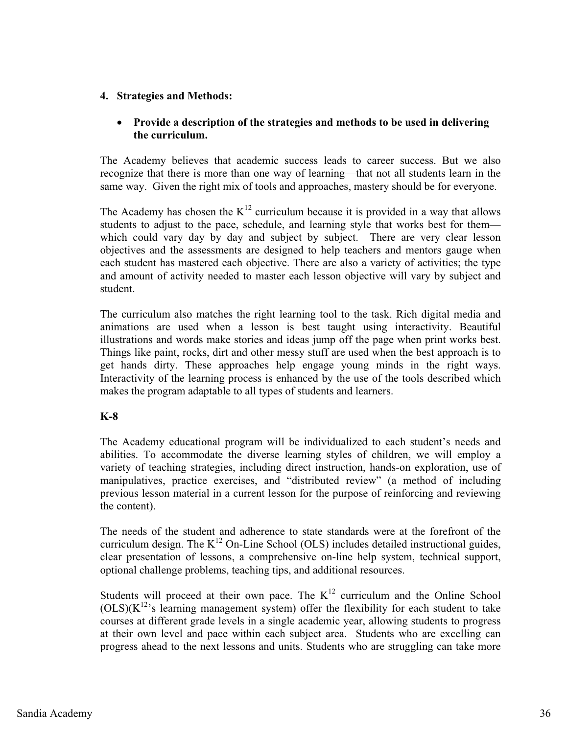## 4. Strategies and Methods:

- **Provide a description of the strategies and methods to be used in delivering the curriculum.**

The Academy believes that academic success leads to career success. But we also recognize that there is more than one way of learning—that not all students learn in the same way. Given the right mix of tools and approaches, mastery should be for everyone.

The Academy has chosen the $K^{12}$ curriculum because it is provided in a way that allows students to adjust to the pace, schedule, and learning style that works best for them—which could vary day by day and subject by subject. There are very clear lesson objectives and the assessments are designed to help teachers and mentors gauge when each student has mastered each objective. There are also a variety of activities; the type and amount of activity needed to master each lesson objective will vary by subject and student.

The curriculum also matches the right learning tool to the task. Rich digital media and animations are used when a lesson is best taught using interactivity. Beautiful illustrations and words make stories and ideas jump off the page when print works best. Things like paint, rocks, dirt and other messy stuff are used when the best approach is to get hands dirty. These approaches help engage young minds in the right ways. Interactivity of the learning process is enhanced by the use of the tools described which makes the program adaptable to all types of students and learners.

**K-8**

The Academy educational program will be individualized to each student's needs and abilities. To accommodate the diverse learning styles of children, we will employ a variety of teaching strategies, including direct instruction, hands-on exploration, use of manipulatives, practice exercises, and "distributed review" (a method of including previous lesson material in a current lesson for the purpose of reinforcing and reviewing the content).

The needs of the student and adherence to state standards were at the forefront of the curriculum design. The $K^{12}$ On-Line School (OLS) includes detailed instructional guides, clear presentation of lessons, a comprehensive on-line help system, technical support, optional challenge problems, teaching tips, and additional resources.

Students will proceed at their own pace. The $K^{12}$ curriculum and the Online School (OLS)($K^{12}$'s learning management system) offer the flexibility for each student to take courses at different grade levels in a single academic year, allowing students to progress at their own level and pace within each subject area. Students who are excelling can progress ahead to the next lessons and units. Students who are struggling can take more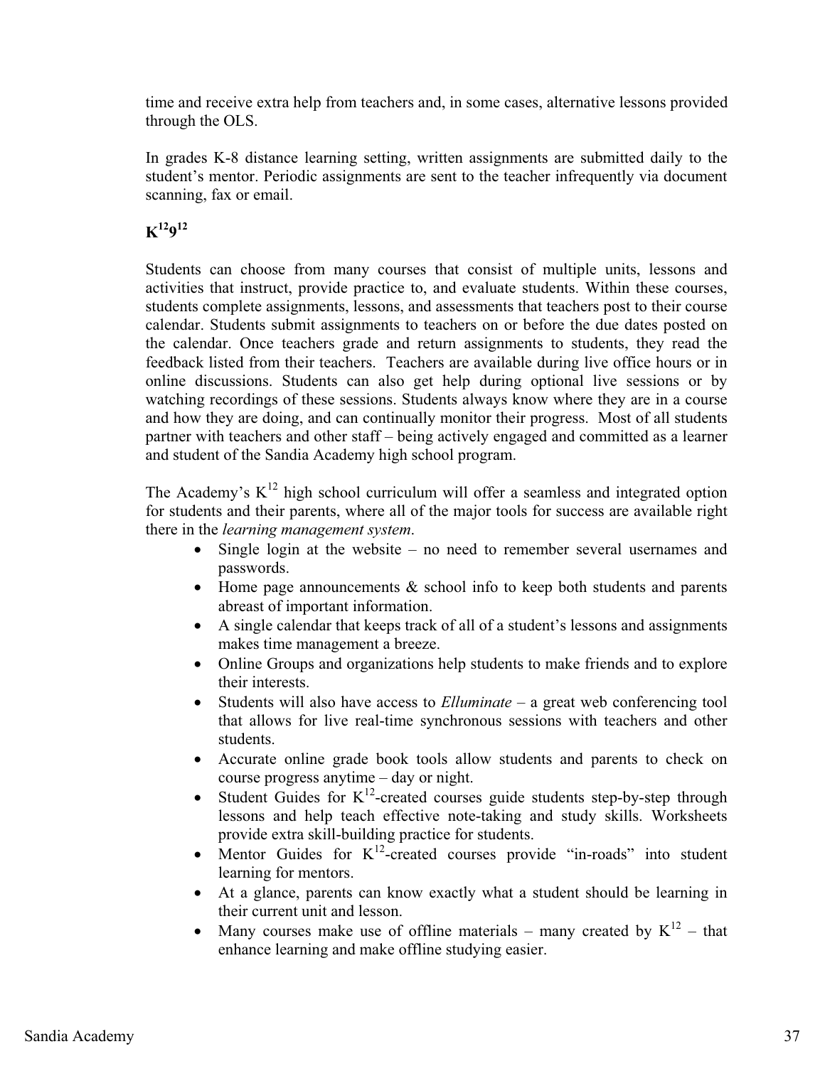time and receive extra help from teachers and, in some cases, alternative lessons provided through the OLS.

In grades K-8 distance learning setting, written assignments are submitted daily to the student's mentor. Periodic assignments are sent to the teacher infrequently via document scanning, fax or email.

**K^12 9^12**

Students can choose from many courses that consist of multiple units, lessons and activities that instruct, provide practice to, and evaluate students. Within these courses, students complete assignments, lessons, and assessments that teachers post to their course calendar. Students submit assignments to teachers on or before the due dates posted on the calendar. Once teachers grade and return assignments to students, they read the feedback listed from their teachers. Teachers are available during live office hours or in online discussions. Students can also get help during optional live sessions or by watching recordings of these sessions. Students always know where they are in a course and how they are doing, and can continually monitor their progress. Most of all students partner with teachers and other staff – being actively engaged and committed as a learner and student of the Sandia Academy high school program.

The Academy's K^12 high school curriculum will offer a seamless and integrated option for students and their parents, where all of the major tools for success are available right there in the *learning management system*.

- Single login at the website – no need to remember several usernames and passwords.
- Home page announcements & school info to keep both students and parents abreast of important information.
- A single calendar that keeps track of all of a student's lessons and assignments makes time management a breeze.
- Online Groups and organizations help students to make friends and to explore their interests.
- Students will also have access to *Elluminate* – a great web conferencing tool that allows for live real-time synchronous sessions with teachers and other students.
- Accurate online grade book tools allow students and parents to check on course progress anytime – day or night.
- Student Guides for K^12-created courses guide students step-by-step through lessons and help teach effective note-taking and study skills. Worksheets provide extra skill-building practice for students.
- Mentor Guides for K^12-created courses provide "in-roads" into student learning for mentors.
- At a glance, parents can know exactly what a student should be learning in their current unit and lesson.
- Many courses make use of offline materials – many created by K^12 – that enhance learning and make offline studying easier.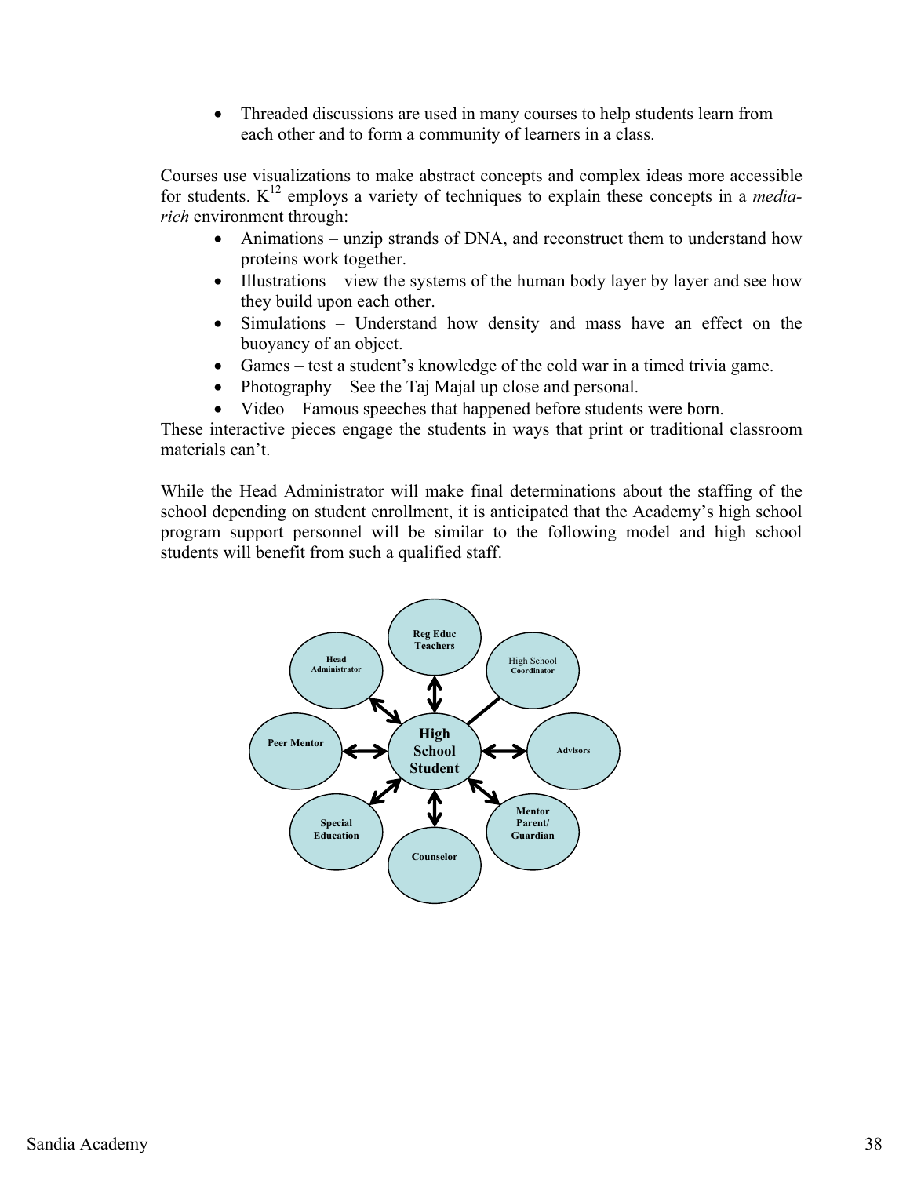- Threaded discussions are used in many courses to help students learn from each other and to form a community of learners in a class.

Courses use visualizations to make abstract concepts and complex ideas more accessible for students. K$^{12}$ employs a variety of techniques to explain these concepts in a *media-rich* environment through:

- Animations – unzip strands of DNA, and reconstruct them to understand how proteins work together.
- Illustrations – view the systems of the human body layer by layer and see how they build upon each other.
- Simulations – Understand how density and mass have an effect on the buoyancy of an object.
- Games – test a student's knowledge of the cold war in a timed trivia game.
- Photography – See the Taj Majal up close and personal.
- Video – Famous speeches that happened before students were born.

These interactive pieces engage the students in ways that print or traditional classroom materials can't.

While the Head Administrator will make final determinations about the staffing of the school depending on student enrollment, it is anticipated that the Academy's high school program support personnel will be similar to the following model and high school students will benefit from such a qualified staff.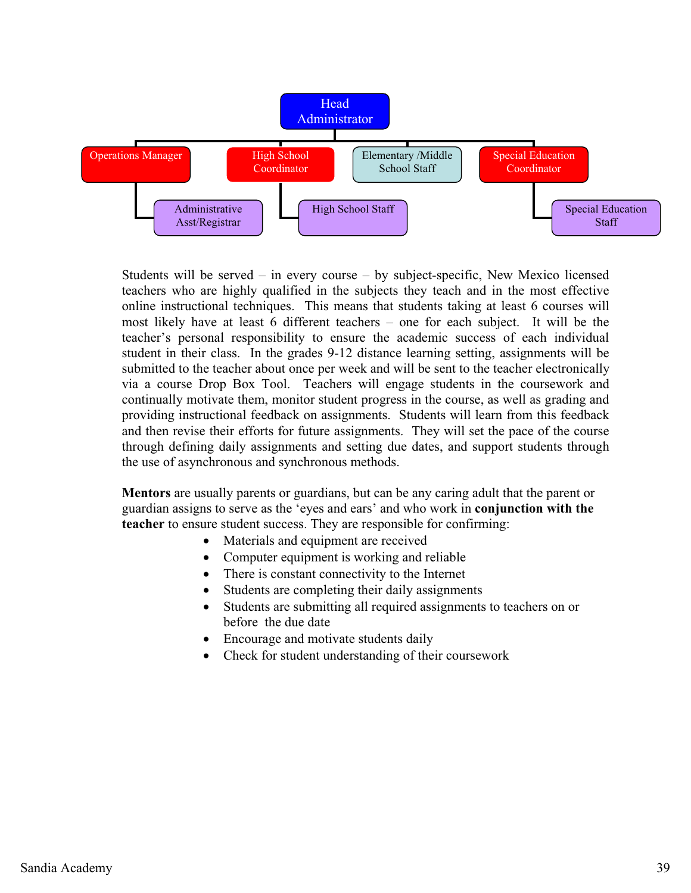- Head Administrator
  - Operations Manager
    - Administrative Asst/Registrar
  - High School Coordinator
    - High School Staff
  - Elementary /Middle School Staff
  - Special Education Coordinator
    - Special Education Staff

Students will be served – in every course – by subject-specific, New Mexico licensed teachers who are highly qualified in the subjects they teach and in the most effective online instructional techniques. This means that students taking at least 6 courses will most likely have at least 6 different teachers – one for each subject. It will be the teacher's personal responsibility to ensure the academic success of each individual student in their class. In the grades 9-12 distance learning setting, assignments will be submitted to the teacher about once per week and will be sent to the teacher electronically via a course Drop Box Tool. Teachers will engage students in the coursework and continually motivate them, monitor student progress in the course, as well as grading and providing instructional feedback on assignments. Students will learn from this feedback and then revise their efforts for future assignments. They will set the pace of the course through defining daily assignments and setting due dates, and support students through the use of asynchronous and synchronous methods.

**Mentors** are usually parents or guardians, but can be any caring adult that the parent or guardian assigns to serve as the 'eyes and ears' and who work in **conjunction with the teacher** to ensure student success. They are responsible for confirming:

- Materials and equipment are received
- Computer equipment is working and reliable
- There is constant connectivity to the Internet
- Students are completing their daily assignments
- Students are submitting all required assignments to teachers on or before the due date
- Encourage and motivate students daily
- Check for student understanding of their coursework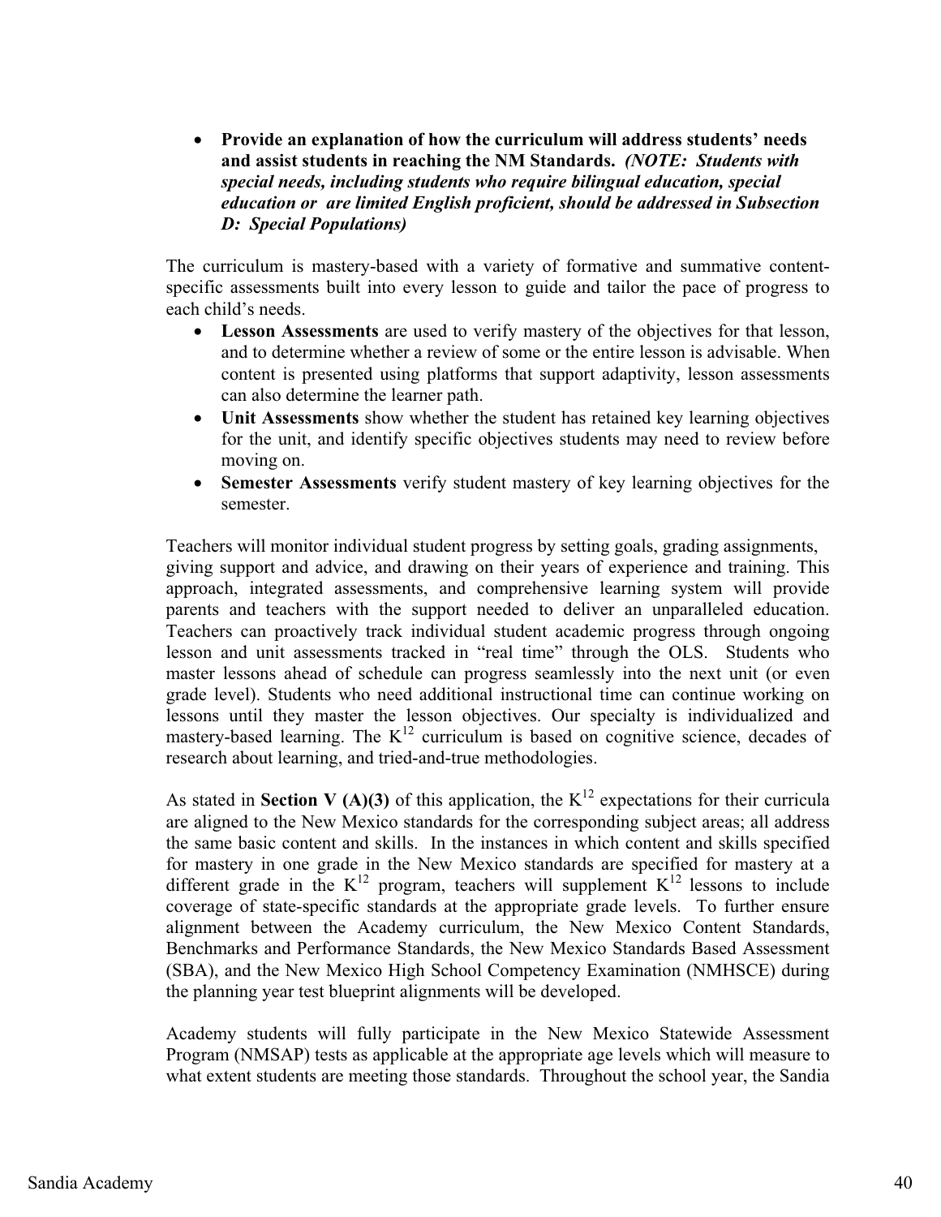- **Provide an explanation of how the curriculum will address students' needs and assist students in reaching the NM Standards.** ***(NOTE: Students with special needs, including students who require bilingual education, special education or are limited English proficient, should be addressed in Subsection D: Special Populations)***

The curriculum is mastery-based with a variety of formative and summative content-specific assessments built into every lesson to guide and tailor the pace of progress to each child's needs.

- **Lesson Assessments** are used to verify mastery of the objectives for that lesson, and to determine whether a review of some or the entire lesson is advisable. When content is presented using platforms that support adaptivity, lesson assessments can also determine the learner path.
- **Unit Assessments** show whether the student has retained key learning objectives for the unit, and identify specific objectives students may need to review before moving on.
- **Semester Assessments** verify student mastery of key learning objectives for the semester.

Teachers will monitor individual student progress by setting goals, grading assignments, giving support and advice, and drawing on their years of experience and training. This approach, integrated assessments, and comprehensive learning system will provide parents and teachers with the support needed to deliver an unparalleled education. Teachers can proactively track individual student academic progress through ongoing lesson and unit assessments tracked in "real time" through the OLS. Students who master lessons ahead of schedule can progress seamlessly into the next unit (or even grade level). Students who need additional instructional time can continue working on lessons until they master the lesson objectives. Our specialty is individualized and mastery-based learning. The K12 curriculum is based on cognitive science, decades of research about learning, and tried-and-true methodologies.

As stated in **Section V (A)(3)** of this application, the K12 expectations for their curricula are aligned to the New Mexico standards for the corresponding subject areas; all address the same basic content and skills. In the instances in which content and skills specified for mastery in one grade in the New Mexico standards are specified for mastery at a different grade in the K12 program, teachers will supplement K12 lessons to include coverage of state-specific standards at the appropriate grade levels. To further ensure alignment between the Academy curriculum, the New Mexico Content Standards, Benchmarks and Performance Standards, the New Mexico Standards Based Assessment (SBA), and the New Mexico High School Competency Examination (NMHSCE) during the planning year test blueprint alignments will be developed.

Academy students will fully participate in the New Mexico Statewide Assessment Program (NMSAP) tests as applicable at the appropriate age levels which will measure to what extent students are meeting those standards. Throughout the school year, the Sandia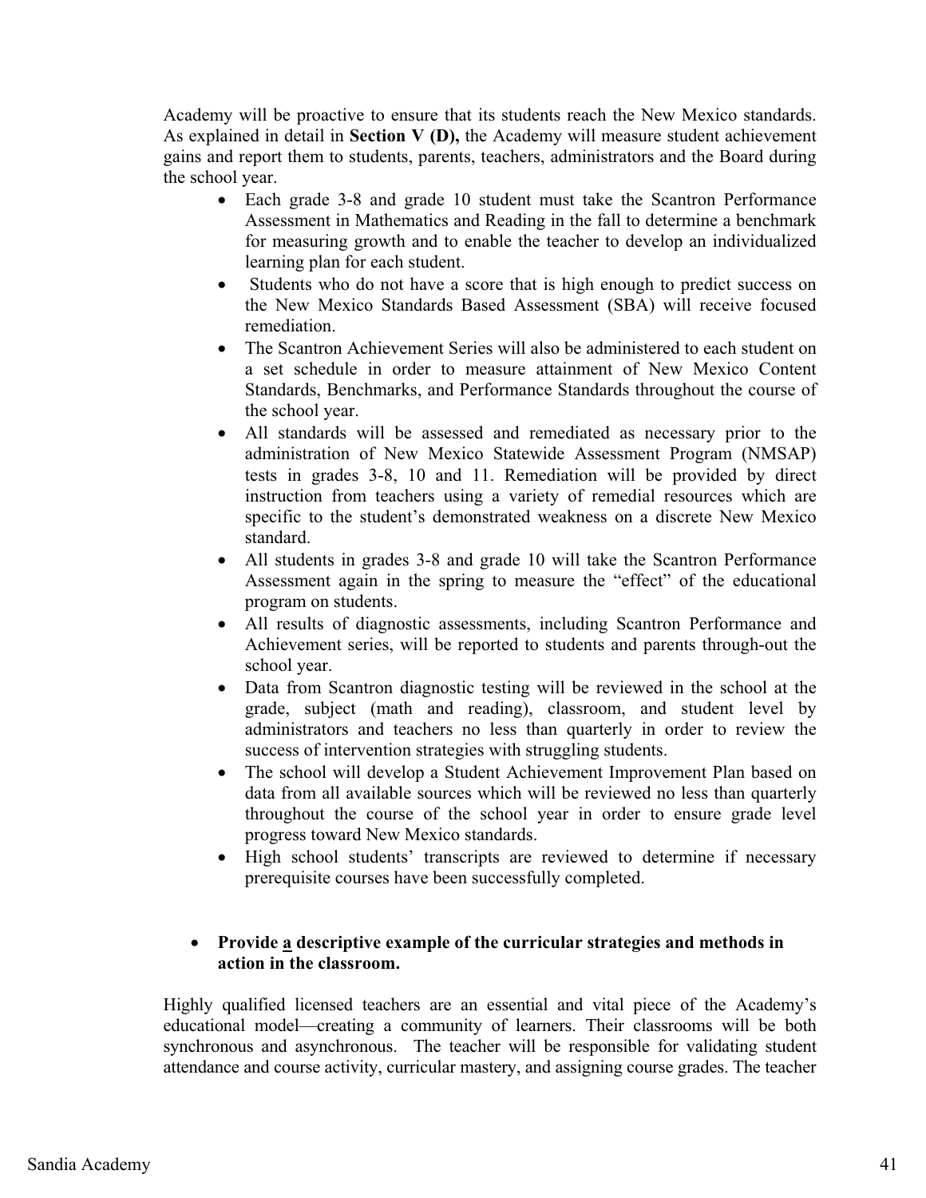Academy will be proactive to ensure that its students reach the New Mexico standards. As explained in detail in **Section V (D),** the Academy will measure student achievement gains and report them to students, parents, teachers, administrators and the Board during the school year.

- Each grade 3-8 and grade 10 student must take the Scantron Performance Assessment in Mathematics and Reading in the fall to determine a benchmark for measuring growth and to enable the teacher to develop an individualized learning plan for each student.
- Students who do not have a score that is high enough to predict success on the New Mexico Standards Based Assessment (SBA) will receive focused remediation.
- The Scantron Achievement Series will also be administered to each student on a set schedule in order to measure attainment of New Mexico Content Standards, Benchmarks, and Performance Standards throughout the course of the school year.
- All standards will be assessed and remediated as necessary prior to the administration of New Mexico Statewide Assessment Program (NMSAP) tests in grades 3-8, 10 and 11. Remediation will be provided by direct instruction from teachers using a variety of remedial resources which are specific to the student's demonstrated weakness on a discrete New Mexico standard.
- All students in grades 3-8 and grade 10 will take the Scantron Performance Assessment again in the spring to measure the "effect" of the educational program on students.
- All results of diagnostic assessments, including Scantron Performance and Achievement series, will be reported to students and parents through-out the school year.
- Data from Scantron diagnostic testing will be reviewed in the school at the grade, subject (math and reading), classroom, and student level by administrators and teachers no less than quarterly in order to review the success of intervention strategies with struggling students.
- The school will develop a Student Achievement Improvement Plan based on data from all available sources which will be reviewed no less than quarterly throughout the course of the school year in order to ensure grade level progress toward New Mexico standards.
- High school students' transcripts are reviewed to determine if necessary prerequisite courses have been successfully completed.

- **Provide a descriptive example of the curricular strategies and methods in action in the classroom.**

Highly qualified licensed teachers are an essential and vital piece of the Academy's educational model—creating a community of learners. Their classrooms will be both synchronous and asynchronous. The teacher will be responsible for validating student attendance and course activity, curricular mastery, and assigning course grades. The teacher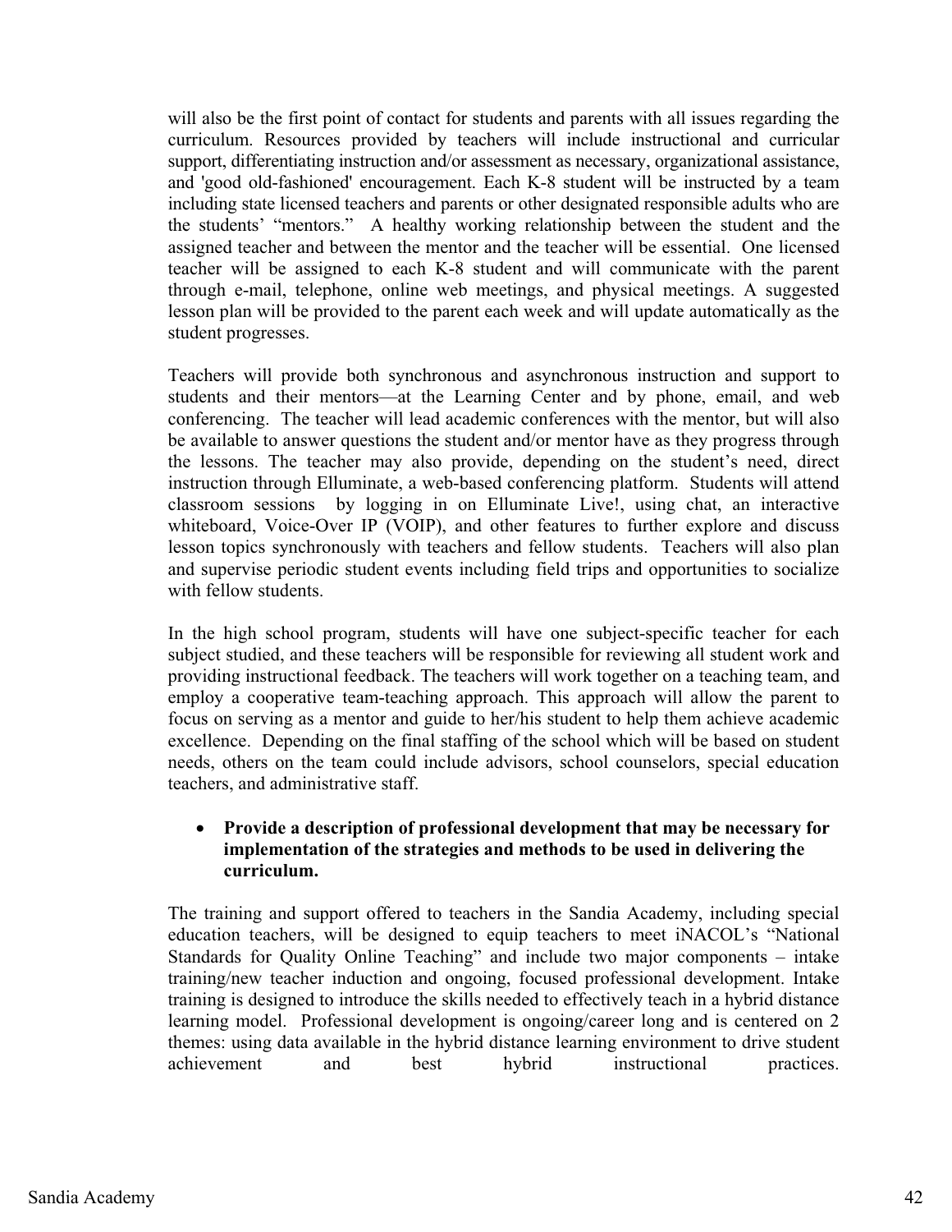will also be the first point of contact for students and parents with all issues regarding the curriculum. Resources provided by teachers will include instructional and curricular support, differentiating instruction and/or assessment as necessary, organizational assistance, and 'good old-fashioned' encouragement. Each K-8 student will be instructed by a team including state licensed teachers and parents or other designated responsible adults who are the students' "mentors." A healthy working relationship between the student and the assigned teacher and between the mentor and the teacher will be essential. One licensed teacher will be assigned to each K-8 student and will communicate with the parent through e-mail, telephone, online web meetings, and physical meetings. A suggested lesson plan will be provided to the parent each week and will update automatically as the student progresses.

Teachers will provide both synchronous and asynchronous instruction and support to students and their mentors—at the Learning Center and by phone, email, and web conferencing. The teacher will lead academic conferences with the mentor, but will also be available to answer questions the student and/or mentor have as they progress through the lessons. The teacher may also provide, depending on the student's need, direct instruction through Elluminate, a web-based conferencing platform. Students will attend classroom sessions by logging in on Elluminate Live!, using chat, an interactive whiteboard, Voice-Over IP (VOIP), and other features to further explore and discuss lesson topics synchronously with teachers and fellow students. Teachers will also plan and supervise periodic student events including field trips and opportunities to socialize with fellow students.

In the high school program, students will have one subject-specific teacher for each subject studied, and these teachers will be responsible for reviewing all student work and providing instructional feedback. The teachers will work together on a teaching team, and employ a cooperative team-teaching approach. This approach will allow the parent to focus on serving as a mentor and guide to her/his student to help them achieve academic excellence. Depending on the final staffing of the school which will be based on student needs, others on the team could include advisors, school counselors, special education teachers, and administrative staff.

- **Provide a description of professional development that may be necessary for implementation of the strategies and methods to be used in delivering the curriculum.**

The training and support offered to teachers in the Sandia Academy, including special education teachers, will be designed to equip teachers to meet iNACOL's "National Standards for Quality Online Teaching" and include two major components – intake training/new teacher induction and ongoing, focused professional development. Intake training is designed to introduce the skills needed to effectively teach in a hybrid distance learning model. Professional development is ongoing/career long and is centered on 2 themes: using data available in the hybrid distance learning environment to drive student achievement and best hybrid instructional practices.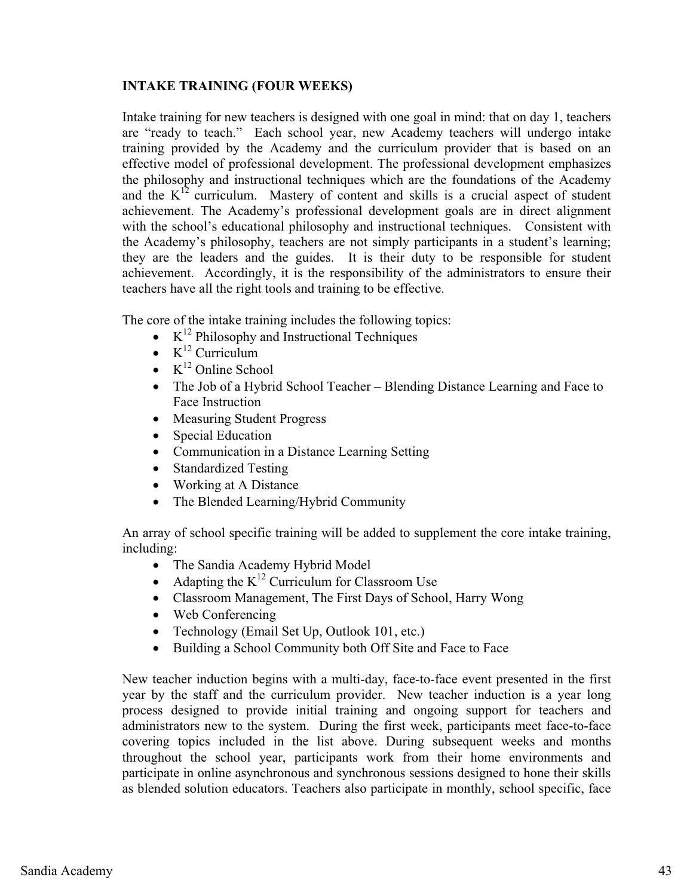**INTAKE TRAINING (FOUR WEEKS)**

Intake training for new teachers is designed with one goal in mind: that on day 1, teachers are "ready to teach." Each school year, new Academy teachers will undergo intake training provided by the Academy and the curriculum provider that is based on an effective model of professional development. The professional development emphasizes the philosophy and instructional techniques which are the foundations of the Academy and the $K^{12}$ curriculum. Mastery of content and skills is a crucial aspect of student achievement. The Academy's professional development goals are in direct alignment with the school's educational philosophy and instructional techniques. Consistent with the Academy's philosophy, teachers are not simply participants in a student's learning; they are the leaders and the guides. It is their duty to be responsible for student achievement. Accordingly, it is the responsibility of the administrators to ensure their teachers have all the right tools and training to be effective.

The core of the intake training includes the following topics:

- $K^{12}$ Philosophy and Instructional Techniques
- $K^{12}$ Curriculum
- $K^{12}$ Online School
- The Job of a Hybrid School Teacher – Blending Distance Learning and Face to Face Instruction
- Measuring Student Progress
- Special Education
- Communication in a Distance Learning Setting
- Standardized Testing
- Working at A Distance
- The Blended Learning/Hybrid Community

An array of school specific training will be added to supplement the core intake training, including:

- The Sandia Academy Hybrid Model
- Adapting the $K^{12}$ Curriculum for Classroom Use
- Classroom Management, The First Days of School, Harry Wong
- Web Conferencing
- Technology (Email Set Up, Outlook 101, etc.)
- Building a School Community both Off Site and Face to Face

New teacher induction begins with a multi-day, face-to-face event presented in the first year by the staff and the curriculum provider. New teacher induction is a year long process designed to provide initial training and ongoing support for teachers and administrators new to the system. During the first week, participants meet face-to-face covering topics included in the list above. During subsequent weeks and months throughout the school year, participants work from their home environments and participate in online asynchronous and synchronous sessions designed to hone their skills as blended solution educators. Teachers also participate in monthly, school specific, face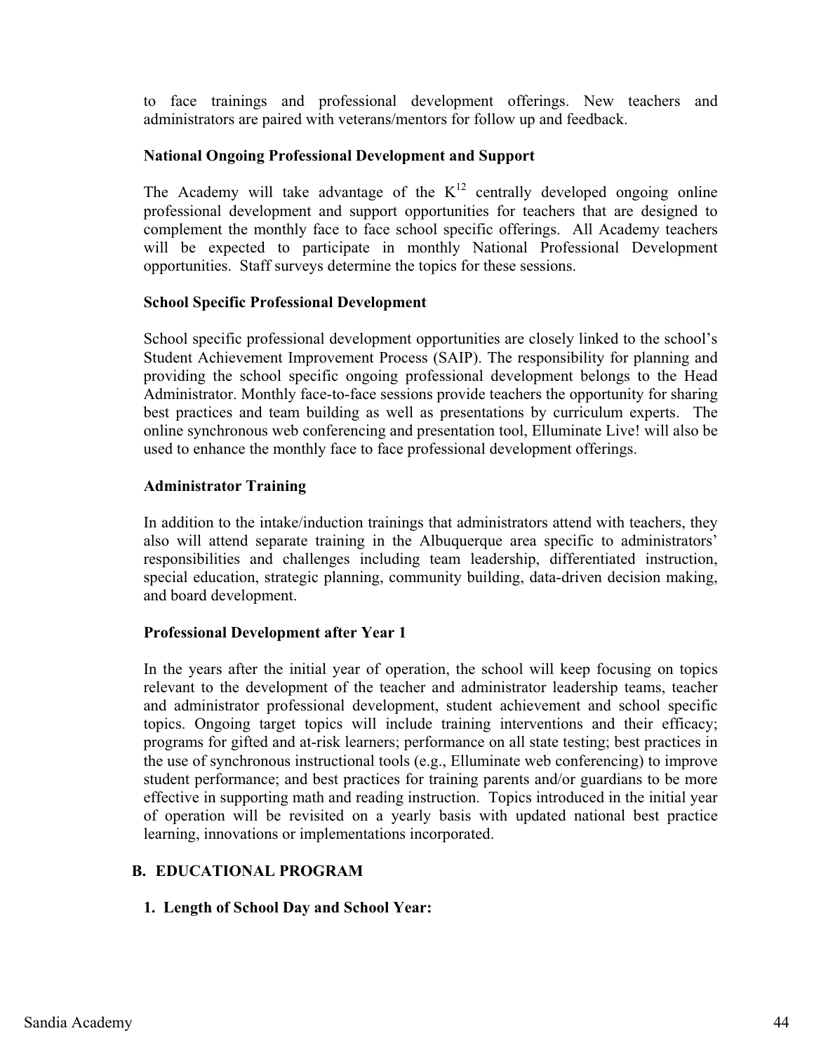to face trainings and professional development offerings. New teachers and administrators are paired with veterans/mentors for follow up and feedback.

**National Ongoing Professional Development and Support**

The Academy will take advantage of the $K^{12}$ centrally developed ongoing online professional development and support opportunities for teachers that are designed to complement the monthly face to face school specific offerings. All Academy teachers will be expected to participate in monthly National Professional Development opportunities. Staff surveys determine the topics for these sessions.

**School Specific Professional Development**

School specific professional development opportunities are closely linked to the school's Student Achievement Improvement Process (SAIP). The responsibility for planning and providing the school specific ongoing professional development belongs to the Head Administrator. Monthly face-to-face sessions provide teachers the opportunity for sharing best practices and team building as well as presentations by curriculum experts. The online synchronous web conferencing and presentation tool, Elluminate Live! will also be used to enhance the monthly face to face professional development offerings.

**Administrator Training**

In addition to the intake/induction trainings that administrators attend with teachers, they also will attend separate training in the Albuquerque area specific to administrators' responsibilities and challenges including team leadership, differentiated instruction, special education, strategic planning, community building, data-driven decision making, and board development.

**Professional Development after Year 1**

In the years after the initial year of operation, the school will keep focusing on topics relevant to the development of the teacher and administrator leadership teams, teacher and administrator professional development, student achievement and school specific topics. Ongoing target topics will include training interventions and their efficacy; programs for gifted and at-risk learners; performance on all state testing; best practices in the use of synchronous instructional tools (e.g., Elluminate web conferencing) to improve student performance; and best practices for training parents and/or guardians to be more effective in supporting math and reading instruction. Topics introduced in the initial year of operation will be revisited on a yearly basis with updated national best practice learning, innovations or implementations incorporated.

## B. EDUCATIONAL PROGRAM

### 1. Length of School Day and School Year: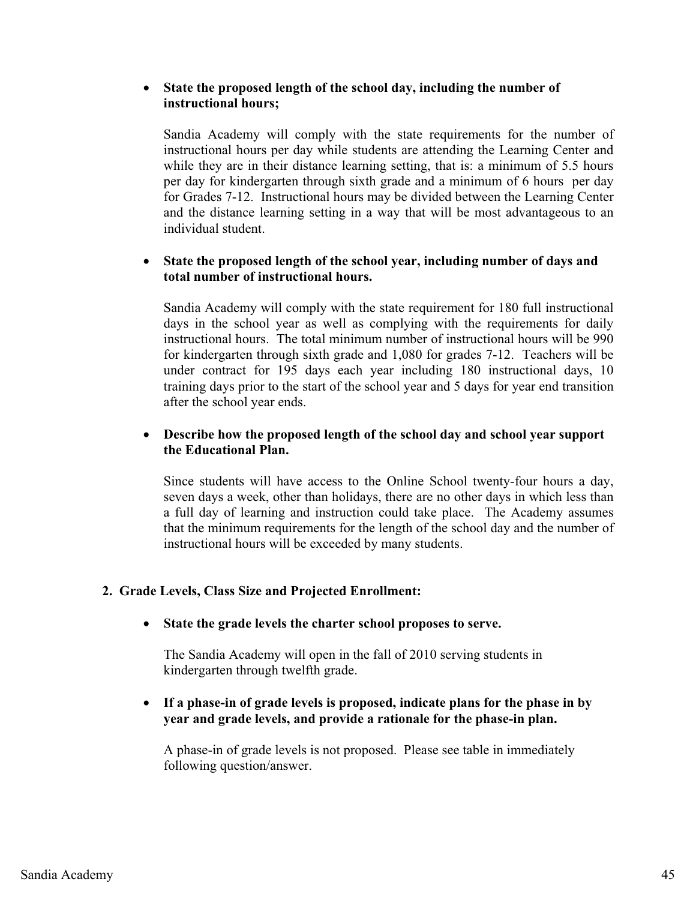- **State the proposed length of the school day, including the number of instructional hours;**

  Sandia Academy will comply with the state requirements for the number of instructional hours per day while students are attending the Learning Center and while they are in their distance learning setting, that is: a minimum of 5.5 hours per day for kindergarten through sixth grade and a minimum of 6 hours per day for Grades 7-12. Instructional hours may be divided between the Learning Center and the distance learning setting in a way that will be most advantageous to an individual student.

- **State the proposed length of the school year, including number of days and total number of instructional hours.**

  Sandia Academy will comply with the state requirement for 180 full instructional days in the school year as well as complying with the requirements for daily instructional hours. The total minimum number of instructional hours will be 990 for kindergarten through sixth grade and 1,080 for grades 7-12. Teachers will be under contract for 195 days each year including 180 instructional days, 10 training days prior to the start of the school year and 5 days for year end transition after the school year ends.

- **Describe how the proposed length of the school day and school year support the Educational Plan.**

  Since students will have access to the Online School twenty-four hours a day, seven days a week, other than holidays, there are no other days in which less than a full day of learning and instruction could take place. The Academy assumes that the minimum requirements for the length of the school day and the number of instructional hours will be exceeded by many students.

## 2. Grade Levels, Class Size and Projected Enrollment:

- **State the grade levels the charter school proposes to serve.**

  The Sandia Academy will open in the fall of 2010 serving students in kindergarten through twelfth grade.

- **If a phase-in of grade levels is proposed, indicate plans for the phase in by year and grade levels, and provide a rationale for the phase-in plan.**

  A phase-in of grade levels is not proposed. Please see table in immediately following question/answer.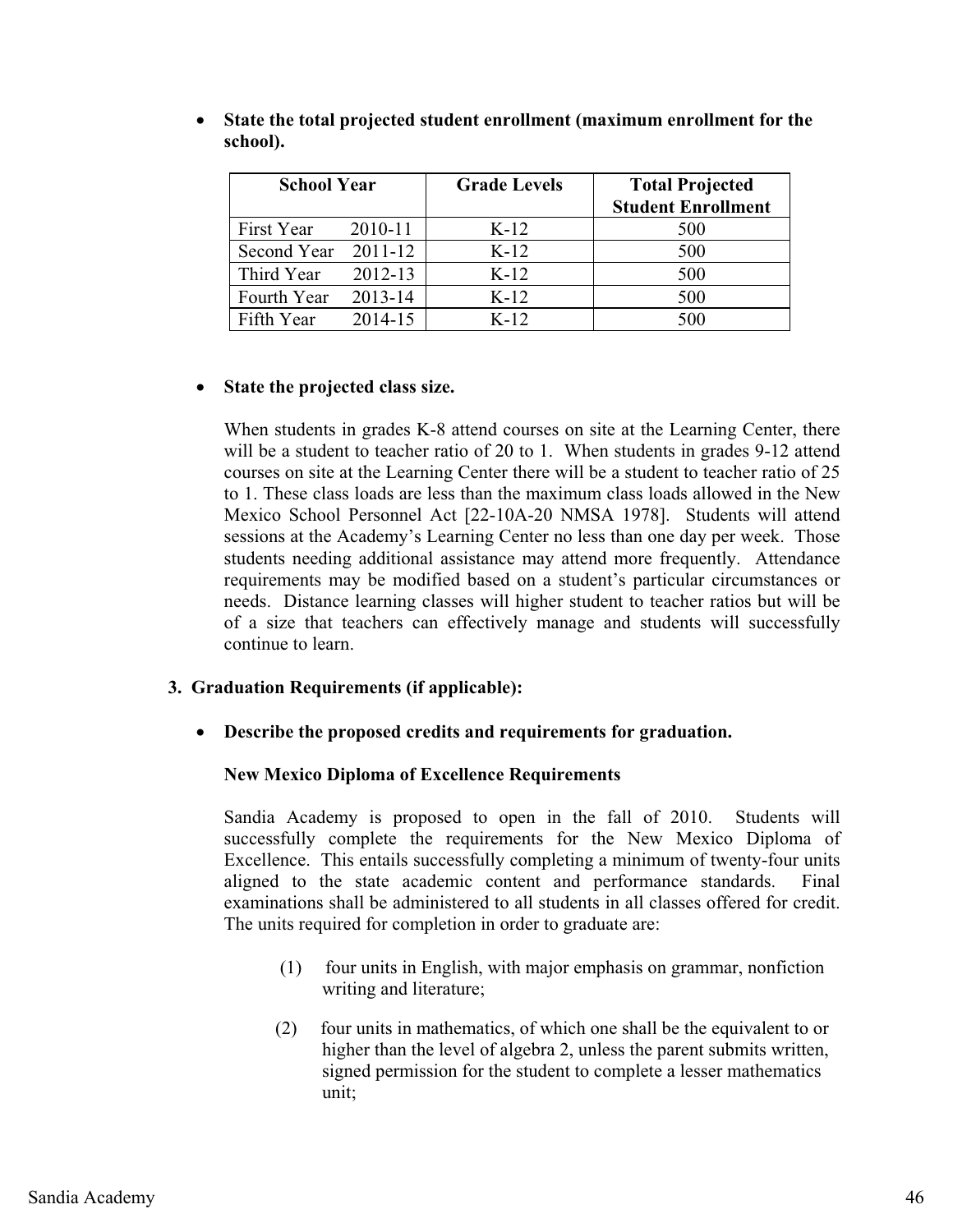- **State the total projected student enrollment (maximum enrollment for the school).**

| School Year | Grade Levels | Total Projected Student Enrollment |
|---|---|---|
| First Year 2010-11 | K-12 | 500 |
| Second Year 2011-12 | K-12 | 500 |
| Third Year 2012-13 | K-12 | 500 |
| Fourth Year 2013-14 | K-12 | 500 |
| Fifth Year 2014-15 | K-12 | 500 |

- **State the projected class size.**

  When students in grades K-8 attend courses on site at the Learning Center, there will be a student to teacher ratio of 20 to 1. When students in grades 9-12 attend courses on site at the Learning Center there will be a student to teacher ratio of 25 to 1. These class loads are less than the maximum class loads allowed in the New Mexico School Personnel Act [22-10A-20 NMSA 1978]. Students will attend sessions at the Academy's Learning Center no less than one day per week. Those students needing additional assistance may attend more frequently. Attendance requirements may be modified based on a student's particular circumstances or needs. Distance learning classes will higher student to teacher ratios but will be of a size that teachers can effectively manage and students will successfully continue to learn.

**3. Graduation Requirements (if applicable):**

- **Describe the proposed credits and requirements for graduation.**

  **New Mexico Diploma of Excellence Requirements**

  Sandia Academy is proposed to open in the fall of 2010. Students will successfully complete the requirements for the New Mexico Diploma of Excellence. This entails successfully completing a minimum of twenty-four units aligned to the state academic content and performance standards. Final examinations shall be administered to all students in all classes offered for credit. The units required for completion in order to graduate are:

  (1) four units in English, with major emphasis on grammar, nonfiction writing and literature;

  (2) four units in mathematics, of which one shall be the equivalent to or higher than the level of algebra 2, unless the parent submits written, signed permission for the student to complete a lesser mathematics unit;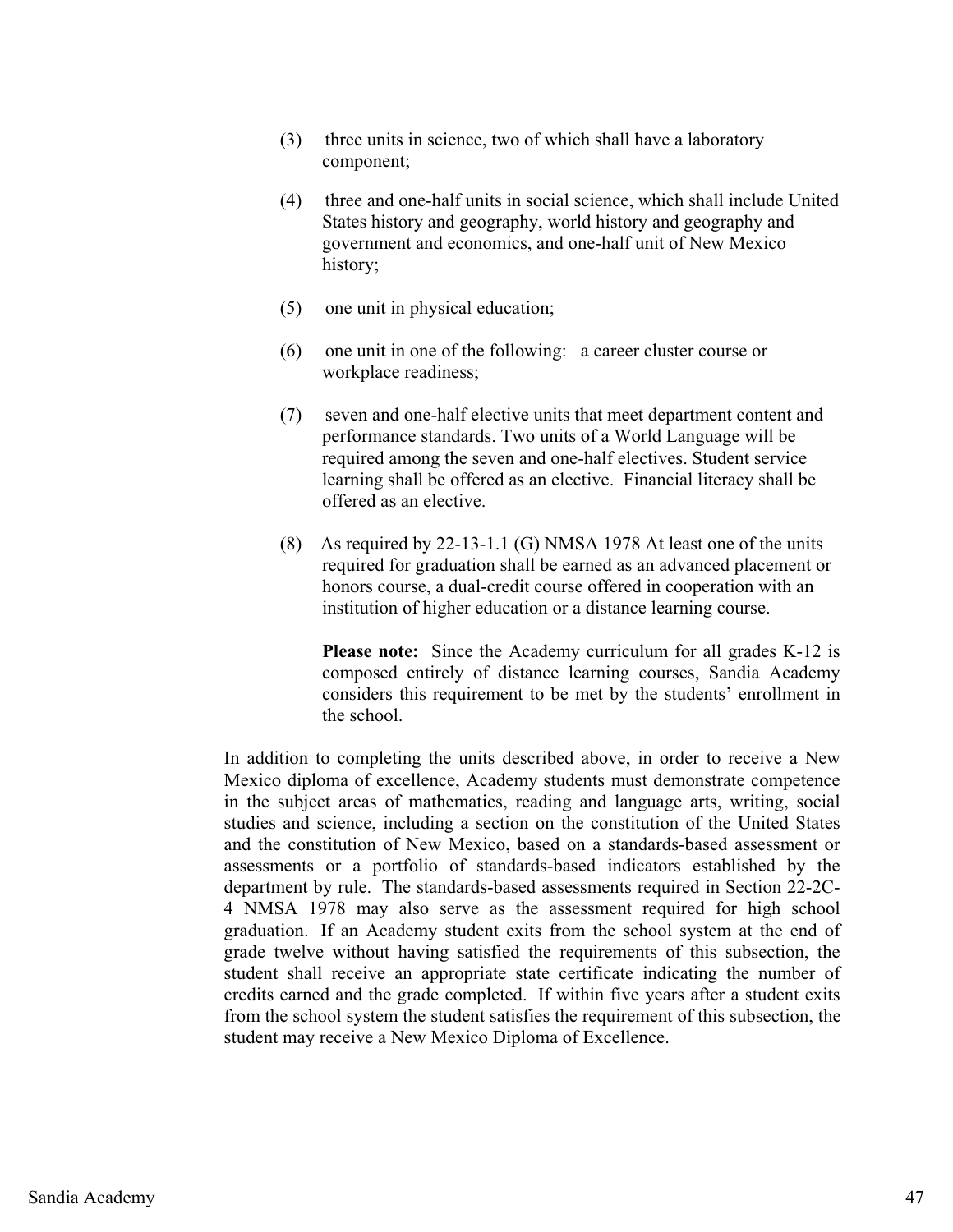(3) three units in science, two of which shall have a laboratory component;

(4) three and one-half units in social science, which shall include United States history and geography, world history and geography and government and economics, and one-half unit of New Mexico history;

(5) one unit in physical education;

(6) one unit in one of the following: a career cluster course or workplace readiness;

(7) seven and one-half elective units that meet department content and performance standards. Two units of a World Language will be required among the seven and one-half electives. Student service learning shall be offered as an elective. Financial literacy shall be offered as an elective.

(8) As required by 22-13-1.1 (G) NMSA 1978 At least one of the units required for graduation shall be earned as an advanced placement or honors course, a dual-credit course offered in cooperation with an institution of higher education or a distance learning course.

**Please note:** Since the Academy curriculum for all grades K-12 is composed entirely of distance learning courses, Sandia Academy considers this requirement to be met by the students' enrollment in the school.

In addition to completing the units described above, in order to receive a New Mexico diploma of excellence, Academy students must demonstrate competence in the subject areas of mathematics, reading and language arts, writing, social studies and science, including a section on the constitution of the United States and the constitution of New Mexico, based on a standards-based assessment or assessments or a portfolio of standards-based indicators established by the department by rule. The standards-based assessments required in Section 22-2C-4 NMSA 1978 may also serve as the assessment required for high school graduation. If an Academy student exits from the school system at the end of grade twelve without having satisfied the requirements of this subsection, the student shall receive an appropriate state certificate indicating the number of credits earned and the grade completed. If within five years after a student exits from the school system the student satisfies the requirement of this subsection, the student may receive a New Mexico Diploma of Excellence.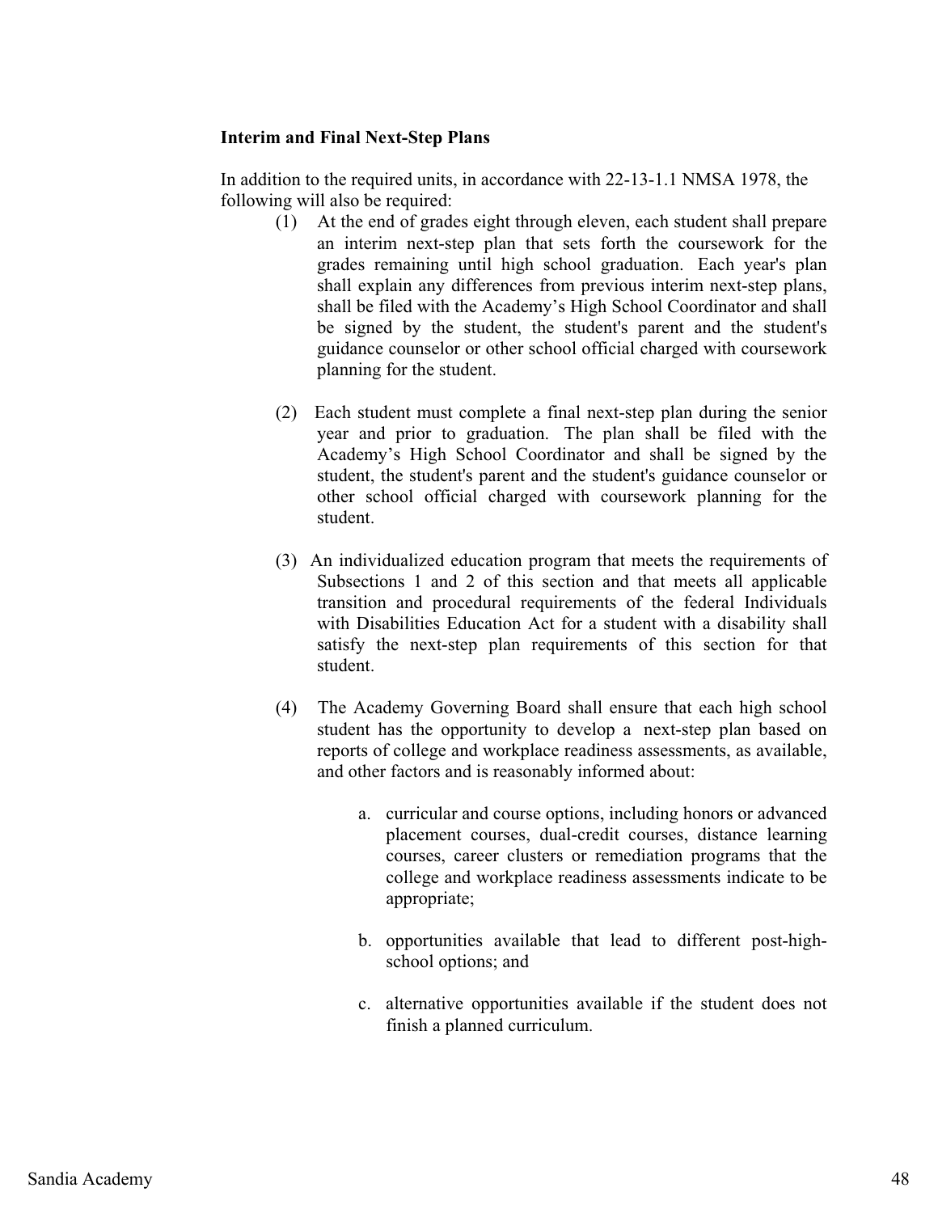**Interim and Final Next-Step Plans**

In addition to the required units, in accordance with 22-13-1.1 NMSA 1978, the following will also be required:

(1) At the end of grades eight through eleven, each student shall prepare an interim next-step plan that sets forth the coursework for the grades remaining until high school graduation. Each year's plan shall explain any differences from previous interim next-step plans, shall be filed with the Academy's High School Coordinator and shall be signed by the student, the student's parent and the student's guidance counselor or other school official charged with coursework planning for the student.

(2) Each student must complete a final next-step plan during the senior year and prior to graduation. The plan shall be filed with the Academy's High School Coordinator and shall be signed by the student, the student's parent and the student's guidance counselor or other school official charged with coursework planning for the student.

(3) An individualized education program that meets the requirements of Subsections 1 and 2 of this section and that meets all applicable transition and procedural requirements of the federal Individuals with Disabilities Education Act for a student with a disability shall satisfy the next-step plan requirements of this section for that student.

(4) The Academy Governing Board shall ensure that each high school student has the opportunity to develop a next-step plan based on reports of college and workplace readiness assessments, as available, and other factors and is reasonably informed about:

   a. curricular and course options, including honors or advanced placement courses, dual-credit courses, distance learning courses, career clusters or remediation programs that the college and workplace readiness assessments indicate to be appropriate;

   b. opportunities available that lead to different post-high-school options; and

   c. alternative opportunities available if the student does not finish a planned curriculum.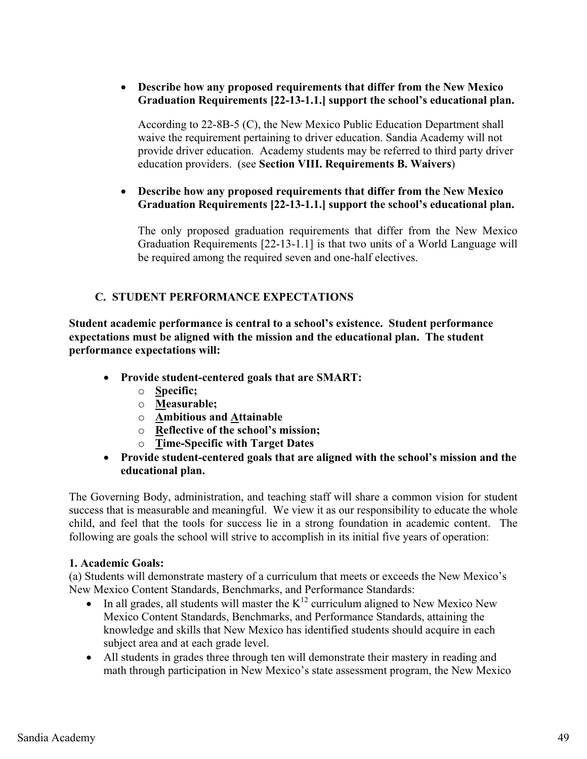- **Describe how any proposed requirements that differ from the New Mexico Graduation Requirements [22-13-1.1.] support the school's educational plan.**

  According to 22-8B-5 (C), the New Mexico Public Education Department shall waive the requirement pertaining to driver education. Sandia Academy will not provide driver education. Academy students may be referred to third party driver education providers. (see **Section VIII. Requirements B. Waivers**)

- **Describe how any proposed requirements that differ from the New Mexico Graduation Requirements [22-13-1.1.] support the school's educational plan.**

  The only proposed graduation requirements that differ from the New Mexico Graduation Requirements [22-13-1.1] is that two units of a World Language will be required among the required seven and one-half electives.

### C. STUDENT PERFORMANCE EXPECTATIONS

**Student academic performance is central to a school's existence. Student performance expectations must be aligned with the mission and the educational plan. The student performance expectations will:**

- **Provide student-centered goals that are SMART:**
  - **Specific;**
  - **Measurable;**
  - **Ambitious and Attainable**
  - **Reflective of the school's mission;**
  - **Time-Specific with Target Dates**
- **Provide student-centered goals that are aligned with the school's mission and the educational plan.**

The Governing Body, administration, and teaching staff will share a common vision for student success that is measurable and meaningful. We view it as our responsibility to educate the whole child, and feel that the tools for success lie in a strong foundation in academic content. The following are goals the school will strive to accomplish in its initial five years of operation:

**1. Academic Goals:**

(a) Students will demonstrate mastery of a curriculum that meets or exceeds the New Mexico's New Mexico Content Standards, Benchmarks, and Performance Standards:

- In all grades, all students will master the $K^{12}$ curriculum aligned to New Mexico New Mexico Content Standards, Benchmarks, and Performance Standards, attaining the knowledge and skills that New Mexico has identified students should acquire in each subject area and at each grade level.
- All students in grades three through ten will demonstrate their mastery in reading and math through participation in New Mexico's state assessment program, the New Mexico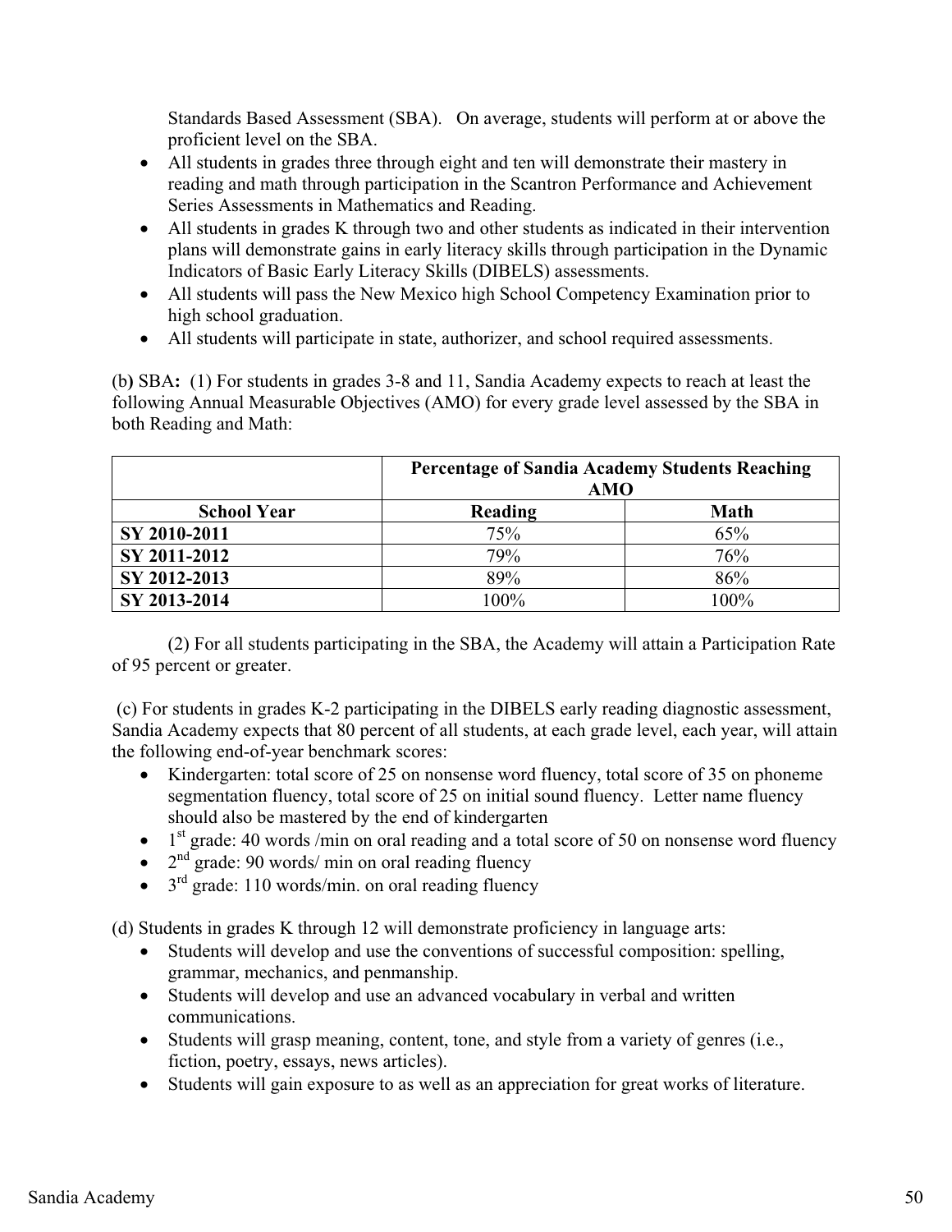Standards Based Assessment (SBA). On average, students will perform at or above the proficient level on the SBA.

- All students in grades three through eight and ten will demonstrate their mastery in reading and math through participation in the Scantron Performance and Achievement Series Assessments in Mathematics and Reading.
- All students in grades K through two and other students as indicated in their intervention plans will demonstrate gains in early literacy skills through participation in the Dynamic Indicators of Basic Early Literacy Skills (DIBELS) assessments.
- All students will pass the New Mexico high School Competency Examination prior to high school graduation.
- All students will participate in state, authorizer, and school required assessments.

(b) SBA**:** (1) For students in grades 3-8 and 11, Sandia Academy expects to reach at least the following Annual Measurable Objectives (AMO) for every grade level assessed by the SBA in both Reading and Math:

| | **Percentage of Sandia Academy Students Reaching AMO** | |
|---|---|---|
| **School Year** | **Reading** | **Math** |
| **SY 2010-2011** | 75% | 65% |
| **SY 2011-2012** | 79% | 76% |
| **SY 2012-2013** | 89% | 86% |
| **SY 2013-2014** | 100% | 100% |

(2) For all students participating in the SBA, the Academy will attain a Participation Rate of 95 percent or greater.

(c) For students in grades K-2 participating in the DIBELS early reading diagnostic assessment, Sandia Academy expects that 80 percent of all students, at each grade level, each year, will attain the following end-of-year benchmark scores:

- Kindergarten: total score of 25 on nonsense word fluency, total score of 35 on phoneme segmentation fluency, total score of 25 on initial sound fluency. Letter name fluency should also be mastered by the end of kindergarten
- 1st grade: 40 words /min on oral reading and a total score of 50 on nonsense word fluency
- 2nd grade: 90 words/ min on oral reading fluency
- 3rd grade: 110 words/min. on oral reading fluency

(d) Students in grades K through 12 will demonstrate proficiency in language arts:

- Students will develop and use the conventions of successful composition: spelling, grammar, mechanics, and penmanship.
- Students will develop and use an advanced vocabulary in verbal and written communications.
- Students will grasp meaning, content, tone, and style from a variety of genres (i.e., fiction, poetry, essays, news articles).
- Students will gain exposure to as well as an appreciation for great works of literature.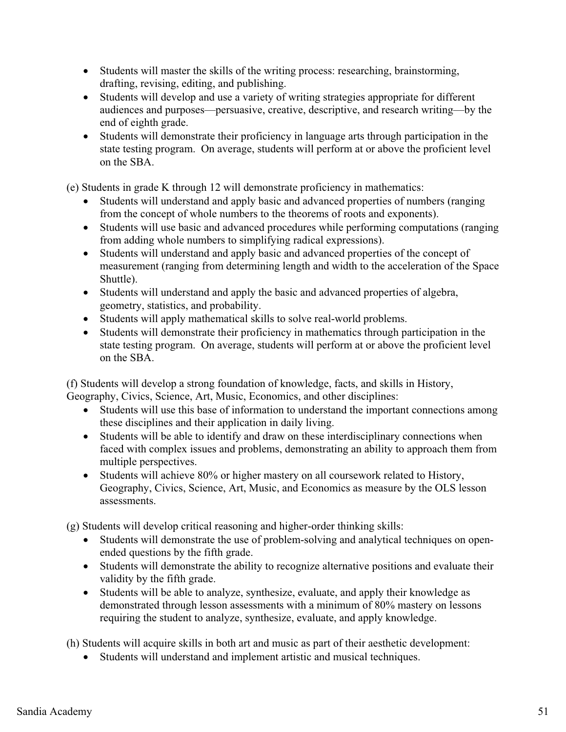- Students will master the skills of the writing process: researching, brainstorming, drafting, revising, editing, and publishing.
- Students will develop and use a variety of writing strategies appropriate for different audiences and purposes—persuasive, creative, descriptive, and research writing—by the end of eighth grade.
- Students will demonstrate their proficiency in language arts through participation in the state testing program. On average, students will perform at or above the proficient level on the SBA.

(e) Students in grade K through 12 will demonstrate proficiency in mathematics:

- Students will understand and apply basic and advanced properties of numbers (ranging from the concept of whole numbers to the theorems of roots and exponents).
- Students will use basic and advanced procedures while performing computations (ranging from adding whole numbers to simplifying radical expressions).
- Students will understand and apply basic and advanced properties of the concept of measurement (ranging from determining length and width to the acceleration of the Space Shuttle).
- Students will understand and apply the basic and advanced properties of algebra, geometry, statistics, and probability.
- Students will apply mathematical skills to solve real-world problems.
- Students will demonstrate their proficiency in mathematics through participation in the state testing program. On average, students will perform at or above the proficient level on the SBA.

(f) Students will develop a strong foundation of knowledge, facts, and skills in History, Geography, Civics, Science, Art, Music, Economics, and other disciplines:

- Students will use this base of information to understand the important connections among these disciplines and their application in daily living.
- Students will be able to identify and draw on these interdisciplinary connections when faced with complex issues and problems, demonstrating an ability to approach them from multiple perspectives.
- Students will achieve 80% or higher mastery on all coursework related to History, Geography, Civics, Science, Art, Music, and Economics as measure by the OLS lesson assessments.

(g) Students will develop critical reasoning and higher-order thinking skills:

- Students will demonstrate the use of problem-solving and analytical techniques on open-ended questions by the fifth grade.
- Students will demonstrate the ability to recognize alternative positions and evaluate their validity by the fifth grade.
- Students will be able to analyze, synthesize, evaluate, and apply their knowledge as demonstrated through lesson assessments with a minimum of 80% mastery on lessons requiring the student to analyze, synthesize, evaluate, and apply knowledge.

(h) Students will acquire skills in both art and music as part of their aesthetic development:

- Students will understand and implement artistic and musical techniques.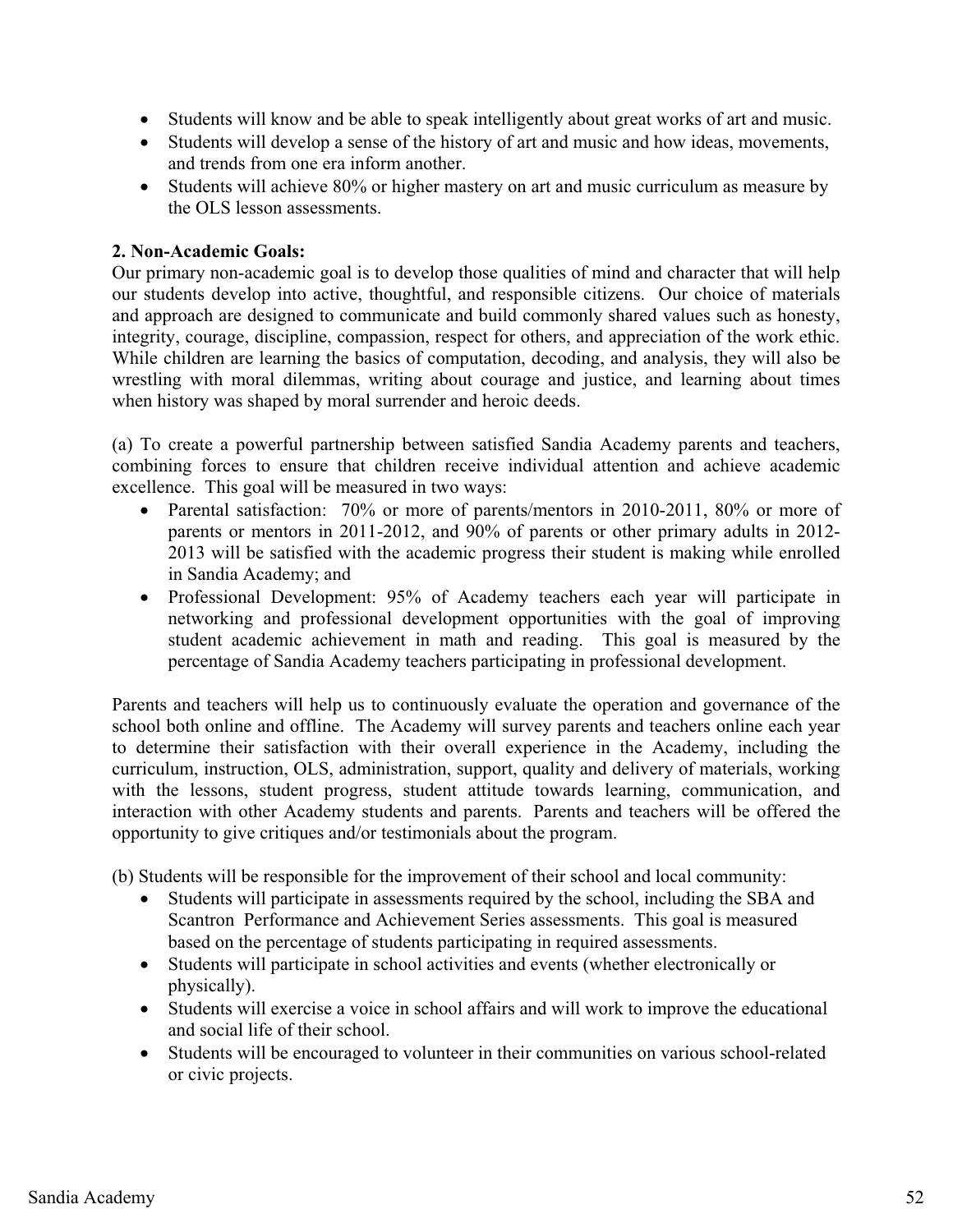- Students will know and be able to speak intelligently about great works of art and music.
- Students will develop a sense of the history of art and music and how ideas, movements, and trends from one era inform another.
- Students will achieve 80% or higher mastery on art and music curriculum as measure by the OLS lesson assessments.

**2. Non-Academic Goals:**

Our primary non-academic goal is to develop those qualities of mind and character that will help our students develop into active, thoughtful, and responsible citizens. Our choice of materials and approach are designed to communicate and build commonly shared values such as honesty, integrity, courage, discipline, compassion, respect for others, and appreciation of the work ethic. While children are learning the basics of computation, decoding, and analysis, they will also be wrestling with moral dilemmas, writing about courage and justice, and learning about times when history was shaped by moral surrender and heroic deeds.

(a) To create a powerful partnership between satisfied Sandia Academy parents and teachers, combining forces to ensure that children receive individual attention and achieve academic excellence. This goal will be measured in two ways:

- Parental satisfaction: 70% or more of parents/mentors in 2010-2011, 80% or more of parents or mentors in 2011-2012, and 90% of parents or other primary adults in 2012-2013 will be satisfied with the academic progress their student is making while enrolled in Sandia Academy; and
- Professional Development: 95% of Academy teachers each year will participate in networking and professional development opportunities with the goal of improving student academic achievement in math and reading. This goal is measured by the percentage of Sandia Academy teachers participating in professional development.

Parents and teachers will help us to continuously evaluate the operation and governance of the school both online and offline. The Academy will survey parents and teachers online each year to determine their satisfaction with their overall experience in the Academy, including the curriculum, instruction, OLS, administration, support, quality and delivery of materials, working with the lessons, student progress, student attitude towards learning, communication, and interaction with other Academy students and parents. Parents and teachers will be offered the opportunity to give critiques and/or testimonials about the program.

(b) Students will be responsible for the improvement of their school and local community:

- Students will participate in assessments required by the school, including the SBA and Scantron Performance and Achievement Series assessments. This goal is measured based on the percentage of students participating in required assessments.
- Students will participate in school activities and events (whether electronically or physically).
- Students will exercise a voice in school affairs and will work to improve the educational and social life of their school.
- Students will be encouraged to volunteer in their communities on various school-related or civic projects.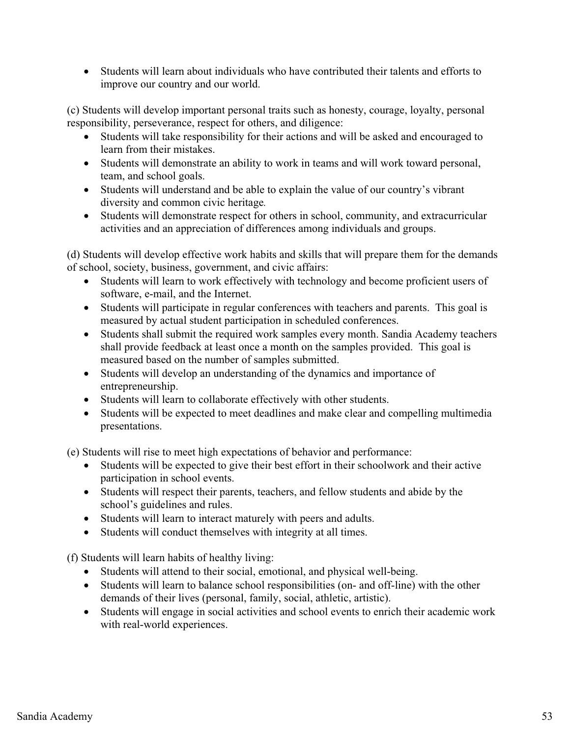- Students will learn about individuals who have contributed their talents and efforts to improve our country and our world.

(c) Students will develop important personal traits such as honesty, courage, loyalty, personal responsibility, perseverance, respect for others, and diligence:

- Students will take responsibility for their actions and will be asked and encouraged to learn from their mistakes.
- Students will demonstrate an ability to work in teams and will work toward personal, team, and school goals.
- Students will understand and be able to explain the value of our country's vibrant diversity and common civic heritage.
- Students will demonstrate respect for others in school, community, and extracurricular activities and an appreciation of differences among individuals and groups.

(d) Students will develop effective work habits and skills that will prepare them for the demands of school, society, business, government, and civic affairs:

- Students will learn to work effectively with technology and become proficient users of software, e-mail, and the Internet.
- Students will participate in regular conferences with teachers and parents. This goal is measured by actual student participation in scheduled conferences.
- Students shall submit the required work samples every month. Sandia Academy teachers shall provide feedback at least once a month on the samples provided. This goal is measured based on the number of samples submitted.
- Students will develop an understanding of the dynamics and importance of entrepreneurship.
- Students will learn to collaborate effectively with other students.
- Students will be expected to meet deadlines and make clear and compelling multimedia presentations.

(e) Students will rise to meet high expectations of behavior and performance:

- Students will be expected to give their best effort in their schoolwork and their active participation in school events.
- Students will respect their parents, teachers, and fellow students and abide by the school's guidelines and rules.
- Students will learn to interact maturely with peers and adults.
- Students will conduct themselves with integrity at all times.

(f) Students will learn habits of healthy living:

- Students will attend to their social, emotional, and physical well-being.
- Students will learn to balance school responsibilities (on- and off-line) with the other demands of their lives (personal, family, social, athletic, artistic).
- Students will engage in social activities and school events to enrich their academic work with real-world experiences.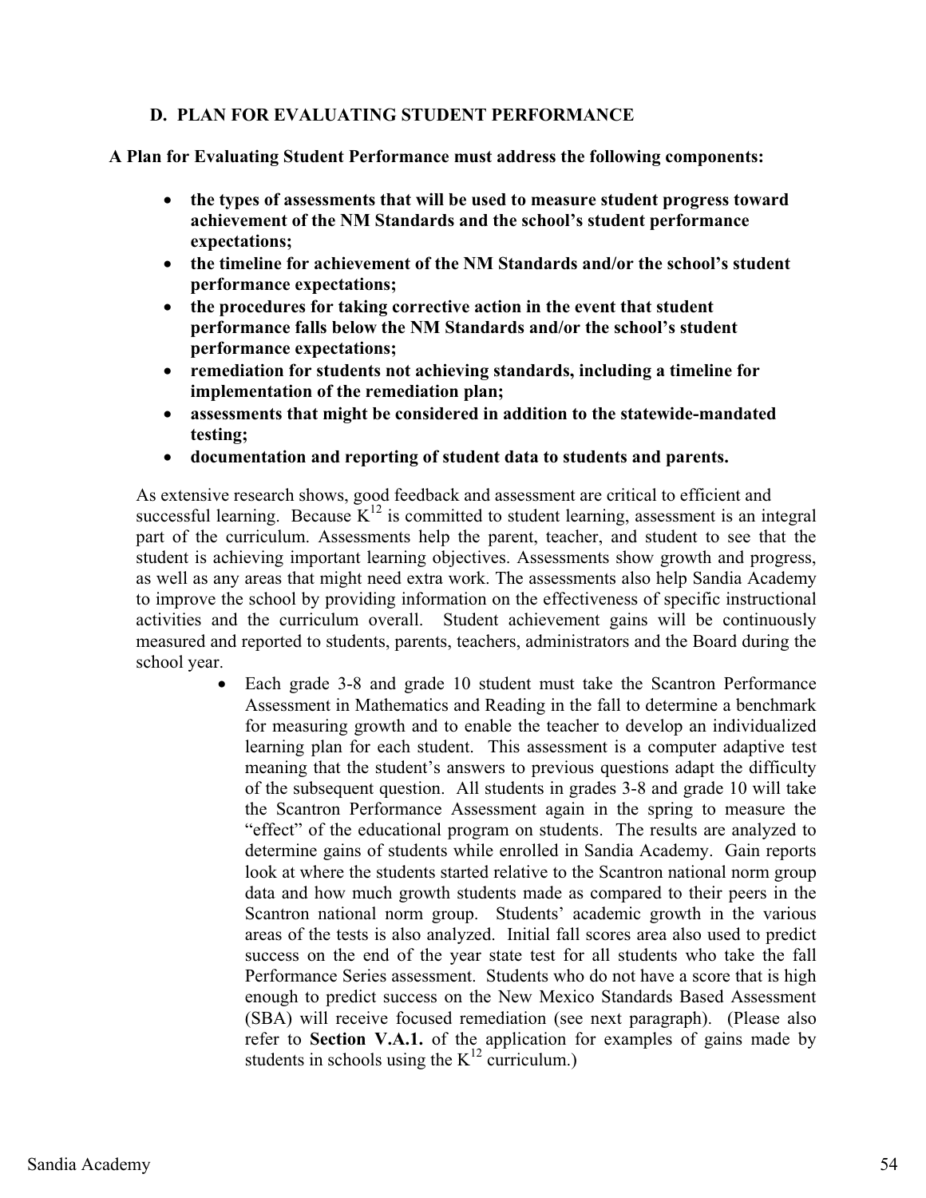### D. PLAN FOR EVALUATING STUDENT PERFORMANCE

**A Plan for Evaluating Student Performance must address the following components:**

- **the types of assessments that will be used to measure student progress toward achievement of the NM Standards and the school's student performance expectations;**
- **the timeline for achievement of the NM Standards and/or the school's student performance expectations;**
- **the procedures for taking corrective action in the event that student performance falls below the NM Standards and/or the school's student performance expectations;**
- **remediation for students not achieving standards, including a timeline for implementation of the remediation plan;**
- **assessments that might be considered in addition to the statewide-mandated testing;**
- **documentation and reporting of student data to students and parents.**

As extensive research shows, good feedback and assessment are critical to efficient and successful learning. Because K[12] is committed to student learning, assessment is an integral part of the curriculum. Assessments help the parent, teacher, and student to see that the student is achieving important learning objectives. Assessments show growth and progress, as well as any areas that might need extra work. The assessments also help Sandia Academy to improve the school by providing information on the effectiveness of specific instructional activities and the curriculum overall. Student achievement gains will be continuously measured and reported to students, parents, teachers, administrators and the Board during the school year.

- Each grade 3-8 and grade 10 student must take the Scantron Performance Assessment in Mathematics and Reading in the fall to determine a benchmark for measuring growth and to enable the teacher to develop an individualized learning plan for each student. This assessment is a computer adaptive test meaning that the student's answers to previous questions adapt the difficulty of the subsequent question. All students in grades 3-8 and grade 10 will take the Scantron Performance Assessment again in the spring to measure the "effect" of the educational program on students. The results are analyzed to determine gains of students while enrolled in Sandia Academy. Gain reports look at where the students started relative to the Scantron national norm group data and how much growth students made as compared to their peers in the Scantron national norm group. Students' academic growth in the various areas of the tests is also analyzed. Initial fall scores area also used to predict success on the end of the year state test for all students who take the fall Performance Series assessment. Students who do not have a score that is high enough to predict success on the New Mexico Standards Based Assessment (SBA) will receive focused remediation (see next paragraph). (Please also refer to **Section V.A.1.** of the application for examples of gains made by students in schools using the K[12] curriculum.)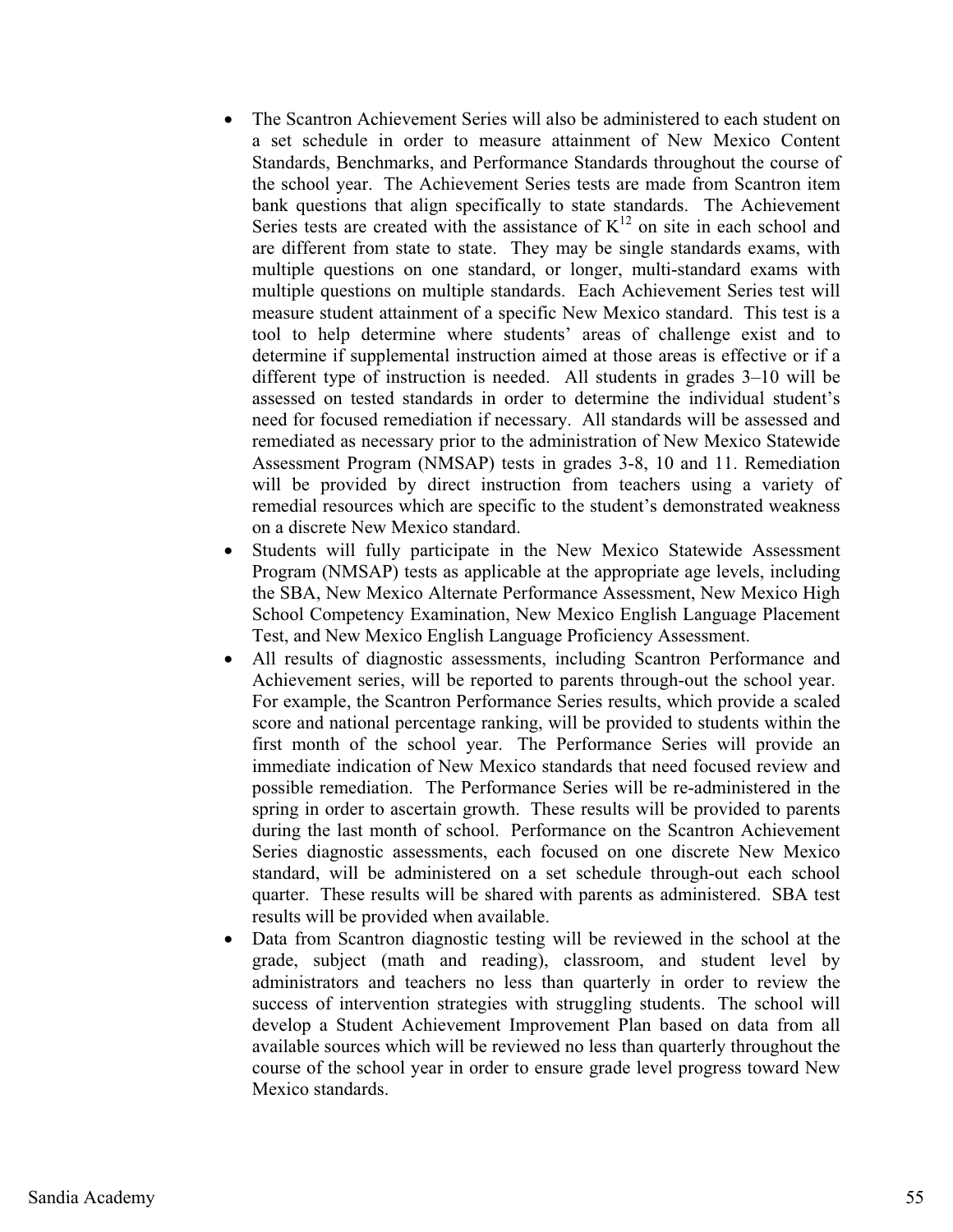- The Scantron Achievement Series will also be administered to each student on a set schedule in order to measure attainment of New Mexico Content Standards, Benchmarks, and Performance Standards throughout the course of the school year. The Achievement Series tests are made from Scantron item bank questions that align specifically to state standards. The Achievement Series tests are created with the assistance of $K^{12}$ on site in each school and are different from state to state. They may be single standards exams, with multiple questions on one standard, or longer, multi-standard exams with multiple questions on multiple standards. Each Achievement Series test will measure student attainment of a specific New Mexico standard. This test is a tool to help determine where students' areas of challenge exist and to determine if supplemental instruction aimed at those areas is effective or if a different type of instruction is needed. All students in grades 3–10 will be assessed on tested standards in order to determine the individual student's need for focused remediation if necessary. All standards will be assessed and remediated as necessary prior to the administration of New Mexico Statewide Assessment Program (NMSAP) tests in grades 3-8, 10 and 11. Remediation will be provided by direct instruction from teachers using a variety of remedial resources which are specific to the student's demonstrated weakness on a discrete New Mexico standard.
- Students will fully participate in the New Mexico Statewide Assessment Program (NMSAP) tests as applicable at the appropriate age levels, including the SBA, New Mexico Alternate Performance Assessment, New Mexico High School Competency Examination, New Mexico English Language Placement Test, and New Mexico English Language Proficiency Assessment.
- All results of diagnostic assessments, including Scantron Performance and Achievement series, will be reported to parents through-out the school year. For example, the Scantron Performance Series results, which provide a scaled score and national percentage ranking, will be provided to students within the first month of the school year. The Performance Series will provide an immediate indication of New Mexico standards that need focused review and possible remediation. The Performance Series will be re-administered in the spring in order to ascertain growth. These results will be provided to parents during the last month of school. Performance on the Scantron Achievement Series diagnostic assessments, each focused on one discrete New Mexico standard, will be administered on a set schedule through-out each school quarter. These results will be shared with parents as administered. SBA test results will be provided when available.
- Data from Scantron diagnostic testing will be reviewed in the school at the grade, subject (math and reading), classroom, and student level by administrators and teachers no less than quarterly in order to review the success of intervention strategies with struggling students. The school will develop a Student Achievement Improvement Plan based on data from all available sources which will be reviewed no less than quarterly throughout the course of the school year in order to ensure grade level progress toward New Mexico standards.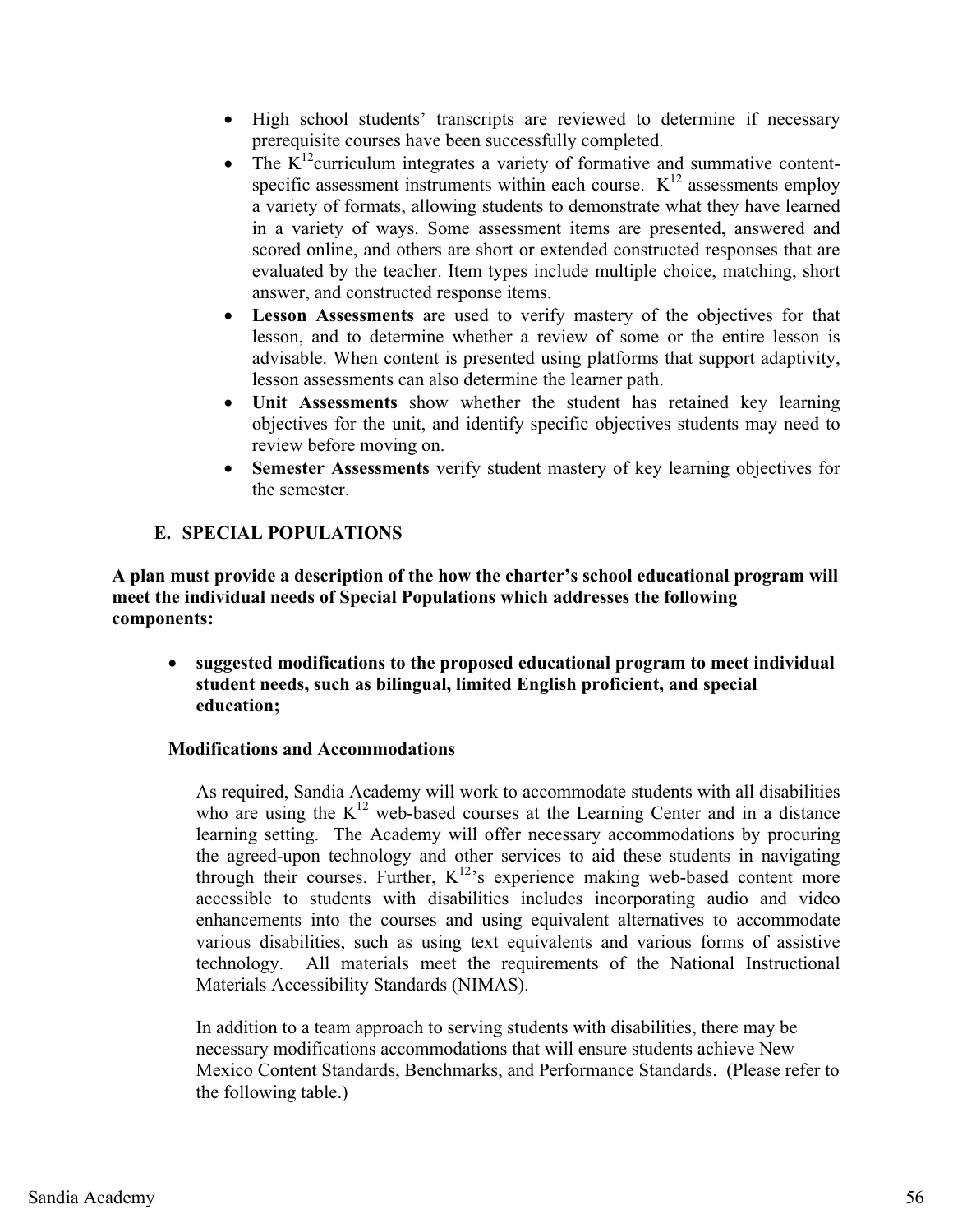- High school students' transcripts are reviewed to determine if necessary prerequisite courses have been successfully completed.
- The $K^{12}$curriculum integrates a variety of formative and summative content-specific assessment instruments within each course. $K^{12}$ assessments employ a variety of formats, allowing students to demonstrate what they have learned in a variety of ways. Some assessment items are presented, answered and scored online, and others are short or extended constructed responses that are evaluated by the teacher. Item types include multiple choice, matching, short answer, and constructed response items.
- **Lesson Assessments** are used to verify mastery of the objectives for that lesson, and to determine whether a review of some or the entire lesson is advisable. When content is presented using platforms that support adaptivity, lesson assessments can also determine the learner path.
- **Unit Assessments** show whether the student has retained key learning objectives for the unit, and identify specific objectives students may need to review before moving on.
- **Semester Assessments** verify student mastery of key learning objectives for the semester.

## E. SPECIAL POPULATIONS

**A plan must provide a description of the how the charter's school educational program will meet the individual needs of Special Populations which addresses the following components:**

- **suggested modifications to the proposed educational program to meet individual student needs, such as bilingual, limited English proficient, and special education;**

### Modifications and Accommodations

As required, Sandia Academy will work to accommodate students with all disabilities who are using the $K^{12}$ web-based courses at the Learning Center and in a distance learning setting. The Academy will offer necessary accommodations by procuring the agreed-upon technology and other services to aid these students in navigating through their courses. Further, $K^{12}$'s experience making web-based content more accessible to students with disabilities includes incorporating audio and video enhancements into the courses and using equivalent alternatives to accommodate various disabilities, such as using text equivalents and various forms of assistive technology. All materials meet the requirements of the National Instructional Materials Accessibility Standards (NIMAS).

In addition to a team approach to serving students with disabilities, there may be necessary modifications accommodations that will ensure students achieve New Mexico Content Standards, Benchmarks, and Performance Standards. (Please refer to the following table.)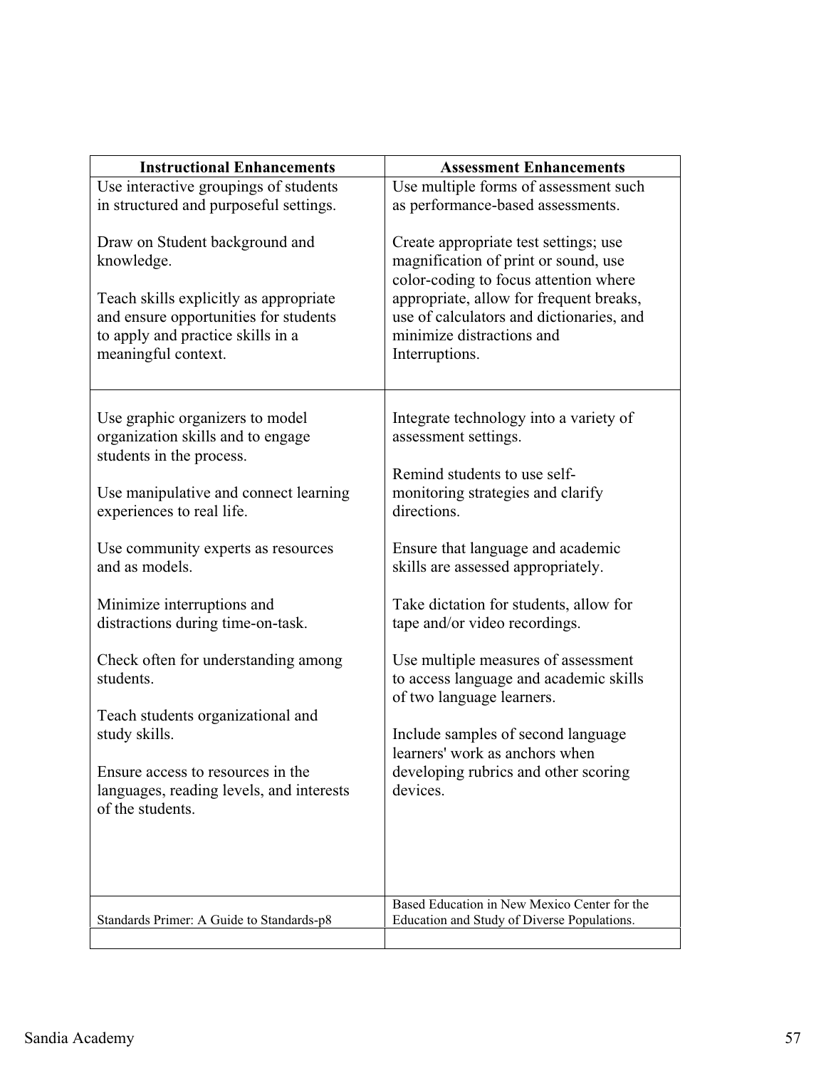| Instructional Enhancements | Assessment Enhancements |
|---|---|
| Use interactive groupings of students in structured and purposeful settings.<br><br>Draw on Student background and knowledge.<br><br>Teach skills explicitly as appropriate and ensure opportunities for students to apply and practice skills in a meaningful context. | Use multiple forms of assessment such as performance-based assessments.<br><br>Create appropriate test settings; use magnification of print or sound, use color-coding to focus attention where appropriate, allow for frequent breaks, use of calculators and dictionaries, and minimize distractions and Interruptions. |
| Use graphic organizers to model organization skills and to engage students in the process.<br><br>Use manipulative and connect learning experiences to real life.<br><br>Use community experts as resources and as models.<br><br>Minimize interruptions and distractions during time-on-task.<br><br>Check often for understanding among students.<br><br>Teach students organizational and study skills.<br><br>Ensure access to resources in the languages, reading levels, and interests of the students. | Integrate technology into a variety of assessment settings.<br><br>Remind students to use self-monitoring strategies and clarify directions.<br><br>Ensure that language and academic skills are assessed appropriately.<br><br>Take dictation for students, allow for tape and/or video recordings.<br><br>Use multiple measures of assessment to access language and academic skills of two language learners.<br><br>Include samples of second language learners' work as anchors when developing rubrics and other scoring devices. |
| Standards Primer: A Guide to Standards-p8 | Based Education in New Mexico Center for the Education and Study of Diverse Populations. |
| | |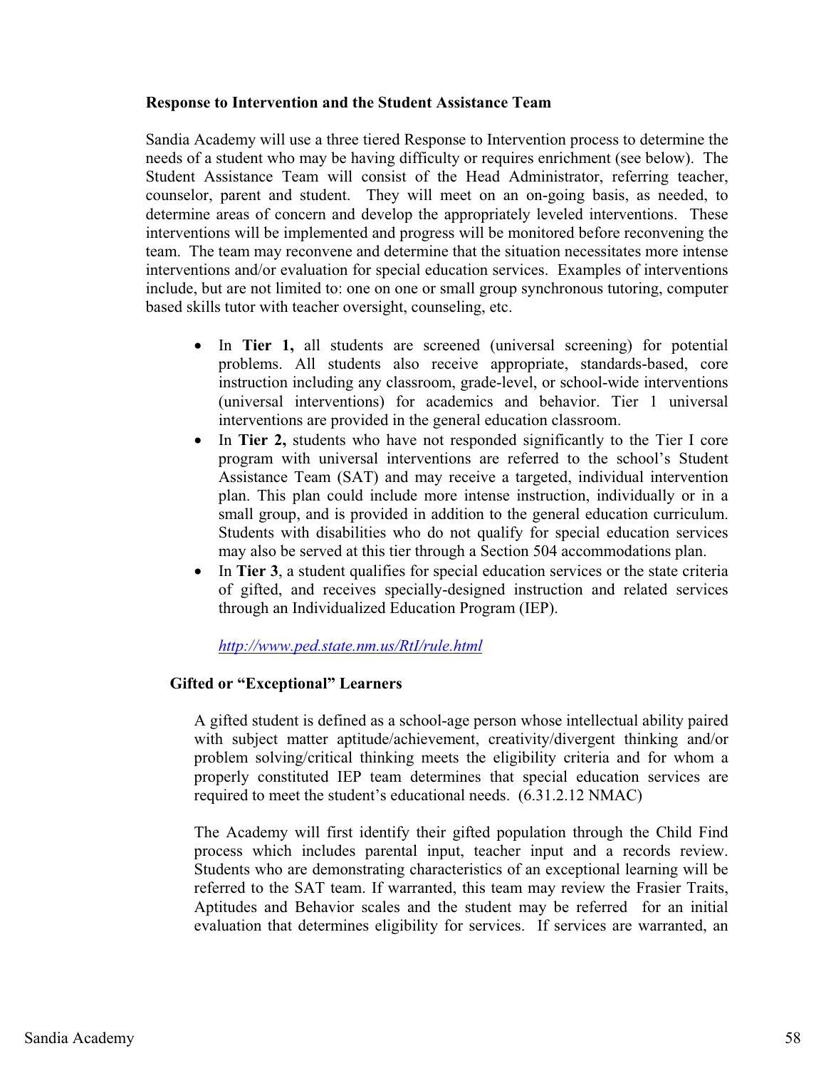### Response to Intervention and the Student Assistance Team

Sandia Academy will use a three tiered Response to Intervention process to determine the needs of a student who may be having difficulty or requires enrichment (see below). The Student Assistance Team will consist of the Head Administrator, referring teacher, counselor, parent and student. They will meet on an on-going basis, as needed, to determine areas of concern and develop the appropriately leveled interventions. These interventions will be implemented and progress will be monitored before reconvening the team. The team may reconvene and determine that the situation necessitates more intense interventions and/or evaluation for special education services. Examples of interventions include, but are not limited to: one on one or small group synchronous tutoring, computer based skills tutor with teacher oversight, counseling, etc.

- In **Tier 1,** all students are screened (universal screening) for potential problems. All students also receive appropriate, standards-based, core instruction including any classroom, grade-level, or school-wide interventions (universal interventions) for academics and behavior. Tier 1 universal interventions are provided in the general education classroom.
- In **Tier 2,** students who have not responded significantly to the Tier I core program with universal interventions are referred to the school's Student Assistance Team (SAT) and may receive a targeted, individual intervention plan. This plan could include more intense instruction, individually or in a small group, and is provided in addition to the general education curriculum. Students with disabilities who do not qualify for special education services may also be served at this tier through a Section 504 accommodations plan.
- In **Tier 3**, a student qualifies for special education services or the state criteria of gifted, and receives specially-designed instruction and related services through an Individualized Education Program (IEP).

  http://www.ped.state.nm.us/RtI/rule.html

### Gifted or "Exceptional" Learners

A gifted student is defined as a school-age person whose intellectual ability paired with subject matter aptitude/achievement, creativity/divergent thinking and/or problem solving/critical thinking meets the eligibility criteria and for whom a properly constituted IEP team determines that special education services are required to meet the student's educational needs. (6.31.2.12 NMAC)

The Academy will first identify their gifted population through the Child Find process which includes parental input, teacher input and a records review. Students who are demonstrating characteristics of an exceptional learning will be referred to the SAT team. If warranted, this team may review the Frasier Traits, Aptitudes and Behavior scales and the student may be referred for an initial evaluation that determines eligibility for services. If services are warranted, an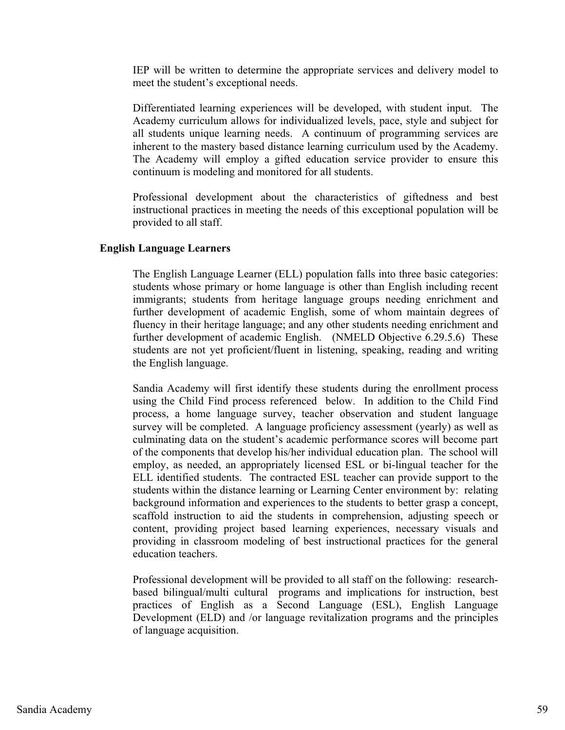IEP will be written to determine the appropriate services and delivery model to meet the student's exceptional needs.

Differentiated learning experiences will be developed, with student input. The Academy curriculum allows for individualized levels, pace, style and subject for all students unique learning needs. A continuum of programming services are inherent to the mastery based distance learning curriculum used by the Academy. The Academy will employ a gifted education service provider to ensure this continuum is modeling and monitored for all students.

Professional development about the characteristics of giftedness and best instructional practices in meeting the needs of this exceptional population will be provided to all staff.

**English Language Learners**

The English Language Learner (ELL) population falls into three basic categories: students whose primary or home language is other than English including recent immigrants; students from heritage language groups needing enrichment and further development of academic English, some of whom maintain degrees of fluency in their heritage language; and any other students needing enrichment and further development of academic English. (NMELD Objective 6.29.5.6) These students are not yet proficient/fluent in listening, speaking, reading and writing the English language.

Sandia Academy will first identify these students during the enrollment process using the Child Find process referenced below. In addition to the Child Find process, a home language survey, teacher observation and student language survey will be completed. A language proficiency assessment (yearly) as well as culminating data on the student's academic performance scores will become part of the components that develop his/her individual education plan. The school will employ, as needed, an appropriately licensed ESL or bi-lingual teacher for the ELL identified students. The contracted ESL teacher can provide support to the students within the distance learning or Learning Center environment by: relating background information and experiences to the students to better grasp a concept, scaffold instruction to aid the students in comprehension, adjusting speech or content, providing project based learning experiences, necessary visuals and providing in classroom modeling of best instructional practices for the general education teachers.

Professional development will be provided to all staff on the following: research-based bilingual/multi cultural programs and implications for instruction, best practices of English as a Second Language (ESL), English Language Development (ELD) and /or language revitalization programs and the principles of language acquisition.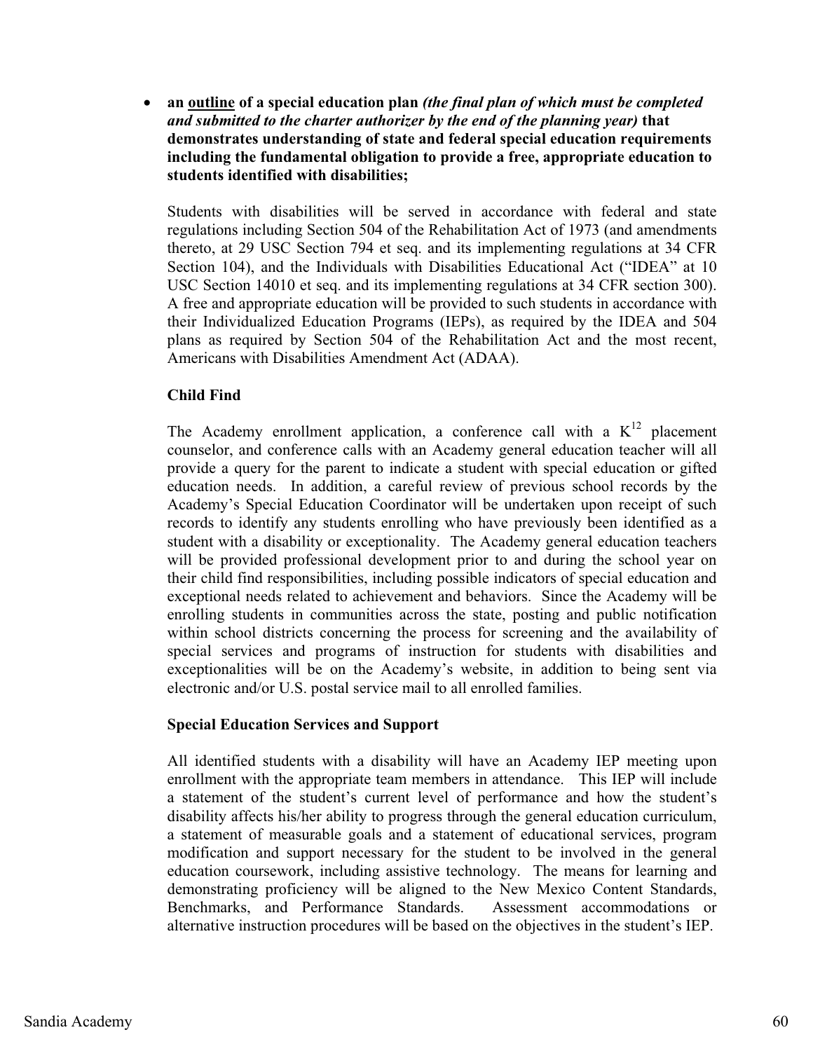- **an <u>outline</u> of a special education plan *(the final plan of which must be completed and submitted to the charter authorizer by the end of the planning year)* that demonstrates understanding of state and federal special education requirements including the fundamental obligation to provide a free, appropriate education to students identified with disabilities;**

  Students with disabilities will be served in accordance with federal and state regulations including Section 504 of the Rehabilitation Act of 1973 (and amendments thereto, at 29 USC Section 794 et seq. and its implementing regulations at 34 CFR Section 104), and the Individuals with Disabilities Educational Act ("IDEA" at 10 USC Section 14010 et seq. and its implementing regulations at 34 CFR section 300). A free and appropriate education will be provided to such students in accordance with their Individualized Education Programs (IEPs), as required by the IDEA and 504 plans as required by Section 504 of the Rehabilitation Act and the most recent, Americans with Disabilities Amendment Act (ADAA).

  **Child Find**

  The Academy enrollment application, a conference call with a K12 placement counselor, and conference calls with an Academy general education teacher will all provide a query for the parent to indicate a student with special education or gifted education needs. In addition, a careful review of previous school records by the Academy's Special Education Coordinator will be undertaken upon receipt of such records to identify any students enrolling who have previously been identified as a student with a disability or exceptionality. The Academy general education teachers will be provided professional development prior to and during the school year on their child find responsibilities, including possible indicators of special education and exceptional needs related to achievement and behaviors. Since the Academy will be enrolling students in communities across the state, posting and public notification within school districts concerning the process for screening and the availability of special services and programs of instruction for students with disabilities and exceptionalities will be on the Academy's website, in addition to being sent via electronic and/or U.S. postal service mail to all enrolled families.

  **Special Education Services and Support**

  All identified students with a disability will have an Academy IEP meeting upon enrollment with the appropriate team members in attendance. This IEP will include a statement of the student's current level of performance and how the student's disability affects his/her ability to progress through the general education curriculum, a statement of measurable goals and a statement of educational services, program modification and support necessary for the student to be involved in the general education coursework, including assistive technology. The means for learning and demonstrating proficiency will be aligned to the New Mexico Content Standards, Benchmarks, and Performance Standards. Assessment accommodations or alternative instruction procedures will be based on the objectives in the student's IEP.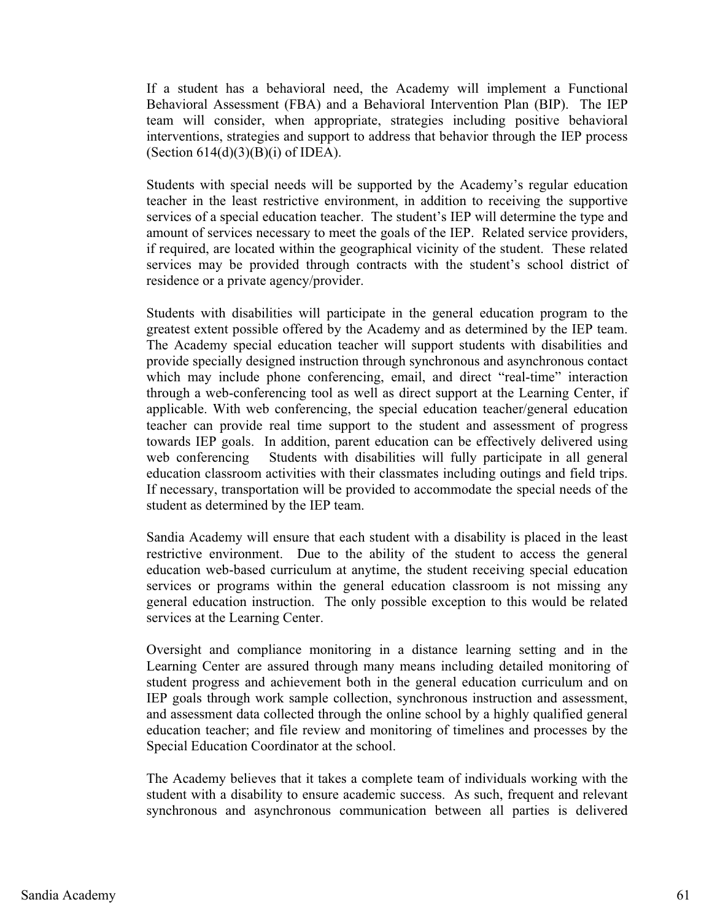If a student has a behavioral need, the Academy will implement a Functional Behavioral Assessment (FBA) and a Behavioral Intervention Plan (BIP). The IEP team will consider, when appropriate, strategies including positive behavioral interventions, strategies and support to address that behavior through the IEP process (Section 614(d)(3)(B)(i) of IDEA).

Students with special needs will be supported by the Academy's regular education teacher in the least restrictive environment, in addition to receiving the supportive services of a special education teacher. The student's IEP will determine the type and amount of services necessary to meet the goals of the IEP. Related service providers, if required, are located within the geographical vicinity of the student. These related services may be provided through contracts with the student's school district of residence or a private agency/provider.

Students with disabilities will participate in the general education program to the greatest extent possible offered by the Academy and as determined by the IEP team. The Academy special education teacher will support students with disabilities and provide specially designed instruction through synchronous and asynchronous contact which may include phone conferencing, email, and direct "real-time" interaction through a web-conferencing tool as well as direct support at the Learning Center, if applicable. With web conferencing, the special education teacher/general education teacher can provide real time support to the student and assessment of progress towards IEP goals. In addition, parent education can be effectively delivered using web conferencing Students with disabilities will fully participate in all general education classroom activities with their classmates including outings and field trips. If necessary, transportation will be provided to accommodate the special needs of the student as determined by the IEP team.

Sandia Academy will ensure that each student with a disability is placed in the least restrictive environment. Due to the ability of the student to access the general education web-based curriculum at anytime, the student receiving special education services or programs within the general education classroom is not missing any general education instruction. The only possible exception to this would be related services at the Learning Center.

Oversight and compliance monitoring in a distance learning setting and in the Learning Center are assured through many means including detailed monitoring of student progress and achievement both in the general education curriculum and on IEP goals through work sample collection, synchronous instruction and assessment, and assessment data collected through the online school by a highly qualified general education teacher; and file review and monitoring of timelines and processes by the Special Education Coordinator at the school.

The Academy believes that it takes a complete team of individuals working with the student with a disability to ensure academic success. As such, frequent and relevant synchronous and asynchronous communication between all parties is delivered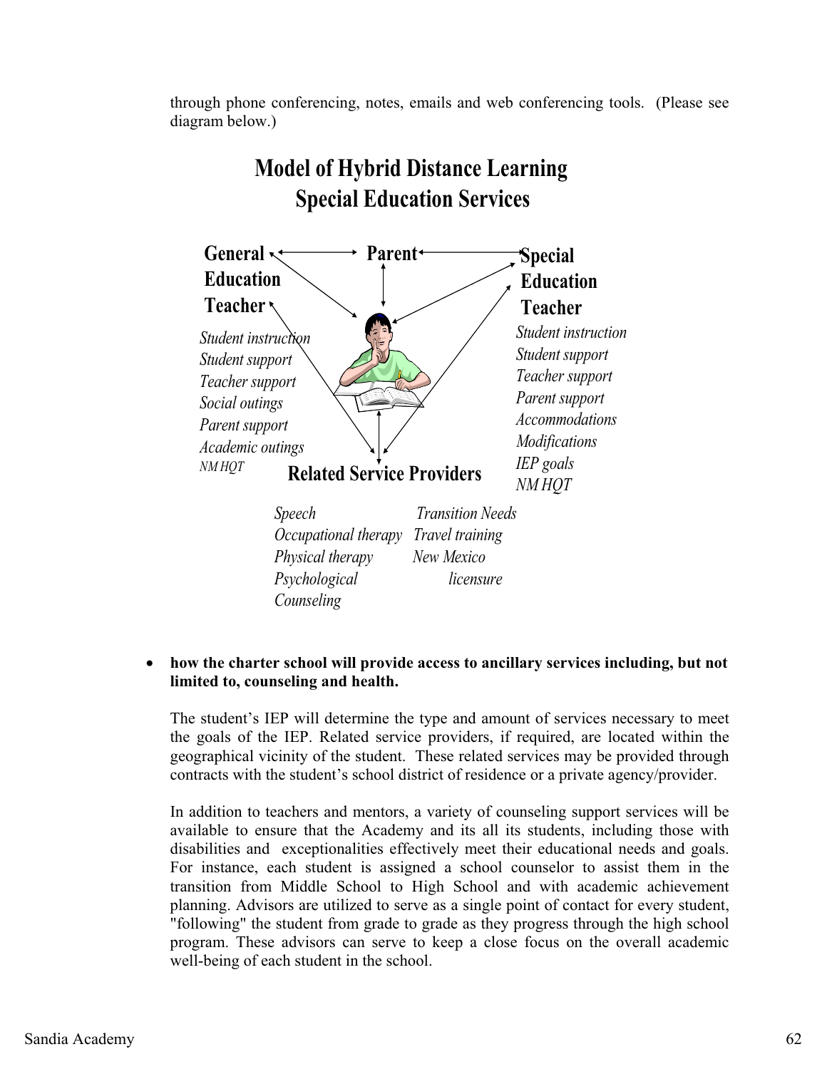through phone conferencing, notes, emails and web conferencing tools. (Please see diagram below.)

## Model of Hybrid Distance Learning Special Education Services

**General Education Teacher**

*Student instruction*
*Student support*
*Teacher support*
*Social outings*
*Parent support*
*Academic outings*
*NM HQT*

**Parent**

**Special Education Teacher**

*Student instruction*
*Student support*
*Teacher support*
*Parent support*
*Accommodations*
*Modifications*
*IEP goals*
*NM HQT*

**Related Service Providers**

*Speech*
*Occupational therapy*
*Physical therapy*
*Psychological*
*Counseling*
*Transition Needs*
*Travel training*
*New Mexico licensure*

- **how the charter school will provide access to ancillary services including, but not limited to, counseling and health.**

  The student's IEP will determine the type and amount of services necessary to meet the goals of the IEP. Related service providers, if required, are located within the geographical vicinity of the student. These related services may be provided through contracts with the student's school district of residence or a private agency/provider.

  In addition to teachers and mentors, a variety of counseling support services will be available to ensure that the Academy and its all its students, including those with disabilities and exceptionalities effectively meet their educational needs and goals. For instance, each student is assigned a school counselor to assist them in the transition from Middle School to High School and with academic achievement planning. Advisors are utilized to serve as a single point of contact for every student, "following" the student from grade to grade as they progress through the high school program. These advisors can serve to keep a close focus on the overall academic well-being of each student in the school.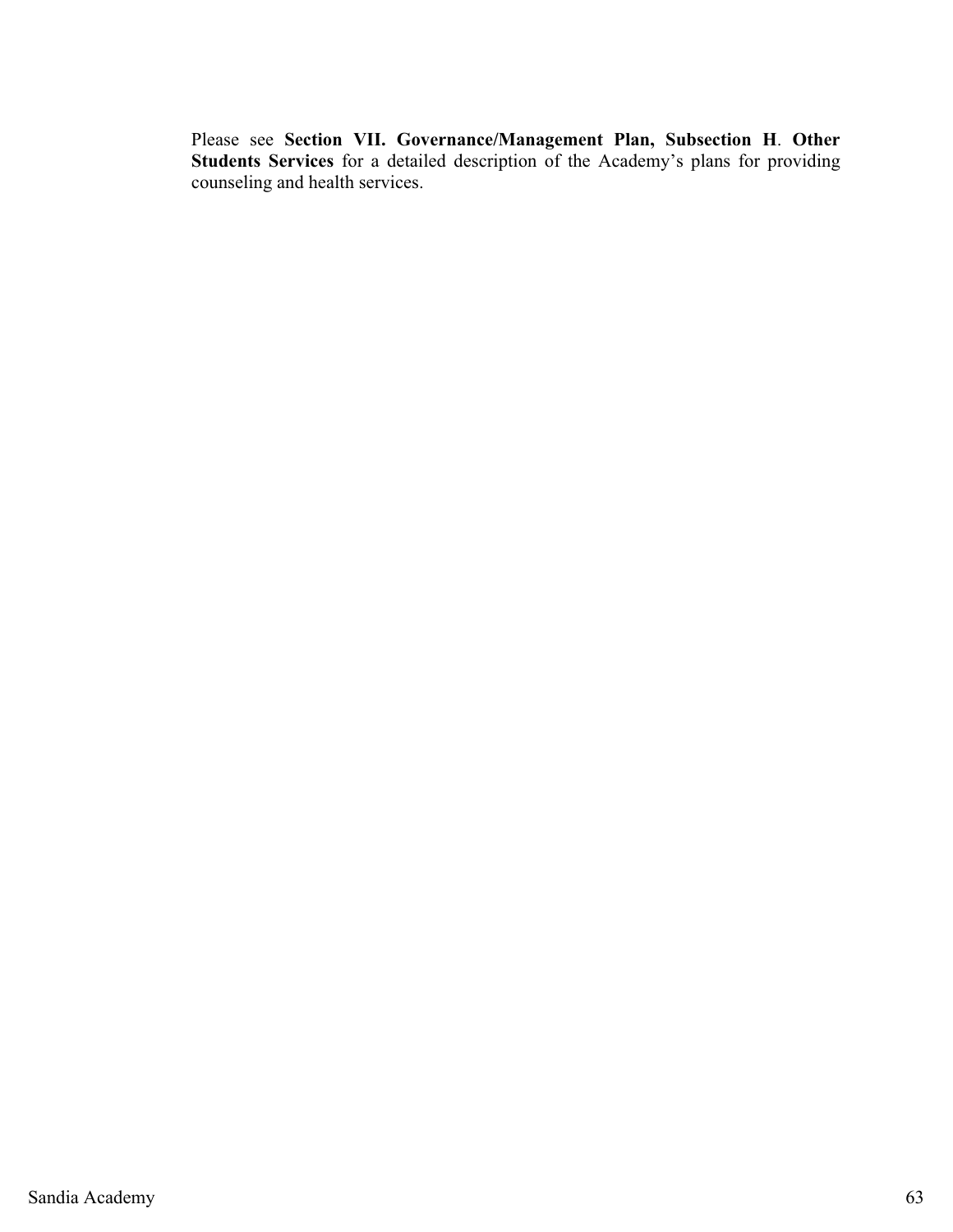Please see **Section VII. Governance/Management Plan, Subsection H**. **Other Students Services** for a detailed description of the Academy's plans for providing counseling and health services.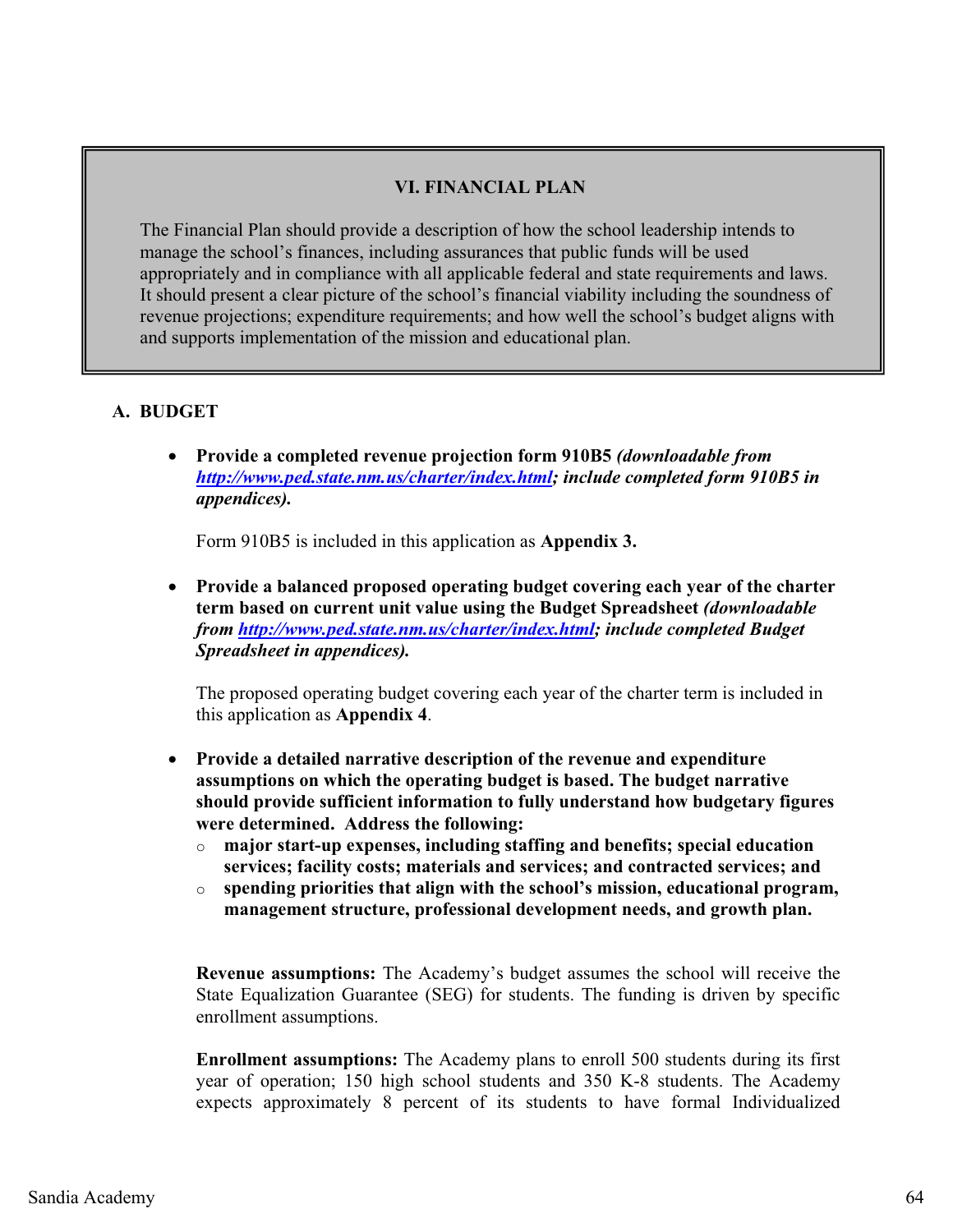## VI. FINANCIAL PLAN

The Financial Plan should provide a description of how the school leadership intends to manage the school's finances, including assurances that public funds will be used appropriately and in compliance with all applicable federal and state requirements and laws. It should present a clear picture of the school's financial viability including the soundness of revenue projections; expenditure requirements; and how well the school's budget aligns with and supports implementation of the mission and educational plan.

### A. BUDGET

- **Provide a completed revenue projection form 910B5** ***(downloadable from [http://www.ped.state.nm.us/charter/index.html](http://www.ped.state.nm.us/charter/index.html); include completed form 910B5 in appendices).***

  Form 910B5 is included in this application as **Appendix 3.**

- **Provide a balanced proposed operating budget covering each year of the charter term based on current unit value using the Budget Spreadsheet** ***(downloadable from [http://www.ped.state.nm.us/charter/index.html](http://www.ped.state.nm.us/charter/index.html); include completed Budget Spreadsheet in appendices).***

  The proposed operating budget covering each year of the charter term is included in this application as **Appendix 4**.

- **Provide a detailed narrative description of the revenue and expenditure assumptions on which the operating budget is based. The budget narrative should provide sufficient information to fully understand how budgetary figures were determined. Address the following:**
  - **major start-up expenses, including staffing and benefits; special education services; facility costs; materials and services; and contracted services; and**
  - **spending priorities that align with the school's mission, educational program, management structure, professional development needs, and growth plan.**

  **Revenue assumptions:** The Academy's budget assumes the school will receive the State Equalization Guarantee (SEG) for students. The funding is driven by specific enrollment assumptions.

  **Enrollment assumptions:** The Academy plans to enroll 500 students during its first year of operation; 150 high school students and 350 K-8 students. The Academy expects approximately 8 percent of its students to have formal Individualized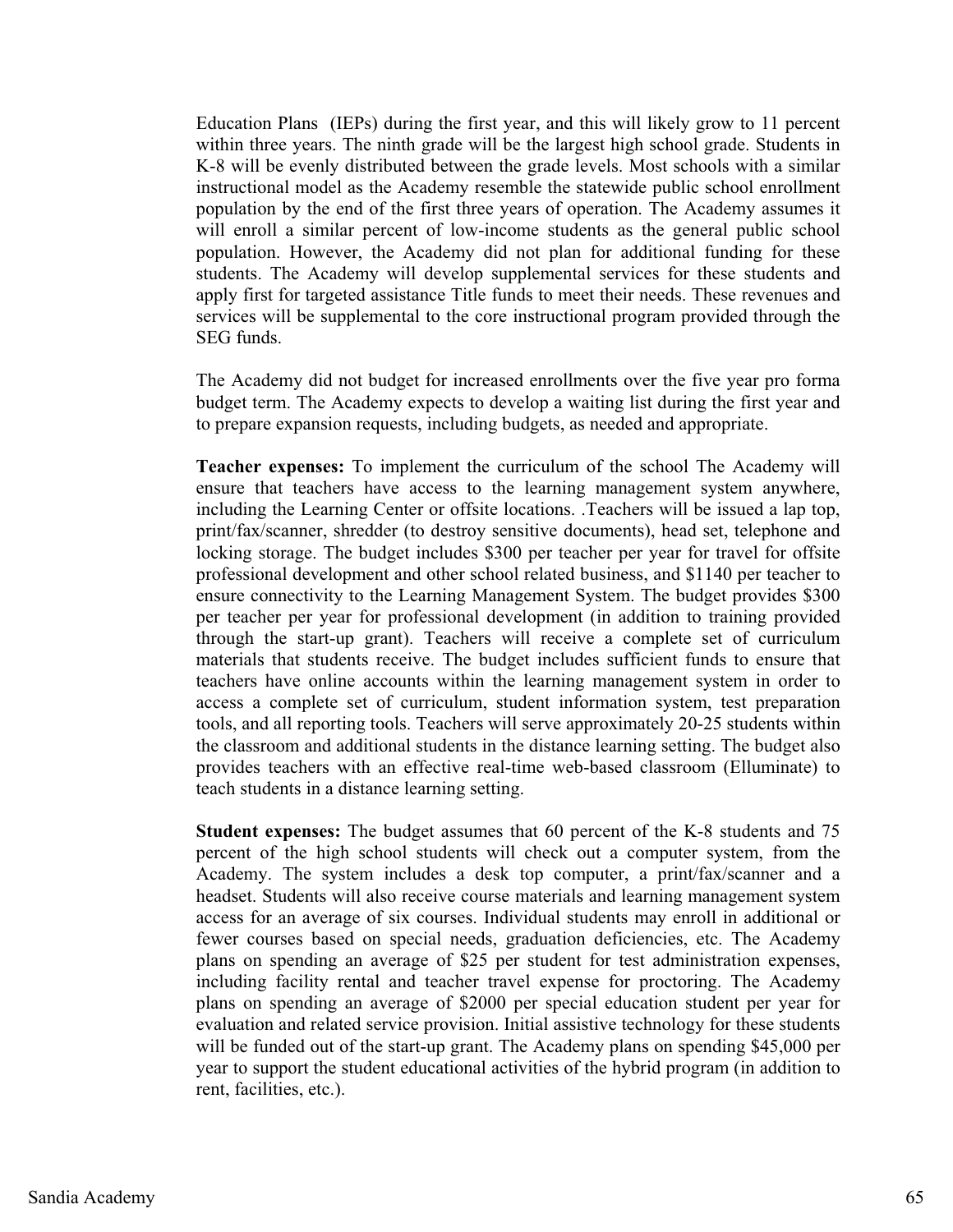Education Plans  (IEPs) during the first year, and this will likely grow to 11 percent within three years. The ninth grade will be the largest high school grade. Students in K-8 will be evenly distributed between the grade levels. Most schools with a similar instructional model as the Academy resemble the statewide public school enrollment population by the end of the first three years of operation. The Academy assumes it will enroll a similar percent of low-income students as the general public school population. However, the Academy did not plan for additional funding for these students. The Academy will develop supplemental services for these students and apply first for targeted assistance Title funds to meet their needs. These revenues and services will be supplemental to the core instructional program provided through the SEG funds.

The Academy did not budget for increased enrollments over the five year pro forma budget term. The Academy expects to develop a waiting list during the first year and to prepare expansion requests, including budgets, as needed and appropriate.

**Teacher expenses:** To implement the curriculum of the school The Academy will ensure that teachers have access to the learning management system anywhere, including the Learning Center or offsite locations. .Teachers will be issued a lap top, print/fax/scanner, shredder (to destroy sensitive documents), head set, telephone and locking storage. The budget includes $300 per teacher per year for travel for offsite professional development and other school related business, and $1140 per teacher to ensure connectivity to the Learning Management System. The budget provides $300 per teacher per year for professional development (in addition to training provided through the start-up grant). Teachers will receive a complete set of curriculum materials that students receive. The budget includes sufficient funds to ensure that teachers have online accounts within the learning management system in order to access a complete set of curriculum, student information system, test preparation tools, and all reporting tools. Teachers will serve approximately 20-25 students within the classroom and additional students in the distance learning setting. The budget also provides teachers with an effective real-time web-based classroom (Elluminate) to teach students in a distance learning setting.

**Student expenses:** The budget assumes that 60 percent of the K-8 students and 75 percent of the high school students will check out a computer system, from the Academy. The system includes a desk top computer, a print/fax/scanner and a headset. Students will also receive course materials and learning management system access for an average of six courses. Individual students may enroll in additional or fewer courses based on special needs, graduation deficiencies, etc. The Academy plans on spending an average of $25 per student for test administration expenses, including facility rental and teacher travel expense for proctoring. The Academy plans on spending an average of $2000 per special education student per year for evaluation and related service provision. Initial assistive technology for these students will be funded out of the start-up grant. The Academy plans on spending $45,000 per year to support the student educational activities of the hybrid program (in addition to rent, facilities, etc.).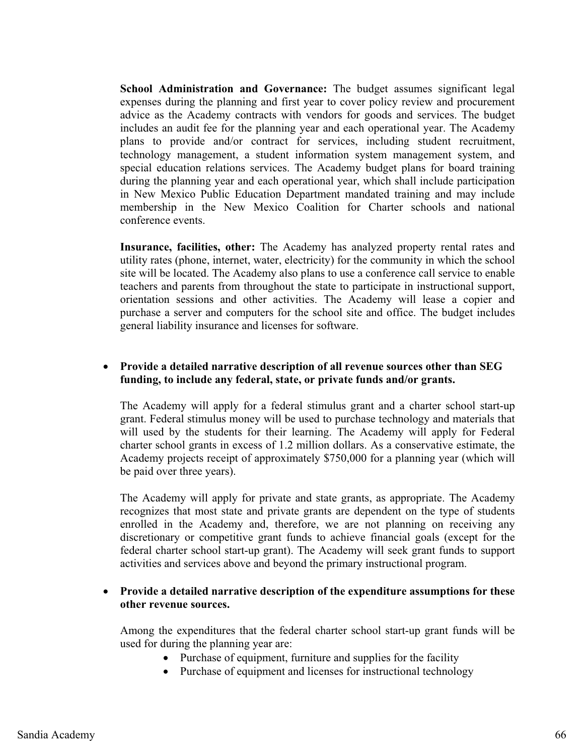**School Administration and Governance:** The budget assumes significant legal expenses during the planning and first year to cover policy review and procurement advice as the Academy contracts with vendors for goods and services. The budget includes an audit fee for the planning year and each operational year. The Academy plans to provide and/or contract for services, including student recruitment, technology management, a student information system management system, and special education relations services. The Academy budget plans for board training during the planning year and each operational year, which shall include participation in New Mexico Public Education Department mandated training and may include membership in the New Mexico Coalition for Charter schools and national conference events.

**Insurance, facilities, other:** The Academy has analyzed property rental rates and utility rates (phone, internet, water, electricity) for the community in which the school site will be located. The Academy also plans to use a conference call service to enable teachers and parents from throughout the state to participate in instructional support, orientation sessions and other activities. The Academy will lease a copier and purchase a server and computers for the school site and office. The budget includes general liability insurance and licenses for software.

- **Provide a detailed narrative description of all revenue sources other than SEG funding, to include any federal, state, or private funds and/or grants.**

  The Academy will apply for a federal stimulus grant and a charter school start-up grant. Federal stimulus money will be used to purchase technology and materials that will used by the students for their learning. The Academy will apply for Federal charter school grants in excess of 1.2 million dollars. As a conservative estimate, the Academy projects receipt of approximately $750,000 for a planning year (which will be paid over three years).

  The Academy will apply for private and state grants, as appropriate. The Academy recognizes that most state and private grants are dependent on the type of students enrolled in the Academy and, therefore, we are not planning on receiving any discretionary or competitive grant funds to achieve financial goals (except for the federal charter school start-up grant). The Academy will seek grant funds to support activities and services above and beyond the primary instructional program.

- **Provide a detailed narrative description of the expenditure assumptions for these other revenue sources.**

  Among the expenditures that the federal charter school start-up grant funds will be used for during the planning year are:
  - Purchase of equipment, furniture and supplies for the facility
  - Purchase of equipment and licenses for instructional technology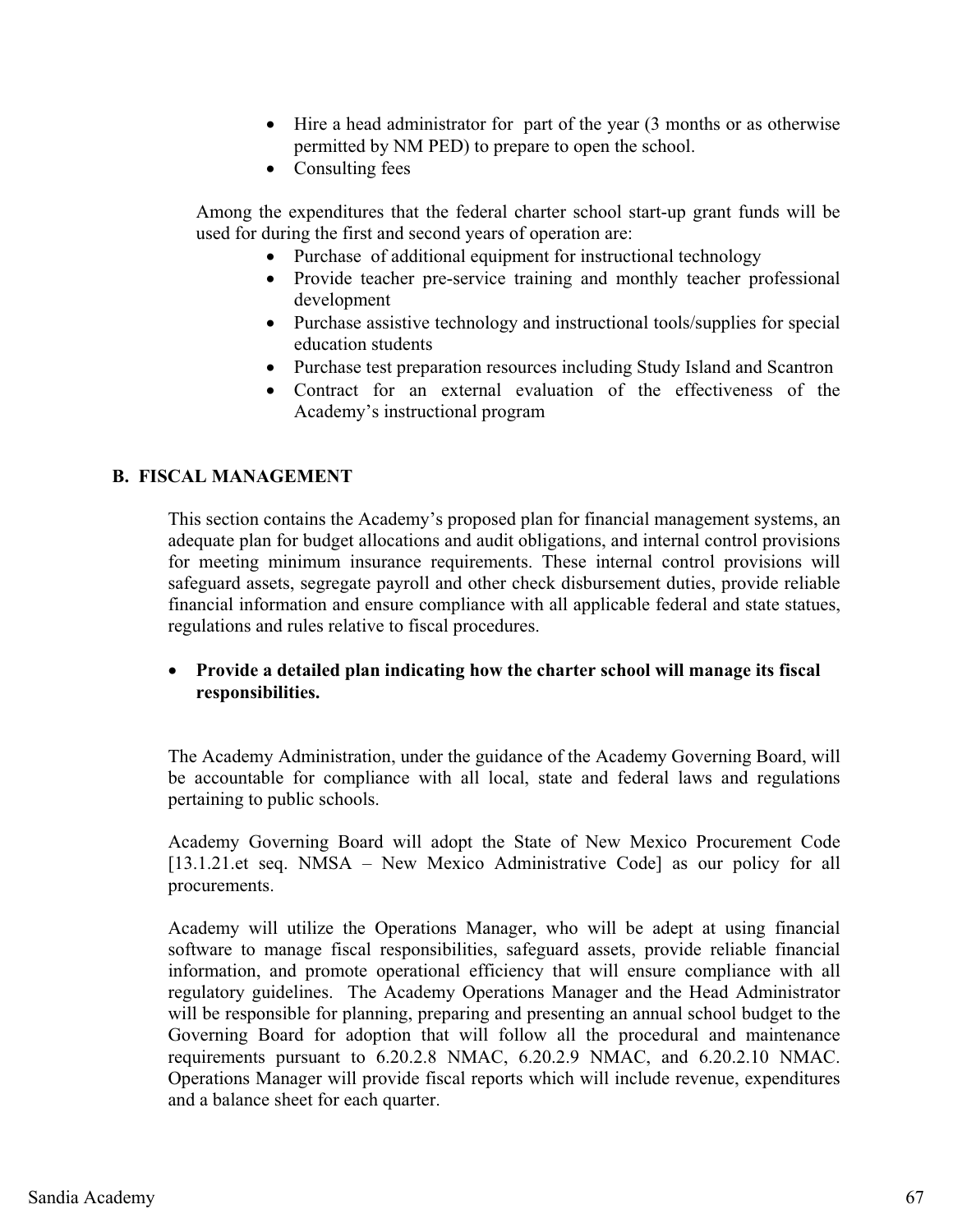- Hire a head administrator for part of the year (3 months or as otherwise permitted by NM PED) to prepare to open the school.
- Consulting fees

Among the expenditures that the federal charter school start-up grant funds will be used for during the first and second years of operation are:

- Purchase of additional equipment for instructional technology
- Provide teacher pre-service training and monthly teacher professional development
- Purchase assistive technology and instructional tools/supplies for special education students
- Purchase test preparation resources including Study Island and Scantron
- Contract for an external evaluation of the effectiveness of the Academy's instructional program

## B. FISCAL MANAGEMENT

This section contains the Academy's proposed plan for financial management systems, an adequate plan for budget allocations and audit obligations, and internal control provisions for meeting minimum insurance requirements. These internal control provisions will safeguard assets, segregate payroll and other check disbursement duties, provide reliable financial information and ensure compliance with all applicable federal and state statues, regulations and rules relative to fiscal procedures.

- **Provide a detailed plan indicating how the charter school will manage its fiscal responsibilities.**

The Academy Administration, under the guidance of the Academy Governing Board, will be accountable for compliance with all local, state and federal laws and regulations pertaining to public schools.

Academy Governing Board will adopt the State of New Mexico Procurement Code [13.1.21.et seq. NMSA – New Mexico Administrative Code] as our policy for all procurements.

Academy will utilize the Operations Manager, who will be adept at using financial software to manage fiscal responsibilities, safeguard assets, provide reliable financial information, and promote operational efficiency that will ensure compliance with all regulatory guidelines. The Academy Operations Manager and the Head Administrator will be responsible for planning, preparing and presenting an annual school budget to the Governing Board for adoption that will follow all the procedural and maintenance requirements pursuant to 6.20.2.8 NMAC, 6.20.2.9 NMAC, and 6.20.2.10 NMAC. Operations Manager will provide fiscal reports which will include revenue, expenditures and a balance sheet for each quarter.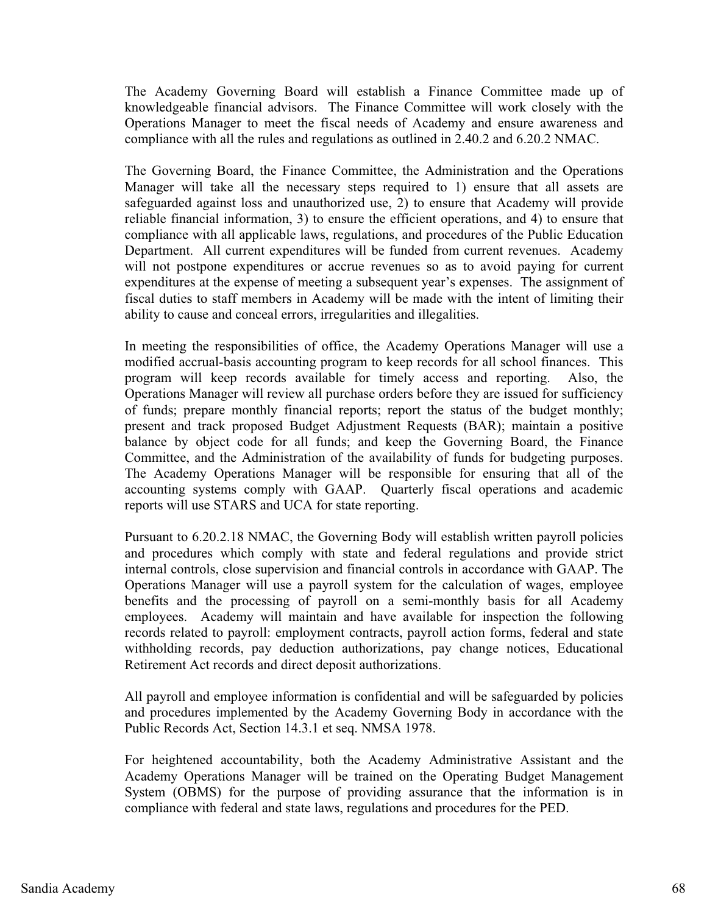The Academy Governing Board will establish a Finance Committee made up of knowledgeable financial advisors. The Finance Committee will work closely with the Operations Manager to meet the fiscal needs of Academy and ensure awareness and compliance with all the rules and regulations as outlined in 2.40.2 and 6.20.2 NMAC.

The Governing Board, the Finance Committee, the Administration and the Operations Manager will take all the necessary steps required to 1) ensure that all assets are safeguarded against loss and unauthorized use, 2) to ensure that Academy will provide reliable financial information, 3) to ensure the efficient operations, and 4) to ensure that compliance with all applicable laws, regulations, and procedures of the Public Education Department. All current expenditures will be funded from current revenues. Academy will not postpone expenditures or accrue revenues so as to avoid paying for current expenditures at the expense of meeting a subsequent year's expenses. The assignment of fiscal duties to staff members in Academy will be made with the intent of limiting their ability to cause and conceal errors, irregularities and illegalities.

In meeting the responsibilities of office, the Academy Operations Manager will use a modified accrual-basis accounting program to keep records for all school finances. This program will keep records available for timely access and reporting. Also, the Operations Manager will review all purchase orders before they are issued for sufficiency of funds; prepare monthly financial reports; report the status of the budget monthly; present and track proposed Budget Adjustment Requests (BAR); maintain a positive balance by object code for all funds; and keep the Governing Board, the Finance Committee, and the Administration of the availability of funds for budgeting purposes. The Academy Operations Manager will be responsible for ensuring that all of the accounting systems comply with GAAP. Quarterly fiscal operations and academic reports will use STARS and UCA for state reporting.

Pursuant to 6.20.2.18 NMAC, the Governing Body will establish written payroll policies and procedures which comply with state and federal regulations and provide strict internal controls, close supervision and financial controls in accordance with GAAP. The Operations Manager will use a payroll system for the calculation of wages, employee benefits and the processing of payroll on a semi-monthly basis for all Academy employees. Academy will maintain and have available for inspection the following records related to payroll: employment contracts, payroll action forms, federal and state withholding records, pay deduction authorizations, pay change notices, Educational Retirement Act records and direct deposit authorizations.

All payroll and employee information is confidential and will be safeguarded by policies and procedures implemented by the Academy Governing Body in accordance with the Public Records Act, Section 14.3.1 et seq. NMSA 1978.

For heightened accountability, both the Academy Administrative Assistant and the Academy Operations Manager will be trained on the Operating Budget Management System (OBMS) for the purpose of providing assurance that the information is in compliance with federal and state laws, regulations and procedures for the PED.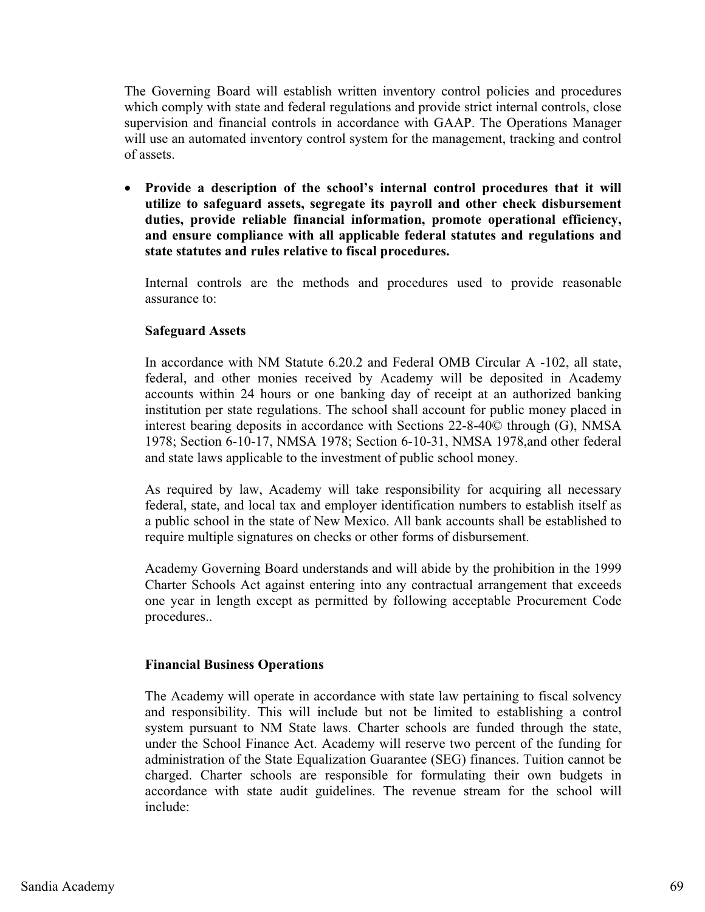The Governing Board will establish written inventory control policies and procedures which comply with state and federal regulations and provide strict internal controls, close supervision and financial controls in accordance with GAAP. The Operations Manager will use an automated inventory control system for the management, tracking and control of assets.

- **Provide a description of the school's internal control procedures that it will utilize to safeguard assets, segregate its payroll and other check disbursement duties, provide reliable financial information, promote operational efficiency, and ensure compliance with all applicable federal statutes and regulations and state statutes and rules relative to fiscal procedures.**

  Internal controls are the methods and procedures used to provide reasonable assurance to:

  **Safeguard Assets**

  In accordance with NM Statute 6.20.2 and Federal OMB Circular A -102, all state, federal, and other monies received by Academy will be deposited in Academy accounts within 24 hours or one banking day of receipt at an authorized banking institution per state regulations. The school shall account for public money placed in interest bearing deposits in accordance with Sections 22-8-40© through (G), NMSA 1978; Section 6-10-17, NMSA 1978; Section 6-10-31, NMSA 1978,and other federal and state laws applicable to the investment of public school money.

  As required by law, Academy will take responsibility for acquiring all necessary federal, state, and local tax and employer identification numbers to establish itself as a public school in the state of New Mexico. All bank accounts shall be established to require multiple signatures on checks or other forms of disbursement.

  Academy Governing Board understands and will abide by the prohibition in the 1999 Charter Schools Act against entering into any contractual arrangement that exceeds one year in length except as permitted by following acceptable Procurement Code procedures..

  **Financial Business Operations**

  The Academy will operate in accordance with state law pertaining to fiscal solvency and responsibility. This will include but not be limited to establishing a control system pursuant to NM State laws. Charter schools are funded through the state, under the School Finance Act. Academy will reserve two percent of the funding for administration of the State Equalization Guarantee (SEG) finances. Tuition cannot be charged. Charter schools are responsible for formulating their own budgets in accordance with state audit guidelines. The revenue stream for the school will include: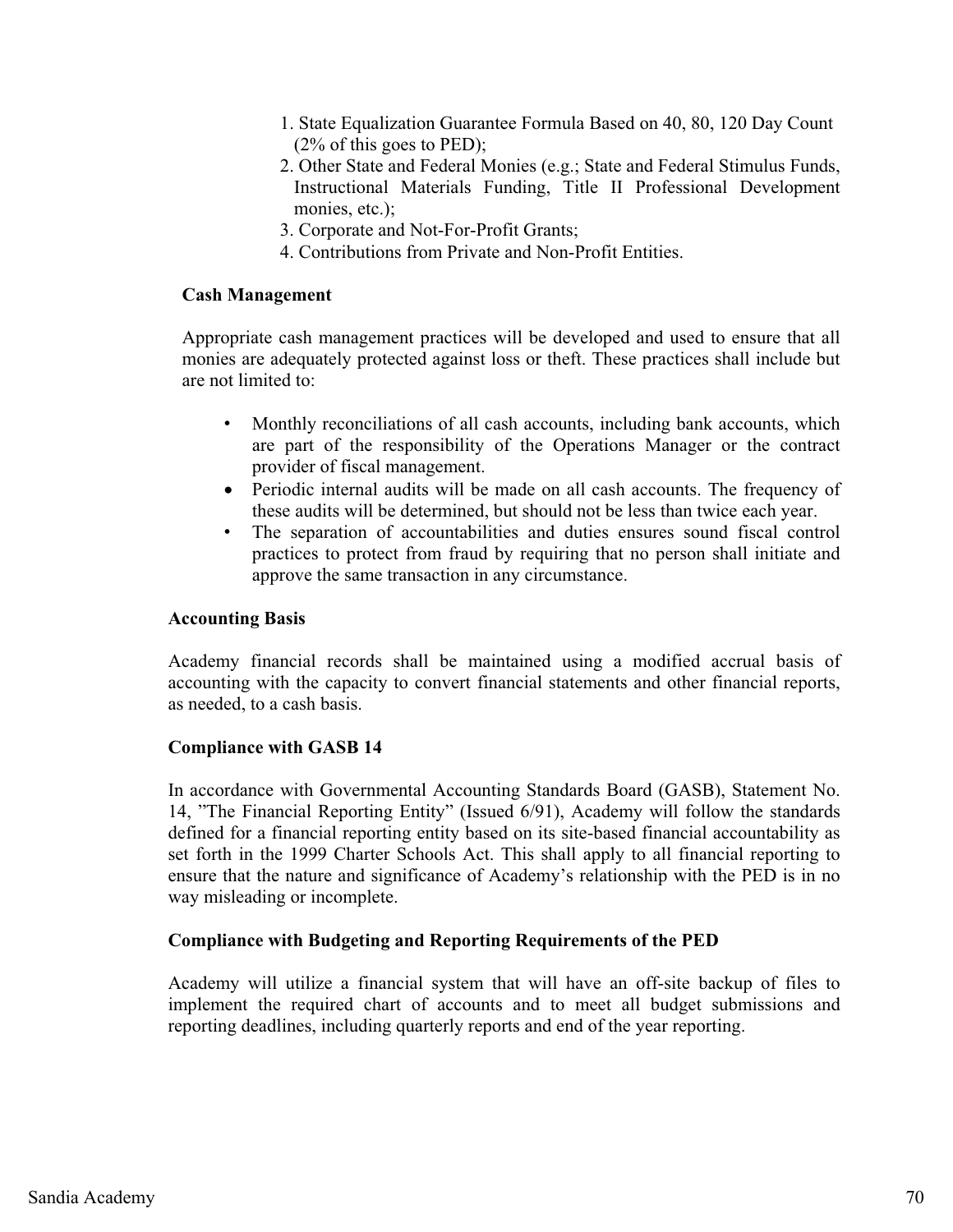1. State Equalization Guarantee Formula Based on 40, 80, 120 Day Count (2% of this goes to PED);
2. Other State and Federal Monies (e.g.; State and Federal Stimulus Funds, Instructional Materials Funding, Title II Professional Development monies, etc.);
3. Corporate and Not-For-Profit Grants;
4. Contributions from Private and Non-Profit Entities.

**Cash Management**

Appropriate cash management practices will be developed and used to ensure that all monies are adequately protected against loss or theft. These practices shall include but are not limited to:

- Monthly reconciliations of all cash accounts, including bank accounts, which are part of the responsibility of the Operations Manager or the contract provider of fiscal management.
- Periodic internal audits will be made on all cash accounts. The frequency of these audits will be determined, but should not be less than twice each year.
- The separation of accountabilities and duties ensures sound fiscal control practices to protect from fraud by requiring that no person shall initiate and approve the same transaction in any circumstance.

**Accounting Basis**

Academy financial records shall be maintained using a modified accrual basis of accounting with the capacity to convert financial statements and other financial reports, as needed, to a cash basis.

**Compliance with GASB 14**

In accordance with Governmental Accounting Standards Board (GASB), Statement No. 14, "The Financial Reporting Entity" (Issued 6/91), Academy will follow the standards defined for a financial reporting entity based on its site-based financial accountability as set forth in the 1999 Charter Schools Act. This shall apply to all financial reporting to ensure that the nature and significance of Academy's relationship with the PED is in no way misleading or incomplete.

**Compliance with Budgeting and Reporting Requirements of the PED**

Academy will utilize a financial system that will have an off-site backup of files to implement the required chart of accounts and to meet all budget submissions and reporting deadlines, including quarterly reports and end of the year reporting.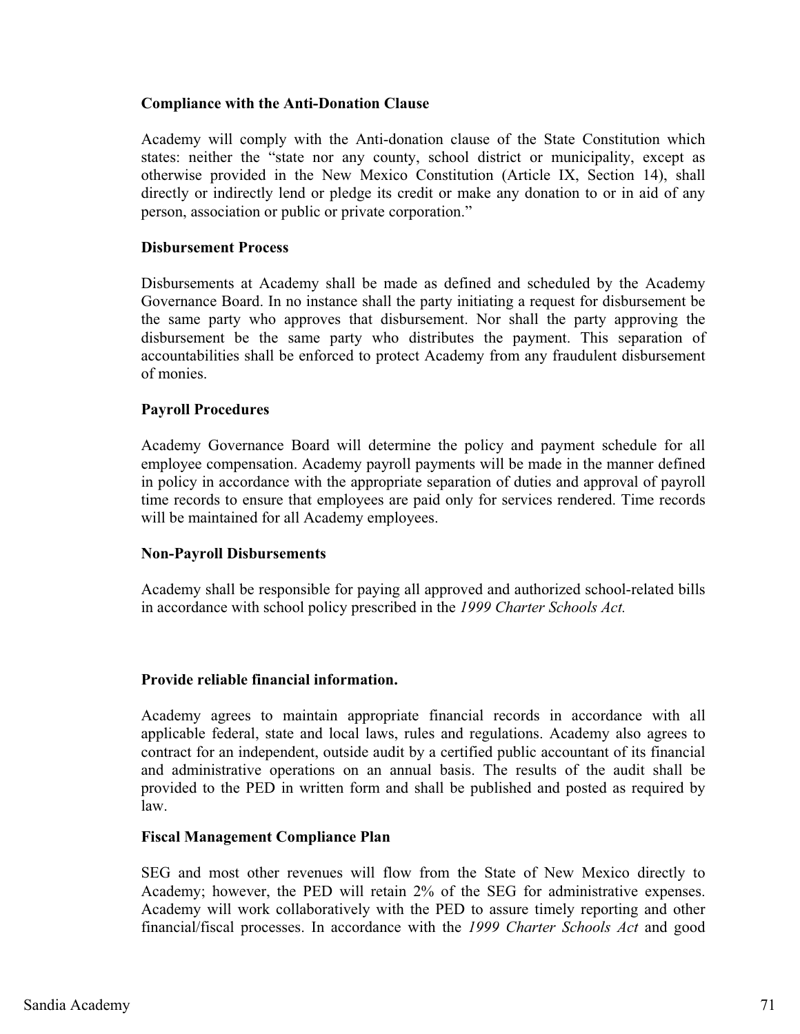**Compliance with the Anti-Donation Clause**

Academy will comply with the Anti-donation clause of the State Constitution which states: neither the "state nor any county, school district or municipality, except as otherwise provided in the New Mexico Constitution (Article IX, Section 14), shall directly or indirectly lend or pledge its credit or make any donation to or in aid of any person, association or public or private corporation."

**Disbursement Process**

Disbursements at Academy shall be made as defined and scheduled by the Academy Governance Board. In no instance shall the party initiating a request for disbursement be the same party who approves that disbursement. Nor shall the party approving the disbursement be the same party who distributes the payment. This separation of accountabilities shall be enforced to protect Academy from any fraudulent disbursement of monies.

**Payroll Procedures**

Academy Governance Board will determine the policy and payment schedule for all employee compensation. Academy payroll payments will be made in the manner defined in policy in accordance with the appropriate separation of duties and approval of payroll time records to ensure that employees are paid only for services rendered. Time records will be maintained for all Academy employees.

**Non-Payroll Disbursements**

Academy shall be responsible for paying all approved and authorized school-related bills in accordance with school policy prescribed in the *1999 Charter Schools Act.*

**Provide reliable financial information.**

Academy agrees to maintain appropriate financial records in accordance with all applicable federal, state and local laws, rules and regulations. Academy also agrees to contract for an independent, outside audit by a certified public accountant of its financial and administrative operations on an annual basis. The results of the audit shall be provided to the PED in written form and shall be published and posted as required by law.

**Fiscal Management Compliance Plan**

SEG and most other revenues will flow from the State of New Mexico directly to Academy; however, the PED will retain 2% of the SEG for administrative expenses. Academy will work collaboratively with the PED to assure timely reporting and other financial/fiscal processes. In accordance with the *1999 Charter Schools Act* and good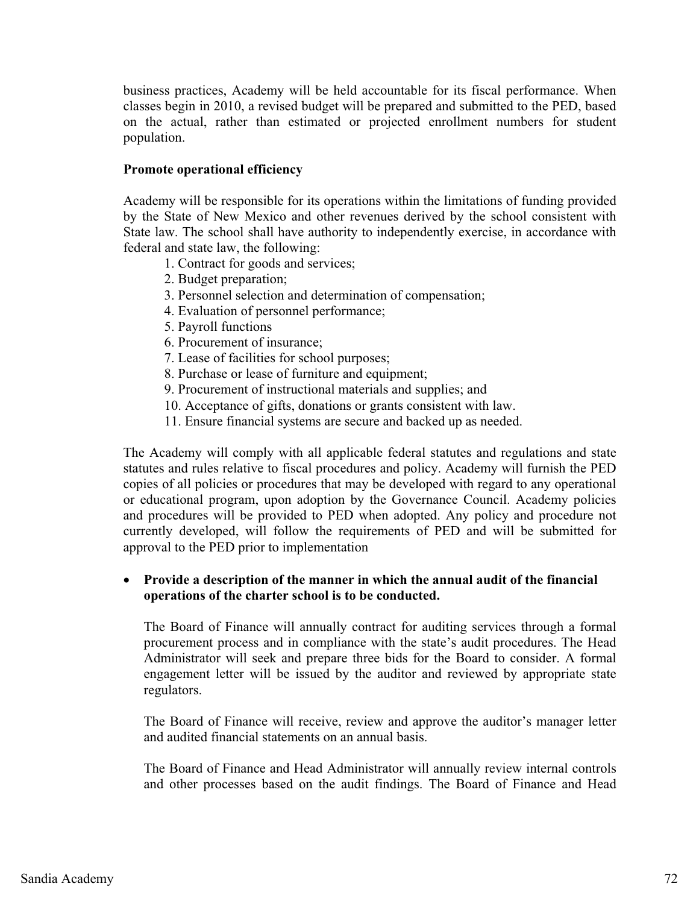business practices, Academy will be held accountable for its fiscal performance. When classes begin in 2010, a revised budget will be prepared and submitted to the PED, based on the actual, rather than estimated or projected enrollment numbers for student population.

**Promote operational efficiency**

Academy will be responsible for its operations within the limitations of funding provided by the State of New Mexico and other revenues derived by the school consistent with State law. The school shall have authority to independently exercise, in accordance with federal and state law, the following:

1. Contract for goods and services;
2. Budget preparation;
3. Personnel selection and determination of compensation;
4. Evaluation of personnel performance;
5. Payroll functions
6. Procurement of insurance;
7. Lease of facilities for school purposes;
8. Purchase or lease of furniture and equipment;
9. Procurement of instructional materials and supplies; and
10. Acceptance of gifts, donations or grants consistent with law.
11. Ensure financial systems are secure and backed up as needed.

The Academy will comply with all applicable federal statutes and regulations and state statutes and rules relative to fiscal procedures and policy. Academy will furnish the PED copies of all policies or procedures that may be developed with regard to any operational or educational program, upon adoption by the Governance Council. Academy policies and procedures will be provided to PED when adopted. Any policy and procedure not currently developed, will follow the requirements of PED and will be submitted for approval to the PED prior to implementation

- **Provide a description of the manner in which the annual audit of the financial operations of the charter school is to be conducted.**

  The Board of Finance will annually contract for auditing services through a formal procurement process and in compliance with the state's audit procedures. The Head Administrator will seek and prepare three bids for the Board to consider. A formal engagement letter will be issued by the auditor and reviewed by appropriate state regulators.

  The Board of Finance will receive, review and approve the auditor's manager letter and audited financial statements on an annual basis.

  The Board of Finance and Head Administrator will annually review internal controls and other processes based on the audit findings. The Board of Finance and Head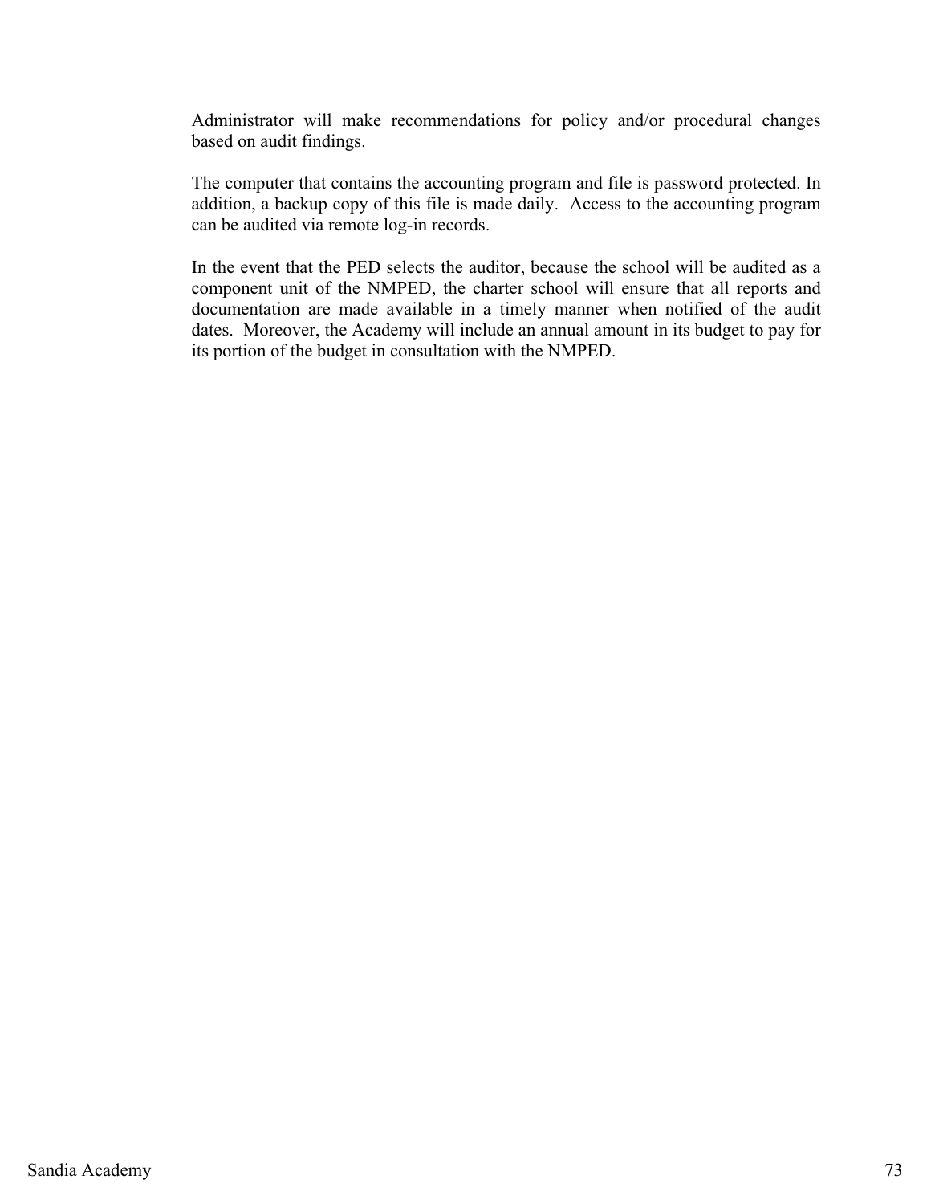Administrator will make recommendations for policy and/or procedural changes based on audit findings.

The computer that contains the accounting program and file is password protected. In addition, a backup copy of this file is made daily. Access to the accounting program can be audited via remote log-in records.

In the event that the PED selects the auditor, because the school will be audited as a component unit of the NMPED, the charter school will ensure that all reports and documentation are made available in a timely manner when notified of the audit dates. Moreover, the Academy will include an annual amount in its budget to pay for its portion of the budget in consultation with the NMPED.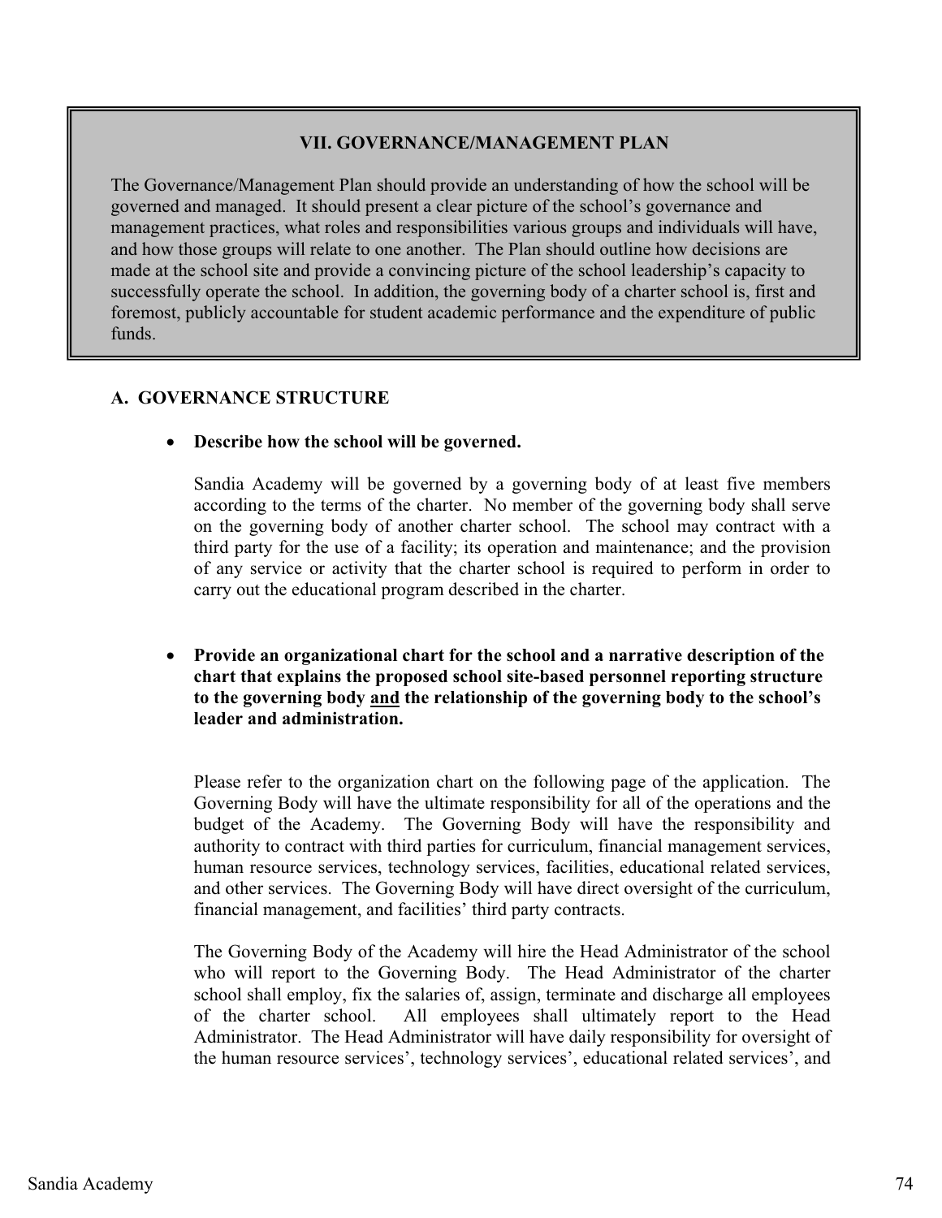## VII. GOVERNANCE/MANAGEMENT PLAN

The Governance/Management Plan should provide an understanding of how the school will be governed and managed. It should present a clear picture of the school's governance and management practices, what roles and responsibilities various groups and individuals will have, and how those groups will relate to one another. The Plan should outline how decisions are made at the school site and provide a convincing picture of the school leadership's capacity to successfully operate the school. In addition, the governing body of a charter school is, first and foremost, publicly accountable for student academic performance and the expenditure of public funds.

### A. GOVERNANCE STRUCTURE

- **Describe how the school will be governed.**

  Sandia Academy will be governed by a governing body of at least five members according to the terms of the charter. No member of the governing body shall serve on the governing body of another charter school. The school may contract with a third party for the use of a facility; its operation and maintenance; and the provision of any service or activity that the charter school is required to perform in order to carry out the educational program described in the charter.

- **Provide an organizational chart for the school and a narrative description of the chart that explains the proposed school site-based personnel reporting structure to the governing body <u>and</u> the relationship of the governing body to the school's leader and administration.**

  Please refer to the organization chart on the following page of the application. The Governing Body will have the ultimate responsibility for all of the operations and the budget of the Academy. The Governing Body will have the responsibility and authority to contract with third parties for curriculum, financial management services, human resource services, technology services, facilities, educational related services, and other services. The Governing Body will have direct oversight of the curriculum, financial management, and facilities' third party contracts.

  The Governing Body of the Academy will hire the Head Administrator of the school who will report to the Governing Body. The Head Administrator of the charter school shall employ, fix the salaries of, assign, terminate and discharge all employees of the charter school. All employees shall ultimately report to the Head Administrator. The Head Administrator will have daily responsibility for oversight of the human resource services', technology services', educational related services', and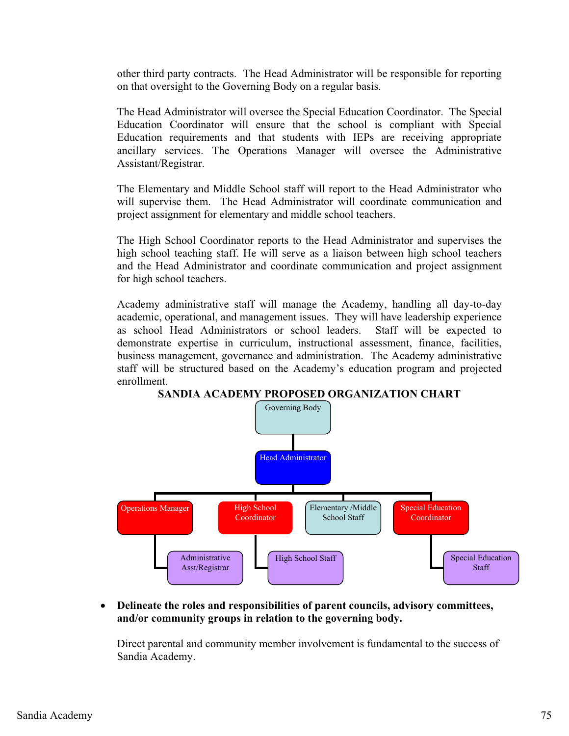other third party contracts. The Head Administrator will be responsible for reporting on that oversight to the Governing Body on a regular basis.

The Head Administrator will oversee the Special Education Coordinator. The Special Education Coordinator will ensure that the school is compliant with Special Education requirements and that students with IEPs are receiving appropriate ancillary services. The Operations Manager will oversee the Administrative Assistant/Registrar.

The Elementary and Middle School staff will report to the Head Administrator who will supervise them. The Head Administrator will coordinate communication and project assignment for elementary and middle school teachers.

The High School Coordinator reports to the Head Administrator and supervises the high school teaching staff. He will serve as a liaison between high school teachers and the Head Administrator and coordinate communication and project assignment for high school teachers.

Academy administrative staff will manage the Academy, handling all day-to-day academic, operational, and management issues. They will have leadership experience as school Head Administrators or school leaders. Staff will be expected to demonstrate expertise in curriculum, instructional assessment, finance, facilities, business management, governance and administration. The Academy administrative staff will be structured based on the Academy's education program and projected enrollment.

**SANDIA ACADEMY PROPOSED ORGANIZATION CHART**

Governing Body

Head Administrator

Operations Manager | High School Coordinator | Elementary /Middle School Staff | Special Education Coordinator

Administrative Asst/Registrar | High School Staff | Special Education Staff

- **Delineate the roles and responsibilities of parent councils, advisory committees, and/or community groups in relation to the governing body.**

Direct parental and community member involvement is fundamental to the success of Sandia Academy.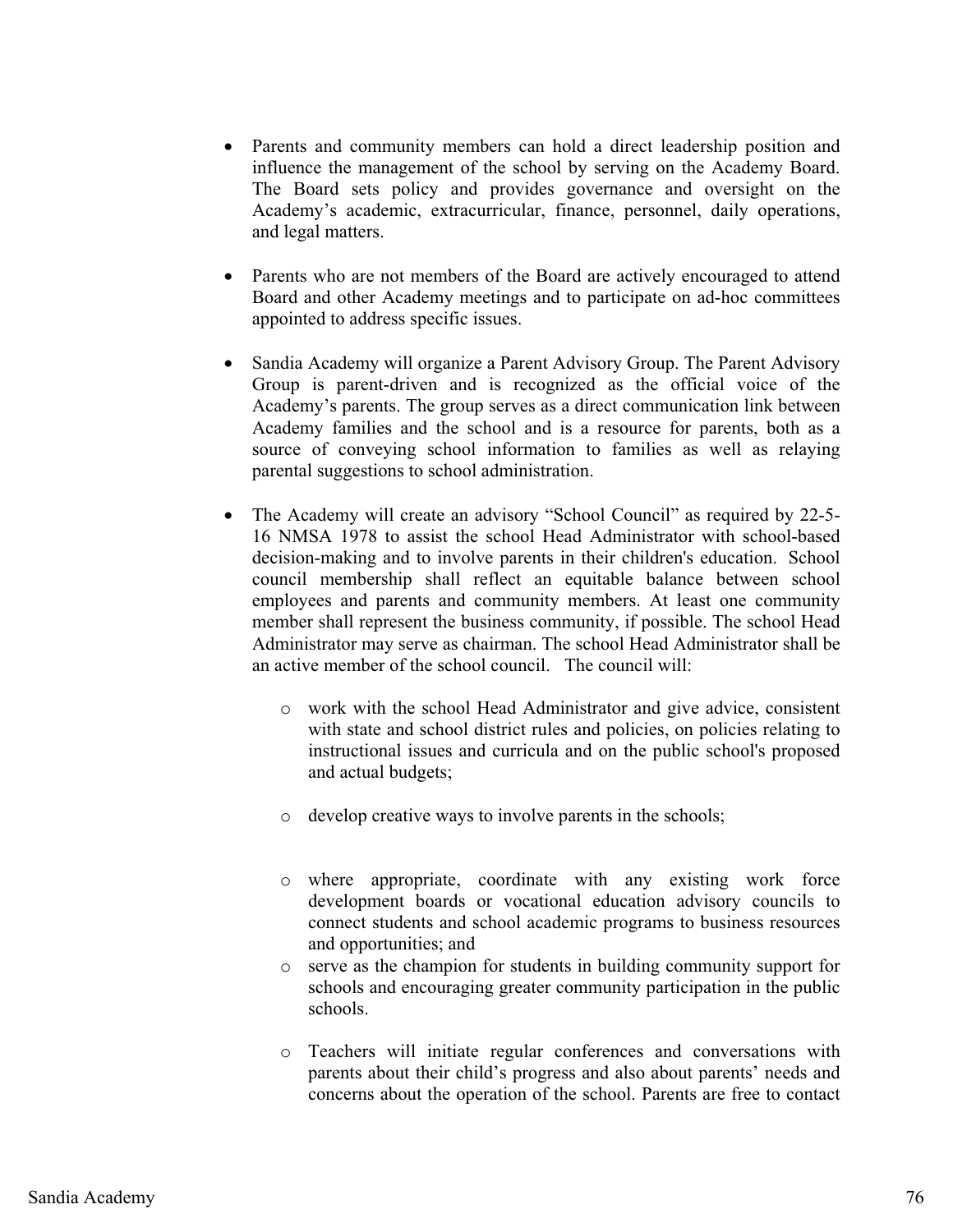- Parents and community members can hold a direct leadership position and influence the management of the school by serving on the Academy Board. The Board sets policy and provides governance and oversight on the Academy's academic, extracurricular, finance, personnel, daily operations, and legal matters.

- Parents who are not members of the Board are actively encouraged to attend Board and other Academy meetings and to participate on ad-hoc committees appointed to address specific issues.

- Sandia Academy will organize a Parent Advisory Group. The Parent Advisory Group is parent-driven and is recognized as the official voice of the Academy's parents. The group serves as a direct communication link between Academy families and the school and is a resource for parents, both as a source of conveying school information to families as well as relaying parental suggestions to school administration.

- The Academy will create an advisory "School Council" as required by 22-5-16 NMSA 1978 to assist the school Head Administrator with school-based decision-making and to involve parents in their children's education. School council membership shall reflect an equitable balance between school employees and parents and community members. At least one community member shall represent the business community, if possible. The school Head Administrator may serve as chairman. The school Head Administrator shall be an active member of the school council. The council will:

  - work with the school Head Administrator and give advice, consistent with state and school district rules and policies, on policies relating to instructional issues and curricula and on the public school's proposed and actual budgets;

  - develop creative ways to involve parents in the schools;

  - where appropriate, coordinate with any existing work force development boards or vocational education advisory councils to connect students and school academic programs to business resources and opportunities; and
  - serve as the champion for students in building community support for schools and encouraging greater community participation in the public schools.

  - Teachers will initiate regular conferences and conversations with parents about their child's progress and also about parents' needs and concerns about the operation of the school. Parents are free to contact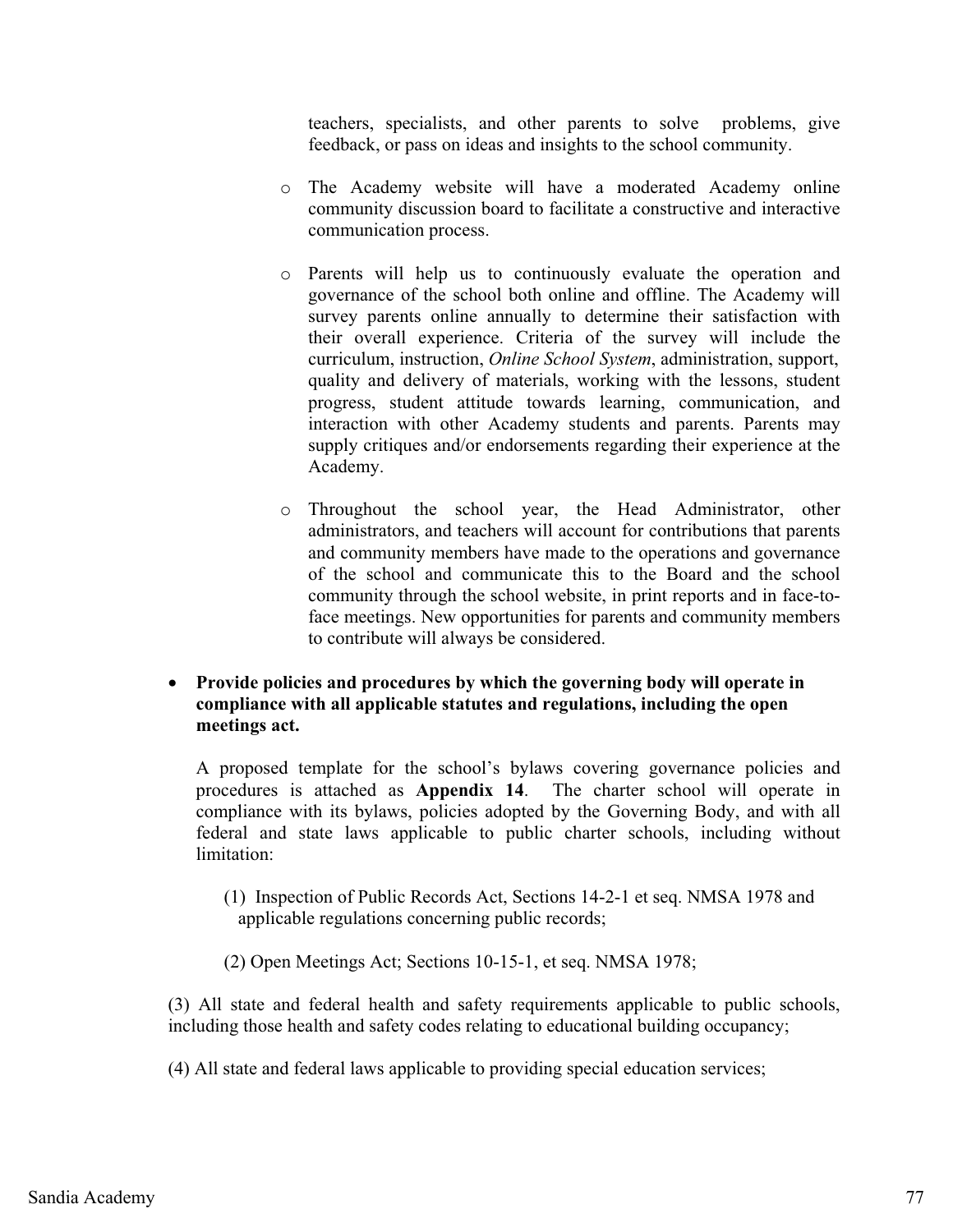teachers, specialists, and other parents to solve problems, give feedback, or pass on ideas and insights to the school community.

- The Academy website will have a moderated Academy online community discussion board to facilitate a constructive and interactive communication process.

- Parents will help us to continuously evaluate the operation and governance of the school both online and offline. The Academy will survey parents online annually to determine their satisfaction with their overall experience. Criteria of the survey will include the curriculum, instruction, *Online School System*, administration, support, quality and delivery of materials, working with the lessons, student progress, student attitude towards learning, communication, and interaction with other Academy students and parents. Parents may supply critiques and/or endorsements regarding their experience at the Academy.

- Throughout the school year, the Head Administrator, other administrators, and teachers will account for contributions that parents and community members have made to the operations and governance of the school and communicate this to the Board and the school community through the school website, in print reports and in face-to-face meetings. New opportunities for parents and community members to contribute will always be considered.

- **Provide policies and procedures by which the governing body will operate in compliance with all applicable statutes and regulations, including the open meetings act.**

  A proposed template for the school's bylaws covering governance policies and procedures is attached as **Appendix 14**. The charter school will operate in compliance with its bylaws, policies adopted by the Governing Body, and with all federal and state laws applicable to public charter schools, including without limitation:

  (1) Inspection of Public Records Act, Sections 14-2-1 et seq. NMSA 1978 and applicable regulations concerning public records;

  (2) Open Meetings Act; Sections 10-15-1, et seq. NMSA 1978;

(3) All state and federal health and safety requirements applicable to public schools, including those health and safety codes relating to educational building occupancy;

(4) All state and federal laws applicable to providing special education services;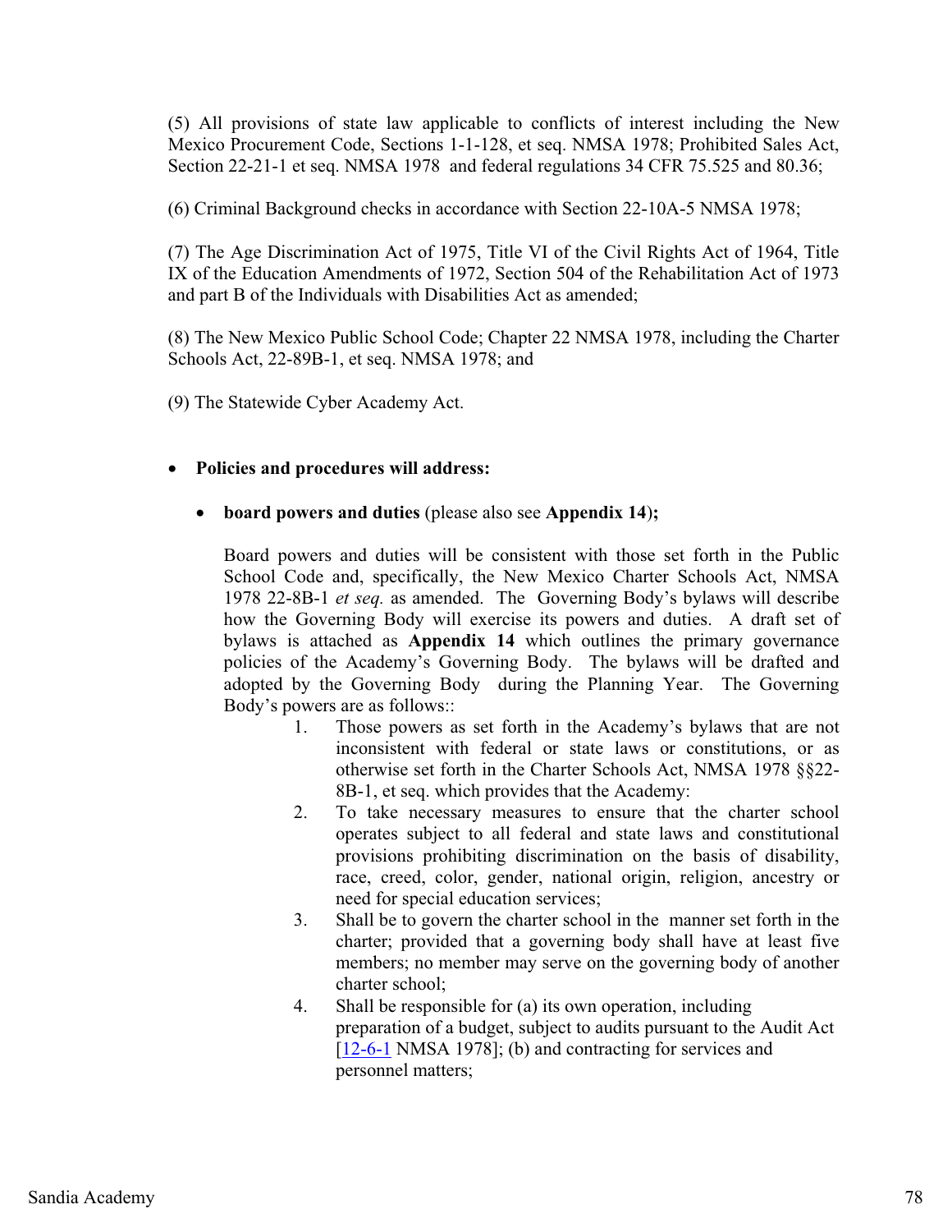(5) All provisions of state law applicable to conflicts of interest including the New Mexico Procurement Code, Sections 1-1-128, et seq. NMSA 1978; Prohibited Sales Act, Section 22-21-1 et seq. NMSA 1978 and federal regulations 34 CFR 75.525 and 80.36;

(6) Criminal Background checks in accordance with Section 22-10A-5 NMSA 1978;

(7) The Age Discrimination Act of 1975, Title VI of the Civil Rights Act of 1964, Title IX of the Education Amendments of 1972, Section 504 of the Rehabilitation Act of 1973 and part B of the Individuals with Disabilities Act as amended;

(8) The New Mexico Public School Code; Chapter 22 NMSA 1978, including the Charter Schools Act, 22-89B-1, et seq. NMSA 1978; and

(9) The Statewide Cyber Academy Act.

- **Policies and procedures will address:**

  - **board powers and duties** (please also see **Appendix 14**)**;**

    Board powers and duties will be consistent with those set forth in the Public School Code and, specifically, the New Mexico Charter Schools Act, NMSA 1978 22-8B-1 *et seq.* as amended. The Governing Body's bylaws will describe how the Governing Body will exercise its powers and duties. A draft set of bylaws is attached as **Appendix 14** which outlines the primary governance policies of the Academy's Governing Body. The bylaws will be drafted and adopted by the Governing Body during the Planning Year. The Governing Body's powers are as follows::

    1. Those powers as set forth in the Academy's bylaws that are not inconsistent with federal or state laws or constitutions, or as otherwise set forth in the Charter Schools Act, NMSA 1978 §§22-8B-1, et seq. which provides that the Academy:
    2. To take necessary measures to ensure that the charter school operates subject to all federal and state laws and constitutional provisions prohibiting discrimination on the basis of disability, race, creed, color, gender, national origin, religion, ancestry or need for special education services;
    3. Shall be to govern the charter school in the manner set forth in the charter; provided that a governing body shall have at least five members; no member may serve on the governing body of another charter school;
    4. Shall be responsible for (a) its own operation, including preparation of a budget, subject to audits pursuant to the Audit Act [12-6-1 NMSA 1978]; (b) and contracting for services and personnel matters;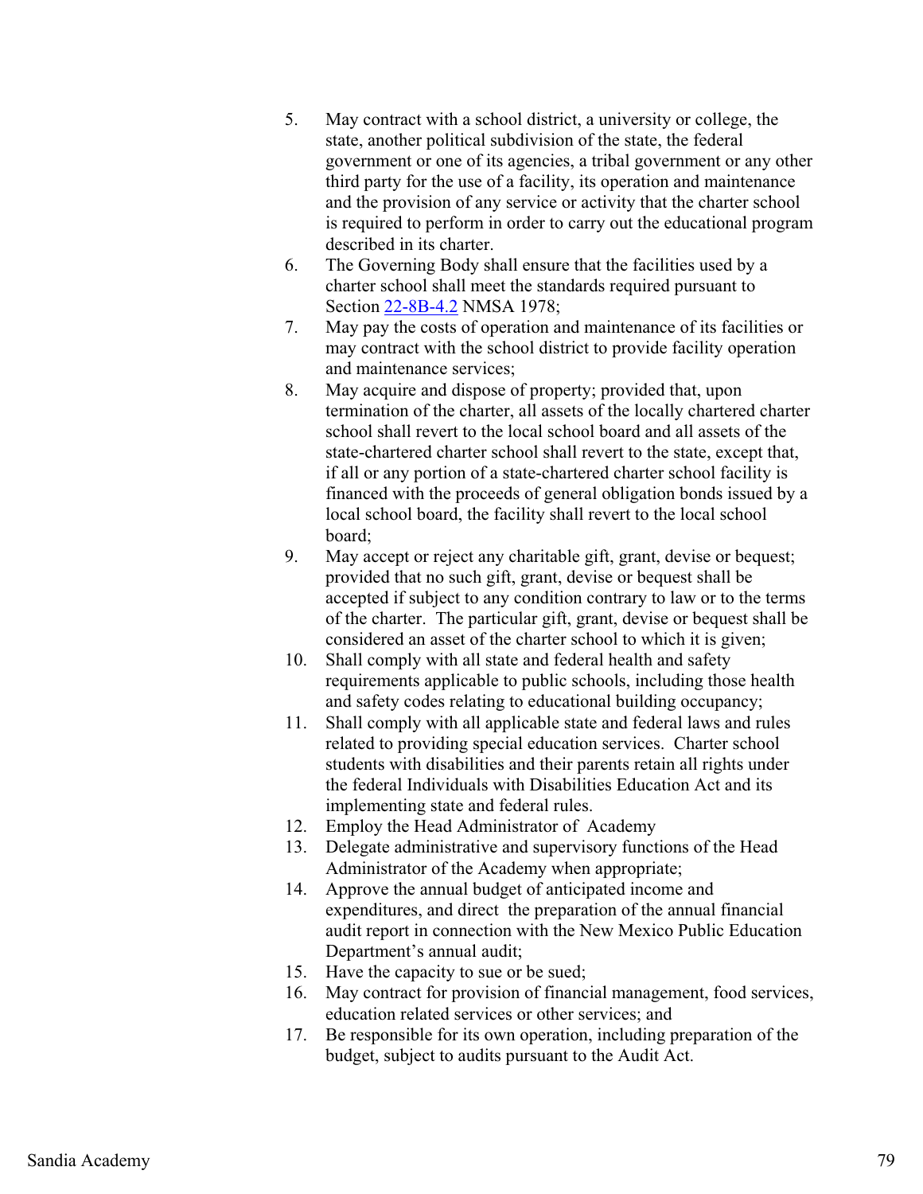5. May contract with a school district, a university or college, the state, another political subdivision of the state, the federal government or one of its agencies, a tribal government or any other third party for the use of a facility, its operation and maintenance and the provision of any service or activity that the charter school is required to perform in order to carry out the educational program described in its charter.
6. The Governing Body shall ensure that the facilities used by a charter school shall meet the standards required pursuant to Section 22-8B-4.2 NMSA 1978;
7. May pay the costs of operation and maintenance of its facilities or may contract with the school district to provide facility operation and maintenance services;
8. May acquire and dispose of property; provided that, upon termination of the charter, all assets of the locally chartered charter school shall revert to the local school board and all assets of the state-chartered charter school shall revert to the state, except that, if all or any portion of a state-chartered charter school facility is financed with the proceeds of general obligation bonds issued by a local school board, the facility shall revert to the local school board;
9. May accept or reject any charitable gift, grant, devise or bequest; provided that no such gift, grant, devise or bequest shall be accepted if subject to any condition contrary to law or to the terms of the charter. The particular gift, grant, devise or bequest shall be considered an asset of the charter school to which it is given;
10. Shall comply with all state and federal health and safety requirements applicable to public schools, including those health and safety codes relating to educational building occupancy;
11. Shall comply with all applicable state and federal laws and rules related to providing special education services. Charter school students with disabilities and their parents retain all rights under the federal Individuals with Disabilities Education Act and its implementing state and federal rules.
12. Employ the Head Administrator of Academy
13. Delegate administrative and supervisory functions of the Head Administrator of the Academy when appropriate;
14. Approve the annual budget of anticipated income and expenditures, and direct the preparation of the annual financial audit report in connection with the New Mexico Public Education Department's annual audit;
15. Have the capacity to sue or be sued;
16. May contract for provision of financial management, food services, education related services or other services; and
17. Be responsible for its own operation, including preparation of the budget, subject to audits pursuant to the Audit Act.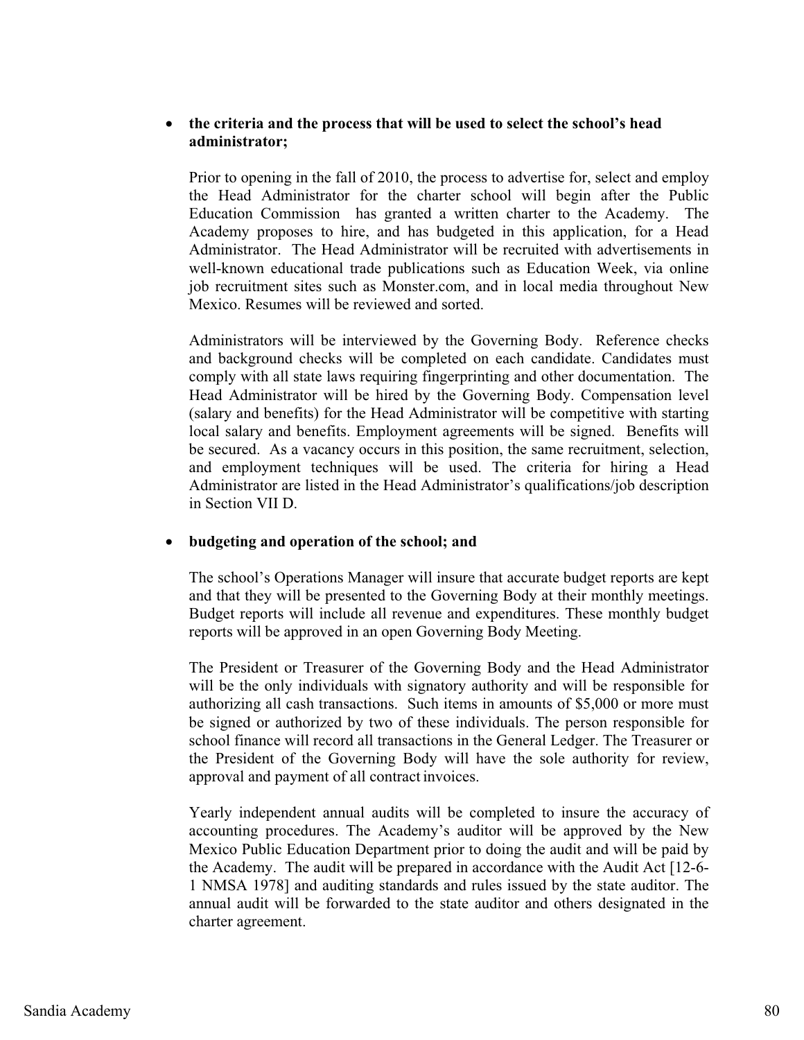- **the criteria and the process that will be used to select the school's head administrator;**

  Prior to opening in the fall of 2010, the process to advertise for, select and employ the Head Administrator for the charter school will begin after the Public Education Commission has granted a written charter to the Academy. The Academy proposes to hire, and has budgeted in this application, for a Head Administrator. The Head Administrator will be recruited with advertisements in well-known educational trade publications such as Education Week, via online job recruitment sites such as Monster.com, and in local media throughout New Mexico. Resumes will be reviewed and sorted.

  Administrators will be interviewed by the Governing Body. Reference checks and background checks will be completed on each candidate. Candidates must comply with all state laws requiring fingerprinting and other documentation. The Head Administrator will be hired by the Governing Body. Compensation level (salary and benefits) for the Head Administrator will be competitive with starting local salary and benefits. Employment agreements will be signed. Benefits will be secured. As a vacancy occurs in this position, the same recruitment, selection, and employment techniques will be used. The criteria for hiring a Head Administrator are listed in the Head Administrator's qualifications/job description in Section VII D.

- **budgeting and operation of the school; and**

  The school's Operations Manager will insure that accurate budget reports are kept and that they will be presented to the Governing Body at their monthly meetings. Budget reports will include all revenue and expenditures. These monthly budget reports will be approved in an open Governing Body Meeting.

  The President or Treasurer of the Governing Body and the Head Administrator will be the only individuals with signatory authority and will be responsible for authorizing all cash transactions. Such items in amounts of $5,000 or more must be signed or authorized by two of these individuals. The person responsible for school finance will record all transactions in the General Ledger. The Treasurer or the President of the Governing Body will have the sole authority for review, approval and payment of all contract invoices.

  Yearly independent annual audits will be completed to insure the accuracy of accounting procedures. The Academy's auditor will be approved by the New Mexico Public Education Department prior to doing the audit and will be paid by the Academy. The audit will be prepared in accordance with the Audit Act [12-6-1 NMSA 1978] and auditing standards and rules issued by the state auditor. The annual audit will be forwarded to the state auditor and others designated in the charter agreement.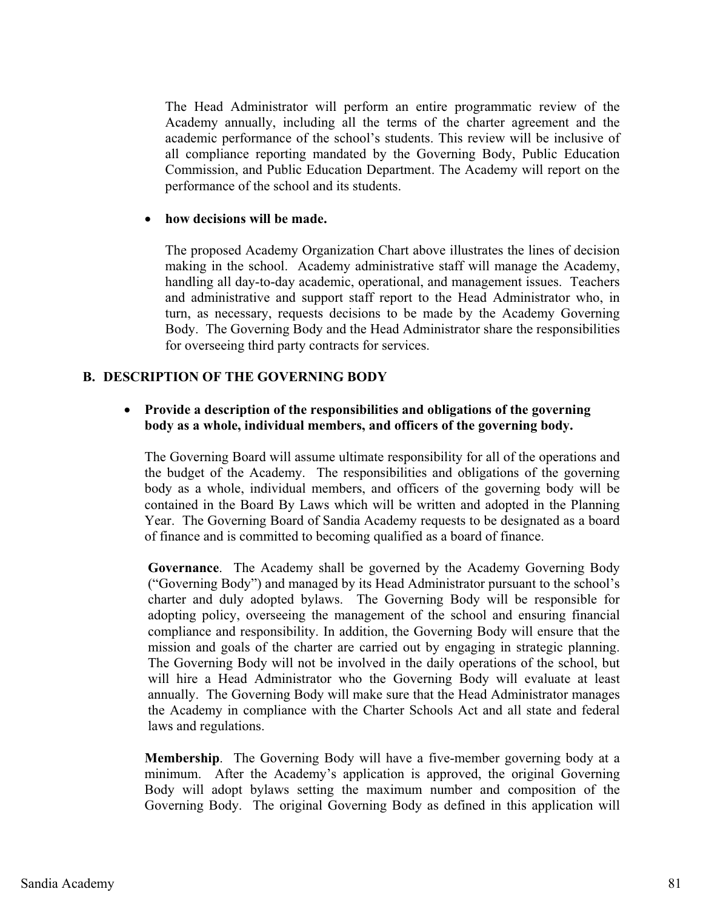The Head Administrator will perform an entire programmatic review of the Academy annually, including all the terms of the charter agreement and the academic performance of the school's students. This review will be inclusive of all compliance reporting mandated by the Governing Body, Public Education Commission, and Public Education Department. The Academy will report on the performance of the school and its students.

- **how decisions will be made.**

  The proposed Academy Organization Chart above illustrates the lines of decision making in the school. Academy administrative staff will manage the Academy, handling all day-to-day academic, operational, and management issues. Teachers and administrative and support staff report to the Head Administrator who, in turn, as necessary, requests decisions to be made by the Academy Governing Body. The Governing Body and the Head Administrator share the responsibilities for overseeing third party contracts for services.

## B. DESCRIPTION OF THE GOVERNING BODY

- **Provide a description of the responsibilities and obligations of the governing body as a whole, individual members, and officers of the governing body.**

  The Governing Board will assume ultimate responsibility for all of the operations and the budget of the Academy. The responsibilities and obligations of the governing body as a whole, individual members, and officers of the governing body will be contained in the Board By Laws which will be written and adopted in the Planning Year. The Governing Board of Sandia Academy requests to be designated as a board of finance and is committed to becoming qualified as a board of finance.

  **Governance**. The Academy shall be governed by the Academy Governing Body ("Governing Body") and managed by its Head Administrator pursuant to the school's charter and duly adopted bylaws. The Governing Body will be responsible for adopting policy, overseeing the management of the school and ensuring financial compliance and responsibility. In addition, the Governing Body will ensure that the mission and goals of the charter are carried out by engaging in strategic planning. The Governing Body will not be involved in the daily operations of the school, but will hire a Head Administrator who the Governing Body will evaluate at least annually. The Governing Body will make sure that the Head Administrator manages the Academy in compliance with the Charter Schools Act and all state and federal laws and regulations.

  **Membership**. The Governing Body will have a five-member governing body at a minimum. After the Academy's application is approved, the original Governing Body will adopt bylaws setting the maximum number and composition of the Governing Body. The original Governing Body as defined in this application will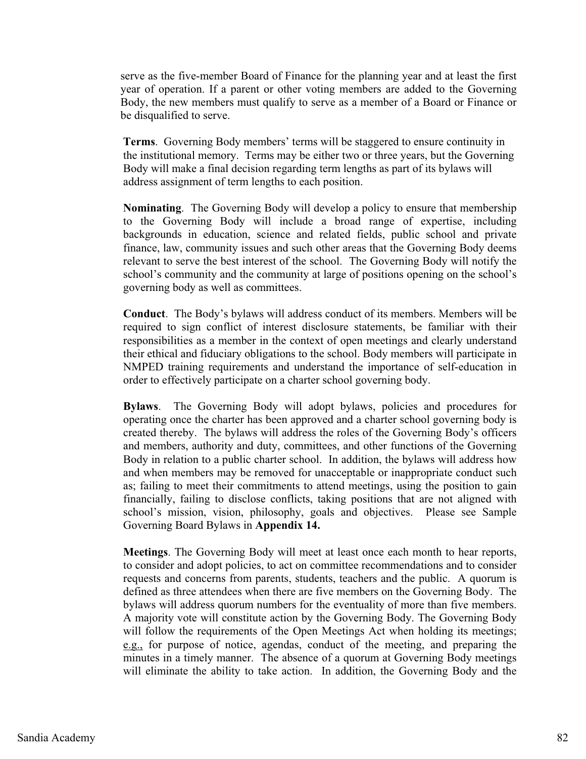serve as the five-member Board of Finance for the planning year and at least the first year of operation. If a parent or other voting members are added to the Governing Body, the new members must qualify to serve as a member of a Board or Finance or be disqualified to serve.

**Terms**. Governing Body members' terms will be staggered to ensure continuity in the institutional memory. Terms may be either two or three years, but the Governing Body will make a final decision regarding term lengths as part of its bylaws will address assignment of term lengths to each position.

**Nominating**. The Governing Body will develop a policy to ensure that membership to the Governing Body will include a broad range of expertise, including backgrounds in education, science and related fields, public school and private finance, law, community issues and such other areas that the Governing Body deems relevant to serve the best interest of the school. The Governing Body will notify the school's community and the community at large of positions opening on the school's governing body as well as committees.

**Conduct**. The Body's bylaws will address conduct of its members. Members will be required to sign conflict of interest disclosure statements, be familiar with their responsibilities as a member in the context of open meetings and clearly understand their ethical and fiduciary obligations to the school. Body members will participate in NMPED training requirements and understand the importance of self-education in order to effectively participate on a charter school governing body.

**Bylaws**. The Governing Body will adopt bylaws, policies and procedures for operating once the charter has been approved and a charter school governing body is created thereby. The bylaws will address the roles of the Governing Body's officers and members, authority and duty, committees, and other functions of the Governing Body in relation to a public charter school. In addition, the bylaws will address how and when members may be removed for unacceptable or inappropriate conduct such as; failing to meet their commitments to attend meetings, using the position to gain financially, failing to disclose conflicts, taking positions that are not aligned with school's mission, vision, philosophy, goals and objectives. Please see Sample Governing Board Bylaws in **Appendix 14.**

**Meetings**. The Governing Body will meet at least once each month to hear reports, to consider and adopt policies, to act on committee recommendations and to consider requests and concerns from parents, students, teachers and the public. A quorum is defined as three attendees when there are five members on the Governing Body. The bylaws will address quorum numbers for the eventuality of more than five members. A majority vote will constitute action by the Governing Body. The Governing Body will follow the requirements of the Open Meetings Act when holding its meetings; e.g., for purpose of notice, agendas, conduct of the meeting, and preparing the minutes in a timely manner. The absence of a quorum at Governing Body meetings will eliminate the ability to take action. In addition, the Governing Body and the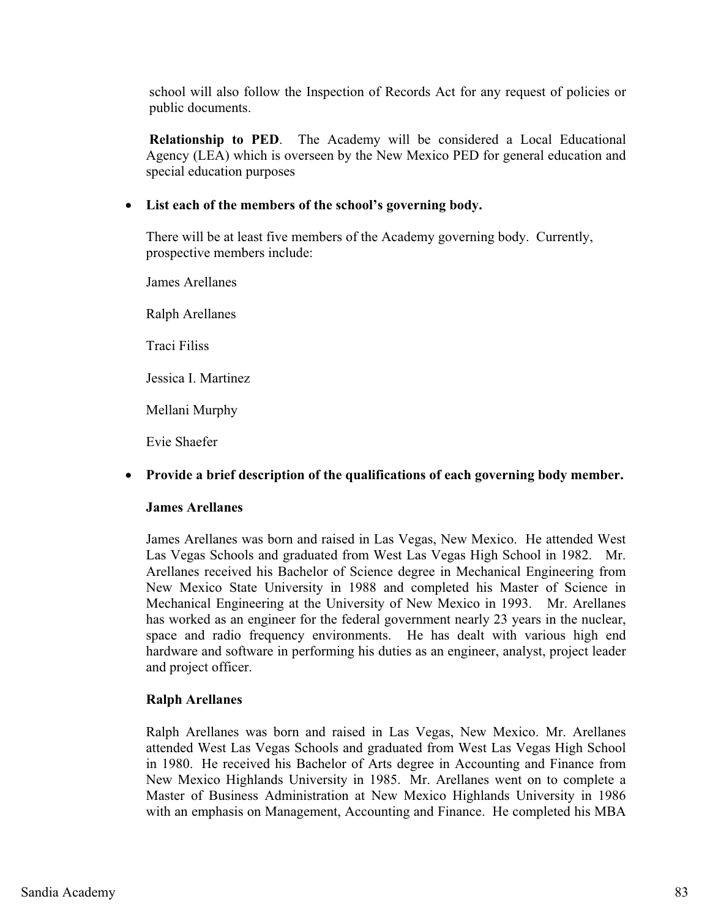school will also follow the Inspection of Records Act for any request of policies or public documents.

**Relationship to PED**. The Academy will be considered a Local Educational Agency (LEA) which is overseen by the New Mexico PED for general education and special education purposes

- **List each of the members of the school's governing body.**

  There will be at least five members of the Academy governing body. Currently, prospective members include:

  James Arellanes

  Ralph Arellanes

  Traci Filiss

  Jessica I. Martinez

  Mellani Murphy

  Evie Shaefer

- **Provide a brief description of the qualifications of each governing body member.**

  **James Arellanes**

  James Arellanes was born and raised in Las Vegas, New Mexico. He attended West Las Vegas Schools and graduated from West Las Vegas High School in 1982. Mr. Arellanes received his Bachelor of Science degree in Mechanical Engineering from New Mexico State University in 1988 and completed his Master of Science in Mechanical Engineering at the University of New Mexico in 1993. Mr. Arellanes has worked as an engineer for the federal government nearly 23 years in the nuclear, space and radio frequency environments. He has dealt with various high end hardware and software in performing his duties as an engineer, analyst, project leader and project officer.

  **Ralph Arellanes**

  Ralph Arellanes was born and raised in Las Vegas, New Mexico. Mr. Arellanes attended West Las Vegas Schools and graduated from West Las Vegas High School in 1980. He received his Bachelor of Arts degree in Accounting and Finance from New Mexico Highlands University in 1985. Mr. Arellanes went on to complete a Master of Business Administration at New Mexico Highlands University in 1986 with an emphasis on Management, Accounting and Finance. He completed his MBA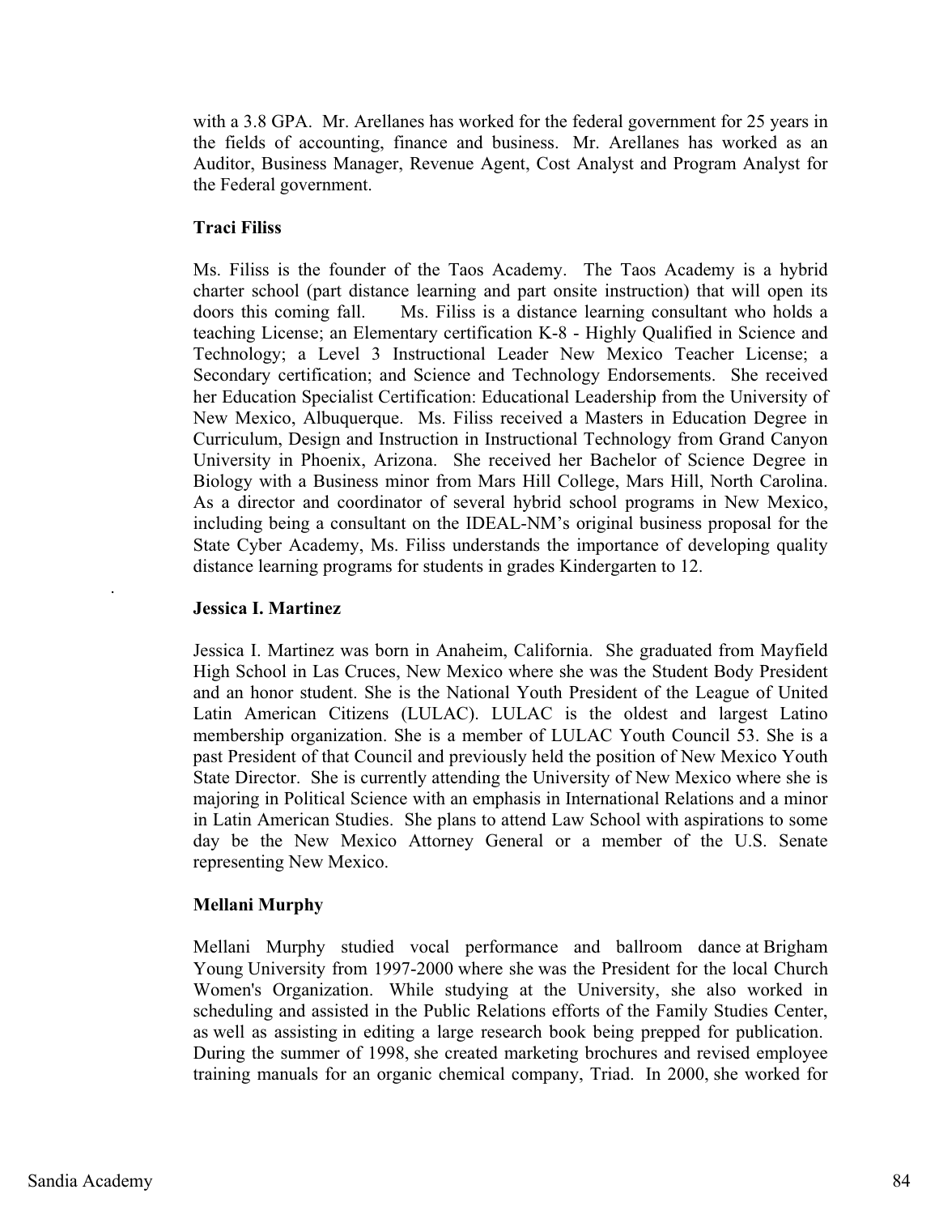with a 3.8 GPA. Mr. Arellanes has worked for the federal government for 25 years in the fields of accounting, finance and business. Mr. Arellanes has worked as an Auditor, Business Manager, Revenue Agent, Cost Analyst and Program Analyst for the Federal government.

**Traci Filiss**

Ms. Filiss is the founder of the Taos Academy. The Taos Academy is a hybrid charter school (part distance learning and part onsite instruction) that will open its doors this coming fall. Ms. Filiss is a distance learning consultant who holds a teaching License; an Elementary certification K-8 - Highly Qualified in Science and Technology; a Level 3 Instructional Leader New Mexico Teacher License; a Secondary certification; and Science and Technology Endorsements. She received her Education Specialist Certification: Educational Leadership from the University of New Mexico, Albuquerque. Ms. Filiss received a Masters in Education Degree in Curriculum, Design and Instruction in Instructional Technology from Grand Canyon University in Phoenix, Arizona. She received her Bachelor of Science Degree in Biology with a Business minor from Mars Hill College, Mars Hill, North Carolina. As a director and coordinator of several hybrid school programs in New Mexico, including being a consultant on the IDEAL-NM's original business proposal for the State Cyber Academy, Ms. Filiss understands the importance of developing quality distance learning programs for students in grades Kindergarten to 12.

**Jessica I. Martinez**

Jessica I. Martinez was born in Anaheim, California. She graduated from Mayfield High School in Las Cruces, New Mexico where she was the Student Body President and an honor student. She is the National Youth President of the League of United Latin American Citizens (LULAC). LULAC is the oldest and largest Latino membership organization. She is a member of LULAC Youth Council 53. She is a past President of that Council and previously held the position of New Mexico Youth State Director. She is currently attending the University of New Mexico where she is majoring in Political Science with an emphasis in International Relations and a minor in Latin American Studies. She plans to attend Law School with aspirations to some day be the New Mexico Attorney General or a member of the U.S. Senate representing New Mexico.

**Mellani Murphy**

Mellani Murphy studied vocal performance and ballroom dance at Brigham Young University from 1997-2000 where she was the President for the local Church Women's Organization. While studying at the University, she also worked in scheduling and assisted in the Public Relations efforts of the Family Studies Center, as well as assisting in editing a large research book being prepped for publication. During the summer of 1998, she created marketing brochures and revised employee training manuals for an organic chemical company, Triad. In 2000, she worked for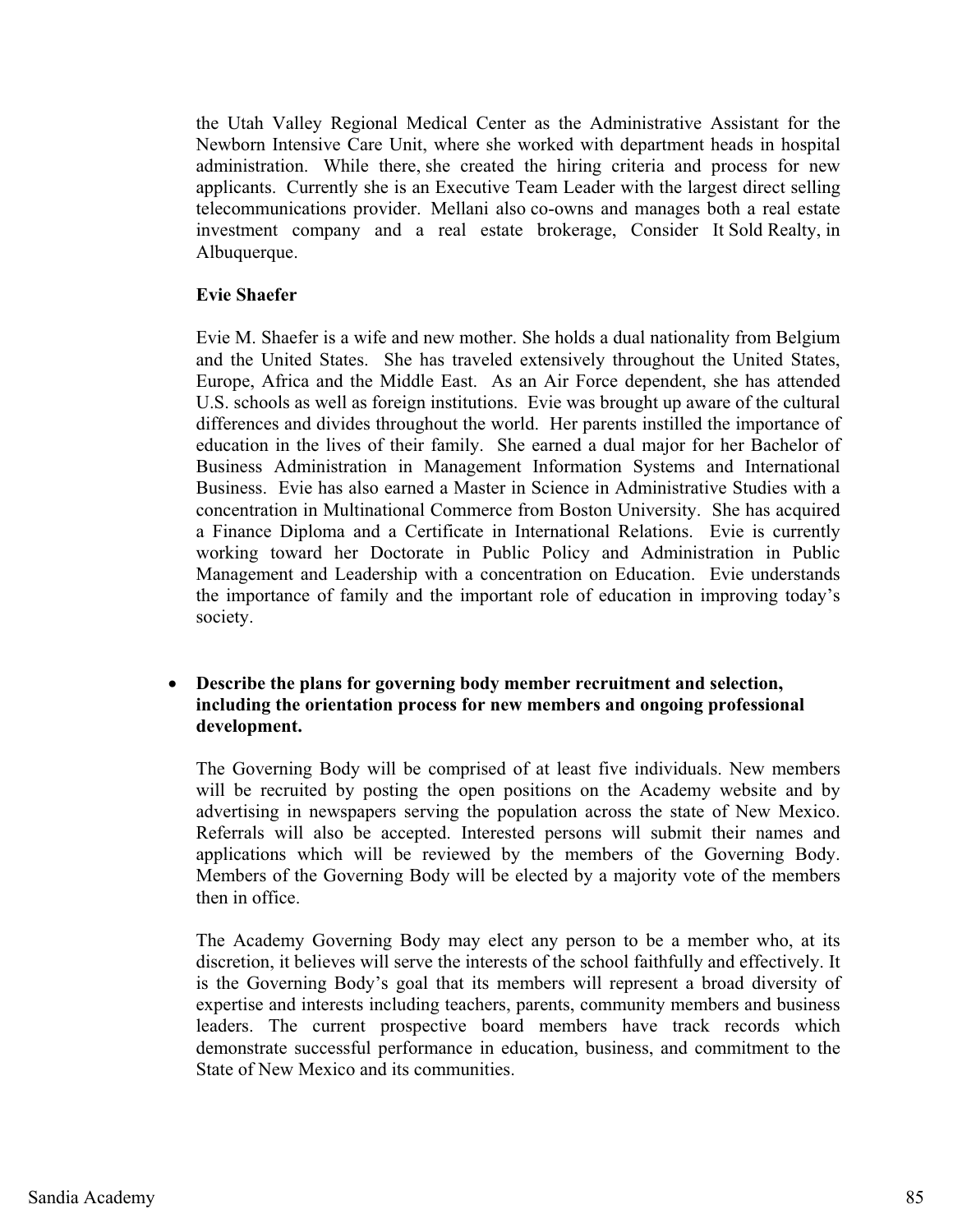the Utah Valley Regional Medical Center as the Administrative Assistant for the Newborn Intensive Care Unit, where she worked with department heads in hospital administration. While there, she created the hiring criteria and process for new applicants. Currently she is an Executive Team Leader with the largest direct selling telecommunications provider. Mellani also co-owns and manages both a real estate investment company and a real estate brokerage, Consider It Sold Realty, in Albuquerque.

**Evie Shaefer**

Evie M. Shaefer is a wife and new mother. She holds a dual nationality from Belgium and the United States. She has traveled extensively throughout the United States, Europe, Africa and the Middle East. As an Air Force dependent, she has attended U.S. schools as well as foreign institutions. Evie was brought up aware of the cultural differences and divides throughout the world. Her parents instilled the importance of education in the lives of their family. She earned a dual major for her Bachelor of Business Administration in Management Information Systems and International Business. Evie has also earned a Master in Science in Administrative Studies with a concentration in Multinational Commerce from Boston University. She has acquired a Finance Diploma and a Certificate in International Relations. Evie is currently working toward her Doctorate in Public Policy and Administration in Public Management and Leadership with a concentration on Education. Evie understands the importance of family and the important role of education in improving today's society.

- **Describe the plans for governing body member recruitment and selection, including the orientation process for new members and ongoing professional development.**

The Governing Body will be comprised of at least five individuals. New members will be recruited by posting the open positions on the Academy website and by advertising in newspapers serving the population across the state of New Mexico. Referrals will also be accepted. Interested persons will submit their names and applications which will be reviewed by the members of the Governing Body. Members of the Governing Body will be elected by a majority vote of the members then in office.

The Academy Governing Body may elect any person to be a member who, at its discretion, it believes will serve the interests of the school faithfully and effectively. It is the Governing Body's goal that its members will represent a broad diversity of expertise and interests including teachers, parents, community members and business leaders. The current prospective board members have track records which demonstrate successful performance in education, business, and commitment to the State of New Mexico and its communities.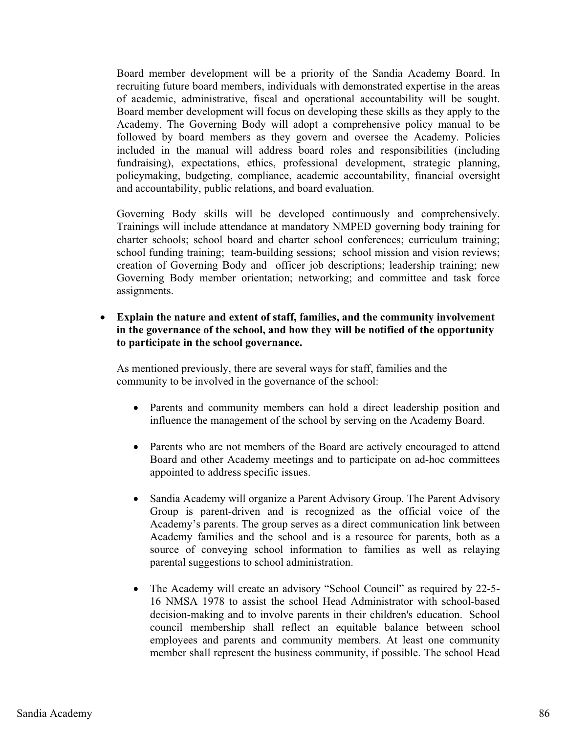Board member development will be a priority of the Sandia Academy Board. In recruiting future board members, individuals with demonstrated expertise in the areas of academic, administrative, fiscal and operational accountability will be sought. Board member development will focus on developing these skills as they apply to the Academy. The Governing Body will adopt a comprehensive policy manual to be followed by board members as they govern and oversee the Academy. Policies included in the manual will address board roles and responsibilities (including fundraising), expectations, ethics, professional development, strategic planning, policymaking, budgeting, compliance, academic accountability, financial oversight and accountability, public relations, and board evaluation.

Governing Body skills will be developed continuously and comprehensively. Trainings will include attendance at mandatory NMPED governing body training for charter schools; school board and charter school conferences; curriculum training; school funding training; team-building sessions; school mission and vision reviews; creation of Governing Body and officer job descriptions; leadership training; new Governing Body member orientation; networking; and committee and task force assignments.

- **Explain the nature and extent of staff, families, and the community involvement in the governance of the school, and how they will be notified of the opportunity to participate in the school governance.**

  As mentioned previously, there are several ways for staff, families and the community to be involved in the governance of the school:

  - Parents and community members can hold a direct leadership position and influence the management of the school by serving on the Academy Board.

  - Parents who are not members of the Board are actively encouraged to attend Board and other Academy meetings and to participate on ad-hoc committees appointed to address specific issues.

  - Sandia Academy will organize a Parent Advisory Group. The Parent Advisory Group is parent-driven and is recognized as the official voice of the Academy's parents. The group serves as a direct communication link between Academy families and the school and is a resource for parents, both as a source of conveying school information to families as well as relaying parental suggestions to school administration.

  - The Academy will create an advisory "School Council" as required by 22-5-16 NMSA 1978 to assist the school Head Administrator with school-based decision-making and to involve parents in their children's education. School council membership shall reflect an equitable balance between school employees and parents and community members. At least one community member shall represent the business community, if possible. The school Head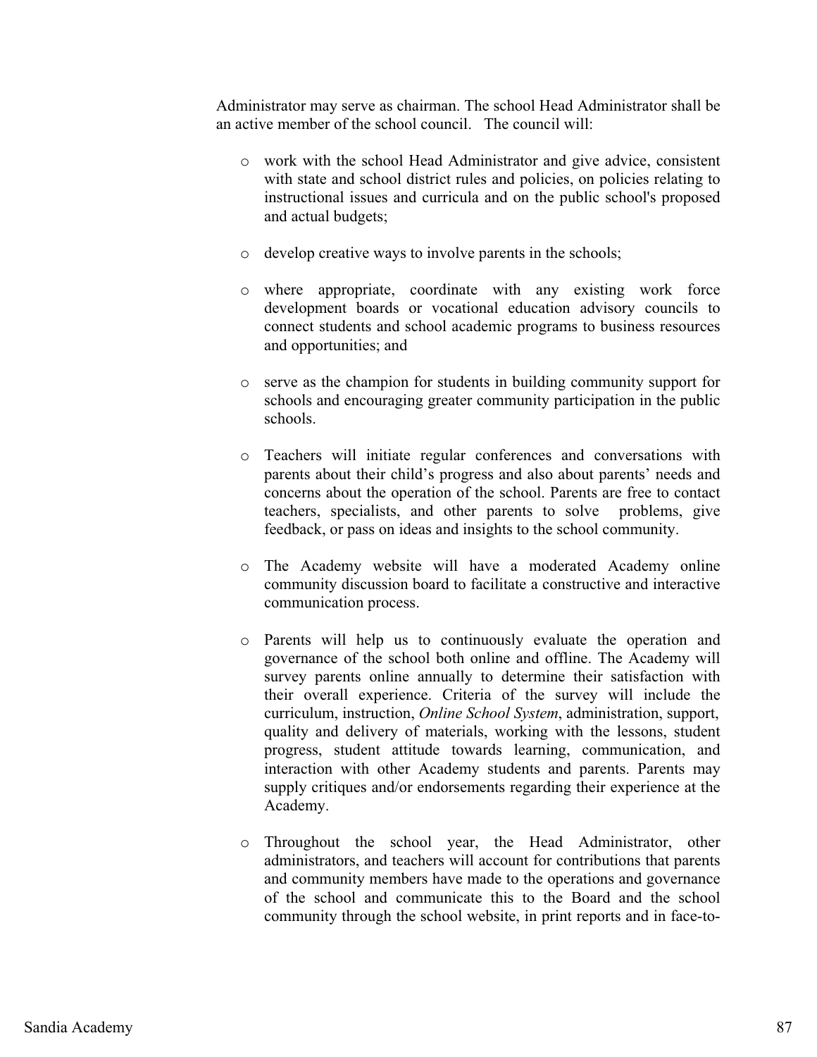Administrator may serve as chairman. The school Head Administrator shall be an active member of the school council. The council will:

- work with the school Head Administrator and give advice, consistent with state and school district rules and policies, on policies relating to instructional issues and curricula and on the public school's proposed and actual budgets;
- develop creative ways to involve parents in the schools;
- where appropriate, coordinate with any existing work force development boards or vocational education advisory councils to connect students and school academic programs to business resources and opportunities; and
- serve as the champion for students in building community support for schools and encouraging greater community participation in the public schools.
- Teachers will initiate regular conferences and conversations with parents about their child's progress and also about parents' needs and concerns about the operation of the school. Parents are free to contact teachers, specialists, and other parents to solve problems, give feedback, or pass on ideas and insights to the school community.
- The Academy website will have a moderated Academy online community discussion board to facilitate a constructive and interactive communication process.
- Parents will help us to continuously evaluate the operation and governance of the school both online and offline. The Academy will survey parents online annually to determine their satisfaction with their overall experience. Criteria of the survey will include the curriculum, instruction, *Online School System*, administration, support, quality and delivery of materials, working with the lessons, student progress, student attitude towards learning, communication, and interaction with other Academy students and parents. Parents may supply critiques and/or endorsements regarding their experience at the Academy.
- Throughout the school year, the Head Administrator, other administrators, and teachers will account for contributions that parents and community members have made to the operations and governance of the school and communicate this to the Board and the school community through the school website, in print reports and in face-to-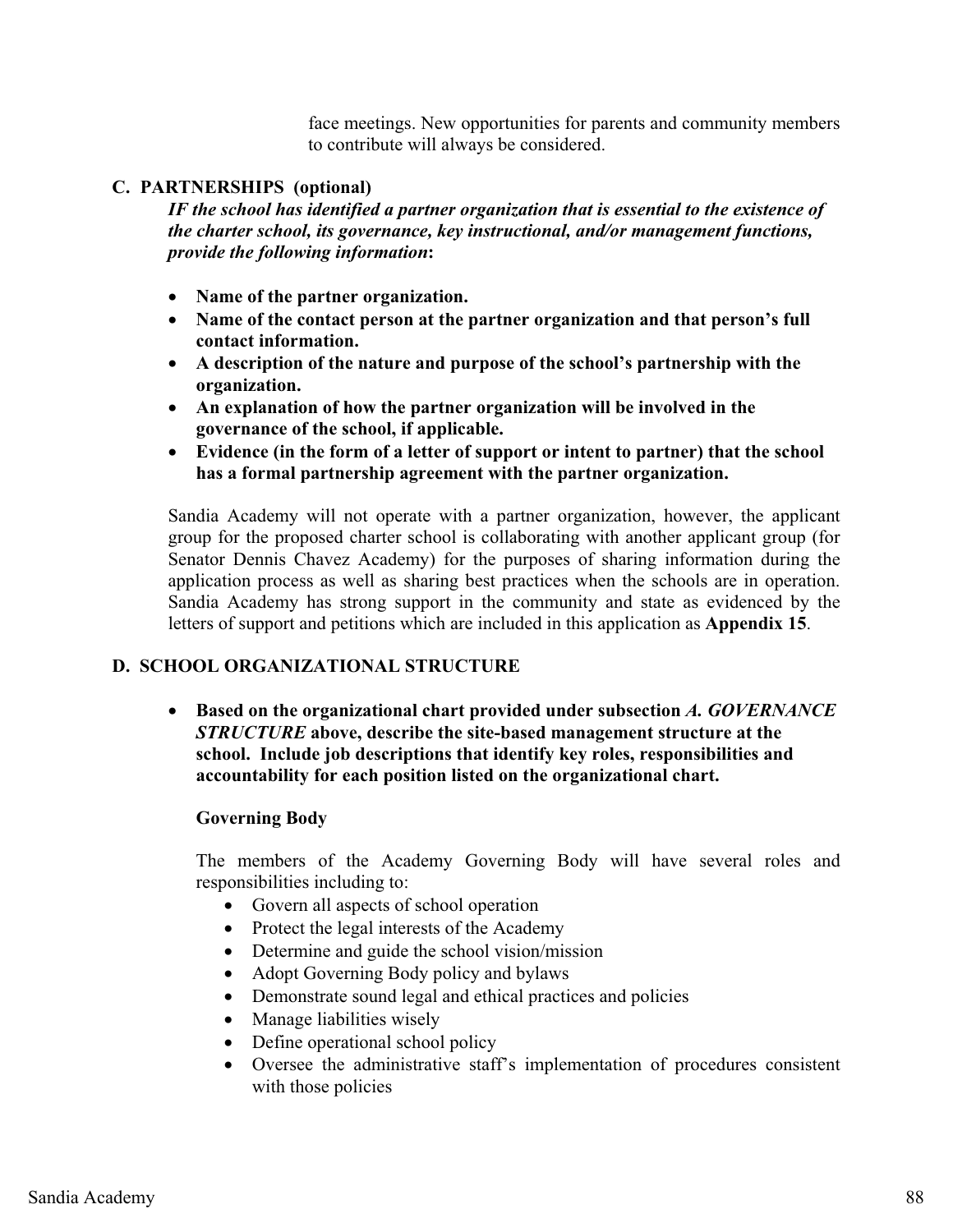face meetings. New opportunities for parents and community members to contribute will always be considered.

## C. PARTNERSHIPS (optional)

***IF the school has identified a partner organization that is essential to the existence of the charter school, its governance, key instructional, and/or management functions, provide the following information*:**

- **Name of the partner organization.**
- **Name of the contact person at the partner organization and that person's full contact information.**
- **A description of the nature and purpose of the school's partnership with the organization.**
- **An explanation of how the partner organization will be involved in the governance of the school, if applicable.**
- **Evidence (in the form of a letter of support or intent to partner) that the school has a formal partnership agreement with the partner organization.**

Sandia Academy will not operate with a partner organization, however, the applicant group for the proposed charter school is collaborating with another applicant group (for Senator Dennis Chavez Academy) for the purposes of sharing information during the application process as well as sharing best practices when the schools are in operation. Sandia Academy has strong support in the community and state as evidenced by the letters of support and petitions which are included in this application as **Appendix 15**.

## D. SCHOOL ORGANIZATIONAL STRUCTURE

- **Based on the organizational chart provided under subsection *A. GOVERNANCE STRUCTURE* above, describe the site-based management structure at the school. Include job descriptions that identify key roles, responsibilities and accountability for each position listed on the organizational chart.**

### Governing Body

The members of the Academy Governing Body will have several roles and responsibilities including to:

- Govern all aspects of school operation
- Protect the legal interests of the Academy
- Determine and guide the school vision/mission
- Adopt Governing Body policy and bylaws
- Demonstrate sound legal and ethical practices and policies
- Manage liabilities wisely
- Define operational school policy
- Oversee the administrative staff's implementation of procedures consistent with those policies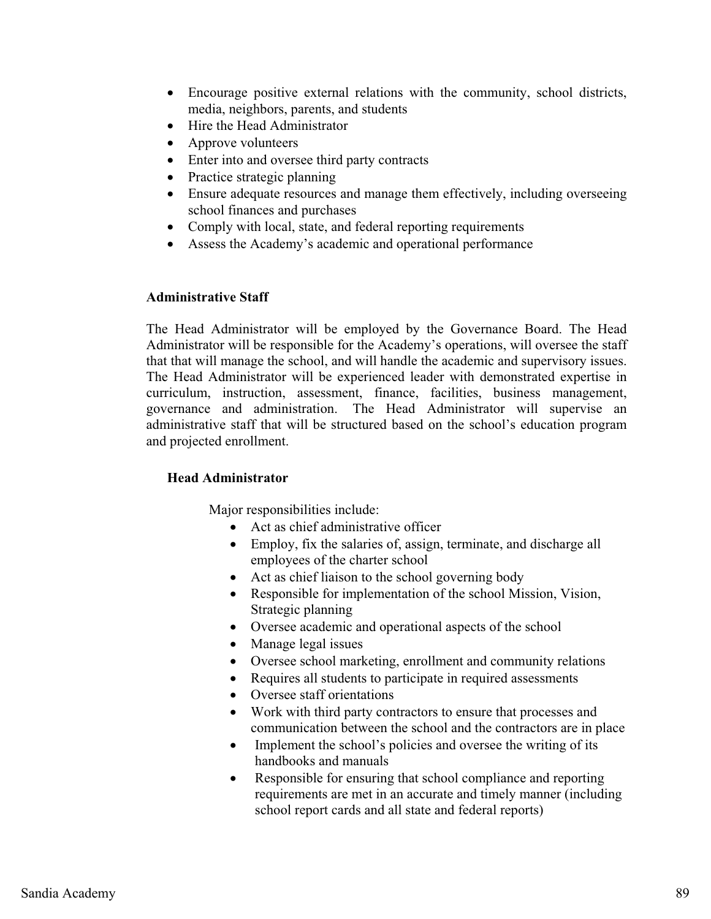- Encourage positive external relations with the community, school districts, media, neighbors, parents, and students
- Hire the Head Administrator
- Approve volunteers
- Enter into and oversee third party contracts
- Practice strategic planning
- Ensure adequate resources and manage them effectively, including overseeing school finances and purchases
- Comply with local, state, and federal reporting requirements
- Assess the Academy's academic and operational performance

**Administrative Staff**

The Head Administrator will be employed by the Governance Board. The Head Administrator will be responsible for the Academy's operations, will oversee the staff that that will manage the school, and will handle the academic and supervisory issues. The Head Administrator will be experienced leader with demonstrated expertise in curriculum, instruction, assessment, finance, facilities, business management, governance and administration. The Head Administrator will supervise an administrative staff that will be structured based on the school's education program and projected enrollment.

**Head Administrator**

Major responsibilities include:

- Act as chief administrative officer
- Employ, fix the salaries of, assign, terminate, and discharge all employees of the charter school
- Act as chief liaison to the school governing body
- Responsible for implementation of the school Mission, Vision, Strategic planning
- Oversee academic and operational aspects of the school
- Manage legal issues
- Oversee school marketing, enrollment and community relations
- Requires all students to participate in required assessments
- Oversee staff orientations
- Work with third party contractors to ensure that processes and communication between the school and the contractors are in place
- Implement the school's policies and oversee the writing of its handbooks and manuals
- Responsible for ensuring that school compliance and reporting requirements are met in an accurate and timely manner (including school report cards and all state and federal reports)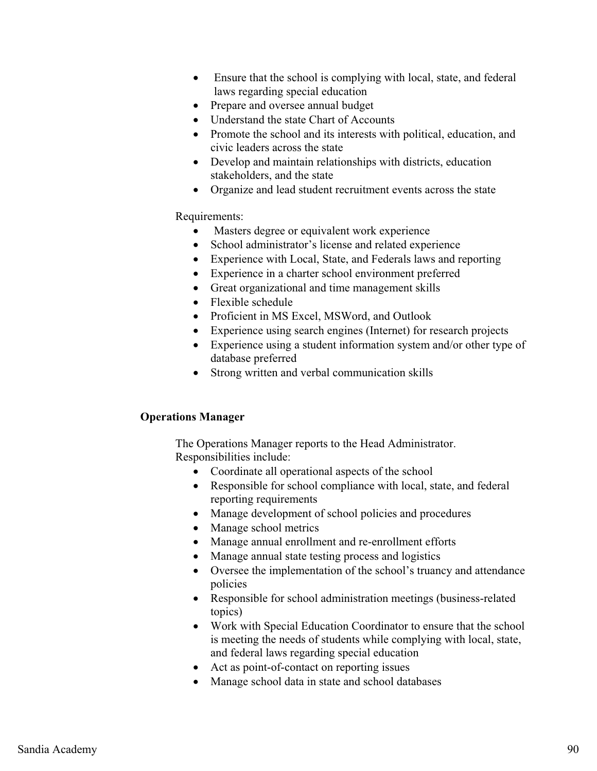- Ensure that the school is complying with local, state, and federal laws regarding special education
- Prepare and oversee annual budget
- Understand the state Chart of Accounts
- Promote the school and its interests with political, education, and civic leaders across the state
- Develop and maintain relationships with districts, education stakeholders, and the state
- Organize and lead student recruitment events across the state

Requirements:

- Masters degree or equivalent work experience
- School administrator's license and related experience
- Experience with Local, State, and Federals laws and reporting
- Experience in a charter school environment preferred
- Great organizational and time management skills
- Flexible schedule
- Proficient in MS Excel, MSWord, and Outlook
- Experience using search engines (Internet) for research projects
- Experience using a student information system and/or other type of database preferred
- Strong written and verbal communication skills

**Operations Manager**

The Operations Manager reports to the Head Administrator.
Responsibilities include:

- Coordinate all operational aspects of the school
- Responsible for school compliance with local, state, and federal reporting requirements
- Manage development of school policies and procedures
- Manage school metrics
- Manage annual enrollment and re-enrollment efforts
- Manage annual state testing process and logistics
- Oversee the implementation of the school's truancy and attendance policies
- Responsible for school administration meetings (business-related topics)
- Work with Special Education Coordinator to ensure that the school is meeting the needs of students while complying with local, state, and federal laws regarding special education
- Act as point-of-contact on reporting issues
- Manage school data in state and school databases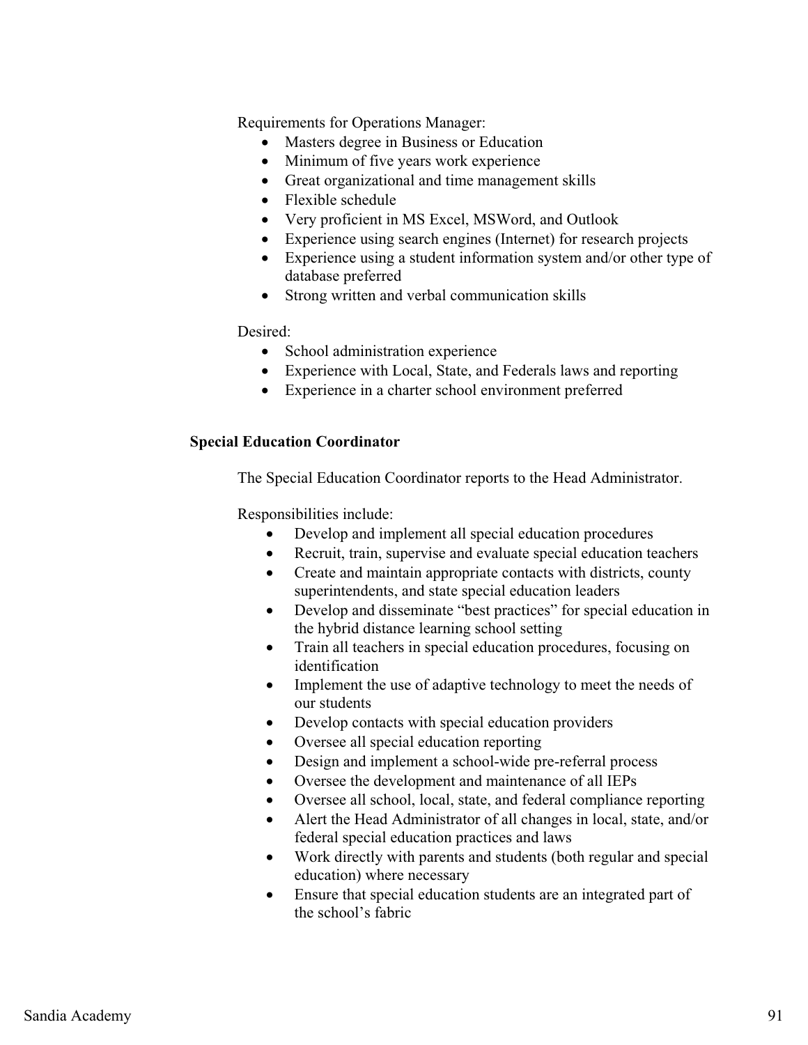Requirements for Operations Manager:

- Masters degree in Business or Education
- Minimum of five years work experience
- Great organizational and time management skills
- Flexible schedule
- Very proficient in MS Excel, MSWord, and Outlook
- Experience using search engines (Internet) for research projects
- Experience using a student information system and/or other type of database preferred
- Strong written and verbal communication skills

Desired:

- School administration experience
- Experience with Local, State, and Federals laws and reporting
- Experience in a charter school environment preferred

**Special Education Coordinator**

The Special Education Coordinator reports to the Head Administrator.

Responsibilities include:

- Develop and implement all special education procedures
- Recruit, train, supervise and evaluate special education teachers
- Create and maintain appropriate contacts with districts, county superintendents, and state special education leaders
- Develop and disseminate "best practices" for special education in the hybrid distance learning school setting
- Train all teachers in special education procedures, focusing on identification
- Implement the use of adaptive technology to meet the needs of our students
- Develop contacts with special education providers
- Oversee all special education reporting
- Design and implement a school-wide pre-referral process
- Oversee the development and maintenance of all IEPs
- Oversee all school, local, state, and federal compliance reporting
- Alert the Head Administrator of all changes in local, state, and/or federal special education practices and laws
- Work directly with parents and students (both regular and special education) where necessary
- Ensure that special education students are an integrated part of the school's fabric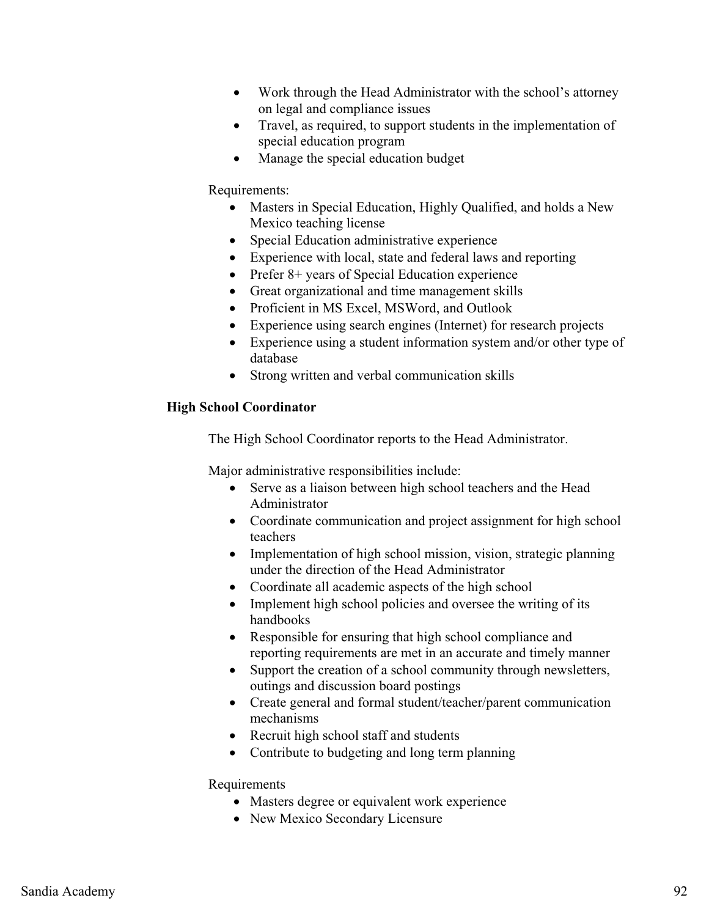- Work through the Head Administrator with the school's attorney on legal and compliance issues
- Travel, as required, to support students in the implementation of special education program
- Manage the special education budget

Requirements:

- Masters in Special Education, Highly Qualified, and holds a New Mexico teaching license
- Special Education administrative experience
- Experience with local, state and federal laws and reporting
- Prefer 8+ years of Special Education experience
- Great organizational and time management skills
- Proficient in MS Excel, MSWord, and Outlook
- Experience using search engines (Internet) for research projects
- Experience using a student information system and/or other type of database
- Strong written and verbal communication skills

**High School Coordinator**

The High School Coordinator reports to the Head Administrator.

Major administrative responsibilities include:

- Serve as a liaison between high school teachers and the Head Administrator
- Coordinate communication and project assignment for high school teachers
- Implementation of high school mission, vision, strategic planning under the direction of the Head Administrator
- Coordinate all academic aspects of the high school
- Implement high school policies and oversee the writing of its handbooks
- Responsible for ensuring that high school compliance and reporting requirements are met in an accurate and timely manner
- Support the creation of a school community through newsletters, outings and discussion board postings
- Create general and formal student/teacher/parent communication mechanisms
- Recruit high school staff and students
- Contribute to budgeting and long term planning

Requirements

- Masters degree or equivalent work experience
- New Mexico Secondary Licensure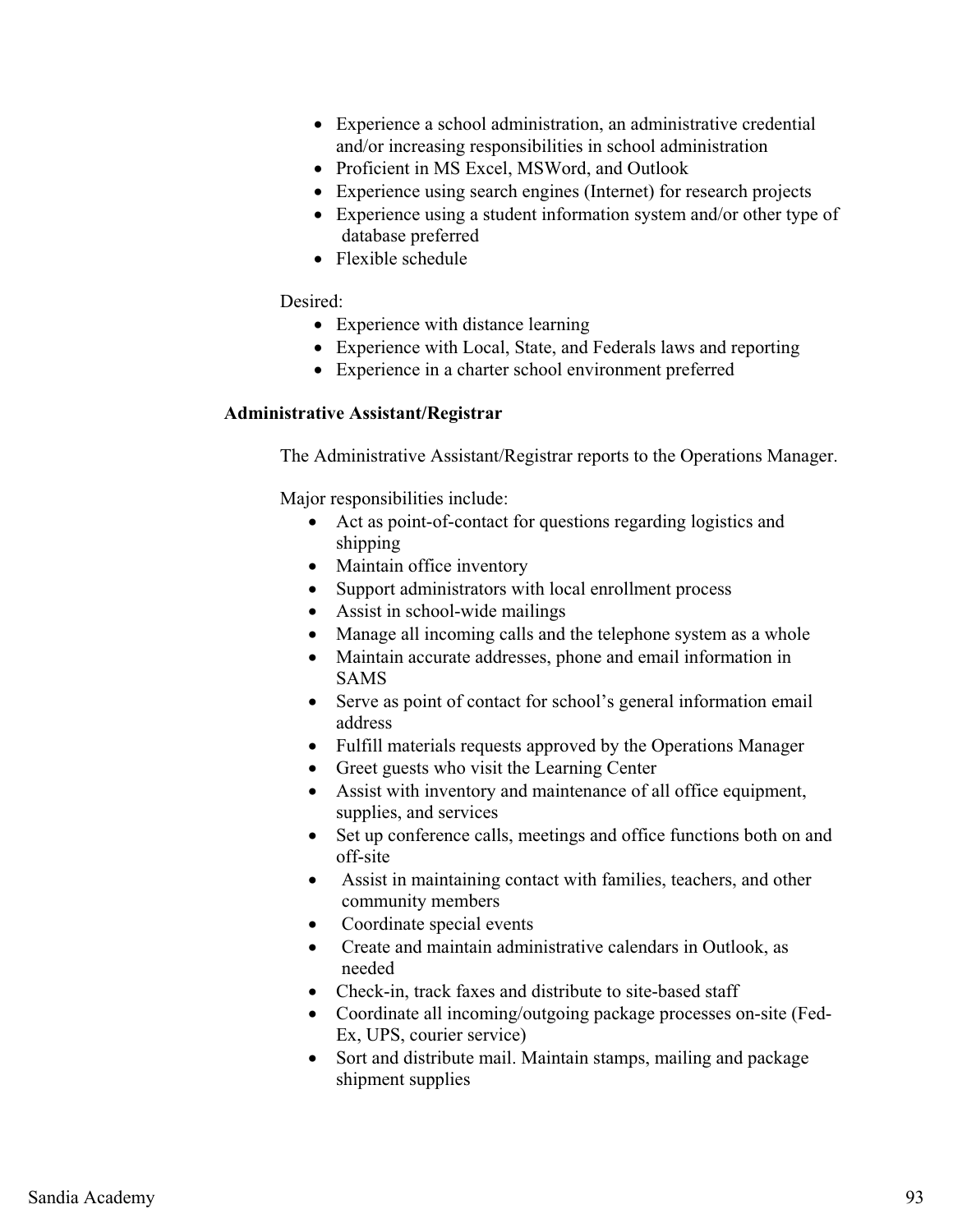- Experience a school administration, an administrative credential and/or increasing responsibilities in school administration
- Proficient in MS Excel, MSWord, and Outlook
- Experience using search engines (Internet) for research projects
- Experience using a student information system and/or other type of database preferred
- Flexible schedule

Desired:

- Experience with distance learning
- Experience with Local, State, and Federals laws and reporting
- Experience in a charter school environment preferred

**Administrative Assistant/Registrar**

The Administrative Assistant/Registrar reports to the Operations Manager.

Major responsibilities include:

- Act as point-of-contact for questions regarding logistics and shipping
- Maintain office inventory
- Support administrators with local enrollment process
- Assist in school-wide mailings
- Manage all incoming calls and the telephone system as a whole
- Maintain accurate addresses, phone and email information in SAMS
- Serve as point of contact for school's general information email address
- Fulfill materials requests approved by the Operations Manager
- Greet guests who visit the Learning Center
- Assist with inventory and maintenance of all office equipment, supplies, and services
- Set up conference calls, meetings and office functions both on and off-site
- Assist in maintaining contact with families, teachers, and other community members
- Coordinate special events
- Create and maintain administrative calendars in Outlook, as needed
- Check-in, track faxes and distribute to site-based staff
- Coordinate all incoming/outgoing package processes on-site (Fed-Ex, UPS, courier service)
- Sort and distribute mail. Maintain stamps, mailing and package shipment supplies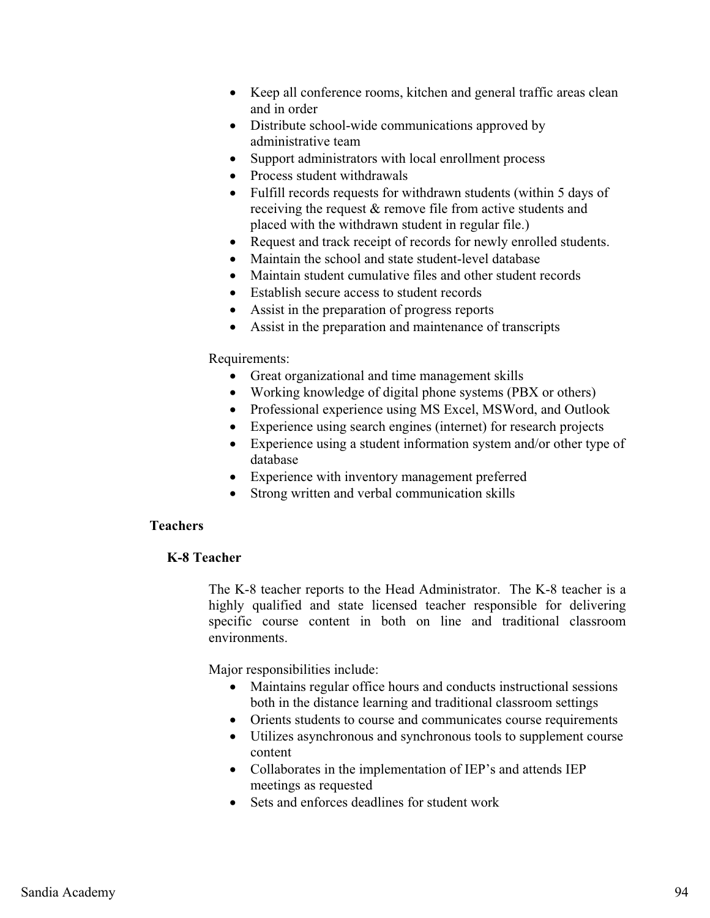- Keep all conference rooms, kitchen and general traffic areas clean and in order
- Distribute school-wide communications approved by administrative team
- Support administrators with local enrollment process
- Process student withdrawals
- Fulfill records requests for withdrawn students (within 5 days of receiving the request & remove file from active students and placed with the withdrawn student in regular file.)
- Request and track receipt of records for newly enrolled students.
- Maintain the school and state student-level database
- Maintain student cumulative files and other student records
- Establish secure access to student records
- Assist in the preparation of progress reports
- Assist in the preparation and maintenance of transcripts

Requirements:

- Great organizational and time management skills
- Working knowledge of digital phone systems (PBX or others)
- Professional experience using MS Excel, MSWord, and Outlook
- Experience using search engines (internet) for research projects
- Experience using a student information system and/or other type of database
- Experience with inventory management preferred
- Strong written and verbal communication skills

**Teachers**

**K-8 Teacher**

The K-8 teacher reports to the Head Administrator. The K-8 teacher is a highly qualified and state licensed teacher responsible for delivering specific course content in both on line and traditional classroom environments.

Major responsibilities include:

- Maintains regular office hours and conducts instructional sessions both in the distance learning and traditional classroom settings
- Orients students to course and communicates course requirements
- Utilizes asynchronous and synchronous tools to supplement course content
- Collaborates in the implementation of IEP's and attends IEP meetings as requested
- Sets and enforces deadlines for student work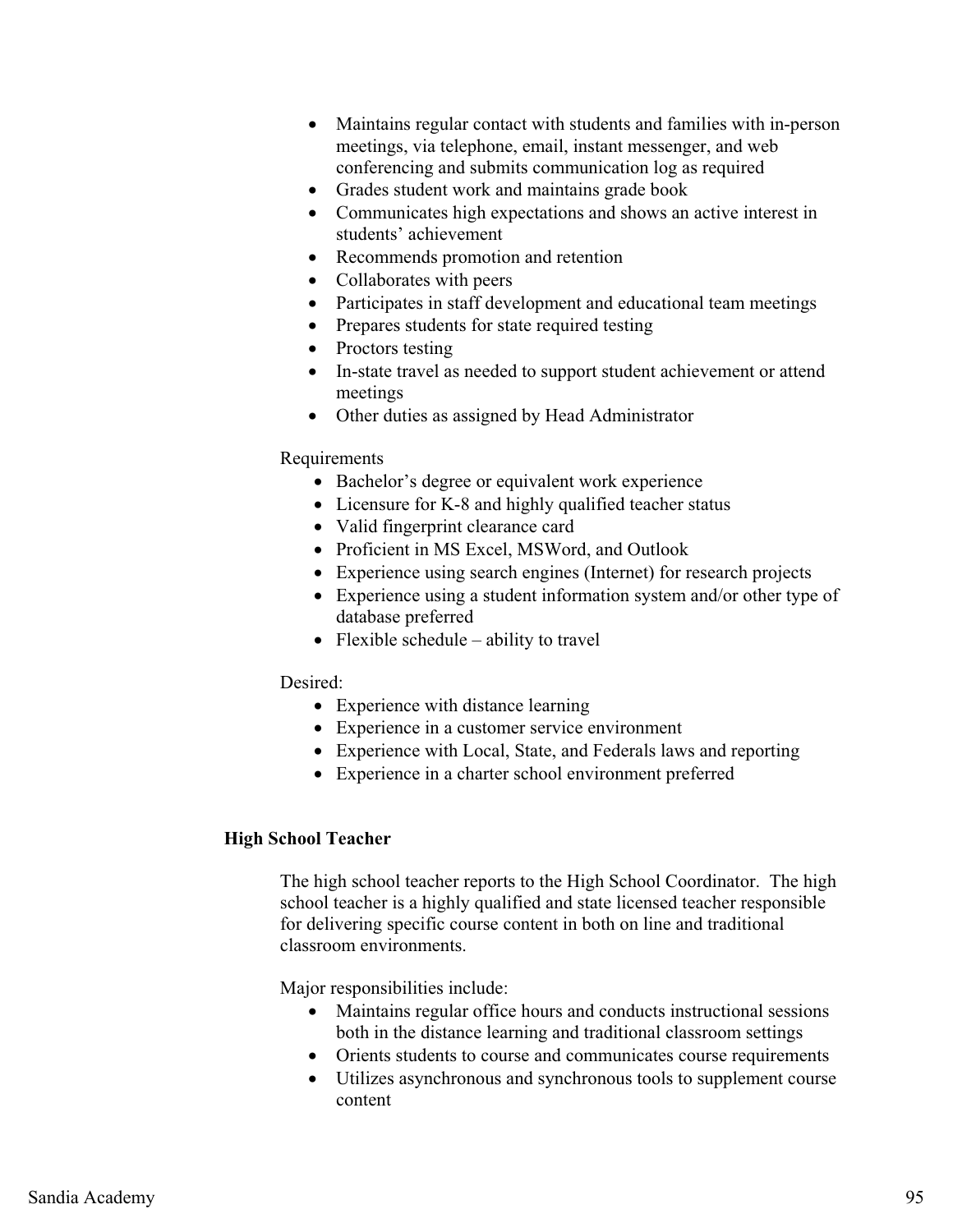- Maintains regular contact with students and families with in-person meetings, via telephone, email, instant messenger, and web conferencing and submits communication log as required
- Grades student work and maintains grade book
- Communicates high expectations and shows an active interest in students' achievement
- Recommends promotion and retention
- Collaborates with peers
- Participates in staff development and educational team meetings
- Prepares students for state required testing
- Proctors testing
- In-state travel as needed to support student achievement or attend meetings
- Other duties as assigned by Head Administrator

Requirements

- Bachelor's degree or equivalent work experience
- Licensure for K-8 and highly qualified teacher status
- Valid fingerprint clearance card
- Proficient in MS Excel, MSWord, and Outlook
- Experience using search engines (Internet) for research projects
- Experience using a student information system and/or other type of database preferred
- Flexible schedule – ability to travel

Desired:

- Experience with distance learning
- Experience in a customer service environment
- Experience with Local, State, and Federals laws and reporting
- Experience in a charter school environment preferred

**High School Teacher**

The high school teacher reports to the High School Coordinator. The high school teacher is a highly qualified and state licensed teacher responsible for delivering specific course content in both on line and traditional classroom environments.

Major responsibilities include:

- Maintains regular office hours and conducts instructional sessions both in the distance learning and traditional classroom settings
- Orients students to course and communicates course requirements
- Utilizes asynchronous and synchronous tools to supplement course content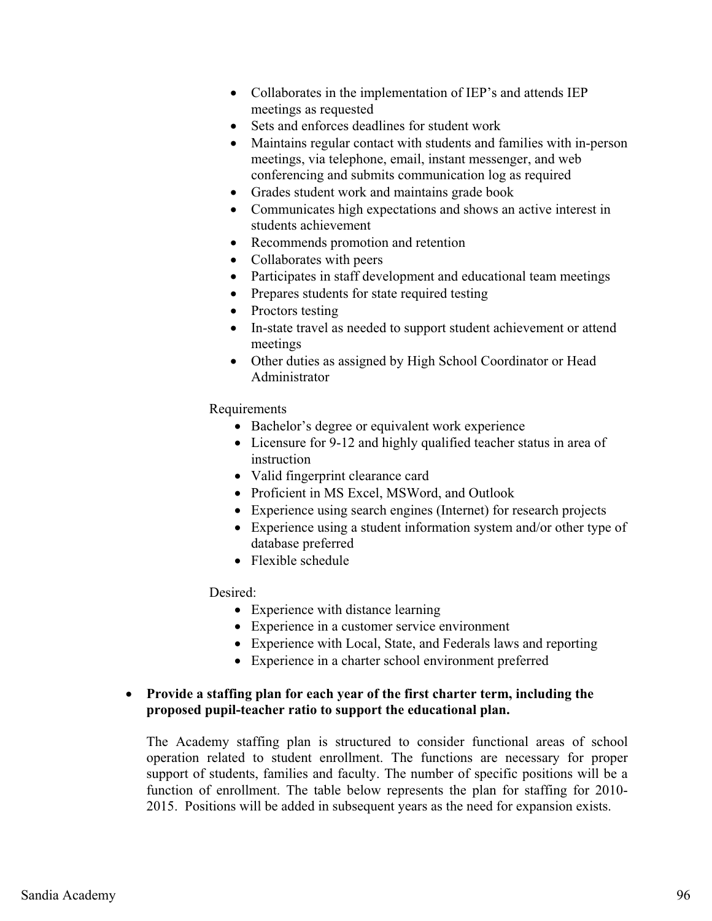- Collaborates in the implementation of IEP's and attends IEP meetings as requested
- Sets and enforces deadlines for student work
- Maintains regular contact with students and families with in-person meetings, via telephone, email, instant messenger, and web conferencing and submits communication log as required
- Grades student work and maintains grade book
- Communicates high expectations and shows an active interest in students achievement
- Recommends promotion and retention
- Collaborates with peers
- Participates in staff development and educational team meetings
- Prepares students for state required testing
- Proctors testing
- In-state travel as needed to support student achievement or attend meetings
- Other duties as assigned by High School Coordinator or Head Administrator

Requirements

- Bachelor's degree or equivalent work experience
- Licensure for 9-12 and highly qualified teacher status in area of instruction
- Valid fingerprint clearance card
- Proficient in MS Excel, MSWord, and Outlook
- Experience using search engines (Internet) for research projects
- Experience using a student information system and/or other type of database preferred
- Flexible schedule

Desired:

- Experience with distance learning
- Experience in a customer service environment
- Experience with Local, State, and Federals laws and reporting
- Experience in a charter school environment preferred

- **Provide a staffing plan for each year of the first charter term, including the proposed pupil-teacher ratio to support the educational plan.**

  The Academy staffing plan is structured to consider functional areas of school operation related to student enrollment. The functions are necessary for proper support of students, families and faculty. The number of specific positions will be a function of enrollment. The table below represents the plan for staffing for 2010-2015. Positions will be added in subsequent years as the need for expansion exists.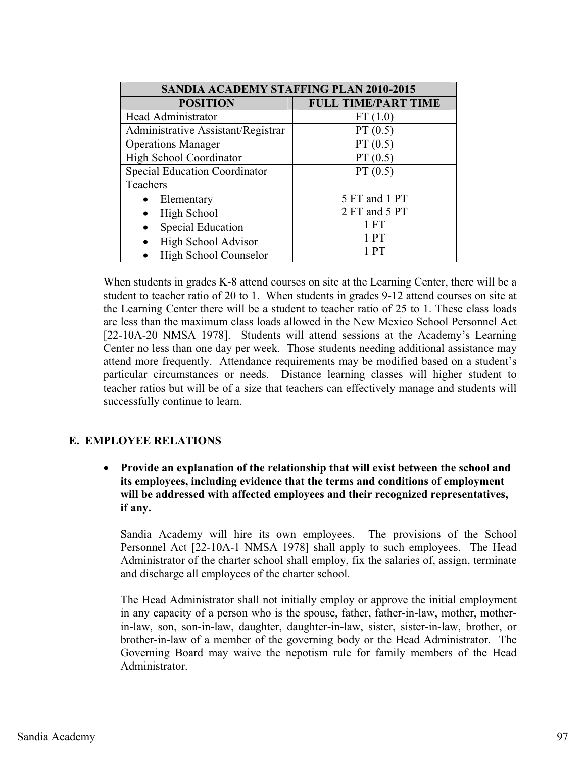| SANDIA ACADEMY STAFFING PLAN 2010-2015 | |
|---|---|
| **POSITION** | **FULL TIME/PART TIME** |
| Head Administrator | FT (1.0) |
| Administrative Assistant/Registrar | PT (0.5) |
| Operations Manager | PT (0.5) |
| High School Coordinator | PT (0.5) |
| Special Education Coordinator | PT (0.5) |
| Teachers<br>• Elementary<br>• High School<br>• Special Education<br>• High School Advisor<br>• High School Counselor | <br>5 FT and 1 PT<br>2 FT and 5 PT<br>1 FT<br>1 PT<br>1 PT |

When students in grades K-8 attend courses on site at the Learning Center, there will be a student to teacher ratio of 20 to 1. When students in grades 9-12 attend courses on site at the Learning Center there will be a student to teacher ratio of 25 to 1. These class loads are less than the maximum class loads allowed in the New Mexico School Personnel Act [22-10A-20 NMSA 1978]. Students will attend sessions at the Academy's Learning Center no less than one day per week. Those students needing additional assistance may attend more frequently. Attendance requirements may be modified based on a student's particular circumstances or needs. Distance learning classes will higher student to teacher ratios but will be of a size that teachers can effectively manage and students will successfully continue to learn.

## E. EMPLOYEE RELATIONS

- **Provide an explanation of the relationship that will exist between the school and its employees, including evidence that the terms and conditions of employment will be addressed with affected employees and their recognized representatives, if any.**

Sandia Academy will hire its own employees. The provisions of the School Personnel Act [22-10A-1 NMSA 1978] shall apply to such employees. The Head Administrator of the charter school shall employ, fix the salaries of, assign, terminate and discharge all employees of the charter school.

The Head Administrator shall not initially employ or approve the initial employment in any capacity of a person who is the spouse, father, father-in-law, mother, mother-in-law, son, son-in-law, daughter, daughter-in-law, sister, sister-in-law, brother, or brother-in-law of a member of the governing body or the Head Administrator. The Governing Board may waive the nepotism rule for family members of the Head Administrator.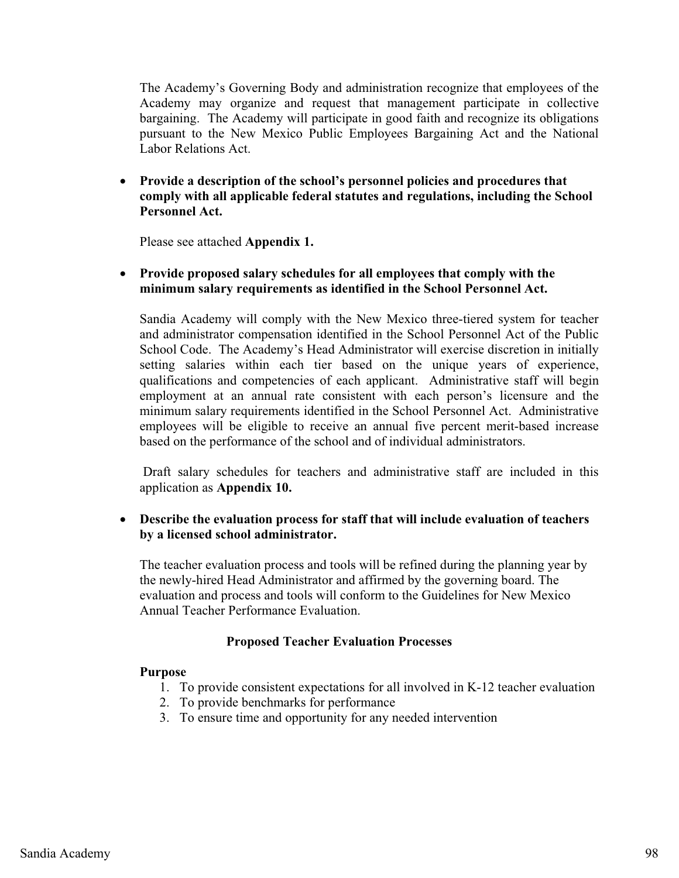The Academy's Governing Body and administration recognize that employees of the Academy may organize and request that management participate in collective bargaining. The Academy will participate in good faith and recognize its obligations pursuant to the New Mexico Public Employees Bargaining Act and the National Labor Relations Act.

- **Provide a description of the school's personnel policies and procedures that comply with all applicable federal statutes and regulations, including the School Personnel Act.**

  Please see attached **Appendix 1.**

- **Provide proposed salary schedules for all employees that comply with the minimum salary requirements as identified in the School Personnel Act.**

  Sandia Academy will comply with the New Mexico three-tiered system for teacher and administrator compensation identified in the School Personnel Act of the Public School Code. The Academy's Head Administrator will exercise discretion in initially setting salaries within each tier based on the unique years of experience, qualifications and competencies of each applicant. Administrative staff will begin employment at an annual rate consistent with each person's licensure and the minimum salary requirements identified in the School Personnel Act. Administrative employees will be eligible to receive an annual five percent merit-based increase based on the performance of the school and of individual administrators.

  Draft salary schedules for teachers and administrative staff are included in this application as **Appendix 10.**

- **Describe the evaluation process for staff that will include evaluation of teachers by a licensed school administrator.**

  The teacher evaluation process and tools will be refined during the planning year by the newly-hired Head Administrator and affirmed by the governing board. The evaluation and process and tools will conform to the Guidelines for New Mexico Annual Teacher Performance Evaluation.

### Proposed Teacher Evaluation Processes

**Purpose**

1. To provide consistent expectations for all involved in K-12 teacher evaluation
2. To provide benchmarks for performance
3. To ensure time and opportunity for any needed intervention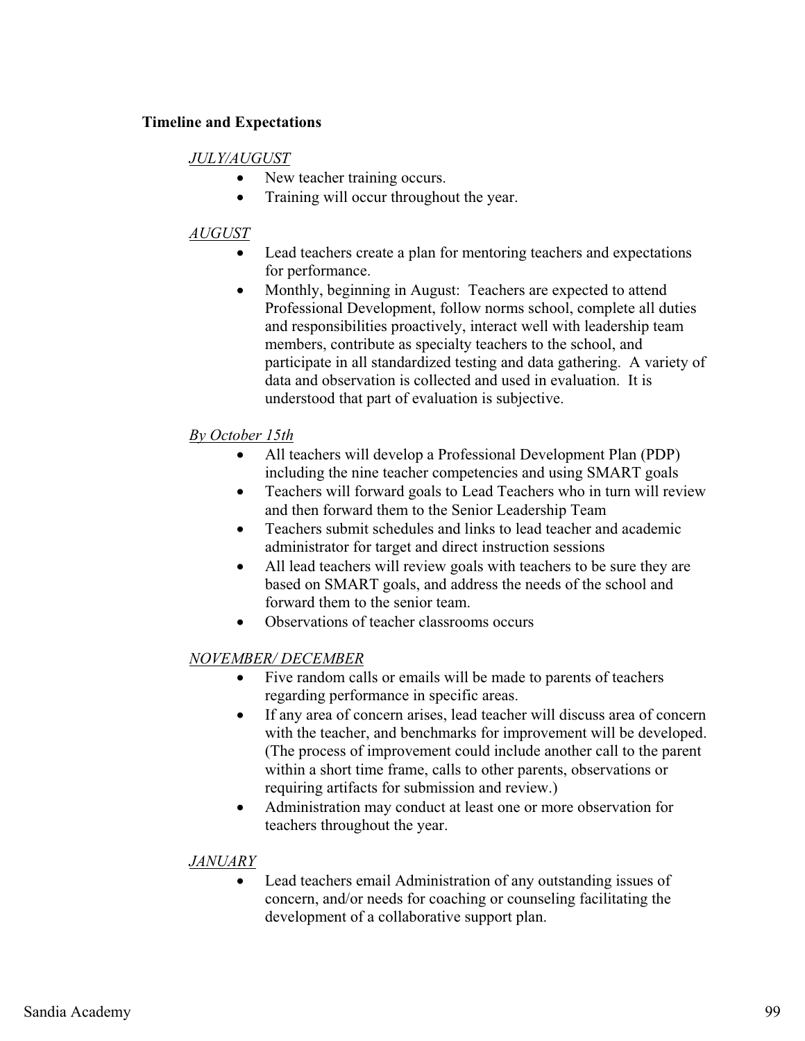**Timeline and Expectations**

*JULY/AUGUST*

- New teacher training occurs.
- Training will occur throughout the year.

*AUGUST*

- Lead teachers create a plan for mentoring teachers and expectations for performance.
- Monthly, beginning in August: Teachers are expected to attend Professional Development, follow norms school, complete all duties and responsibilities proactively, interact well with leadership team members, contribute as specialty teachers to the school, and participate in all standardized testing and data gathering. A variety of data and observation is collected and used in evaluation. It is understood that part of evaluation is subjective.

*By October 15th*

- All teachers will develop a Professional Development Plan (PDP) including the nine teacher competencies and using SMART goals
- Teachers will forward goals to Lead Teachers who in turn will review and then forward them to the Senior Leadership Team
- Teachers submit schedules and links to lead teacher and academic administrator for target and direct instruction sessions
- All lead teachers will review goals with teachers to be sure they are based on SMART goals, and address the needs of the school and forward them to the senior team.
- Observations of teacher classrooms occurs

*NOVEMBER/ DECEMBER*

- Five random calls or emails will be made to parents of teachers regarding performance in specific areas.
- If any area of concern arises, lead teacher will discuss area of concern with the teacher, and benchmarks for improvement will be developed. (The process of improvement could include another call to the parent within a short time frame, calls to other parents, observations or requiring artifacts for submission and review.)
- Administration may conduct at least one or more observation for teachers throughout the year.

*JANUARY*

- Lead teachers email Administration of any outstanding issues of concern, and/or needs for coaching or counseling facilitating the development of a collaborative support plan.